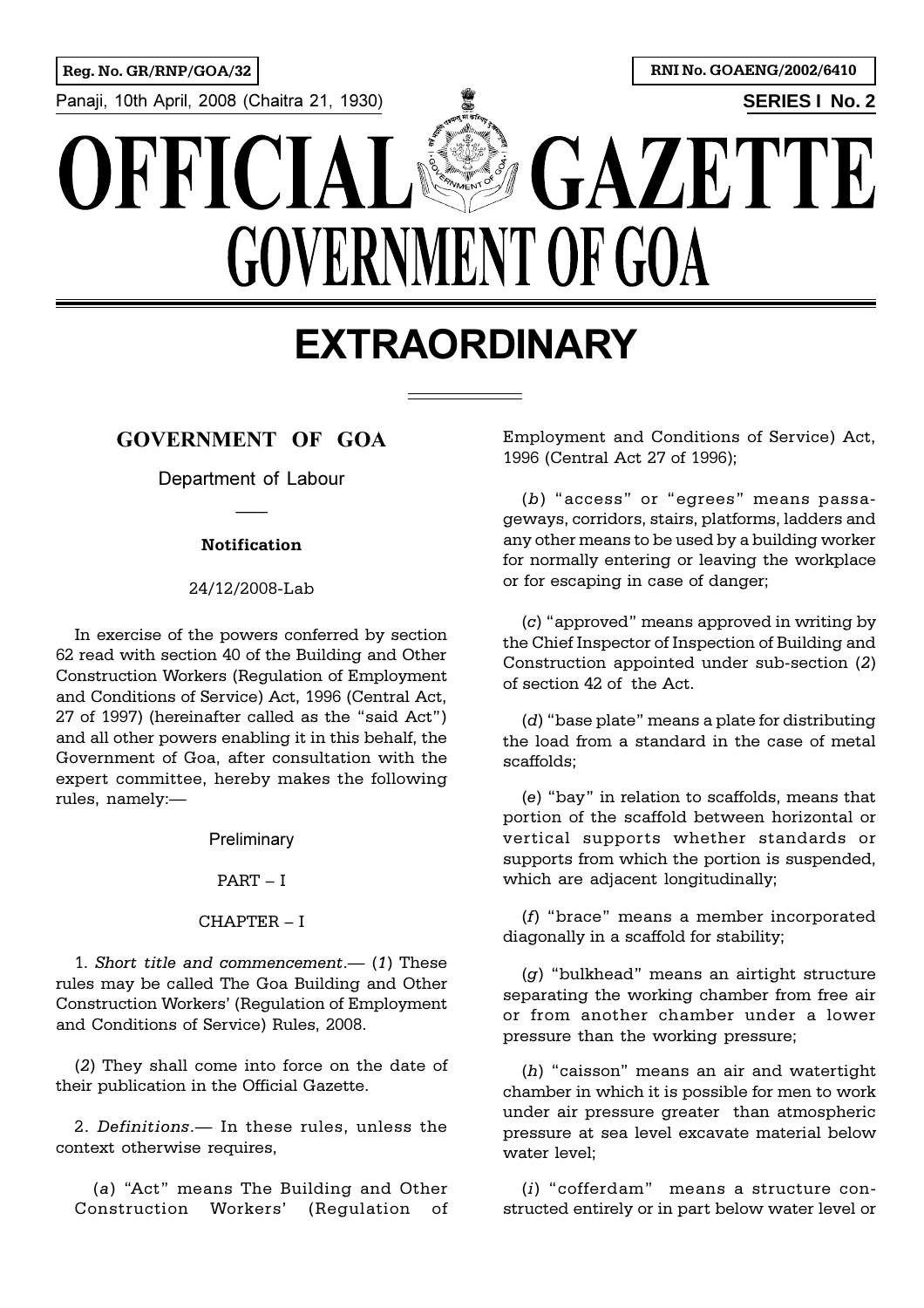Reg. No. GR/RNP/GOA/32

RNI No. GOAENG/2002/6410

Panaji, 10th April, 2008 (Chaitra 21, 1930)

**SERIES I No. 2**

# OFFICIAL GAZETTE
# GOVERNMENT OF GOA

# EXTRAORDINARY

## GOVERNMENT OF GOA

Department of Labour

**Notification**

24/12/2008-Lab

In exercise of the powers conferred by section 62 read with section 40 of the Building and Other Construction Workers (Regulation of Employment and Conditions of Service) Act, 1996 (Central Act, 27 of 1997) (hereinafter called as the "said Act") and all other powers enabling it in this behalf, the Government of Goa, after consultation with the expert committee, hereby makes the following rules, namely:—

Preliminary

PART – I

CHAPTER – I

1. *Short title and commencement*.— (*1*) These rules may be called The Goa Building and Other Construction Workers' (Regulation of Employment and Conditions of Service) Rules, 2008.

(*2*) They shall come into force on the date of their publication in the Official Gazette.

2. *Definitions*.— In these rules, unless the context otherwise requires,

(*a*) "Act" means The Building and Other Construction Workers' (Regulation of Employment and Conditions of Service) Act, 1996 (Central Act 27 of 1996);

(*b*) "access" or "egrees" means passageways, corridors, stairs, platforms, ladders and any other means to be used by a building worker for normally entering or leaving the workplace or for escaping in case of danger;

(*c*) "approved" means approved in writing by the Chief Inspector of Inspection of Building and Construction appointed under sub-section (*2*) of section 42 of the Act.

(*d*) "base plate" means a plate for distributing the load from a standard in the case of metal scaffolds;

(*e*) "bay" in relation to scaffolds, means that portion of the scaffold between horizontal or vertical supports whether standards or supports from which the portion is suspended, which are adjacent longitudinally;

(*f*) "brace" means a member incorporated diagonally in a scaffold for stability;

(*g*) "bulkhead" means an airtight structure separating the working chamber from free air or from another chamber under a lower pressure than the working pressure;

(*h*) "caisson" means an air and watertight chamber in which it is possible for men to work under air pressure greater than atmospheric pressure at sea level excavate material below water level;

(*i*) "cofferdam" means a structure constructed entirely or in part below water level or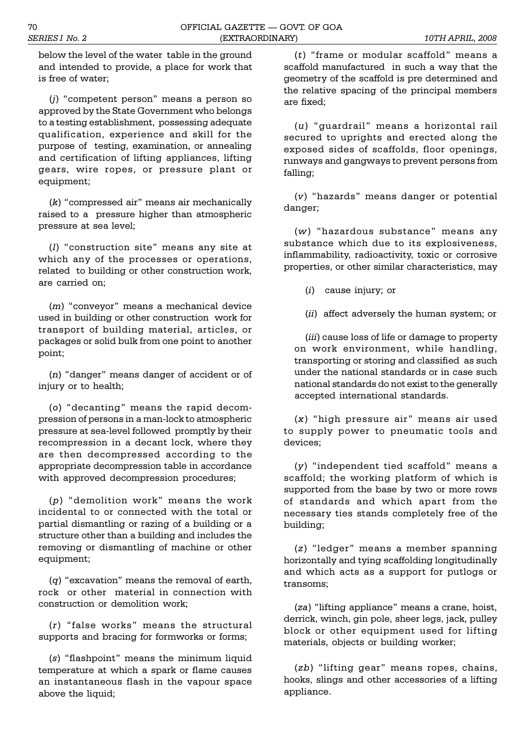below the level of the water table in the ground and intended to provide, a place for work that is free of water;

(*j*) "competent person" means a person so approved by the State Government who belongs to a testing establishment, possessing adequate qualification, experience and skill for the purpose of testing, examination, or annealing and certification of lifting appliances, lifting gears, wire ropes, or pressure plant or equipment;

(*k*) "compressed air" means air mechanically raised to a pressure higher than atmospheric pressure at sea level;

(*l*) "construction site" means any site at which any of the processes or operations, related to building or other construction work, are carried on;

(*m*) "conveyor" means a mechanical device used in building or other construction work for transport of building material, articles, or packages or solid bulk from one point to another point;

(*n*) "danger" means danger of accident or of injury or to health;

(*o*) "decanting" means the rapid decompression of persons in a man-lock to atmospheric pressure at sea-level followed promptly by their recompression in a decant lock, where they are then decompressed according to the appropriate decompression table in accordance with approved decompression procedures;

(*p*) "demolition work" means the work incidental to or connected with the total or partial dismantling or razing of a building or a structure other than a building and includes the removing or dismantling of machine or other equipment;

(*q*) "excavation" means the removal of earth, rock or other material in connection with construction or demolition work;

(*r*) "false works" means the structural supports and bracing for formworks or forms;

(*s*) "flashpoint" means the minimum liquid temperature at which a spark or flame causes an instantaneous flash in the vapour space above the liquid;

(*t*) "frame or modular scaffold" means a scaffold manufactured in such a way that the geometry of the scaffold is pre determined and the relative spacing of the principal members are fixed;

(*u*) "guardrail" means a horizontal rail secured to uprights and erected along the exposed sides of scaffolds, floor openings, runways and gangways to prevent persons from falling;

(*v*) "hazards" means danger or potential danger;

(*w*) "hazardous substance" means any substance which due to its explosiveness, inflammability, radioactivity, toxic or corrosive properties, or other similar characteristics, may

(*i*) cause injury; or

(*ii*) affect adversely the human system; or

(*iii*) cause loss of life or damage to property on work environment, while handling, transporting or storing and classified as such under the national standards or in case such national standards do not exist to the generally accepted international standards.

(*x*) "high pressure air" means air used to supply power to pneumatic tools and devices;

(*y*) "independent tied scaffold" means a scaffold; the working platform of which is supported from the base by two or more rows of standards and which apart from the necessary ties stands completely free of the building;

(*z*) "ledger" means a member spanning horizontally and tying scaffolding longitudinally and which acts as a support for putlogs or transoms;

(*za*) "lifting appliance" means a crane, hoist, derrick, winch, gin pole, sheer legs, jack, pulley block or other equipment used for lifting materials, objects or building worker;

(*zb*) "lifting gear" means ropes, chains, hooks, slings and other accessories of a lifting appliance.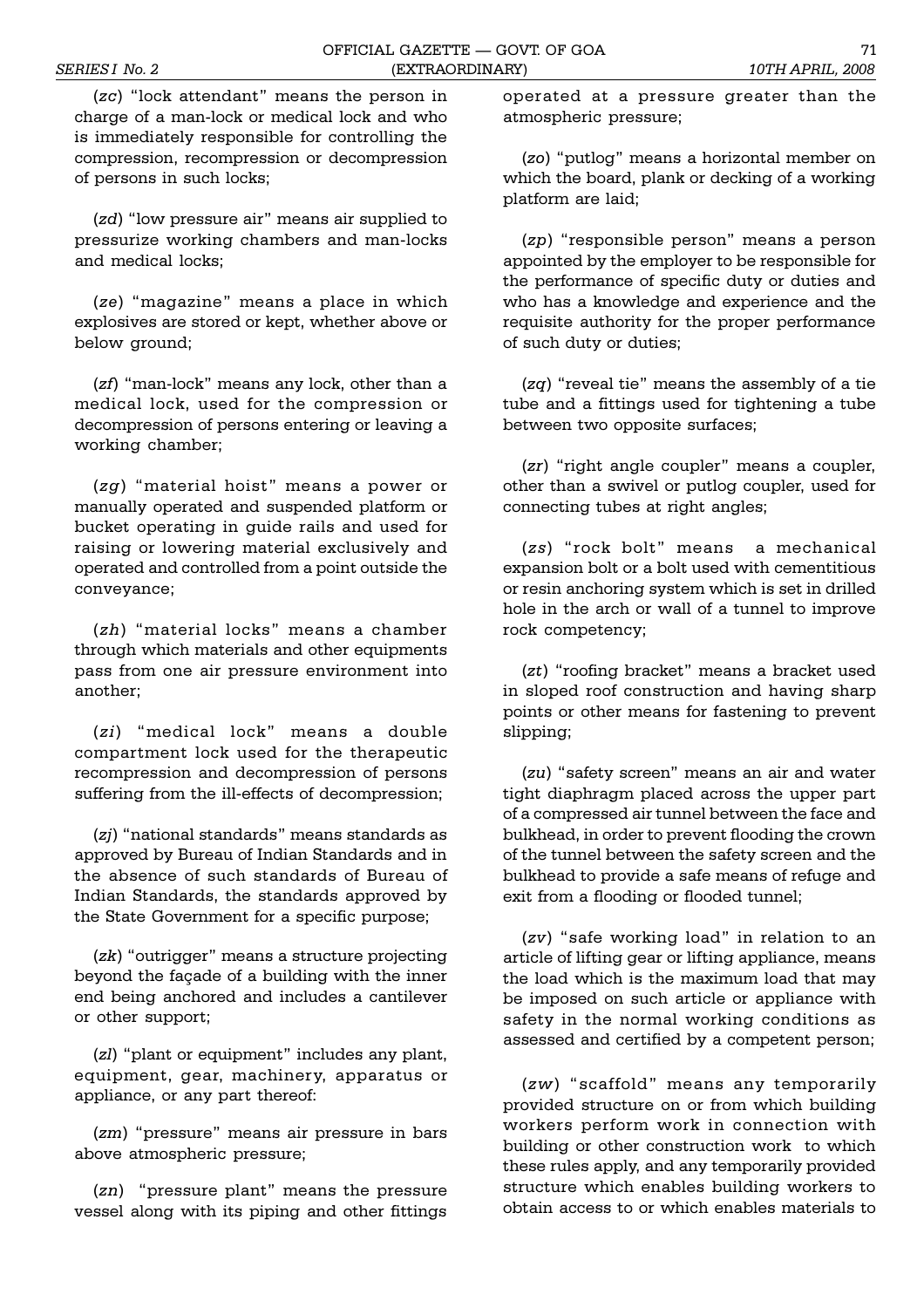(*zc*) "lock attendant" means the person in charge of a man-lock or medical lock and who is immediately responsible for controlling the compression, recompression or decompression of persons in such locks;

(*zd*) "low pressure air" means air supplied to pressurize working chambers and man-locks and medical locks;

(*ze*) "magazine" means a place in which explosives are stored or kept, whether above or below ground;

(*zf*) "man-lock" means any lock, other than a medical lock, used for the compression or decompression of persons entering or leaving a working chamber;

(*zg*) "material hoist" means a power or manually operated and suspended platform or bucket operating in guide rails and used for raising or lowering material exclusively and operated and controlled from a point outside the conveyance;

(*zh*) "material locks" means a chamber through which materials and other equipments pass from one air pressure environment into another;

(*zi*) "medical lock" means a double compartment lock used for the therapeutic recompression and decompression of persons suffering from the ill-effects of decompression;

(*zj*) "national standards" means standards as approved by Bureau of Indian Standards and in the absence of such standards of Bureau of Indian Standards, the standards approved by the State Government for a specific purpose;

(*zk*) "outrigger" means a structure projecting beyond the façade of a building with the inner end being anchored and includes a cantilever or other support;

(*zl*) "plant or equipment" includes any plant, equipment, gear, machinery, apparatus or appliance, or any part thereof:

(*zm*) "pressure" means air pressure in bars above atmospheric pressure;

(*zn*) "pressure plant" means the pressure vessel along with its piping and other fittings operated at a pressure greater than the atmospheric pressure;

(*zo*) "putlog" means a horizontal member on which the board, plank or decking of a working platform are laid;

(*zp*) "responsible person" means a person appointed by the employer to be responsible for the performance of specific duty or duties and who has a knowledge and experience and the requisite authority for the proper performance of such duty or duties;

(*zq*) "reveal tie" means the assembly of a tie tube and a fittings used for tightening a tube between two opposite surfaces;

(*zr*) "right angle coupler" means a coupler, other than a swivel or putlog coupler, used for connecting tubes at right angles;

(*zs*) "rock bolt" means a mechanical expansion bolt or a bolt used with cementitious or resin anchoring system which is set in drilled hole in the arch or wall of a tunnel to improve rock competency;

(*zt*) "roofing bracket" means a bracket used in sloped roof construction and having sharp points or other means for fastening to prevent slipping;

(*zu*) "safety screen" means an air and water tight diaphragm placed across the upper part of a compressed air tunnel between the face and bulkhead, in order to prevent flooding the crown of the tunnel between the safety screen and the bulkhead to provide a safe means of refuge and exit from a flooding or flooded tunnel;

(*zv*) "safe working load" in relation to an article of lifting gear or lifting appliance, means the load which is the maximum load that may be imposed on such article or appliance with safety in the normal working conditions as assessed and certified by a competent person;

(*zw*) "scaffold" means any temporarily provided structure on or from which building workers perform work in connection with building or other construction work to which these rules apply, and any temporarily provided structure which enables building workers to obtain access to or which enables materials to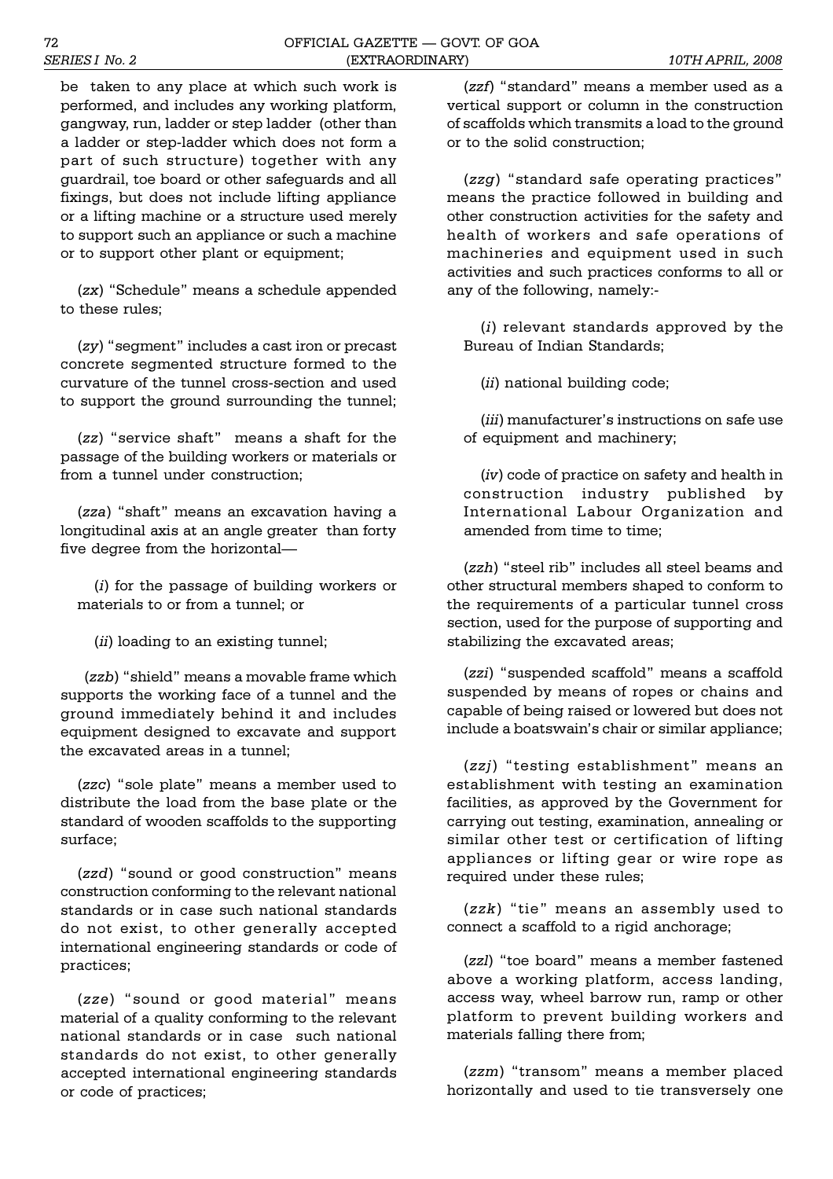be taken to any place at which such work is performed, and includes any working platform, gangway, run, ladder or step ladder (other than a ladder or step-ladder which does not form a part of such structure) together with any guardrail, toe board or other safeguards and all fixings, but does not include lifting appliance or a lifting machine or a structure used merely to support such an appliance or such a machine or to support other plant or equipment;

(*zx*) "Schedule" means a schedule appended to these rules;

(*zy*) "segment" includes a cast iron or precast concrete segmented structure formed to the curvature of the tunnel cross-section and used to support the ground surrounding the tunnel;

(*zz*) "service shaft" means a shaft for the passage of the building workers or materials or from a tunnel under construction;

(*zza*) "shaft" means an excavation having a longitudinal axis at an angle greater than forty five degree from the horizontal—

(*i*) for the passage of building workers or materials to or from a tunnel; or

(*ii*) loading to an existing tunnel;

(*zzb*) "shield" means a movable frame which supports the working face of a tunnel and the ground immediately behind it and includes equipment designed to excavate and support the excavated areas in a tunnel;

(*zzc*) "sole plate" means a member used to distribute the load from the base plate or the standard of wooden scaffolds to the supporting surface;

(*zzd*) "sound or good construction" means construction conforming to the relevant national standards or in case such national standards do not exist, to other generally accepted international engineering standards or code of practices;

(*zze*) "sound or good material" means material of a quality conforming to the relevant national standards or in case such national standards do not exist, to other generally accepted international engineering standards or code of practices;

(*zzf*) "standard" means a member used as a vertical support or column in the construction of scaffolds which transmits a load to the ground or to the solid construction;

(*zzg*) "standard safe operating practices" means the practice followed in building and other construction activities for the safety and health of workers and safe operations of machineries and equipment used in such activities and such practices conforms to all or any of the following, namely:-

(*i*) relevant standards approved by the Bureau of Indian Standards;

(*ii*) national building code;

(*iii*) manufacturer's instructions on safe use of equipment and machinery;

(*iv*) code of practice on safety and health in construction industry published by International Labour Organization and amended from time to time;

(*zzh*) "steel rib" includes all steel beams and other structural members shaped to conform to the requirements of a particular tunnel cross section, used for the purpose of supporting and stabilizing the excavated areas;

(*zzi*) "suspended scaffold" means a scaffold suspended by means of ropes or chains and capable of being raised or lowered but does not include a boatswain's chair or similar appliance;

(*zzj*) "testing establishment" means an establishment with testing an examination facilities, as approved by the Government for carrying out testing, examination, annealing or similar other test or certification of lifting appliances or lifting gear or wire rope as required under these rules;

(*zzk*) "tie" means an assembly used to connect a scaffold to a rigid anchorage;

(*zzl*) "toe board" means a member fastened above a working platform, access landing, access way, wheel barrow run, ramp or other platform to prevent building workers and materials falling there from;

(*zzm*) "transom" means a member placed horizontally and used to tie transversely one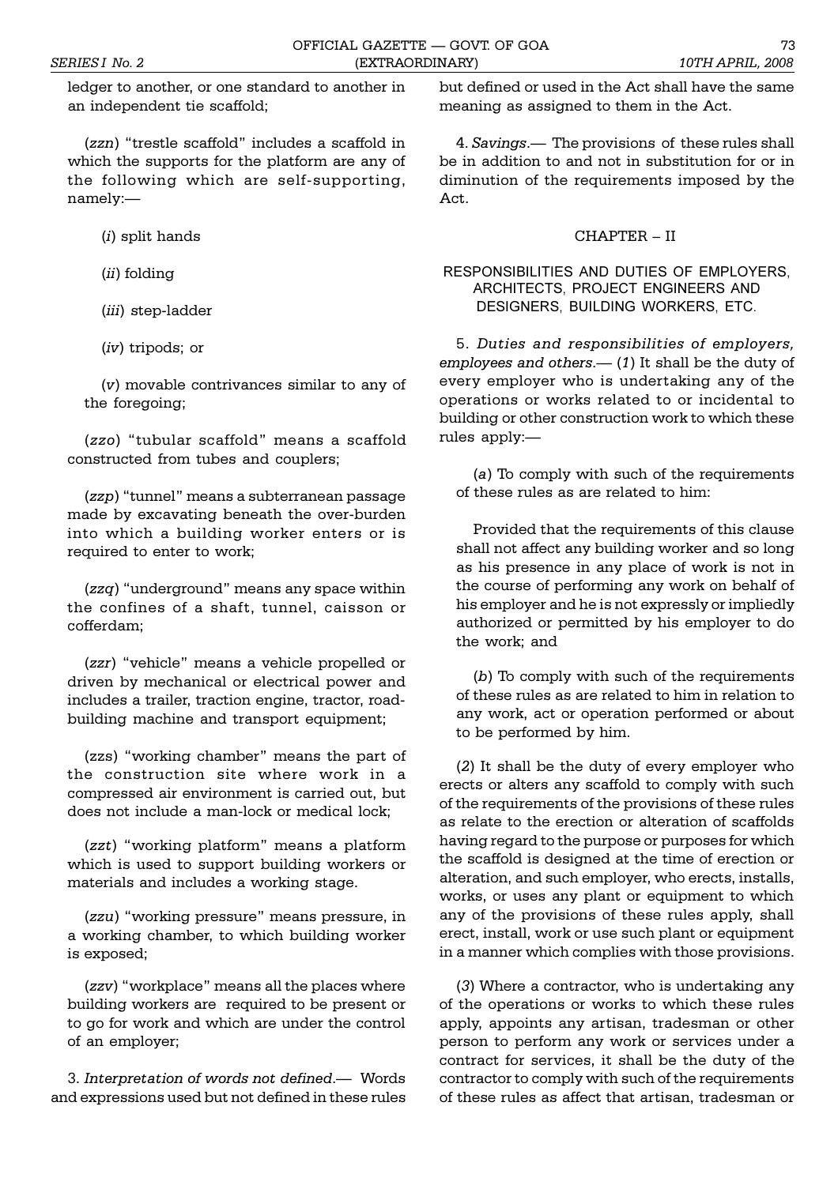ledger to another, or one standard to another in an independent tie scaffold;

(*zzn*) "trestle scaffold" includes a scaffold in which the supports for the platform are any of the following which are self-supporting, namely:—

(*i*) split hands

(*ii*) folding

(*iii*) step-ladder

(*iv*) tripods; or

(*v*) movable contrivances similar to any of the foregoing;

(*zzo*) "tubular scaffold" means a scaffold constructed from tubes and couplers;

(*zzp*) "tunnel" means a subterranean passage made by excavating beneath the over-burden into which a building worker enters or is required to enter to work;

(*zzq*) "underground" means any space within the confines of a shaft, tunnel, caisson or cofferdam;

(*zzr*) "vehicle" means a vehicle propelled or driven by mechanical or electrical power and includes a trailer, traction engine, tractor, road-building machine and transport equipment;

(zzs) "working chamber" means the part of the construction site where work in a compressed air environment is carried out, but does not include a man-lock or medical lock;

(*zzt*) "working platform" means a platform which is used to support building workers or materials and includes a working stage.

(*zzu*) "working pressure" means pressure, in a working chamber, to which building worker is exposed;

(*zzv*) "workplace" means all the places where building workers are required to be present or to go for work and which are under the control of an employer;

3. *Interpretation of words not defined*.— Words and expressions used but not defined in these rules but defined or used in the Act shall have the same meaning as assigned to them in the Act.

4. *Savings*.— The provisions of these rules shall be in addition to and not in substitution for or in diminution of the requirements imposed by the Act.

## CHAPTER – II

### RESPONSIBILITIES AND DUTIES OF EMPLOYERS, ARCHITECTS, PROJECT ENGINEERS AND DESIGNERS, BUILDING WORKERS, ETC.

5. *Duties and responsibilities of employers, employees and others*.— (*1*) It shall be the duty of every employer who is undertaking any of the operations or works related to or incidental to building or other construction work to which these rules apply:—

(*a*) To comply with such of the requirements of these rules as are related to him:

Provided that the requirements of this clause shall not affect any building worker and so long as his presence in any place of work is not in the course of performing any work on behalf of his employer and he is not expressly or impliedly authorized or permitted by his employer to do the work; and

(*b*) To comply with such of the requirements of these rules as are related to him in relation to any work, act or operation performed or about to be performed by him.

(*2*) It shall be the duty of every employer who erects or alters any scaffold to comply with such of the requirements of the provisions of these rules as relate to the erection or alteration of scaffolds having regard to the purpose or purposes for which the scaffold is designed at the time of erection or alteration, and such employer, who erects, installs, works, or uses any plant or equipment to which any of the provisions of these rules apply, shall erect, install, work or use such plant or equipment in a manner which complies with those provisions.

(*3*) Where a contractor, who is undertaking any of the operations or works to which these rules apply, appoints any artisan, tradesman or other person to perform any work or services under a contract for services, it shall be the duty of the contractor to comply with such of the requirements of these rules as affect that artisan, tradesman or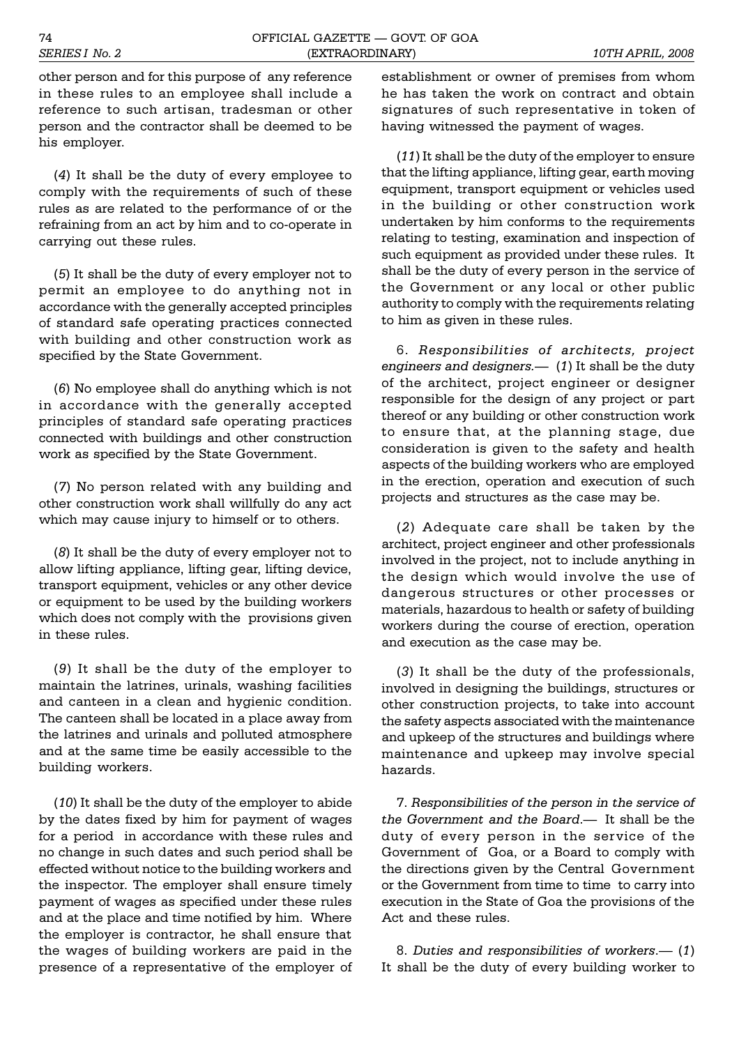other person and for this purpose of any reference in these rules to an employee shall include a reference to such artisan, tradesman or other person and the contractor shall be deemed to be his employer.

(*4*) It shall be the duty of every employee to comply with the requirements of such of these rules as are related to the performance of or the refraining from an act by him and to co-operate in carrying out these rules.

(*5*) It shall be the duty of every employer not to permit an employee to do anything not in accordance with the generally accepted principles of standard safe operating practices connected with building and other construction work as specified by the State Government.

(*6*) No employee shall do anything which is not in accordance with the generally accepted principles of standard safe operating practices connected with buildings and other construction work as specified by the State Government.

(*7*) No person related with any building and other construction work shall willfully do any act which may cause injury to himself or to others.

(*8*) It shall be the duty of every employer not to allow lifting appliance, lifting gear, lifting device, transport equipment, vehicles or any other device or equipment to be used by the building workers which does not comply with the provisions given in these rules.

(*9*) It shall be the duty of the employer to maintain the latrines, urinals, washing facilities and canteen in a clean and hygienic condition. The canteen shall be located in a place away from the latrines and urinals and polluted atmosphere and at the same time be easily accessible to the building workers.

(*10*) It shall be the duty of the employer to abide by the dates fixed by him for payment of wages for a period in accordance with these rules and no change in such dates and such period shall be effected without notice to the building workers and the inspector. The employer shall ensure timely payment of wages as specified under these rules and at the place and time notified by him. Where the employer is contractor, he shall ensure that the wages of building workers are paid in the presence of a representative of the employer of establishment or owner of premises from whom he has taken the work on contract and obtain signatures of such representative in token of having witnessed the payment of wages.

(*11*) It shall be the duty of the employer to ensure that the lifting appliance, lifting gear, earth moving equipment, transport equipment or vehicles used in the building or other construction work undertaken by him conforms to the requirements relating to testing, examination and inspection of such equipment as provided under these rules. It shall be the duty of every person in the service of the Government or any local or other public authority to comply with the requirements relating to him as given in these rules.

6. *Responsibilities of architects, project engineers and designers.*— (*1*) It shall be the duty of the architect, project engineer or designer responsible for the design of any project or part thereof or any building or other construction work to ensure that, at the planning stage, due consideration is given to the safety and health aspects of the building workers who are employed in the erection, operation and execution of such projects and structures as the case may be.

(*2*) Adequate care shall be taken by the architect, project engineer and other professionals involved in the project, not to include anything in the design which would involve the use of dangerous structures or other processes or materials, hazardous to health or safety of building workers during the course of erection, operation and execution as the case may be.

(*3*) It shall be the duty of the professionals, involved in designing the buildings, structures or other construction projects, to take into account the safety aspects associated with the maintenance and upkeep of the structures and buildings where maintenance and upkeep may involve special hazards.

7. *Responsibilities of the person in the service of the Government and the Board.*— It shall be the duty of every person in the service of the Government of Goa, or a Board to comply with the directions given by the Central Government or the Government from time to time to carry into execution in the State of Goa the provisions of the Act and these rules.

8. *Duties and responsibilities of workers.*— (*1*) It shall be the duty of every building worker to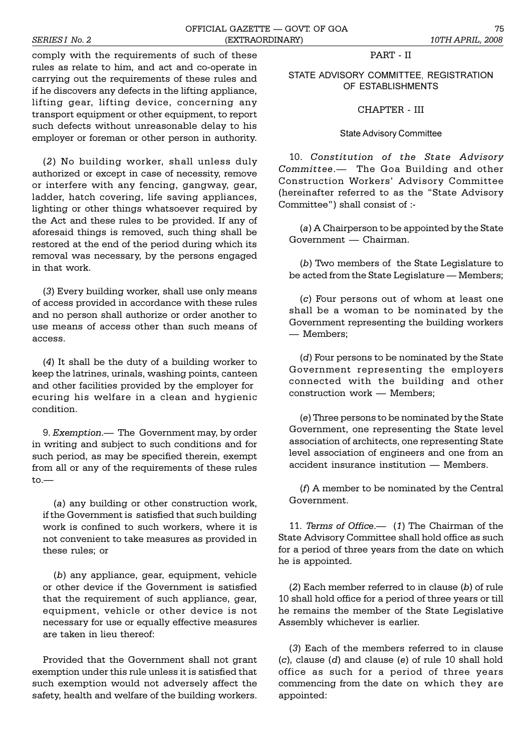comply with the requirements of such of these rules as relate to him, and act and co-operate in carrying out the requirements of these rules and if he discovers any defects in the lifting appliance, lifting gear, lifting device, concerning any transport equipment or other equipment, to report such defects without unreasonable delay to his employer or foreman or other person in authority.

(*2*) No building worker, shall unless duly authorized or except in case of necessity, remove or interfere with any fencing, gangway, gear, ladder, hatch covering, life saving appliances, lighting or other things whatsoever required by the Act and these rules to be provided. If any of aforesaid things is removed, such thing shall be restored at the end of the period during which its removal was necessary, by the persons engaged in that work.

(*3*) Every building worker, shall use only means of access provided in accordance with these rules and no person shall authorize or order another to use means of access other than such means of access.

(*4*) It shall be the duty of a building worker to keep the latrines, urinals, washing points, canteen and other facilities provided by the employer for ecuring his welfare in a clean and hygienic condition.

9. *Exemption*.— The Government may, by order in writing and subject to such conditions and for such period, as may be specified therein, exempt from all or any of the requirements of these rules to.—

(*a*) any building or other construction work, if the Government is satisfied that such building work is confined to such workers, where it is not convenient to take measures as provided in these rules; or

(*b*) any appliance, gear, equipment, vehicle or other device if the Government is satisfied that the requirement of such appliance, gear, equipment, vehicle or other device is not necessary for use or equally effective measures are taken in lieu thereof:

Provided that the Government shall not grant exemption under this rule unless it is satisfied that such exemption would not adversely affect the safety, health and welfare of the building workers.

## PART - II

## STATE ADVISORY COMMITTEE, REGISTRATION OF ESTABLISHMENTS

### CHAPTER - III

### State Advisory Committee

10. *Constitution of the State Advisory Committee*.— The Goa Building and other Construction Workers' Advisory Committee (hereinafter referred to as the "State Advisory Committee") shall consist of :-

(*a*) A Chairperson to be appointed by the State Government — Chairman.

(*b*) Two members of the State Legislature to be acted from the State Legislature — Members;

(*c*) Four persons out of whom at least one shall be a woman to be nominated by the Government representing the building workers — Members;

(*d*) Four persons to be nominated by the State Government representing the employers connected with the building and other construction work — Members;

(*e*) Three persons to be nominated by the State Government, one representing the State level association of architects, one representing State level association of engineers and one from an accident insurance institution — Members.

(*f*) A member to be nominated by the Central Government.

11. *Terms of Office*.— (*1*) The Chairman of the State Advisory Committee shall hold office as such for a period of three years from the date on which he is appointed.

(*2*) Each member referred to in clause (*b*) of rule 10 shall hold office for a period of three years or till he remains the member of the State Legislative Assembly whichever is earlier.

(*3*) Each of the members referred to in clause (*c*), clause (*d*) and clause (*e*) of rule 10 shall hold office as such for a period of three years commencing from the date on which they are appointed: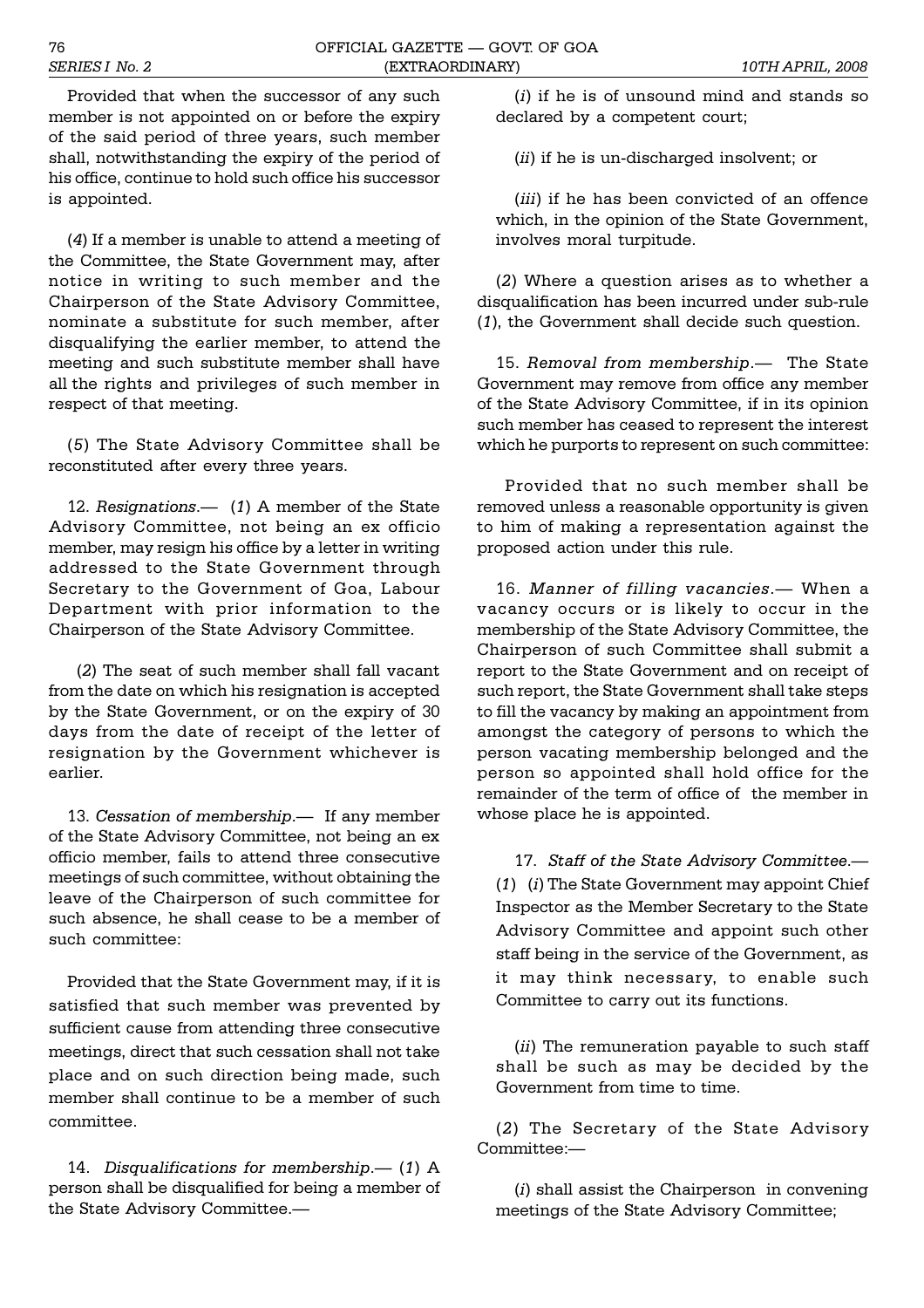Provided that when the successor of any such member is not appointed on or before the expiry of the said period of three years, such member shall, notwithstanding the expiry of the period of his office, continue to hold such office his successor is appointed.

(*4*) If a member is unable to attend a meeting of the Committee, the State Government may, after notice in writing to such member and the Chairperson of the State Advisory Committee, nominate a substitute for such member, after disqualifying the earlier member, to attend the meeting and such substitute member shall have all the rights and privileges of such member in respect of that meeting.

(*5*) The State Advisory Committee shall be reconstituted after every three years.

12. *Resignations*.— (*1*) A member of the State Advisory Committee, not being an ex officio member, may resign his office by a letter in writing addressed to the State Government through Secretary to the Government of Goa, Labour Department with prior information to the Chairperson of the State Advisory Committee.

(*2*) The seat of such member shall fall vacant from the date on which his resignation is accepted by the State Government, or on the expiry of 30 days from the date of receipt of the letter of resignation by the Government whichever is earlier.

13. *Cessation of membership*.— If any member of the State Advisory Committee, not being an ex officio member, fails to attend three consecutive meetings of such committee, without obtaining the leave of the Chairperson of such committee for such absence, he shall cease to be a member of such committee:

Provided that the State Government may, if it is satisfied that such member was prevented by sufficient cause from attending three consecutive meetings, direct that such cessation shall not take place and on such direction being made, such member shall continue to be a member of such committee.

14. *Disqualifications for membership*.— (*1*) A person shall be disqualified for being a member of the State Advisory Committee.—

(*i*) if he is of unsound mind and stands so declared by a competent court;

(*ii*) if he is un-discharged insolvent; or

(*iii*) if he has been convicted of an offence which, in the opinion of the State Government, involves moral turpitude.

(*2*) Where a question arises as to whether a disqualification has been incurred under sub-rule (*1*), the Government shall decide such question.

15. *Removal from membership*.— The State Government may remove from office any member of the State Advisory Committee, if in its opinion such member has ceased to represent the interest which he purports to represent on such committee:

Provided that no such member shall be removed unless a reasonable opportunity is given to him of making a representation against the proposed action under this rule.

16. *Manner of filling vacancies*.— When a vacancy occurs or is likely to occur in the membership of the State Advisory Committee, the Chairperson of such Committee shall submit a report to the State Government and on receipt of such report, the State Government shall take steps to fill the vacancy by making an appointment from amongst the category of persons to which the person vacating membership belonged and the person so appointed shall hold office for the remainder of the term of office of the member in whose place he is appointed.

17. *Staff of the State Advisory Committee*.— (*1*) (*i*) The State Government may appoint Chief Inspector as the Member Secretary to the State Advisory Committee and appoint such other staff being in the service of the Government, as it may think necessary, to enable such Committee to carry out its functions.

(*ii*) The remuneration payable to such staff shall be such as may be decided by the Government from time to time.

(*2*) The Secretary of the State Advisory Committee:—

(*i*) shall assist the Chairperson in convening meetings of the State Advisory Committee;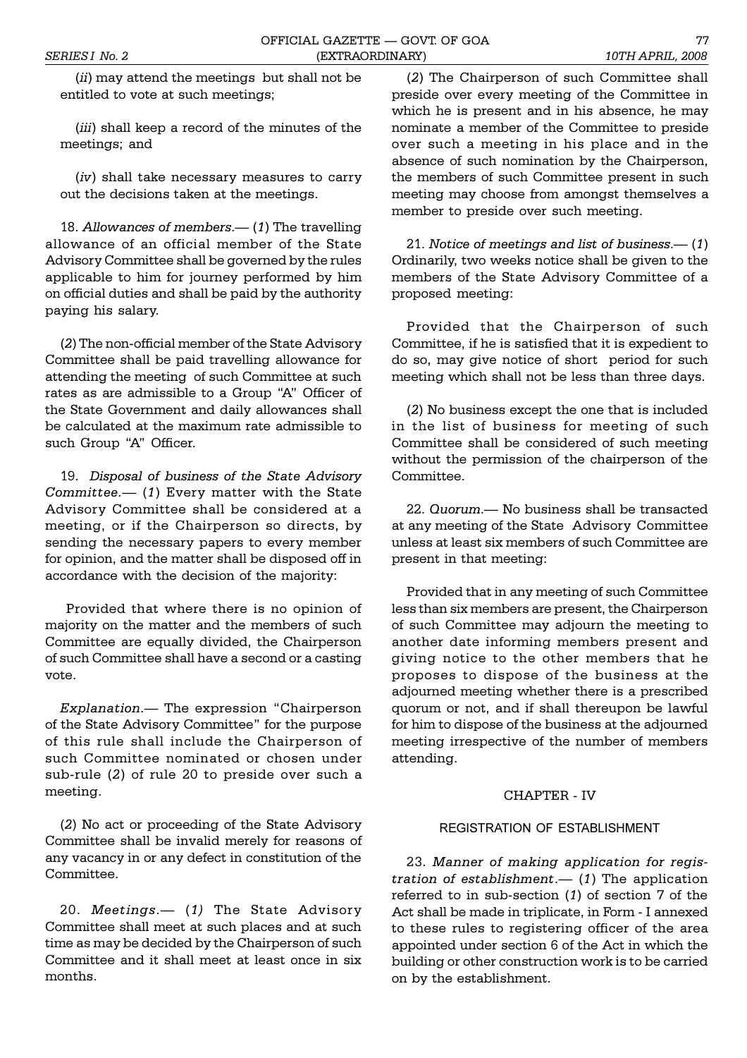(*ii*) may attend the meetings but shall not be entitled to vote at such meetings;

(*iii*) shall keep a record of the minutes of the meetings; and

(*iv*) shall take necessary measures to carry out the decisions taken at the meetings.

18. *Allowances of members*.— (*1*) The travelling allowance of an official member of the State Advisory Committee shall be governed by the rules applicable to him for journey performed by him on official duties and shall be paid by the authority paying his salary.

(*2*) The non-official member of the State Advisory Committee shall be paid travelling allowance for attending the meeting of such Committee at such rates as are admissible to a Group "A" Officer of the State Government and daily allowances shall be calculated at the maximum rate admissible to such Group "A" Officer.

19. *Disposal of business of the State Advisory Committee*.— (*1*) Every matter with the State Advisory Committee shall be considered at a meeting, or if the Chairperson so directs, by sending the necessary papers to every member for opinion, and the matter shall be disposed off in accordance with the decision of the majority:

Provided that where there is no opinion of majority on the matter and the members of such Committee are equally divided, the Chairperson of such Committee shall have a second or a casting vote.

*Explanation*.— The expression "Chairperson of the State Advisory Committee" for the purpose of this rule shall include the Chairperson of such Committee nominated or chosen under sub-rule (*2*) of rule 20 to preside over such a meeting.

(*2*) No act or proceeding of the State Advisory Committee shall be invalid merely for reasons of any vacancy in or any defect in constitution of the Committee.

20. *Meetings*.— (*1*) The State Advisory Committee shall meet at such places and at such time as may be decided by the Chairperson of such Committee and it shall meet at least once in six months.

(*2*) The Chairperson of such Committee shall preside over every meeting of the Committee in which he is present and in his absence, he may nominate a member of the Committee to preside over such a meeting in his place and in the absence of such nomination by the Chairperson, the members of such Committee present in such meeting may choose from amongst themselves a member to preside over such meeting.

21. *Notice of meetings and list of business*.— (*1*) Ordinarily, two weeks notice shall be given to the members of the State Advisory Committee of a proposed meeting:

Provided that the Chairperson of such Committee, if he is satisfied that it is expedient to do so, may give notice of short period for such meeting which shall not be less than three days.

(*2*) No business except the one that is included in the list of business for meeting of such Committee shall be considered of such meeting without the permission of the chairperson of the Committee.

22. *Quorum*.— No business shall be transacted at any meeting of the State Advisory Committee unless at least six members of such Committee are present in that meeting:

Provided that in any meeting of such Committee less than six members are present, the Chairperson of such Committee may adjourn the meeting to another date informing members present and giving notice to the other members that he proposes to dispose of the business at the adjourned meeting whether there is a prescribed quorum or not, and if shall thereupon be lawful for him to dispose of the business at the adjourned meeting irrespective of the number of members attending.

## CHAPTER - IV

## REGISTRATION OF ESTABLISHMENT

23. *Manner of making application for registration of establishment*.— (*1*) The application referred to in sub-section (*1*) of section 7 of the Act shall be made in triplicate, in Form - I annexed to these rules to registering officer of the area appointed under section 6 of the Act in which the building or other construction work is to be carried on by the establishment.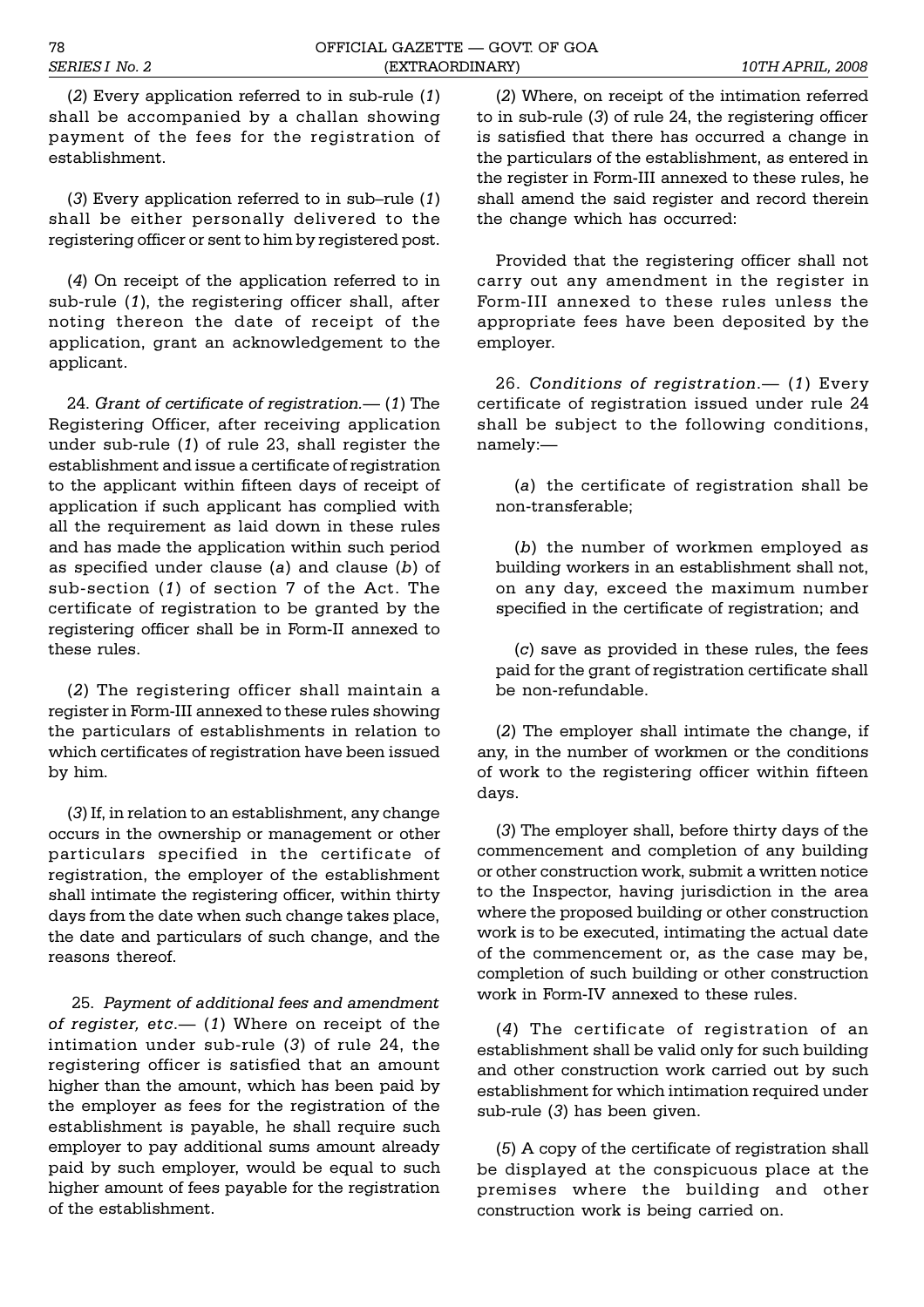(*2*) Every application referred to in sub-rule (*1*) shall be accompanied by a challan showing payment of the fees for the registration of establishment.

(*3*) Every application referred to in sub–rule (*1*) shall be either personally delivered to the registering officer or sent to him by registered post.

(*4*) On receipt of the application referred to in sub-rule (*1*), the registering officer shall, after noting thereon the date of receipt of the application, grant an acknowledgement to the applicant.

24. *Grant of certificate of registration.*— (*1*) The Registering Officer, after receiving application under sub-rule (*1*) of rule 23, shall register the establishment and issue a certificate of registration to the applicant within fifteen days of receipt of application if such applicant has complied with all the requirement as laid down in these rules and has made the application within such period as specified under clause (*a*) and clause (*b*) of sub-section (*1*) of section 7 of the Act. The certificate of registration to be granted by the registering officer shall be in Form-II annexed to these rules.

(*2*) The registering officer shall maintain a register in Form-III annexed to these rules showing the particulars of establishments in relation to which certificates of registration have been issued by him.

(*3*) If, in relation to an establishment, any change occurs in the ownership or management or other particulars specified in the certificate of registration, the employer of the establishment shall intimate the registering officer, within thirty days from the date when such change takes place, the date and particulars of such change, and the reasons thereof.

25. *Payment of additional fees and amendment of register, etc.*— (*1*) Where on receipt of the intimation under sub-rule (*3*) of rule 24, the registering officer is satisfied that an amount higher than the amount, which has been paid by the employer as fees for the registration of the establishment is payable, he shall require such employer to pay additional sums amount already paid by such employer, would be equal to such higher amount of fees payable for the registration of the establishment.

(*2*) Where, on receipt of the intimation referred to in sub-rule (*3*) of rule 24, the registering officer is satisfied that there has occurred a change in the particulars of the establishment, as entered in the register in Form-III annexed to these rules, he shall amend the said register and record therein the change which has occurred:

Provided that the registering officer shall not carry out any amendment in the register in Form-III annexed to these rules unless the appropriate fees have been deposited by the employer.

26. *Conditions of registration.*— (*1*) Every certificate of registration issued under rule 24 shall be subject to the following conditions, namely:—

(*a*) the certificate of registration shall be non-transferable;

(*b*) the number of workmen employed as building workers in an establishment shall not, on any day, exceed the maximum number specified in the certificate of registration; and

(*c*) save as provided in these rules, the fees paid for the grant of registration certificate shall be non-refundable.

(*2*) The employer shall intimate the change, if any, in the number of workmen or the conditions of work to the registering officer within fifteen days.

(*3*) The employer shall, before thirty days of the commencement and completion of any building or other construction work, submit a written notice to the Inspector, having jurisdiction in the area where the proposed building or other construction work is to be executed, intimating the actual date of the commencement or, as the case may be, completion of such building or other construction work in Form-IV annexed to these rules.

(*4*) The certificate of registration of an establishment shall be valid only for such building and other construction work carried out by such establishment for which intimation required under sub-rule (*3*) has been given.

(*5*) A copy of the certificate of registration shall be displayed at the conspicuous place at the premises where the building and other construction work is being carried on.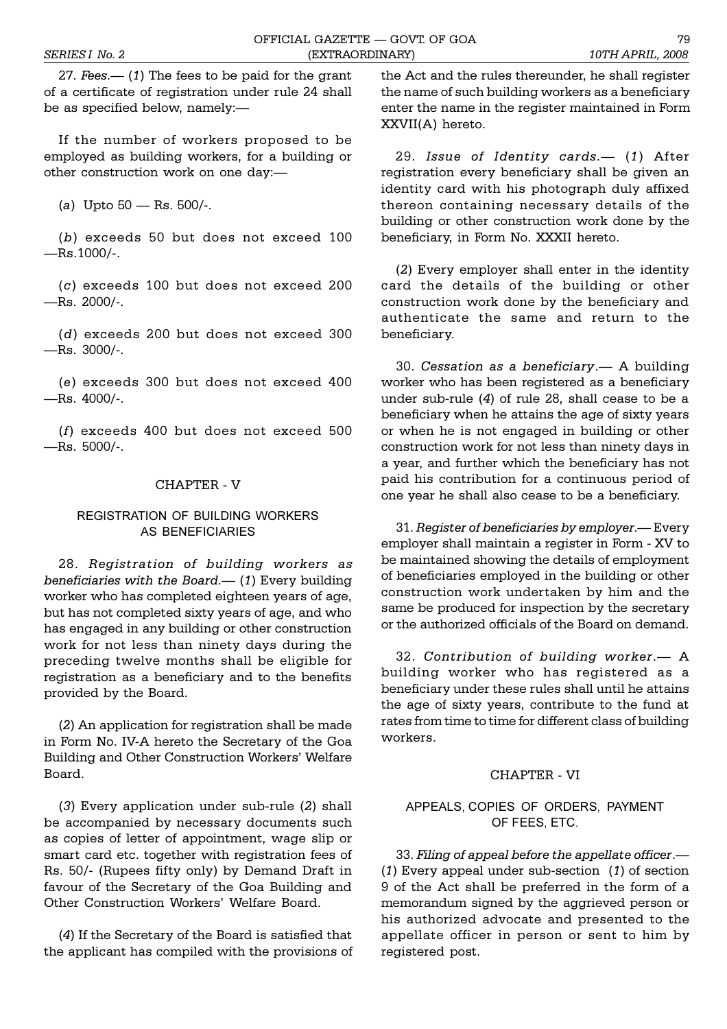27. *Fees*.— (*1*) The fees to be paid for the grant of a certificate of registration under rule 24 shall be as specified below, namely:—

If the number of workers proposed to be employed as building workers, for a building or other construction work on one day:—

(*a*) Upto 50 — Rs. 500/-.

(*b*) exceeds 50 but does not exceed 100 —Rs.1000/-.

(*c*) exceeds 100 but does not exceed 200 —Rs. 2000/-.

(*d*) exceeds 200 but does not exceed 300 —Rs. 3000/-.

(*e*) exceeds 300 but does not exceed 400 —Rs. 4000/-.

(*f*) exceeds 400 but does not exceed 500 —Rs. 5000/-.

## CHAPTER - V

### REGISTRATION OF BUILDING WORKERS AS BENEFICIARIES

28. *Registration of building workers as beneficiaries with the Board*.— (*1*) Every building worker who has completed eighteen years of age, but has not completed sixty years of age, and who has engaged in any building or other construction work for not less than ninety days during the preceding twelve months shall be eligible for registration as a beneficiary and to the benefits provided by the Board.

(*2*) An application for registration shall be made in Form No. IV-A hereto the Secretary of the Goa Building and Other Construction Workers' Welfare Board.

(*3*) Every application under sub-rule (*2*) shall be accompanied by necessary documents such as copies of letter of appointment, wage slip or smart card etc. together with registration fees of Rs. 50/- (Rupees fifty only) by Demand Draft in favour of the Secretary of the Goa Building and Other Construction Workers' Welfare Board.

(*4*) If the Secretary of the Board is satisfied that the applicant has compiled with the provisions of the Act and the rules thereunder, he shall register the name of such building workers as a beneficiary enter the name in the register maintained in Form XXVII(A) hereto.

29. *Issue of Identity cards*.— (*1*) After registration every beneficiary shall be given an identity card with his photograph duly affixed thereon containing necessary details of the building or other construction work done by the beneficiary, in Form No. XXXII hereto.

(*2*) Every employer shall enter in the identity card the details of the building or other construction work done by the beneficiary and authenticate the same and return to the beneficiary.

30. *Cessation as a beneficiary*.— A building worker who has been registered as a beneficiary under sub-rule (*4*) of rule 28, shall cease to be a beneficiary when he attains the age of sixty years or when he is not engaged in building or other construction work for not less than ninety days in a year, and further which the beneficiary has not paid his contribution for a continuous period of one year he shall also cease to be a beneficiary.

31. *Register of beneficiaries by employer*.— Every employer shall maintain a register in Form - XV to be maintained showing the details of employment of beneficiaries employed in the building or other construction work undertaken by him and the same be produced for inspection by the secretary or the authorized officials of the Board on demand.

32. *Contribution of building worker*.— A building worker who has registered as a beneficiary under these rules shall until he attains the age of sixty years, contribute to the fund at rates from time to time for different class of building workers.

## CHAPTER - VI

### APPEALS, COPIES OF ORDERS, PAYMENT OF FEES, ETC.

33. *Filing of appeal before the appellate officer*.— (*1*) Every appeal under sub-section (*1*) of section 9 of the Act shall be preferred in the form of a memorandum signed by the aggrieved person or his authorized advocate and presented to the appellate officer in person or sent to him by registered post.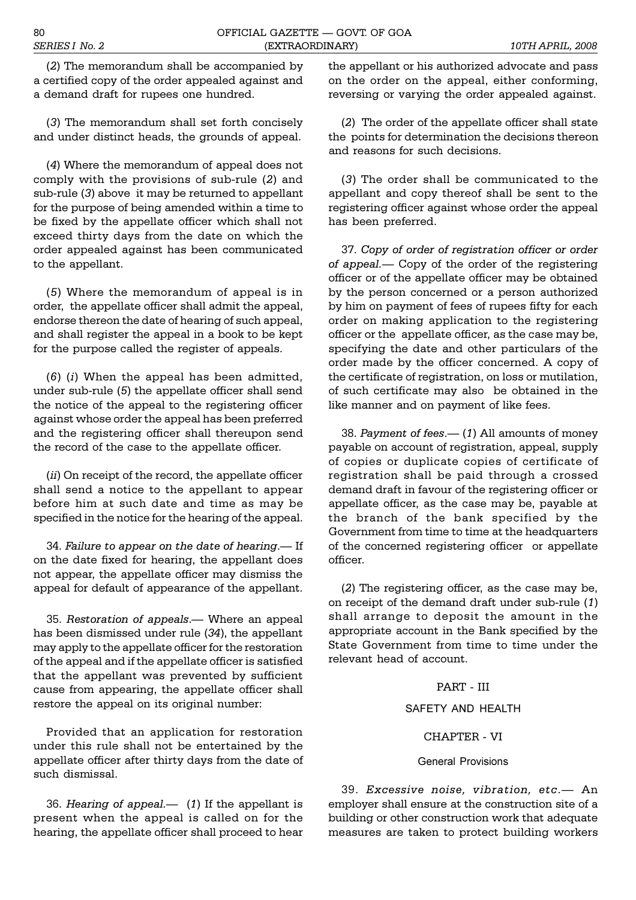(*2*) The memorandum shall be accompanied by a certified copy of the order appealed against and a demand draft for rupees one hundred.

(*3*) The memorandum shall set forth concisely and under distinct heads, the grounds of appeal.

(*4*) Where the memorandum of appeal does not comply with the provisions of sub-rule (*2*) and sub-rule (*3*) above it may be returned to appellant for the purpose of being amended within a time to be fixed by the appellate officer which shall not exceed thirty days from the date on which the order appealed against has been communicated to the appellant.

(*5*) Where the memorandum of appeal is in order, the appellate officer shall admit the appeal, endorse thereon the date of hearing of such appeal, and shall register the appeal in a book to be kept for the purpose called the register of appeals.

(*6*) (*i*) When the appeal has been admitted, under sub-rule (*5*) the appellate officer shall send the notice of the appeal to the registering officer against whose order the appeal has been preferred and the registering officer shall thereupon send the record of the case to the appellate officer.

(*ii*) On receipt of the record, the appellate officer shall send a notice to the appellant to appear before him at such date and time as may be specified in the notice for the hearing of the appeal.

34. *Failure to appear on the date of hearing*.— If on the date fixed for hearing, the appellant does not appear, the appellate officer may dismiss the appeal for default of appearance of the appellant.

35. *Restoration of appeals*.— Where an appeal has been dismissed under rule (*34*), the appellant may apply to the appellate officer for the restoration of the appeal and if the appellate officer is satisfied that the appellant was prevented by sufficient cause from appearing, the appellate officer shall restore the appeal on its original number:

Provided that an application for restoration under this rule shall not be entertained by the appellate officer after thirty days from the date of such dismissal.

36. *Hearing of appeal*.— (*1*) If the appellant is present when the appeal is called on for the hearing, the appellate officer shall proceed to hear the appellant or his authorized advocate and pass on the order on the appeal, either conforming, reversing or varying the order appealed against.

(*2*) The order of the appellate officer shall state the points for determination the decisions thereon and reasons for such decisions.

(*3*) The order shall be communicated to the appellant and copy thereof shall be sent to the registering officer against whose order the appeal has been preferred.

37. *Copy of order of registration officer or order of appeal*.— Copy of the order of the registering officer or of the appellate officer may be obtained by the person concerned or a person authorized by him on payment of fees of rupees fifty for each order on making application to the registering officer or the appellate officer, as the case may be, specifying the date and other particulars of the order made by the officer concerned. A copy of the certificate of registration, on loss or mutilation, of such certificate may also be obtained in the like manner and on payment of like fees.

38. *Payment of fees*.— (*1*) All amounts of money payable on account of registration, appeal, supply of copies or duplicate copies of certificate of registration shall be paid through a crossed demand draft in favour of the registering officer or appellate officer, as the case may be, payable at the branch of the bank specified by the Government from time to time at the headquarters of the concerned registering officer or appellate officer.

(*2*) The registering officer, as the case may be, on receipt of the demand draft under sub-rule (*1*) shall arrange to deposit the amount in the appropriate account in the Bank specified by the State Government from time to time under the relevant head of account.

## PART - III

## SAFETY AND HEALTH

### CHAPTER - VI

#### General Provisions

39. *Excessive noise, vibration, etc*.— An employer shall ensure at the construction site of a building or other construction work that adequate measures are taken to protect building workers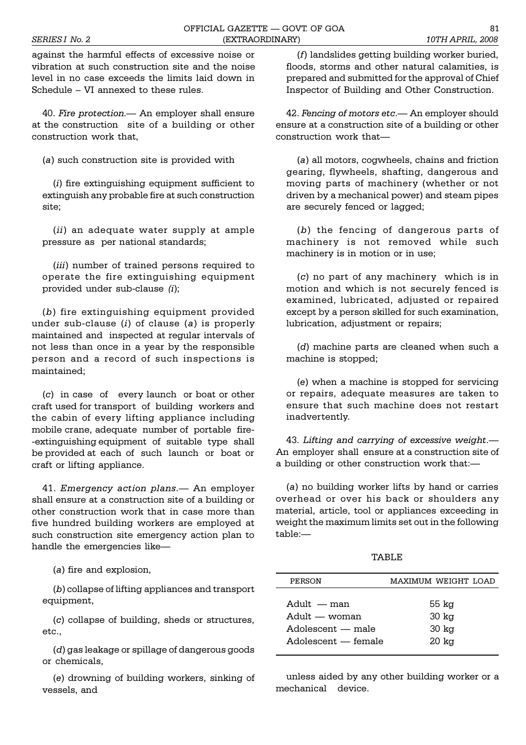against the harmful effects of excessive noise or vibration at such construction site and the noise level in no case exceeds the limits laid down in Schedule – VI annexed to these rules.

40. *Fire protection*.— An employer shall ensure at the construction site of a building or other construction work that,

(*a*) such construction site is provided with

(*i*) fire extinguishing equipment sufficient to extinguish any probable fire at such construction site;

(*ii*) an adequate water supply at ample pressure as per national standards;

(*iii*) number of trained persons required to operate the fire extinguishing equipment provided under sub-clause *(i)*;

(*b*) fire extinguishing equipment provided under sub-clause (*i*) of clause (*a*) is properly maintained and inspected at regular intervals of not less than once in a year by the responsible person and a record of such inspections is maintained;

(*c*) in case of every launch or boat or other craft used for transport of building workers and the cabin of every lifting appliance including mobile crane, adequate number of portable fire--extinguishing equipment of suitable type shall be provided at each of such launch or boat or craft or lifting appliance.

41. *Emergency action plans*.— An employer shall ensure at a construction site of a building or other construction work that in case more than five hundred building workers are employed at such construction site emergency action plan to handle the emergencies like—

(*a*) fire and explosion,

(*b*) collapse of lifting appliances and transport equipment,

(*c*) collapse of building, sheds or structures, etc.,

(*d*) gas leakage or spillage of dangerous goods or chemicals,

(*e*) drowning of building workers, sinking of vessels, and

(*f*) landslides getting building worker buried, floods, storms and other natural calamities, is prepared and submitted for the approval of Chief Inspector of Building and Other Construction.

42. *Fencing of motors etc*.— An employer should ensure at a construction site of a building or other construction work that—

(*a*) all motors, cogwheels, chains and friction gearing, flywheels, shafting, dangerous and moving parts of machinery (whether or not driven by a mechanical power) and steam pipes are securely fenced or lagged;

(*b*) the fencing of dangerous parts of machinery is not removed while such machinery is in motion or in use;

(*c*) no part of any machinery which is in motion and which is not securely fenced is examined, lubricated, adjusted or repaired except by a person skilled for such examination, lubrication, adjustment or repairs;

(*d*) machine parts are cleaned when such a machine is stopped;

(*e*) when a machine is stopped for servicing or repairs, adequate measures are taken to ensure that such machine does not restart inadvertently.

43. *Lifting and carrying of excessive weight*.— An employer shall ensure at a construction site of a building or other construction work that:—

(*a*) no building worker lifts by hand or carries overhead or over his back or shoulders any material, article, tool or appliances exceeding in weight the maximum limits set out in the following table:—

TABLE

| PERSON | MAXIMUM WEIGHT LOAD |
|---|---|
| Adult — man | 55 kg |
| Adult — woman | 30 kg |
| Adolescent — male | 30 kg |
| Adolescent — female | 20 kg |

unless aided by any other building worker or a mechanical device.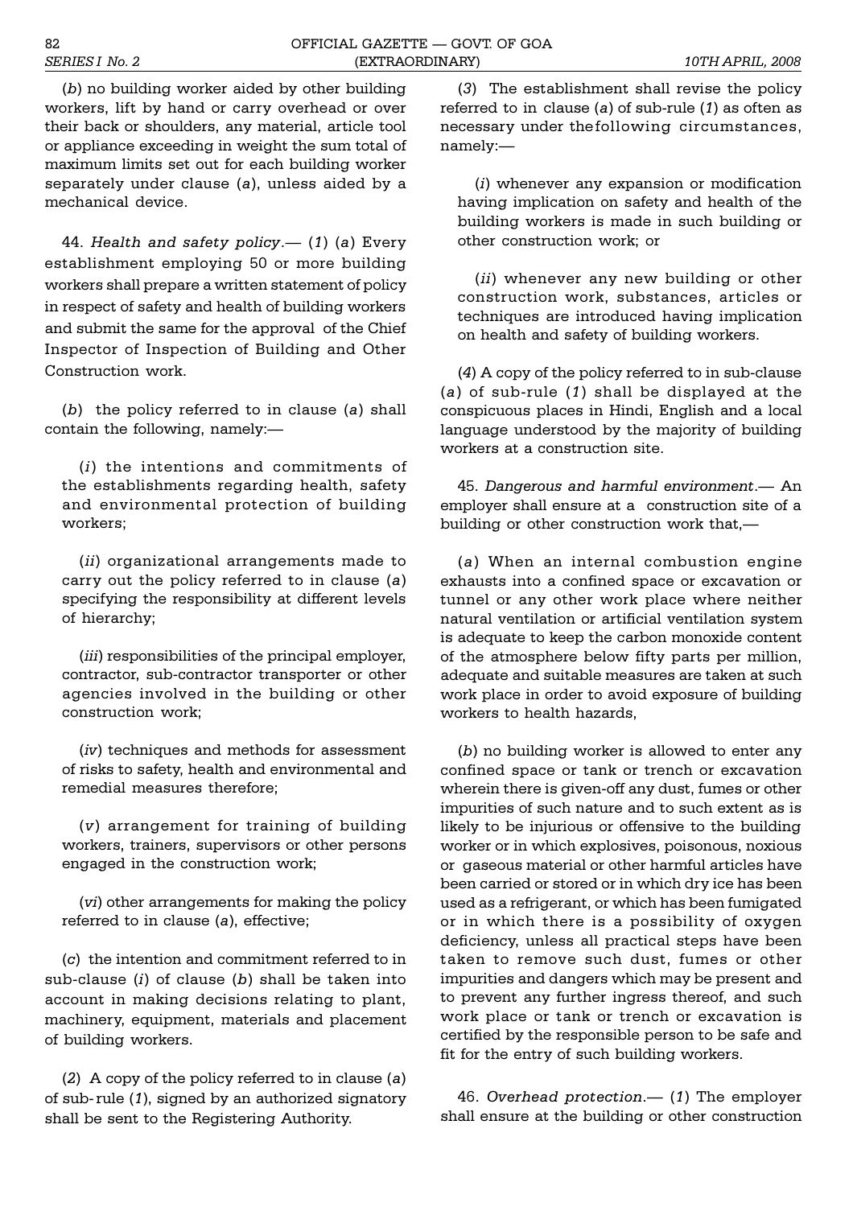(*b*) no building worker aided by other building workers, lift by hand or carry overhead or over their back or shoulders, any material, article tool or appliance exceeding in weight the sum total of maximum limits set out for each building worker separately under clause (*a*), unless aided by a mechanical device.

44. *Health and safety policy*.— (*1*) (*a*) Every establishment employing 50 or more building workers shall prepare a written statement of policy in respect of safety and health of building workers and submit the same for the approval of the Chief Inspector of Inspection of Building and Other Construction work.

(*b*) the policy referred to in clause (*a*) shall contain the following, namely:—

(*i*) the intentions and commitments of the establishments regarding health, safety and environmental protection of building workers;

(*ii*) organizational arrangements made to carry out the policy referred to in clause (*a*) specifying the responsibility at different levels of hierarchy;

(*iii*) responsibilities of the principal employer, contractor, sub-contractor transporter or other agencies involved in the building or other construction work;

(*iv*) techniques and methods for assessment of risks to safety, health and environmental and remedial measures therefore;

(*v*) arrangement for training of building workers, trainers, supervisors or other persons engaged in the construction work;

(*vi*) other arrangements for making the policy referred to in clause (*a*), effective;

(*c*) the intention and commitment referred to in sub-clause (*i*) of clause (*b*) shall be taken into account in making decisions relating to plant, machinery, equipment, materials and placement of building workers.

(*2*) A copy of the policy referred to in clause (*a*) of sub- rule (*1*), signed by an authorized signatory shall be sent to the Registering Authority.

(*3*) The establishment shall revise the policy referred to in clause (*a*) of sub-rule (*1*) as often as necessary under thefollowing circumstances, namely:—

(*i*) whenever any expansion or modification having implication on safety and health of the building workers is made in such building or other construction work; or

(*ii*) whenever any new building or other construction work, substances, articles or techniques are introduced having implication on health and safety of building workers.

(*4*) A copy of the policy referred to in sub-clause (*a*) of sub-rule (*1*) shall be displayed at the conspicuous places in Hindi, English and a local language understood by the majority of building workers at a construction site.

45. *Dangerous and harmful environment*.— An employer shall ensure at a construction site of a building or other construction work that,—

(*a*) When an internal combustion engine exhausts into a confined space or excavation or tunnel or any other work place where neither natural ventilation or artificial ventilation system is adequate to keep the carbon monoxide content of the atmosphere below fifty parts per million, adequate and suitable measures are taken at such work place in order to avoid exposure of building workers to health hazards,

(*b*) no building worker is allowed to enter any confined space or tank or trench or excavation wherein there is given-off any dust, fumes or other impurities of such nature and to such extent as is likely to be injurious or offensive to the building worker or in which explosives, poisonous, noxious or gaseous material or other harmful articles have been carried or stored or in which dry ice has been used as a refrigerant, or which has been fumigated or in which there is a possibility of oxygen deficiency, unless all practical steps have been taken to remove such dust, fumes or other impurities and dangers which may be present and to prevent any further ingress thereof, and such work place or tank or trench or excavation is certified by the responsible person to be safe and fit for the entry of such building workers.

46. *Overhead protection*.— (*1*) The employer shall ensure at the building or other construction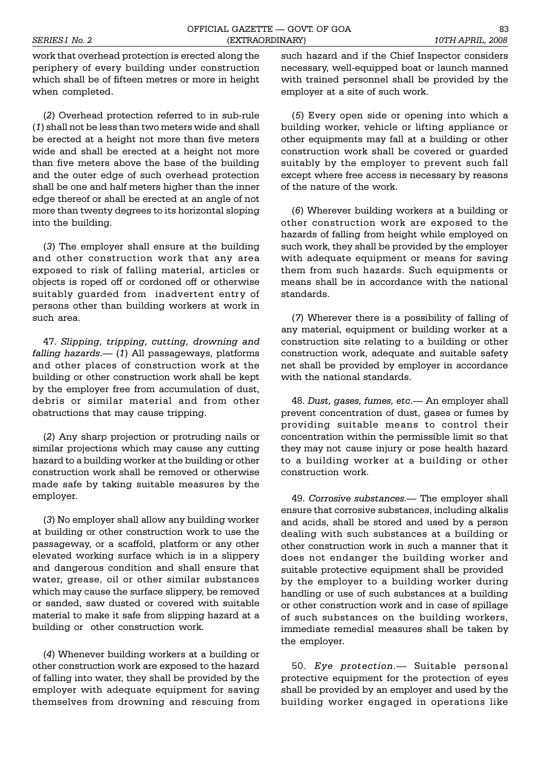work that overhead protection is erected along the periphery of every building under construction which shall be of fifteen metres or more in height when completed.

(*2*) Overhead protection referred to in sub-rule (*1*) shall not be less than two meters wide and shall be erected at a height not more than five meters wide and shall be erected at a height not more than five meters above the base of the building and the outer edge of such overhead protection shall be one and half meters higher than the inner edge thereof or shall be erected at an angle of not more than twenty degrees to its horizontal sloping into the building.

(*3*) The employer shall ensure at the building and other construction work that any area exposed to risk of falling material, articles or objects is roped off or cordoned off or otherwise suitably guarded from inadvertent entry of persons other than building workers at work in such area.

47. *Slipping, tripping, cutting, drowning and falling hazards*.— (*1*) All passageways, platforms and other places of construction work at the building or other construction work shall be kept by the employer free from accumulation of dust, debris or similar material and from other obstructions that may cause tripping.

(*2*) Any sharp projection or protruding nails or similar projections which may cause any cutting hazard to a building worker at the building or other construction work shall be removed or otherwise made safe by taking suitable measures by the employer.

(*3*) No employer shall allow any building worker at building or other construction work to use the passageway, or a scaffold, platform or any other elevated working surface which is in a slippery and dangerous condition and shall ensure that water, grease, oil or other similar substances which may cause the surface slippery, be removed or sanded, saw dusted or covered with suitable material to make it safe from slipping hazard at a building or other construction work.

(*4*) Whenever building workers at a building or other construction work are exposed to the hazard of falling into water, they shall be provided by the employer with adequate equipment for saving themselves from drowning and rescuing from such hazard and if the Chief Inspector considers necessary, well-equipped boat or launch manned with trained personnel shall be provided by the employer at a site of such work.

(*5*) Every open side or opening into which a building worker, vehicle or lifting appliance or other equipments may fall at a building or other construction work shall be covered or guarded suitably by the employer to prevent such fall except where free access is necessary by reasons of the nature of the work.

(*6*) Wherever building workers at a building or other construction work are exposed to the hazards of falling from height while employed on such work, they shall be provided by the employer with adequate equipment or means for saving them from such hazards. Such equipments or means shall be in accordance with the national standards.

(*7*) Wherever there is a possibility of falling of any material, equipment or building worker at a construction site relating to a building or other construction work, adequate and suitable safety net shall be provided by employer in accordance with the national standards.

48. *Dust, gases, fumes, etc*.— An employer shall prevent concentration of dust, gases or fumes by providing suitable means to control their concentration within the permissible limit so that they may not cause injury or pose health hazard to a building worker at a building or other construction work.

49. *Corrosive substances*.— The employer shall ensure that corrosive substances, including alkalis and acids, shall be stored and used by a person dealing with such substances at a building or other construction work in such a manner that it does not endanger the building worker and suitable protective equipment shall be provided by the employer to a building worker during handling or use of such substances at a building or other construction work and in case of spillage of such substances on the building workers, immediate remedial measures shall be taken by the employer.

50. *Eye protection*.— Suitable personal protective equipment for the protection of eyes shall be provided by an employer and used by the building worker engaged in operations like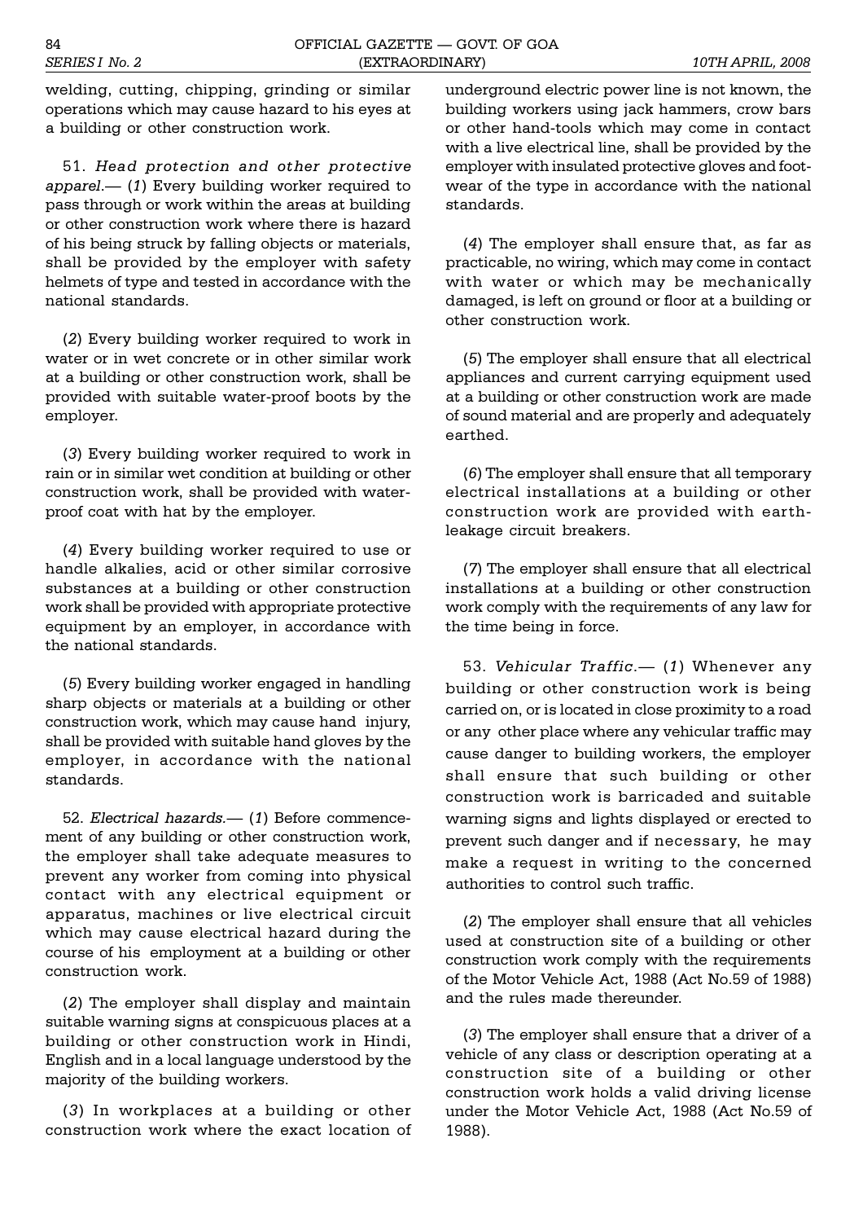welding, cutting, chipping, grinding or similar operations which may cause hazard to his eyes at a building or other construction work.

51. *Head protection and other protective apparel*.— (*1*) Every building worker required to pass through or work within the areas at building or other construction work where there is hazard of his being struck by falling objects or materials, shall be provided by the employer with safety helmets of type and tested in accordance with the national standards.

(*2*) Every building worker required to work in water or in wet concrete or in other similar work at a building or other construction work, shall be provided with suitable water-proof boots by the employer.

(*3*) Every building worker required to work in rain or in similar wet condition at building or other construction work, shall be provided with water-proof coat with hat by the employer.

(*4*) Every building worker required to use or handle alkalies, acid or other similar corrosive substances at a building or other construction work shall be provided with appropriate protective equipment by an employer, in accordance with the national standards.

(*5*) Every building worker engaged in handling sharp objects or materials at a building or other construction work, which may cause hand injury, shall be provided with suitable hand gloves by the employer, in accordance with the national standards.

52. *Electrical hazards*.— (*1*) Before commencement of any building or other construction work, the employer shall take adequate measures to prevent any worker from coming into physical contact with any electrical equipment or apparatus, machines or live electrical circuit which may cause electrical hazard during the course of his employment at a building or other construction work.

(*2*) The employer shall display and maintain suitable warning signs at conspicuous places at a building or other construction work in Hindi, English and in a local language understood by the majority of the building workers.

(*3*) In workplaces at a building or other construction work where the exact location of underground electric power line is not known, the building workers using jack hammers, crow bars or other hand-tools which may come in contact with a live electrical line, shall be provided by the employer with insulated protective gloves and footwear of the type in accordance with the national standards.

(*4*) The employer shall ensure that, as far as practicable, no wiring, which may come in contact with water or which may be mechanically damaged, is left on ground or floor at a building or other construction work.

(*5*) The employer shall ensure that all electrical appliances and current carrying equipment used at a building or other construction work are made of sound material and are properly and adequately earthed.

(*6*) The employer shall ensure that all temporary electrical installations at a building or other construction work are provided with earth-leakage circuit breakers.

(*7*) The employer shall ensure that all electrical installations at a building or other construction work comply with the requirements of any law for the time being in force.

53. *Vehicular Traffic*.— (*1*) Whenever any building or other construction work is being carried on, or is located in close proximity to a road or any other place where any vehicular traffic may cause danger to building workers, the employer shall ensure that such building or other construction work is barricaded and suitable warning signs and lights displayed or erected to prevent such danger and if necessary, he may make a request in writing to the concerned authorities to control such traffic.

(*2*) The employer shall ensure that all vehicles used at construction site of a building or other construction work comply with the requirements of the Motor Vehicle Act, 1988 (Act No.59 of 1988) and the rules made thereunder.

(*3*) The employer shall ensure that a driver of a vehicle of any class or description operating at a construction site of a building or other construction work holds a valid driving license under the Motor Vehicle Act, 1988 (Act No.59 of 1988).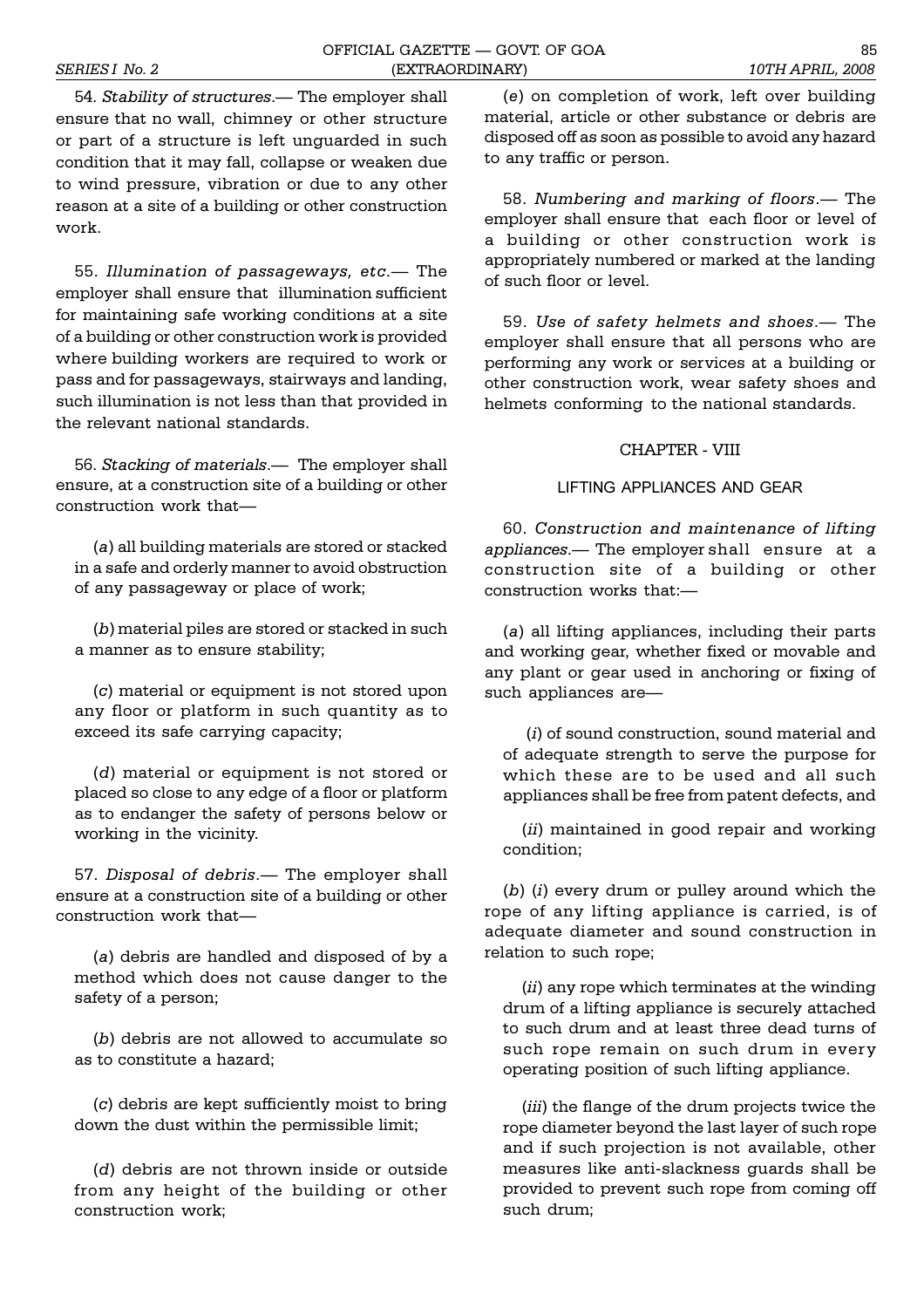54. *Stability of structures*.— The employer shall ensure that no wall, chimney or other structure or part of a structure is left unguarded in such condition that it may fall, collapse or weaken due to wind pressure, vibration or due to any other reason at a site of a building or other construction work.

55. *Illumination of passageways, etc*.— The employer shall ensure that illumination sufficient for maintaining safe working conditions at a site of a building or other construction work is provided where building workers are required to work or pass and for passageways, stairways and landing, such illumination is not less than that provided in the relevant national standards.

56. *Stacking of materials*.— The employer shall ensure, at a construction site of a building or other construction work that—

(*a*) all building materials are stored or stacked in a safe and orderly manner to avoid obstruction of any passageway or place of work;

(*b*) material piles are stored or stacked in such a manner as to ensure stability;

(*c*) material or equipment is not stored upon any floor or platform in such quantity as to exceed its safe carrying capacity;

(*d*) material or equipment is not stored or placed so close to any edge of a floor or platform as to endanger the safety of persons below or working in the vicinity.

57. *Disposal of debris*.— The employer shall ensure at a construction site of a building or other construction work that—

(*a*) debris are handled and disposed of by a method which does not cause danger to the safety of a person;

(*b*) debris are not allowed to accumulate so as to constitute a hazard;

(*c*) debris are kept sufficiently moist to bring down the dust within the permissible limit;

(*d*) debris are not thrown inside or outside from any height of the building or other construction work;

(*e*) on completion of work, left over building material, article or other substance or debris are disposed off as soon as possible to avoid any hazard to any traffic or person.

58. *Numbering and marking of floors*.— The employer shall ensure that each floor or level of a building or other construction work is appropriately numbered or marked at the landing of such floor or level.

59. *Use of safety helmets and shoes*.— The employer shall ensure that all persons who are performing any work or services at a building or other construction work, wear safety shoes and helmets conforming to the national standards.

## CHAPTER - VIII

## LIFTING APPLIANCES AND GEAR

60. *Construction and maintenance of lifting appliances*.— The employer shall ensure at a construction site of a building or other construction works that:—

(*a*) all lifting appliances, including their parts and working gear, whether fixed or movable and any plant or gear used in anchoring or fixing of such appliances are—

(*i*) of sound construction, sound material and of adequate strength to serve the purpose for which these are to be used and all such appliances shall be free from patent defects, and

(*ii*) maintained in good repair and working condition;

(*b*) (*i*) every drum or pulley around which the rope of any lifting appliance is carried, is of adequate diameter and sound construction in relation to such rope;

(*ii*) any rope which terminates at the winding drum of a lifting appliance is securely attached to such drum and at least three dead turns of such rope remain on such drum in every operating position of such lifting appliance.

(*iii*) the flange of the drum projects twice the rope diameter beyond the last layer of such rope and if such projection is not available, other measures like anti-slackness guards shall be provided to prevent such rope from coming off such drum;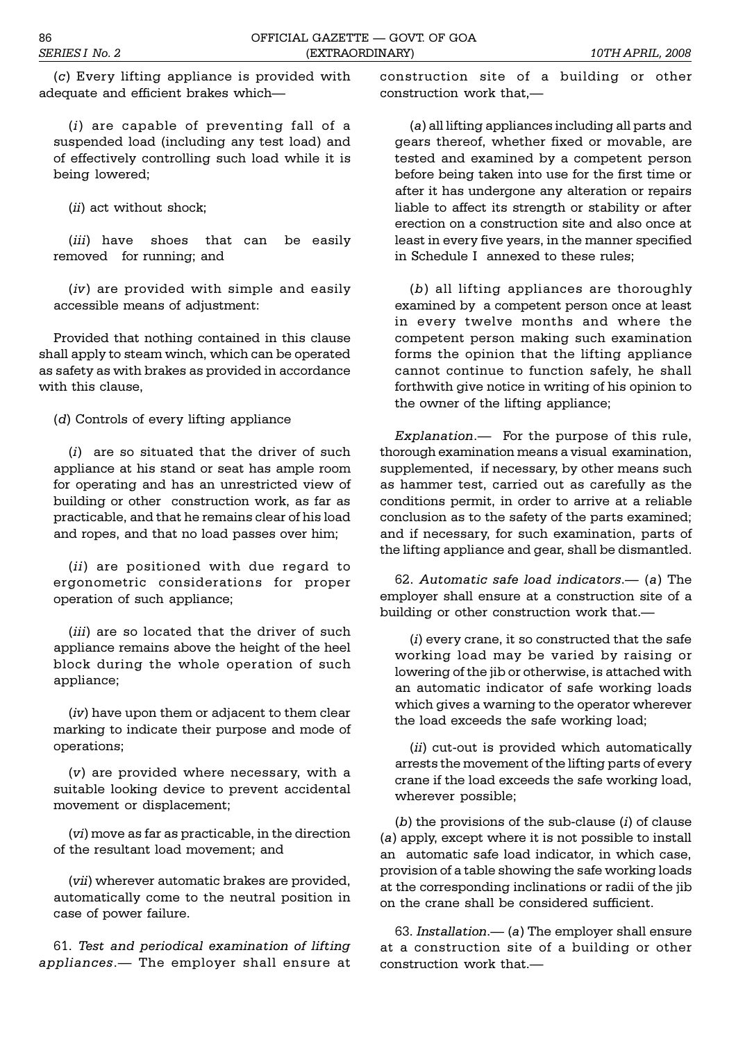(*c*) Every lifting appliance is provided with adequate and efficient brakes which—

(*i*) are capable of preventing fall of a suspended load (including any test load) and of effectively controlling such load while it is being lowered;

(*ii*) act without shock;

(*iii*) have shoes that can be easily removed for running; and

(*iv*) are provided with simple and easily accessible means of adjustment:

Provided that nothing contained in this clause shall apply to steam winch, which can be operated as safety as with brakes as provided in accordance with this clause,

(*d*) Controls of every lifting appliance

(*i*) are so situated that the driver of such appliance at his stand or seat has ample room for operating and has an unrestricted view of building or other construction work, as far as practicable, and that he remains clear of his load and ropes, and that no load passes over him;

(*ii*) are positioned with due regard to ergonometric considerations for proper operation of such appliance;

(*iii*) are so located that the driver of such appliance remains above the height of the heel block during the whole operation of such appliance;

(*iv*) have upon them or adjacent to them clear marking to indicate their purpose and mode of operations;

(*v*) are provided where necessary, with a suitable looking device to prevent accidental movement or displacement;

(*vi*) move as far as practicable, in the direction of the resultant load movement; and

(*vii*) wherever automatic brakes are provided, automatically come to the neutral position in case of power failure.

61. *Test and periodical examination of lifting appliances*.— The employer shall ensure at construction site of a building or other construction work that,—

(*a*) all lifting appliances including all parts and gears thereof, whether fixed or movable, are tested and examined by a competent person before being taken into use for the first time or after it has undergone any alteration or repairs liable to affect its strength or stability or after erection on a construction site and also once at least in every five years, in the manner specified in Schedule I annexed to these rules;

(*b*) all lifting appliances are thoroughly examined by a competent person once at least in every twelve months and where the competent person making such examination forms the opinion that the lifting appliance cannot continue to function safely, he shall forthwith give notice in writing of his opinion to the owner of the lifting appliance;

*Explanation*.— For the purpose of this rule, thorough examination means a visual examination, supplemented, if necessary, by other means such as hammer test, carried out as carefully as the conditions permit, in order to arrive at a reliable conclusion as to the safety of the parts examined; and if necessary, for such examination, parts of the lifting appliance and gear, shall be dismantled.

62. *Automatic safe load indicators*.— (*a*) The employer shall ensure at a construction site of a building or other construction work that.—

(*i*) every crane, it so constructed that the safe working load may be varied by raising or lowering of the jib or otherwise, is attached with an automatic indicator of safe working loads which gives a warning to the operator wherever the load exceeds the safe working load;

(*ii*) cut-out is provided which automatically arrests the movement of the lifting parts of every crane if the load exceeds the safe working load, wherever possible;

(*b*) the provisions of the sub-clause (*i*) of clause (*a*) apply, except where it is not possible to install an automatic safe load indicator, in which case, provision of a table showing the safe working loads at the corresponding inclinations or radii of the jib on the crane shall be considered sufficient.

63. *Installation*.— (*a*) The employer shall ensure at a construction site of a building or other construction work that.—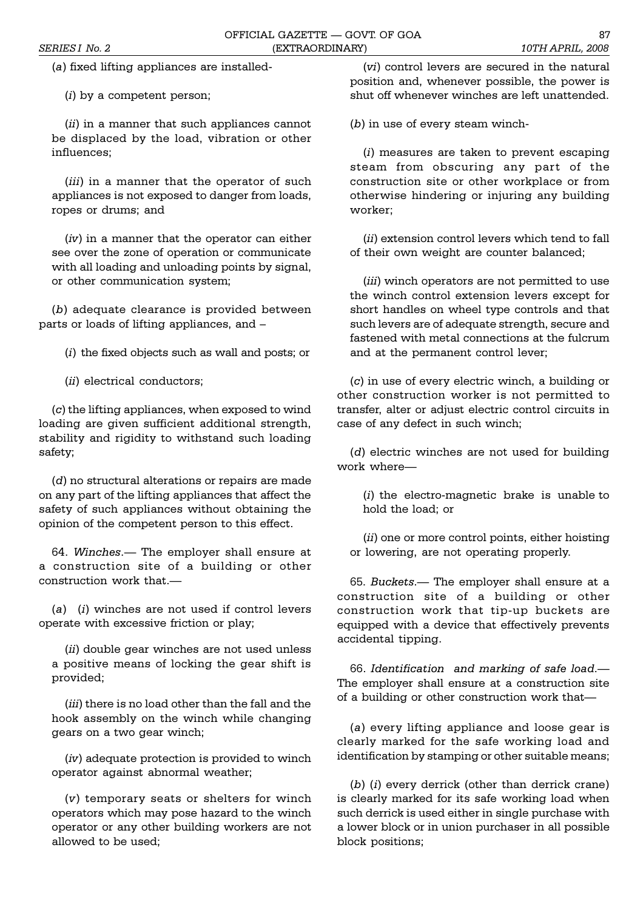(*a*) fixed lifting appliances are installed-

(*i*) by a competent person;

(*ii*) in a manner that such appliances cannot be displaced by the load, vibration or other influences;

(*iii*) in a manner that the operator of such appliances is not exposed to danger from loads, ropes or drums; and

(*iv*) in a manner that the operator can either see over the zone of operation or communicate with all loading and unloading points by signal, or other communication system;

(*b*) adequate clearance is provided between parts or loads of lifting appliances, and –

(*i*) the fixed objects such as wall and posts; or

(*ii*) electrical conductors;

(*c*) the lifting appliances, when exposed to wind loading are given sufficient additional strength, stability and rigidity to withstand such loading safety;

(*d*) no structural alterations or repairs are made on any part of the lifting appliances that affect the safety of such appliances without obtaining the opinion of the competent person to this effect.

64. *Winches*.— The employer shall ensure at a construction site of a building or other construction work that.—

(*a*) (*i*) winches are not used if control levers operate with excessive friction or play;

(*ii*) double gear winches are not used unless a positive means of locking the gear shift is provided;

(*iii*) there is no load other than the fall and the hook assembly on the winch while changing gears on a two gear winch;

(*iv*) adequate protection is provided to winch operator against abnormal weather;

(*v*) temporary seats or shelters for winch operators which may pose hazard to the winch operator or any other building workers are not allowed to be used;

(*vi*) control levers are secured in the natural position and, whenever possible, the power is shut off whenever winches are left unattended.

(*b*) in use of every steam winch-

(*i*) measures are taken to prevent escaping steam from obscuring any part of the construction site or other workplace or from otherwise hindering or injuring any building worker;

(*ii*) extension control levers which tend to fall of their own weight are counter balanced;

(*iii*) winch operators are not permitted to use the winch control extension levers except for short handles on wheel type controls and that such levers are of adequate strength, secure and fastened with metal connections at the fulcrum and at the permanent control lever;

(*c*) in use of every electric winch, a building or other construction worker is not permitted to transfer, alter or adjust electric control circuits in case of any defect in such winch;

(*d*) electric winches are not used for building work where—

(*i*) the electro-magnetic brake is unable to hold the load; or

(*ii*) one or more control points, either hoisting or lowering, are not operating properly.

65. *Buckets*.— The employer shall ensure at a construction site of a building or other construction work that tip-up buckets are equipped with a device that effectively prevents accidental tipping.

66. *Identification and marking of safe load*.— The employer shall ensure at a construction site of a building or other construction work that—

(*a*) every lifting appliance and loose gear is clearly marked for the safe working load and identification by stamping or other suitable means;

(*b*) (*i*) every derrick (other than derrick crane) is clearly marked for its safe working load when such derrick is used either in single purchase with a lower block or in union purchaser in all possible block positions;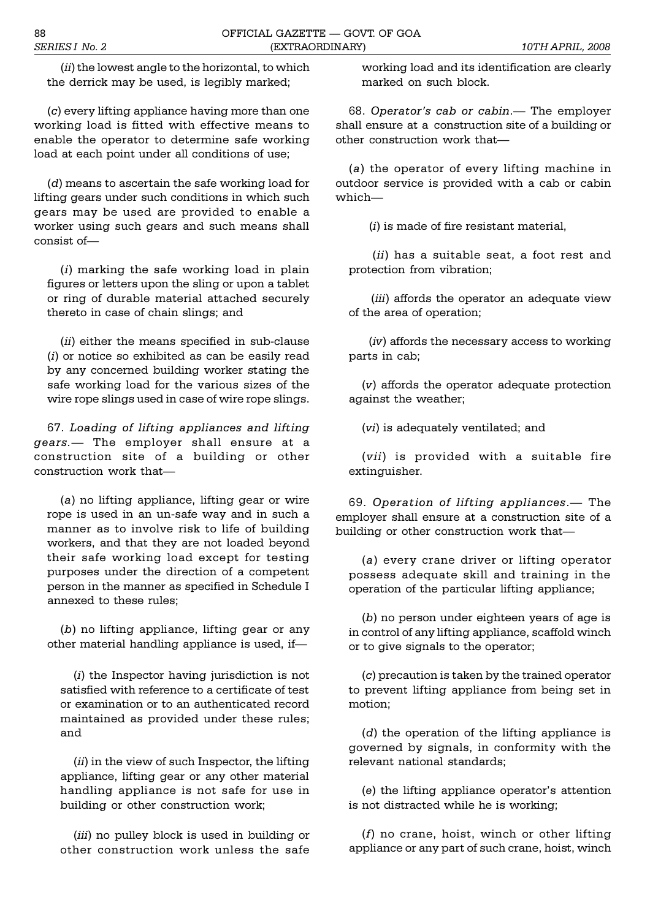(*ii*) the lowest angle to the horizontal, to which the derrick may be used, is legibly marked;

(*c*) every lifting appliance having more than one working load is fitted with effective means to enable the operator to determine safe working load at each point under all conditions of use;

(*d*) means to ascertain the safe working load for lifting gears under such conditions in which such gears may be used are provided to enable a worker using such gears and such means shall consist of—

(*i*) marking the safe working load in plain figures or letters upon the sling or upon a tablet or ring of durable material attached securely thereto in case of chain slings; and

(*ii*) either the means specified in sub-clause (*i*) or notice so exhibited as can be easily read by any concerned building worker stating the safe working load for the various sizes of the wire rope slings used in case of wire rope slings.

67. *Loading of lifting appliances and lifting gears.*— The employer shall ensure at a construction site of a building or other construction work that—

(*a*) no lifting appliance, lifting gear or wire rope is used in an un-safe way and in such a manner as to involve risk to life of building workers, and that they are not loaded beyond their safe working load except for testing purposes under the direction of a competent person in the manner as specified in Schedule I annexed to these rules;

(*b*) no lifting appliance, lifting gear or any other material handling appliance is used, if—

(*i*) the Inspector having jurisdiction is not satisfied with reference to a certificate of test or examination or to an authenticated record maintained as provided under these rules; and

(*ii*) in the view of such Inspector, the lifting appliance, lifting gear or any other material handling appliance is not safe for use in building or other construction work;

(*iii*) no pulley block is used in building or other construction work unless the safe working load and its identification are clearly marked on such block.

68. *Operator's cab or cabin.*— The employer shall ensure at a construction site of a building or other construction work that—

(*a*) the operator of every lifting machine in outdoor service is provided with a cab or cabin which—

(*i*) is made of fire resistant material,

(*ii*) has a suitable seat, a foot rest and protection from vibration;

(*iii*) affords the operator an adequate view of the area of operation;

(*iv*) affords the necessary access to working parts in cab;

(*v*) affords the operator adequate protection against the weather;

(*vi*) is adequately ventilated; and

(*vii*) is provided with a suitable fire extinguisher.

69. *Operation of lifting appliances.*— The employer shall ensure at a construction site of a building or other construction work that—

(*a*) every crane driver or lifting operator possess adequate skill and training in the operation of the particular lifting appliance;

(*b*) no person under eighteen years of age is in control of any lifting appliance, scaffold winch or to give signals to the operator;

(*c*) precaution is taken by the trained operator to prevent lifting appliance from being set in motion;

(*d*) the operation of the lifting appliance is governed by signals, in conformity with the relevant national standards;

(*e*) the lifting appliance operator's attention is not distracted while he is working;

(*f*) no crane, hoist, winch or other lifting appliance or any part of such crane, hoist, winch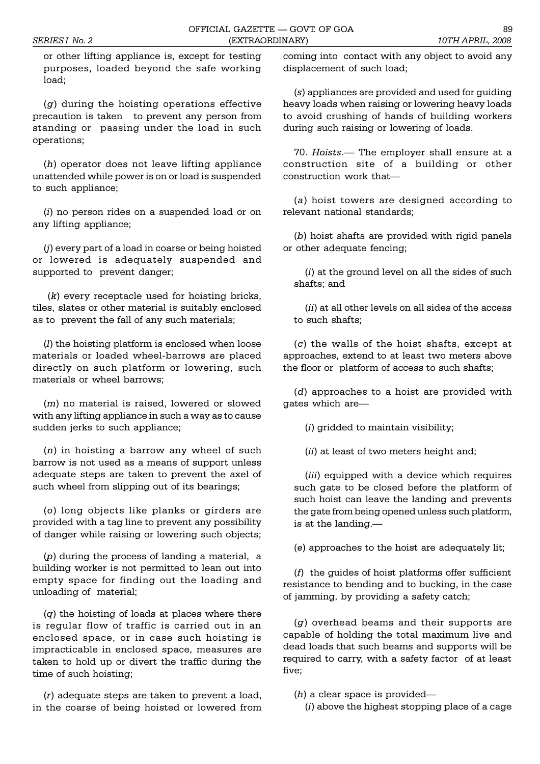or other lifting appliance is, except for testing purposes, loaded beyond the safe working load;

(*g*) during the hoisting operations effective precaution is taken to prevent any person from standing or passing under the load in such operations;

(*h*) operator does not leave lifting appliance unattended while power is on or load is suspended to such appliance;

(*i*) no person rides on a suspended load or on any lifting appliance;

(*j*) every part of a load in coarse or being hoisted or lowered is adequately suspended and supported to prevent danger;

(*k*) every receptacle used for hoisting bricks, tiles, slates or other material is suitably enclosed as to prevent the fall of any such materials;

(*l*) the hoisting platform is enclosed when loose materials or loaded wheel-barrows are placed directly on such platform or lowering, such materials or wheel barrows;

(*m*) no material is raised, lowered or slowed with any lifting appliance in such a way as to cause sudden jerks to such appliance;

(*n*) in hoisting a barrow any wheel of such barrow is not used as a means of support unless adequate steps are taken to prevent the axel of such wheel from slipping out of its bearings;

(*o*) long objects like planks or girders are provided with a tag line to prevent any possibility of danger while raising or lowering such objects;

(*p*) during the process of landing a material, a building worker is not permitted to lean out into empty space for finding out the loading and unloading of material;

(*q*) the hoisting of loads at places where there is regular flow of traffic is carried out in an enclosed space, or in case such hoisting is impracticable in enclosed space, measures are taken to hold up or divert the traffic during the time of such hoisting;

(*r*) adequate steps are taken to prevent a load, in the coarse of being hoisted or lowered from coming into contact with any object to avoid any displacement of such load;

(*s*) appliances are provided and used for guiding heavy loads when raising or lowering heavy loads to avoid crushing of hands of building workers during such raising or lowering of loads.

70. *Hoists*.— The employer shall ensure at a construction site of a building or other construction work that—

(*a*) hoist towers are designed according to relevant national standards;

(*b*) hoist shafts are provided with rigid panels or other adequate fencing;

(*i*) at the ground level on all the sides of such shafts; and

(*ii*) at all other levels on all sides of the access to such shafts;

(*c*) the walls of the hoist shafts, except at approaches, extend to at least two meters above the floor or platform of access to such shafts;

(*d*) approaches to a hoist are provided with gates which are—

(*i*) gridded to maintain visibility;

(*ii*) at least of two meters height and;

(*iii*) equipped with a device which requires such gate to be closed before the platform of such hoist can leave the landing and prevents the gate from being opened unless such platform, is at the landing.—

(*e*) approaches to the hoist are adequately lit;

(*f*) the guides of hoist platforms offer sufficient resistance to bending and to bucking, in the case of jamming, by providing a safety catch;

(*g*) overhead beams and their supports are capable of holding the total maximum live and dead loads that such beams and supports will be required to carry, with a safety factor of at least five;

(*h*) a clear space is provided—

(*i*) above the highest stopping place of a cage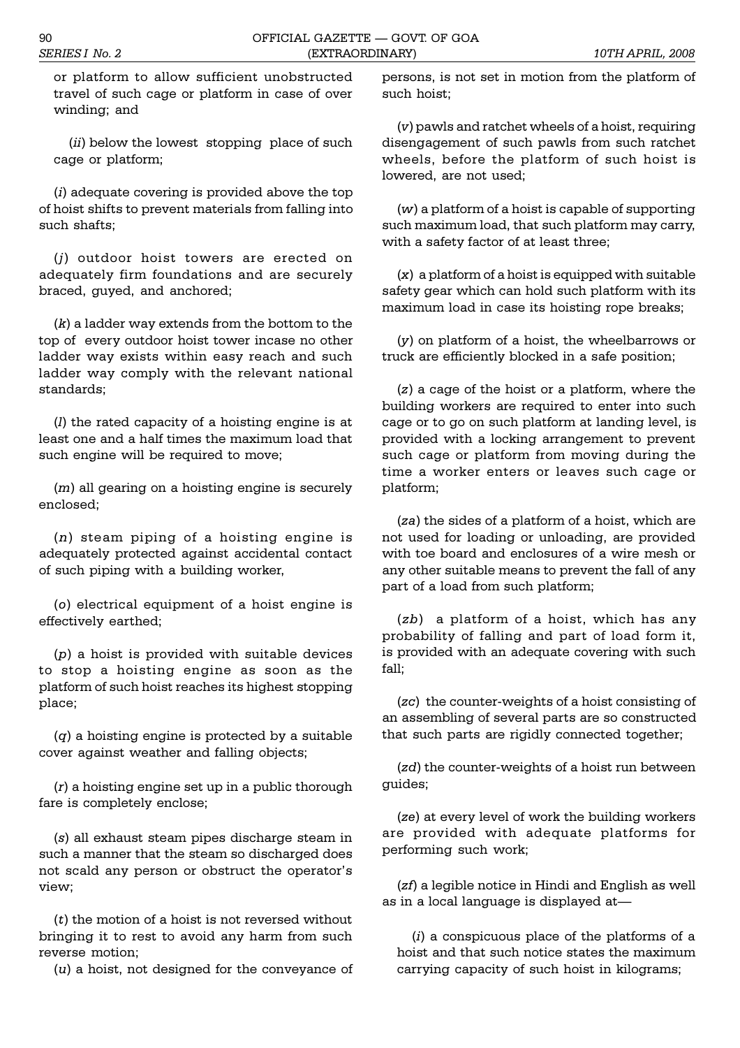or platform to allow sufficient unobstructed travel of such cage or platform in case of over winding; and

(*ii*) below the lowest stopping place of such cage or platform;

(*i*) adequate covering is provided above the top of hoist shifts to prevent materials from falling into such shafts;

(*j*) outdoor hoist towers are erected on adequately firm foundations and are securely braced, guyed, and anchored;

(*k*) a ladder way extends from the bottom to the top of every outdoor hoist tower incase no other ladder way exists within easy reach and such ladder way comply with the relevant national standards;

(*l*) the rated capacity of a hoisting engine is at least one and a half times the maximum load that such engine will be required to move;

(*m*) all gearing on a hoisting engine is securely enclosed;

(*n*) steam piping of a hoisting engine is adequately protected against accidental contact of such piping with a building worker,

(*o*) electrical equipment of a hoist engine is effectively earthed;

(*p*) a hoist is provided with suitable devices to stop a hoisting engine as soon as the platform of such hoist reaches its highest stopping place;

(*q*) a hoisting engine is protected by a suitable cover against weather and falling objects;

(*r*) a hoisting engine set up in a public thorough fare is completely enclose;

(*s*) all exhaust steam pipes discharge steam in such a manner that the steam so discharged does not scald any person or obstruct the operator's view;

(*t*) the motion of a hoist is not reversed without bringing it to rest to avoid any harm from such reverse motion;

(*u*) a hoist, not designed for the conveyance of persons, is not set in motion from the platform of such hoist;

(*v*) pawls and ratchet wheels of a hoist, requiring disengagement of such pawls from such ratchet wheels, before the platform of such hoist is lowered, are not used;

(*w*) a platform of a hoist is capable of supporting such maximum load, that such platform may carry, with a safety factor of at least three;

(*x*) a platform of a hoist is equipped with suitable safety gear which can hold such platform with its maximum load in case its hoisting rope breaks;

(*y*) on platform of a hoist, the wheelbarrows or truck are efficiently blocked in a safe position;

(*z*) a cage of the hoist or a platform, where the building workers are required to enter into such cage or to go on such platform at landing level, is provided with a locking arrangement to prevent such cage or platform from moving during the time a worker enters or leaves such cage or platform;

(*za*) the sides of a platform of a hoist, which are not used for loading or unloading, are provided with toe board and enclosures of a wire mesh or any other suitable means to prevent the fall of any part of a load from such platform;

(*zb*) a platform of a hoist, which has any probability of falling and part of load form it, is provided with an adequate covering with such fall;

(*zc*) the counter-weights of a hoist consisting of an assembling of several parts are so constructed that such parts are rigidly connected together;

(*zd*) the counter-weights of a hoist run between guides;

(*ze*) at every level of work the building workers are provided with adequate platforms for performing such work;

(*zf*) a legible notice in Hindi and English as well as in a local language is displayed at—

(*i*) a conspicuous place of the platforms of a hoist and that such notice states the maximum carrying capacity of such hoist in kilograms;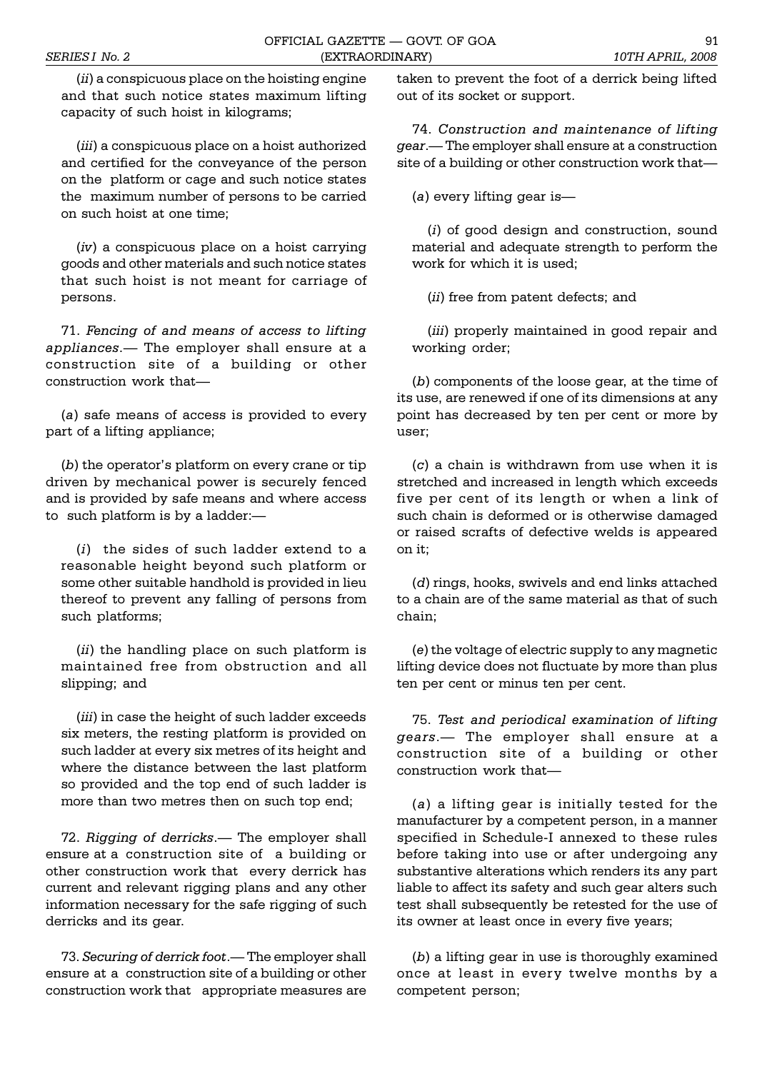(*ii*) a conspicuous place on the hoisting engine and that such notice states maximum lifting capacity of such hoist in kilograms;

(*iii*) a conspicuous place on a hoist authorized and certified for the conveyance of the person on the platform or cage and such notice states the maximum number of persons to be carried on such hoist at one time;

(*iv*) a conspicuous place on a hoist carrying goods and other materials and such notice states that such hoist is not meant for carriage of persons.

71. *Fencing of and means of access to lifting appliances*.— The employer shall ensure at a construction site of a building or other construction work that—

(*a*) safe means of access is provided to every part of a lifting appliance;

(*b*) the operator's platform on every crane or tip driven by mechanical power is securely fenced and is provided by safe means and where access to such platform is by a ladder:—

(*i*) the sides of such ladder extend to a reasonable height beyond such platform or some other suitable handhold is provided in lieu thereof to prevent any falling of persons from such platforms;

(*ii*) the handling place on such platform is maintained free from obstruction and all slipping; and

(*iii*) in case the height of such ladder exceeds six meters, the resting platform is provided on such ladder at every six metres of its height and where the distance between the last platform so provided and the top end of such ladder is more than two metres then on such top end;

72. *Rigging of derricks*.— The employer shall ensure at a construction site of a building or other construction work that every derrick has current and relevant rigging plans and any other information necessary for the safe rigging of such derricks and its gear.

73. *Securing of derrick foot*.— The employer shall ensure at a construction site of a building or other construction work that appropriate measures are taken to prevent the foot of a derrick being lifted out of its socket or support.

74. *Construction and maintenance of lifting gear*.— The employer shall ensure at a construction site of a building or other construction work that—

(*a*) every lifting gear is—

(*i*) of good design and construction, sound material and adequate strength to perform the work for which it is used;

(*ii*) free from patent defects; and

(*iii*) properly maintained in good repair and working order;

(*b*) components of the loose gear, at the time of its use, are renewed if one of its dimensions at any point has decreased by ten per cent or more by user;

(*c*) a chain is withdrawn from use when it is stretched and increased in length which exceeds five per cent of its length or when a link of such chain is deformed or is otherwise damaged or raised scrafts of defective welds is appeared on it;

(*d*) rings, hooks, swivels and end links attached to a chain are of the same material as that of such chain;

(*e*) the voltage of electric supply to any magnetic lifting device does not fluctuate by more than plus ten per cent or minus ten per cent.

75. *Test and periodical examination of lifting gears*.— The employer shall ensure at a construction site of a building or other construction work that—

(*a*) a lifting gear is initially tested for the manufacturer by a competent person, in a manner specified in Schedule-I annexed to these rules before taking into use or after undergoing any substantive alterations which renders its any part liable to affect its safety and such gear alters such test shall subsequently be retested for the use of its owner at least once in every five years;

(*b*) a lifting gear in use is thoroughly examined once at least in every twelve months by a competent person;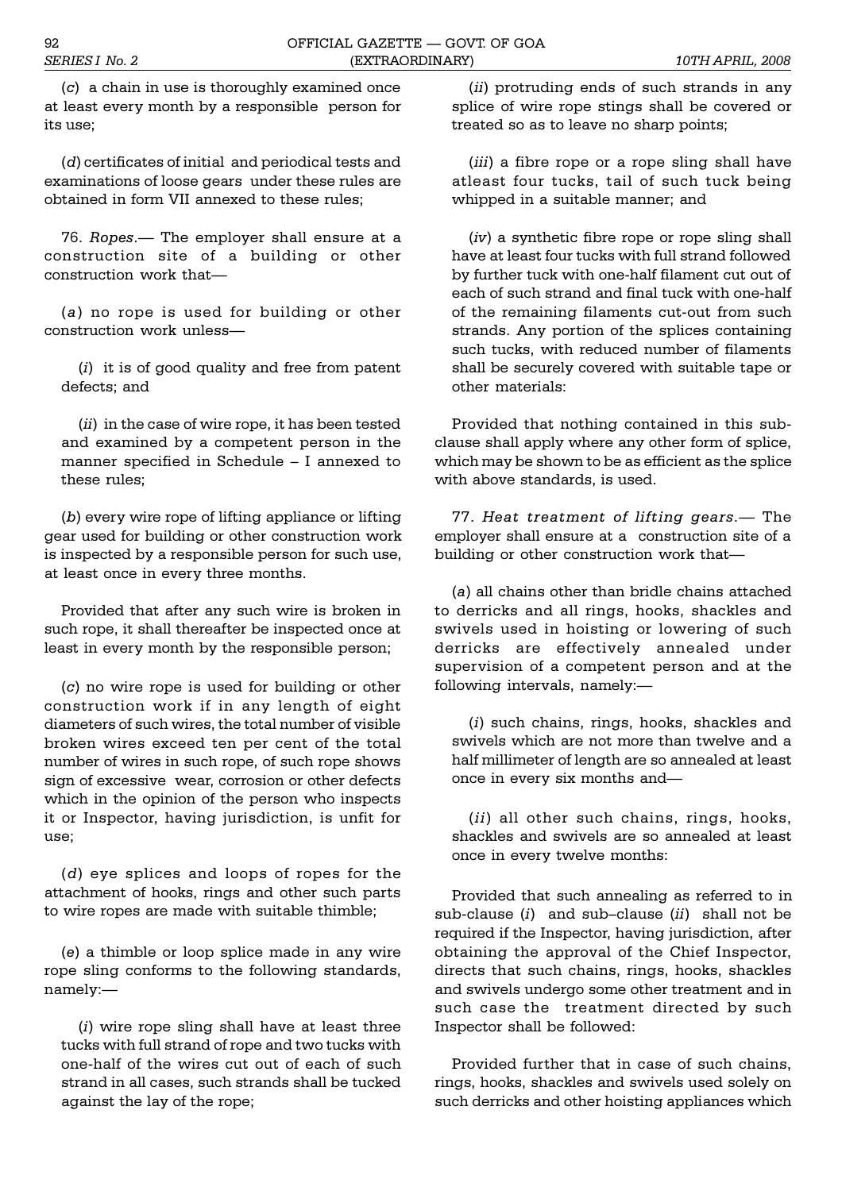(*c*) a chain in use is thoroughly examined once at least every month by a responsible person for its use;

(*d*) certificates of initial and periodical tests and examinations of loose gears under these rules are obtained in form VII annexed to these rules;

76. *Ropes*.— The employer shall ensure at a construction site of a building or other construction work that—

(*a*) no rope is used for building or other construction work unless—

(*i*) it is of good quality and free from patent defects; and

(*ii*) in the case of wire rope, it has been tested and examined by a competent person in the manner specified in Schedule – I annexed to these rules;

(*b*) every wire rope of lifting appliance or lifting gear used for building or other construction work is inspected by a responsible person for such use, at least once in every three months.

Provided that after any such wire is broken in such rope, it shall thereafter be inspected once at least in every month by the responsible person;

(*c*) no wire rope is used for building or other construction work if in any length of eight diameters of such wires, the total number of visible broken wires exceed ten per cent of the total number of wires in such rope, of such rope shows sign of excessive wear, corrosion or other defects which in the opinion of the person who inspects it or Inspector, having jurisdiction, is unfit for use;

(*d*) eye splices and loops of ropes for the attachment of hooks, rings and other such parts to wire ropes are made with suitable thimble;

(*e*) a thimble or loop splice made in any wire rope sling conforms to the following standards, namely:—

(*i*) wire rope sling shall have at least three tucks with full strand of rope and two tucks with one-half of the wires cut out of each of such strand in all cases, such strands shall be tucked against the lay of the rope;

(*ii*) protruding ends of such strands in any splice of wire rope stings shall be covered or treated so as to leave no sharp points;

(*iii*) a fibre rope or a rope sling shall have atleast four tucks, tail of such tuck being whipped in a suitable manner; and

(*iv*) a synthetic fibre rope or rope sling shall have at least four tucks with full strand followed by further tuck with one-half filament cut out of each of such strand and final tuck with one-half of the remaining filaments cut-out from such strands. Any portion of the splices containing such tucks, with reduced number of filaments shall be securely covered with suitable tape or other materials:

Provided that nothing contained in this sub-clause shall apply where any other form of splice, which may be shown to be as efficient as the splice with above standards, is used.

77. *Heat treatment of lifting gears*.— The employer shall ensure at a construction site of a building or other construction work that—

(*a*) all chains other than bridle chains attached to derricks and all rings, hooks, shackles and swivels used in hoisting or lowering of such derricks are effectively annealed under supervision of a competent person and at the following intervals, namely:—

(*i*) such chains, rings, hooks, shackles and swivels which are not more than twelve and a half millimeter of length are so annealed at least once in every six months and—

(*ii*) all other such chains, rings, hooks, shackles and swivels are so annealed at least once in every twelve months:

Provided that such annealing as referred to in sub-clause (*i*) and sub–clause (*ii*) shall not be required if the Inspector, having jurisdiction, after obtaining the approval of the Chief Inspector, directs that such chains, rings, hooks, shackles and swivels undergo some other treatment and in such case the treatment directed by such Inspector shall be followed:

Provided further that in case of such chains, rings, hooks, shackles and swivels used solely on such derricks and other hoisting appliances which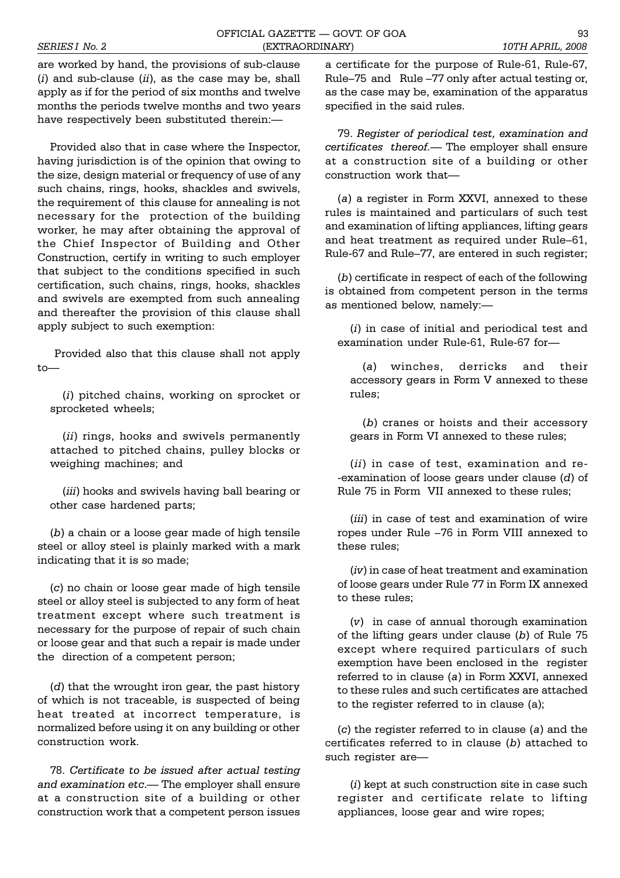are worked by hand, the provisions of sub-clause (*i*) and sub-clause (*ii*), as the case may be, shall apply as if for the period of six months and twelve months the periods twelve months and two years have respectively been substituted therein:—

Provided also that in case where the Inspector, having jurisdiction is of the opinion that owing to the size, design material or frequency of use of any such chains, rings, hooks, shackles and swivels, the requirement of this clause for annealing is not necessary for the protection of the building worker, he may after obtaining the approval of the Chief Inspector of Building and Other Construction, certify in writing to such employer that subject to the conditions specified in such certification, such chains, rings, hooks, shackles and swivels are exempted from such annealing and thereafter the provision of this clause shall apply subject to such exemption:

Provided also that this clause shall not apply to—

(*i*) pitched chains, working on sprocket or sprocketed wheels;

(*ii*) rings, hooks and swivels permanently attached to pitched chains, pulley blocks or weighing machines; and

(*iii*) hooks and swivels having ball bearing or other case hardened parts;

(*b*) a chain or a loose gear made of high tensile steel or alloy steel is plainly marked with a mark indicating that it is so made;

(*c*) no chain or loose gear made of high tensile steel or alloy steel is subjected to any form of heat treatment except where such treatment is necessary for the purpose of repair of such chain or loose gear and that such a repair is made under the direction of a competent person;

(*d*) that the wrought iron gear, the past history of which is not traceable, is suspected of being heat treated at incorrect temperature, is normalized before using it on any building or other construction work.

78. *Certificate to be issued after actual testing and examination etc.*— The employer shall ensure at a construction site of a building or other construction work that a competent person issues a certificate for the purpose of Rule-61, Rule-67, Rule–75 and Rule –77 only after actual testing or, as the case may be, examination of the apparatus specified in the said rules.

79. *Register of periodical test, examination and certificates thereof.*— The employer shall ensure at a construction site of a building or other construction work that—

(*a*) a register in Form XXVI, annexed to these rules is maintained and particulars of such test and examination of lifting appliances, lifting gears and heat treatment as required under Rule–61, Rule-67 and Rule–77, are entered in such register;

(*b*) certificate in respect of each of the following is obtained from competent person in the terms as mentioned below, namely:—

(*i*) in case of initial and periodical test and examination under Rule-61, Rule-67 for—

(*a*) winches, derricks and their accessory gears in Form V annexed to these rules;

(*b*) cranes or hoists and their accessory gears in Form VI annexed to these rules;

(*ii*) in case of test, examination and re--examination of loose gears under clause (*d*) of Rule 75 in Form VII annexed to these rules;

(*iii*) in case of test and examination of wire ropes under Rule –76 in Form VIII annexed to these rules;

(*iv*) in case of heat treatment and examination of loose gears under Rule 77 in Form IX annexed to these rules;

(*v*) in case of annual thorough examination of the lifting gears under clause (*b*) of Rule 75 except where required particulars of such exemption have been enclosed in the register referred to in clause (*a*) in Form XXVI, annexed to these rules and such certificates are attached to the register referred to in clause (a);

(*c*) the register referred to in clause (*a*) and the certificates referred to in clause (*b*) attached to such register are—

(*i*) kept at such construction site in case such register and certificate relate to lifting appliances, loose gear and wire ropes;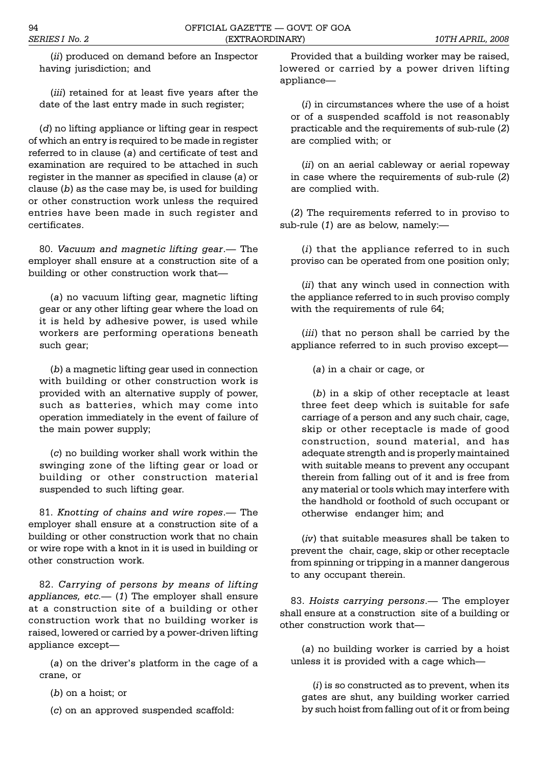(*ii*) produced on demand before an Inspector having jurisdiction; and

(*iii*) retained for at least five years after the date of the last entry made in such register;

(*d*) no lifting appliance or lifting gear in respect of which an entry is required to be made in register referred to in clause (*a*) and certificate of test and examination are required to be attached in such register in the manner as specified in clause (*a*) or clause (*b*) as the case may be, is used for building or other construction work unless the required entries have been made in such register and certificates.

80. *Vacuum and magnetic lifting gear*.— The employer shall ensure at a construction site of a building or other construction work that—

(*a*) no vacuum lifting gear, magnetic lifting gear or any other lifting gear where the load on it is held by adhesive power, is used while workers are performing operations beneath such gear;

(*b*) a magnetic lifting gear used in connection with building or other construction work is provided with an alternative supply of power, such as batteries, which may come into operation immediately in the event of failure of the main power supply;

(*c*) no building worker shall work within the swinging zone of the lifting gear or load or building or other construction material suspended to such lifting gear.

81. *Knotting of chains and wire ropes*.— The employer shall ensure at a construction site of a building or other construction work that no chain or wire rope with a knot in it is used in building or other construction work.

82. *Carrying of persons by means of lifting appliances, etc.*— (*1*) The employer shall ensure at a construction site of a building or other construction work that no building worker is raised, lowered or carried by a power-driven lifting appliance except—

(*a*) on the driver's platform in the cage of a crane, or

(*b*) on a hoist; or

(*c*) on an approved suspended scaffold:

Provided that a building worker may be raised, lowered or carried by a power driven lifting appliance—

(*i*) in circumstances where the use of a hoist or of a suspended scaffold is not reasonably practicable and the requirements of sub-rule (*2*) are complied with; or

(*ii*) on an aerial cableway or aerial ropeway in case where the requirements of sub-rule (*2*) are complied with.

(*2*) The requirements referred to in proviso to sub-rule (*1*) are as below, namely:—

(*i*) that the appliance referred to in such proviso can be operated from one position only;

(*ii*) that any winch used in connection with the appliance referred to in such proviso comply with the requirements of rule 64;

(*iii*) that no person shall be carried by the appliance referred to in such proviso except—

(*a*) in a chair or cage, or

(*b*) in a skip of other receptacle at least three feet deep which is suitable for safe carriage of a person and any such chair, cage, skip or other receptacle is made of good construction, sound material, and has adequate strength and is properly maintained with suitable means to prevent any occupant therein from falling out of it and is free from any material or tools which may interfere with the handhold or foothold of such occupant or otherwise endanger him; and

(*iv*) that suitable measures shall be taken to prevent the chair, cage, skip or other receptacle from spinning or tripping in a manner dangerous to any occupant therein.

83. *Hoists carrying persons*.— The employer shall ensure at a construction site of a building or other construction work that—

(*a*) no building worker is carried by a hoist unless it is provided with a cage which—

(*i*) is so constructed as to prevent, when its gates are shut, any building worker carried by such hoist from falling out of it or from being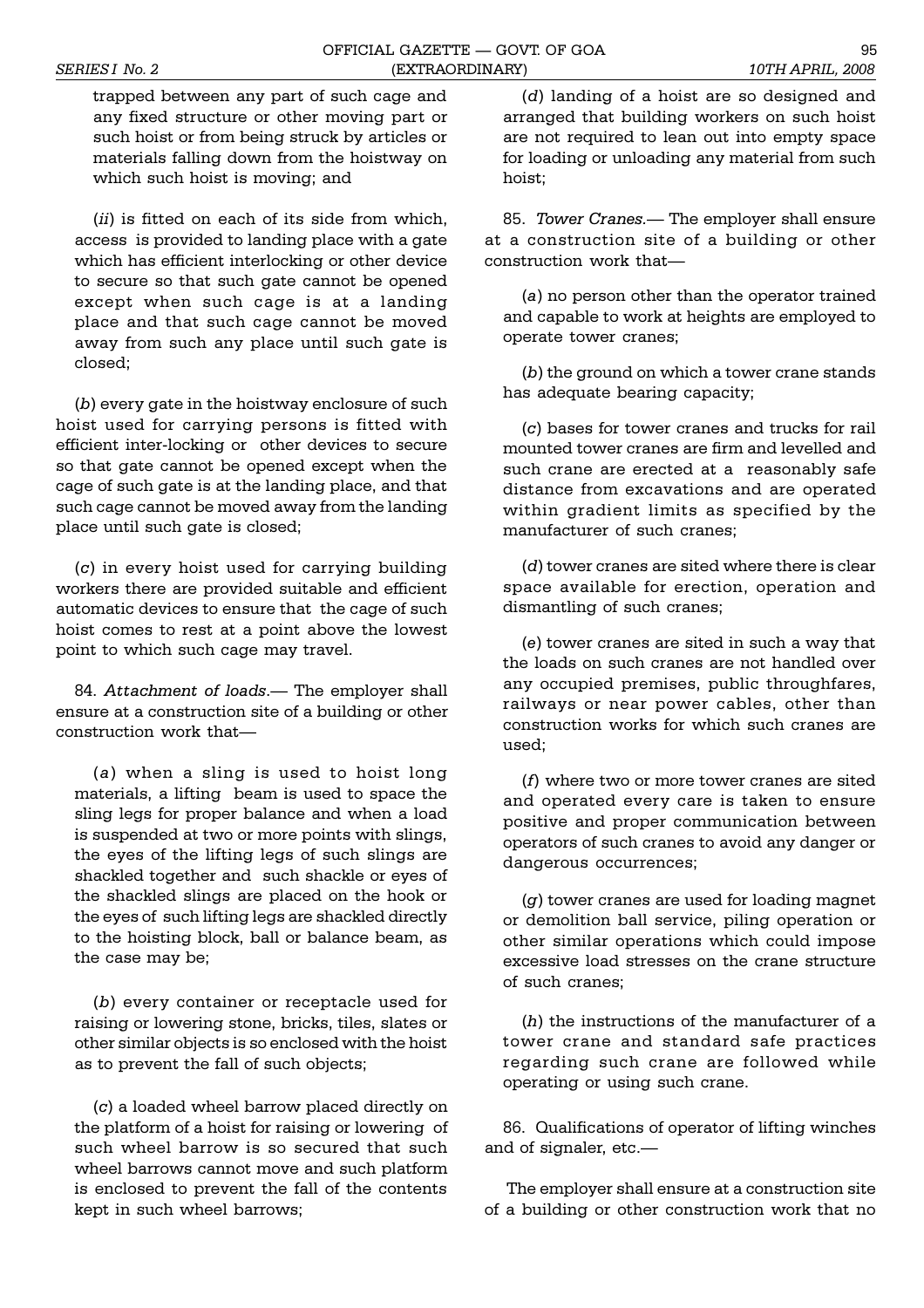trapped between any part of such cage and any fixed structure or other moving part or such hoist or from being struck by articles or materials falling down from the hoistway on which such hoist is moving; and

(*ii*) is fitted on each of its side from which, access is provided to landing place with a gate which has efficient interlocking or other device to secure so that such gate cannot be opened except when such cage is at a landing place and that such cage cannot be moved away from such any place until such gate is closed;

(*b*) every gate in the hoistway enclosure of such hoist used for carrying persons is fitted with efficient inter-locking or other devices to secure so that gate cannot be opened except when the cage of such gate is at the landing place, and that such cage cannot be moved away from the landing place until such gate is closed;

(*c*) in every hoist used for carrying building workers there are provided suitable and efficient automatic devices to ensure that the cage of such hoist comes to rest at a point above the lowest point to which such cage may travel.

84. *Attachment of loads*.— The employer shall ensure at a construction site of a building or other construction work that—

(*a*) when a sling is used to hoist long materials, a lifting beam is used to space the sling legs for proper balance and when a load is suspended at two or more points with slings, the eyes of the lifting legs of such slings are shackled together and such shackle or eyes of the shackled slings are placed on the hook or the eyes of such lifting legs are shackled directly to the hoisting block, ball or balance beam, as the case may be;

(*b*) every container or receptacle used for raising or lowering stone, bricks, tiles, slates or other similar objects is so enclosed with the hoist as to prevent the fall of such objects;

(*c*) a loaded wheel barrow placed directly on the platform of a hoist for raising or lowering of such wheel barrow is so secured that such wheel barrows cannot move and such platform is enclosed to prevent the fall of the contents kept in such wheel barrows;

(*d*) landing of a hoist are so designed and arranged that building workers on such hoist are not required to lean out into empty space for loading or unloading any material from such hoist;

85. *Tower Cranes*.— The employer shall ensure at a construction site of a building or other construction work that—

(*a*) no person other than the operator trained and capable to work at heights are employed to operate tower cranes;

(*b*) the ground on which a tower crane stands has adequate bearing capacity;

(*c*) bases for tower cranes and trucks for rail mounted tower cranes are firm and levelled and such crane are erected at a reasonably safe distance from excavations and are operated within gradient limits as specified by the manufacturer of such cranes;

(*d*) tower cranes are sited where there is clear space available for erection, operation and dismantling of such cranes;

(*e*) tower cranes are sited in such a way that the loads on such cranes are not handled over any occupied premises, public throughfares, railways or near power cables, other than construction works for which such cranes are used;

(*f*) where two or more tower cranes are sited and operated every care is taken to ensure positive and proper communication between operators of such cranes to avoid any danger or dangerous occurrences;

(*g*) tower cranes are used for loading magnet or demolition ball service, piling operation or other similar operations which could impose excessive load stresses on the crane structure of such cranes;

(*h*) the instructions of the manufacturer of a tower crane and standard safe practices regarding such crane are followed while operating or using such crane.

86. Qualifications of operator of lifting winches and of signaler, etc.—

The employer shall ensure at a construction site of a building or other construction work that no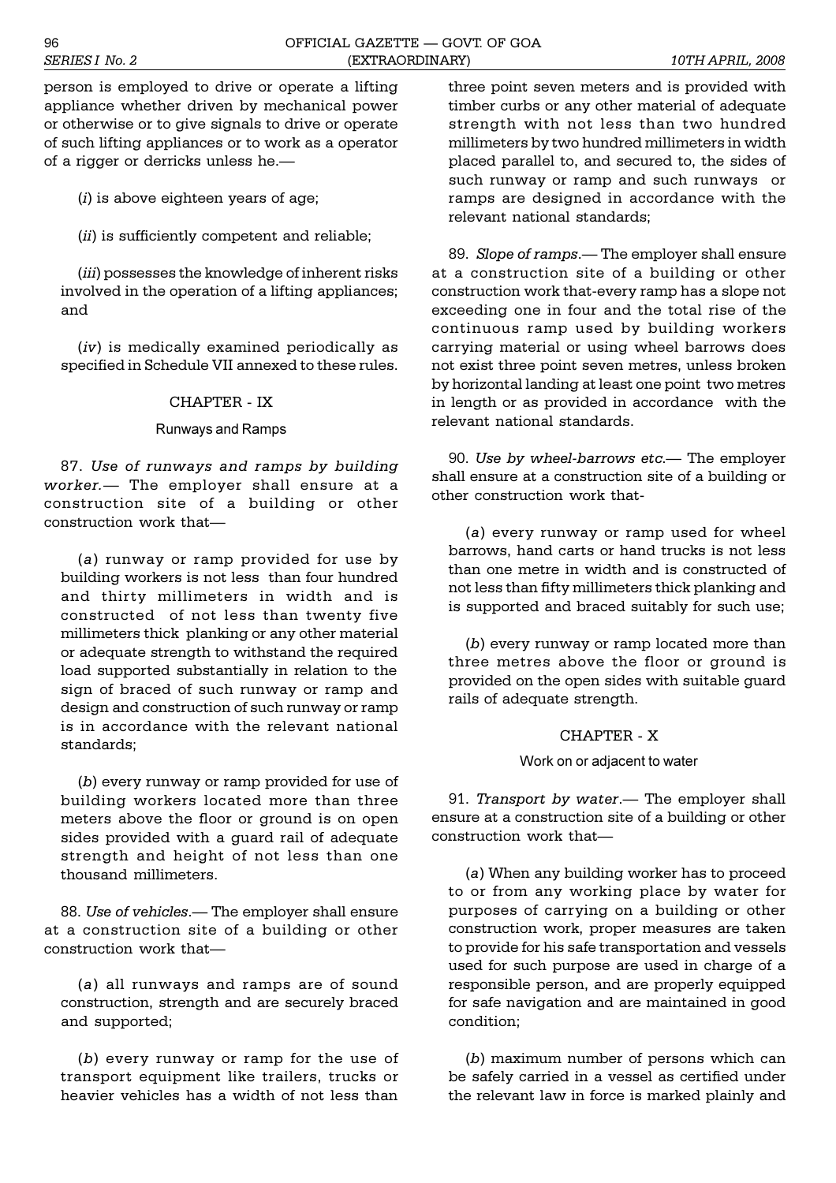person is employed to drive or operate a lifting appliance whether driven by mechanical power or otherwise or to give signals to drive or operate of such lifting appliances or to work as a operator of a rigger or derricks unless he.—

(*i*) is above eighteen years of age;

(*ii*) is sufficiently competent and reliable;

(*iii*) possesses the knowledge of inherent risks involved in the operation of a lifting appliances; and

(*iv*) is medically examined periodically as specified in Schedule VII annexed to these rules.

## CHAPTER - IX

### Runways and Ramps

87. *Use of runways and ramps by building worker.*— The employer shall ensure at a construction site of a building or other construction work that—

(*a*) runway or ramp provided for use by building workers is not less than four hundred and thirty millimeters in width and is constructed of not less than twenty five millimeters thick planking or any other material or adequate strength to withstand the required load supported substantially in relation to the sign of braced of such runway or ramp and design and construction of such runway or ramp is in accordance with the relevant national standards;

(*b*) every runway or ramp provided for use of building workers located more than three meters above the floor or ground is on open sides provided with a guard rail of adequate strength and height of not less than one thousand millimeters.

88. *Use of vehicles*.— The employer shall ensure at a construction site of a building or other construction work that—

(*a*) all runways and ramps are of sound construction, strength and are securely braced and supported;

(*b*) every runway or ramp for the use of transport equipment like trailers, trucks or heavier vehicles has a width of not less than three point seven meters and is provided with timber curbs or any other material of adequate strength with not less than two hundred millimeters by two hundred millimeters in width placed parallel to, and secured to, the sides of such runway or ramp and such runways or ramps are designed in accordance with the relevant national standards;

89. *Slope of ramps*.— The employer shall ensure at a construction site of a building or other construction work that-every ramp has a slope not exceeding one in four and the total rise of the continuous ramp used by building workers carrying material or using wheel barrows does not exist three point seven metres, unless broken by horizontal landing at least one point two metres in length or as provided in accordance with the relevant national standards.

90. *Use by wheel-barrows etc.*— The employer shall ensure at a construction site of a building or other construction work that-

(*a*) every runway or ramp used for wheel barrows, hand carts or hand trucks is not less than one metre in width and is constructed of not less than fifty millimeters thick planking and is supported and braced suitably for such use;

(*b*) every runway or ramp located more than three metres above the floor or ground is provided on the open sides with suitable guard rails of adequate strength.

## CHAPTER - X

### Work on or adjacent to water

91. *Transport by water*.— The employer shall ensure at a construction site of a building or other construction work that—

(*a*) When any building worker has to proceed to or from any working place by water for purposes of carrying on a building or other construction work, proper measures are taken to provide for his safe transportation and vessels used for such purpose are used in charge of a responsible person, and are properly equipped for safe navigation and are maintained in good condition;

(*b*) maximum number of persons which can be safely carried in a vessel as certified under the relevant law in force is marked plainly and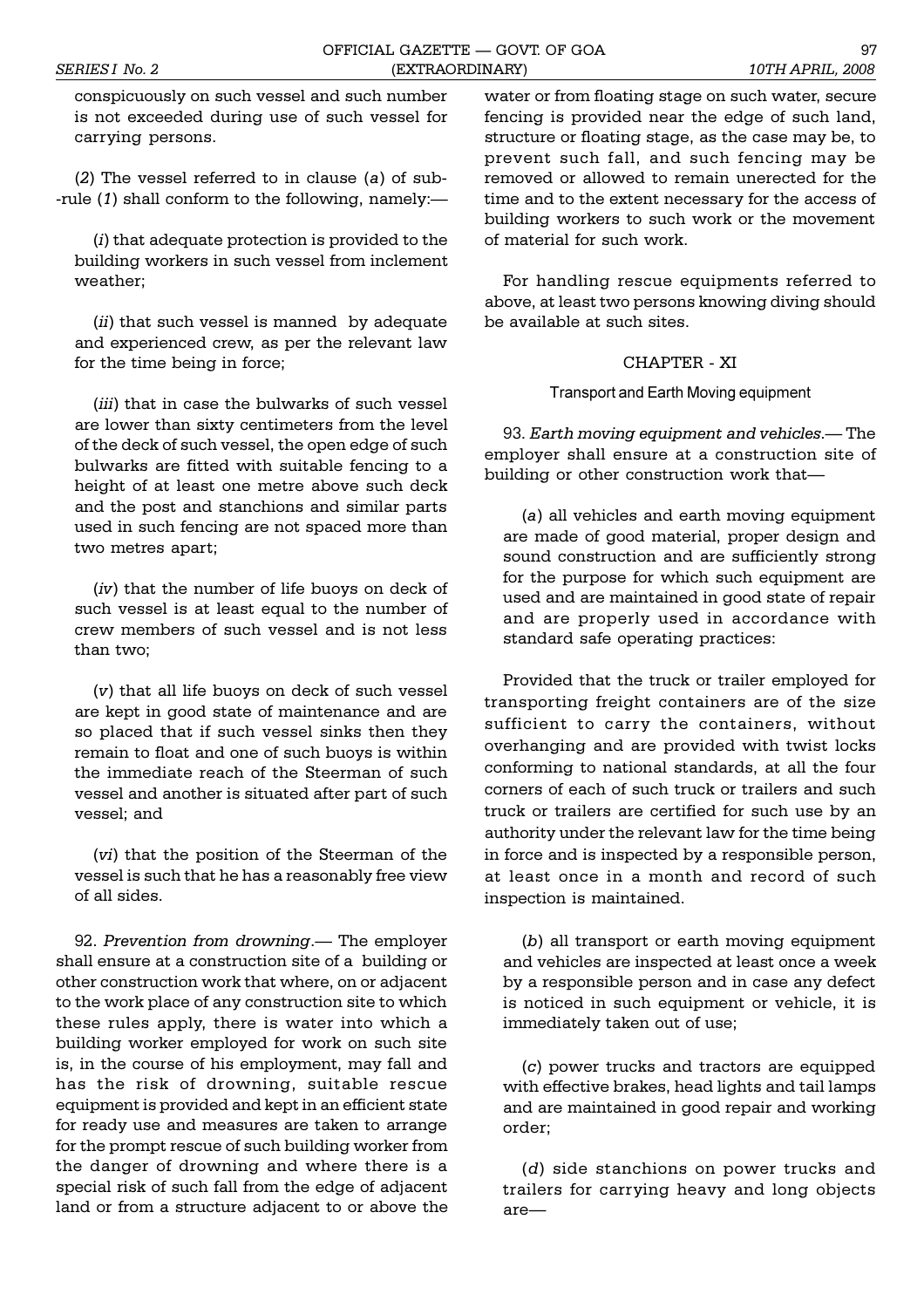conspicuously on such vessel and such number is not exceeded during use of such vessel for carrying persons.

(*2*) The vessel referred to in clause (*a*) of sub-rule (*1*) shall conform to the following, namely:—

(*i*) that adequate protection is provided to the building workers in such vessel from inclement weather;

(*ii*) that such vessel is manned by adequate and experienced crew, as per the relevant law for the time being in force;

(*iii*) that in case the bulwarks of such vessel are lower than sixty centimeters from the level of the deck of such vessel, the open edge of such bulwarks are fitted with suitable fencing to a height of at least one metre above such deck and the post and stanchions and similar parts used in such fencing are not spaced more than two metres apart;

(*iv*) that the number of life buoys on deck of such vessel is at least equal to the number of crew members of such vessel and is not less than two;

(*v*) that all life buoys on deck of such vessel are kept in good state of maintenance and are so placed that if such vessel sinks then they remain to float and one of such buoys is within the immediate reach of the Steerman of such vessel and another is situated after part of such vessel; and

(*vi*) that the position of the Steerman of the vessel is such that he has a reasonably free view of all sides.

92. *Prevention from drowning*.— The employer shall ensure at a construction site of a building or other construction work that where, on or adjacent to the work place of any construction site to which these rules apply, there is water into which a building worker employed for work on such site is, in the course of his employment, may fall and has the risk of drowning, suitable rescue equipment is provided and kept in an efficient state for ready use and measures are taken to arrange for the prompt rescue of such building worker from the danger of drowning and where there is a special risk of such fall from the edge of adjacent land or from a structure adjacent to or above the water or from floating stage on such water, secure fencing is provided near the edge of such land, structure or floating stage, as the case may be, to prevent such fall, and such fencing may be removed or allowed to remain unerected for the time and to the extent necessary for the access of building workers to such work or the movement of material for such work.

For handling rescue equipments referred to above, at least two persons knowing diving should be available at such sites.

## CHAPTER - XI

### Transport and Earth Moving equipment

93. *Earth moving equipment and vehicles*.— The employer shall ensure at a construction site of building or other construction work that—

(*a*) all vehicles and earth moving equipment are made of good material, proper design and sound construction and are sufficiently strong for the purpose for which such equipment are used and are maintained in good state of repair and are properly used in accordance with standard safe operating practices:

Provided that the truck or trailer employed for transporting freight containers are of the size sufficient to carry the containers, without overhanging and are provided with twist locks conforming to national standards, at all the four corners of each of such truck or trailers and such truck or trailers are certified for such use by an authority under the relevant law for the time being in force and is inspected by a responsible person, at least once in a month and record of such inspection is maintained.

(*b*) all transport or earth moving equipment and vehicles are inspected at least once a week by a responsible person and in case any defect is noticed in such equipment or vehicle, it is immediately taken out of use;

(*c*) power trucks and tractors are equipped with effective brakes, head lights and tail lamps and are maintained in good repair and working order;

(*d*) side stanchions on power trucks and trailers for carrying heavy and long objects are—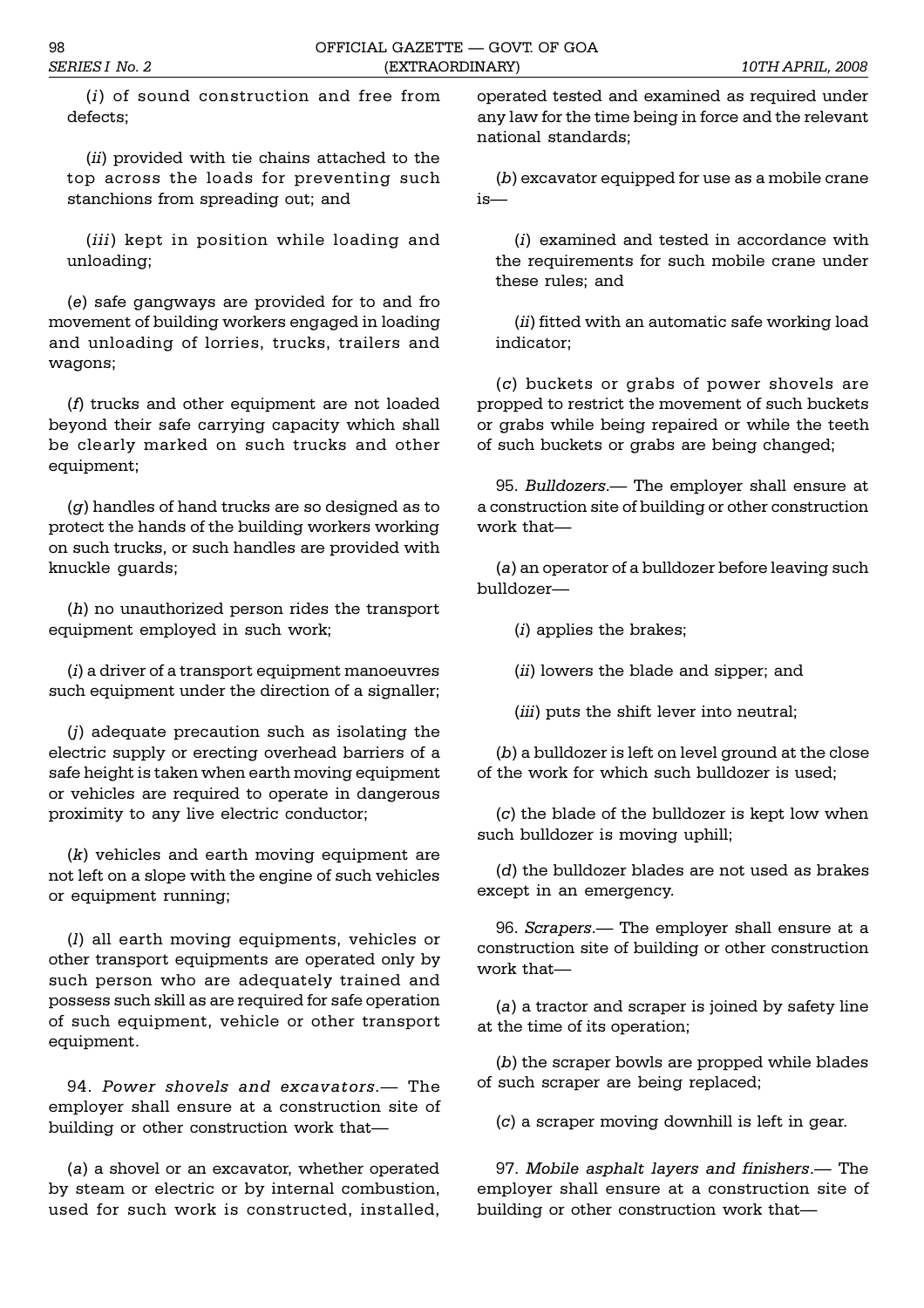(*i*) of sound construction and free from defects;

(*ii*) provided with tie chains attached to the top across the loads for preventing such stanchions from spreading out; and

(*iii*) kept in position while loading and unloading;

(*e*) safe gangways are provided for to and fro movement of building workers engaged in loading and unloading of lorries, trucks, trailers and wagons;

(*f*) trucks and other equipment are not loaded beyond their safe carrying capacity which shall be clearly marked on such trucks and other equipment;

(*g*) handles of hand trucks are so designed as to protect the hands of the building workers working on such trucks, or such handles are provided with knuckle guards;

(*h*) no unauthorized person rides the transport equipment employed in such work;

(*i*) a driver of a transport equipment manoeuvres such equipment under the direction of a signaller;

(*j*) adequate precaution such as isolating the electric supply or erecting overhead barriers of a safe height is taken when earth moving equipment or vehicles are required to operate in dangerous proximity to any live electric conductor;

(*k*) vehicles and earth moving equipment are not left on a slope with the engine of such vehicles or equipment running;

(*l*) all earth moving equipments, vehicles or other transport equipments are operated only by such person who are adequately trained and possess such skill as are required for safe operation of such equipment, vehicle or other transport equipment.

94. *Power shovels and excavators*.— The employer shall ensure at a construction site of building or other construction work that—

(*a*) a shovel or an excavator, whether operated by steam or electric or by internal combustion, used for such work is constructed, installed, operated tested and examined as required under any law for the time being in force and the relevant national standards;

(*b*) excavator equipped for use as a mobile crane is—

(*i*) examined and tested in accordance with the requirements for such mobile crane under these rules; and

(*ii*) fitted with an automatic safe working load indicator;

(*c*) buckets or grabs of power shovels are propped to restrict the movement of such buckets or grabs while being repaired or while the teeth of such buckets or grabs are being changed;

95. *Bulldozers*.— The employer shall ensure at a construction site of building or other construction work that—

(*a*) an operator of a bulldozer before leaving such bulldozer—

(*i*) applies the brakes;

(*ii*) lowers the blade and sipper; and

(*iii*) puts the shift lever into neutral;

(*b*) a bulldozer is left on level ground at the close of the work for which such bulldozer is used;

(*c*) the blade of the bulldozer is kept low when such bulldozer is moving uphill;

(*d*) the bulldozer blades are not used as brakes except in an emergency.

96. *Scrapers*.— The employer shall ensure at a construction site of building or other construction work that—

(*a*) a tractor and scraper is joined by safety line at the time of its operation;

(*b*) the scraper bowls are propped while blades of such scraper are being replaced;

(*c*) a scraper moving downhill is left in gear.

97. *Mobile asphalt layers and finishers*.— The employer shall ensure at a construction site of building or other construction work that—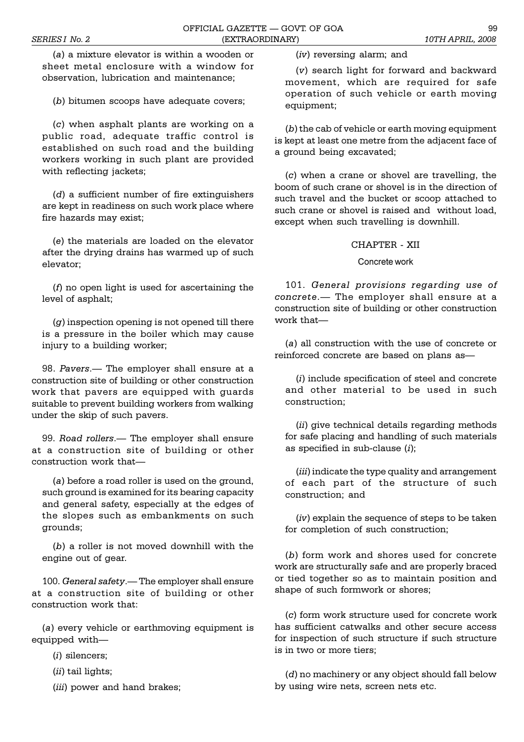(*a*) a mixture elevator is within a wooden or sheet metal enclosure with a window for observation, lubrication and maintenance;

(*b*) bitumen scoops have adequate covers;

(*c*) when asphalt plants are working on a public road, adequate traffic control is established on such road and the building workers working in such plant are provided with reflecting jackets;

(*d*) a sufficient number of fire extinguishers are kept in readiness on such work place where fire hazards may exist;

(*e*) the materials are loaded on the elevator after the drying drains has warmed up of such elevator;

(*f*) no open light is used for ascertaining the level of asphalt;

(*g*) inspection opening is not opened till there is a pressure in the boiler which may cause injury to a building worker;

98. *Pavers*.— The employer shall ensure at a construction site of building or other construction work that pavers are equipped with guards suitable to prevent building workers from walking under the skip of such pavers.

99. *Road rollers*.— The employer shall ensure at a construction site of building or other construction work that—

(*a*) before a road roller is used on the ground, such ground is examined for its bearing capacity and general safety, especially at the edges of the slopes such as embankments on such grounds;

(*b*) a roller is not moved downhill with the engine out of gear.

100. *General safety*.— The employer shall ensure at a construction site of building or other construction work that:

(*a*) every vehicle or earthmoving equipment is equipped with—

(*i*) silencers;

(*ii*) tail lights;

(*iii*) power and hand brakes;

(*iv*) reversing alarm; and

(*v*) search light for forward and backward movement, which are required for safe operation of such vehicle or earth moving equipment;

(*b*) the cab of vehicle or earth moving equipment is kept at least one metre from the adjacent face of a ground being excavated;

(*c*) when a crane or shovel are travelling, the boom of such crane or shovel is in the direction of such travel and the bucket or scoop attached to such crane or shovel is raised and without load, except when such travelling is downhill.

## CHAPTER - XII

### Concrete work

101. *General provisions regarding use of concrete*.— The employer shall ensure at a construction site of building or other construction work that—

(*a*) all construction with the use of concrete or reinforced concrete are based on plans as—

(*i*) include specification of steel and concrete and other material to be used in such construction;

(*ii*) give technical details regarding methods for safe placing and handling of such materials as specified in sub-clause (*i*);

(*iii*) indicate the type quality and arrangement of each part of the structure of such construction; and

(*iv*) explain the sequence of steps to be taken for completion of such construction;

(*b*) form work and shores used for concrete work are structurally safe and are properly braced or tied together so as to maintain position and shape of such formwork or shores;

(*c*) form work structure used for concrete work has sufficient catwalks and other secure access for inspection of such structure if such structure is in two or more tiers;

(*d*) no machinery or any object should fall below by using wire nets, screen nets etc.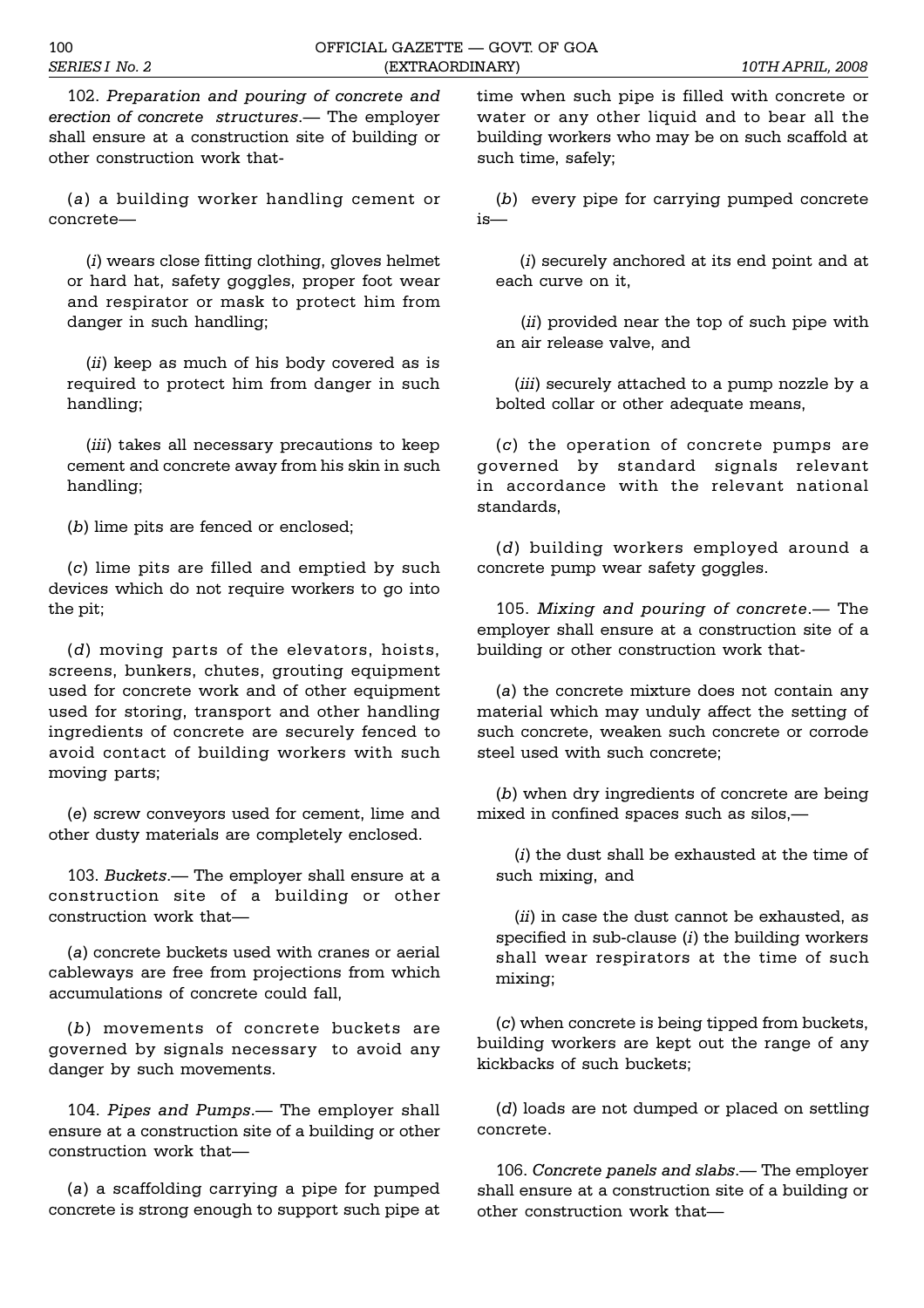102. *Preparation and pouring of concrete and erection of concrete structures*.— The employer shall ensure at a construction site of building or other construction work that-

(*a*) a building worker handling cement or concrete—

(*i*) wears close fitting clothing, gloves helmet or hard hat, safety goggles, proper foot wear and respirator or mask to protect him from danger in such handling;

(*ii*) keep as much of his body covered as is required to protect him from danger in such handling;

(*iii*) takes all necessary precautions to keep cement and concrete away from his skin in such handling;

(*b*) lime pits are fenced or enclosed;

(*c*) lime pits are filled and emptied by such devices which do not require workers to go into the pit;

(*d*) moving parts of the elevators, hoists, screens, bunkers, chutes, grouting equipment used for concrete work and of other equipment used for storing, transport and other handling ingredients of concrete are securely fenced to avoid contact of building workers with such moving parts;

(*e*) screw conveyors used for cement, lime and other dusty materials are completely enclosed.

103. *Buckets*.— The employer shall ensure at a construction site of a building or other construction work that—

(*a*) concrete buckets used with cranes or aerial cableways are free from projections from which accumulations of concrete could fall,

(*b*) movements of concrete buckets are governed by signals necessary to avoid any danger by such movements.

104. *Pipes and Pumps*.— The employer shall ensure at a construction site of a building or other construction work that—

(*a*) a scaffolding carrying a pipe for pumped concrete is strong enough to support such pipe at time when such pipe is filled with concrete or water or any other liquid and to bear all the building workers who may be on such scaffold at such time, safely;

(*b*) every pipe for carrying pumped concrete is—

(*i*) securely anchored at its end point and at each curve on it,

(*ii*) provided near the top of such pipe with an air release valve, and

(*iii*) securely attached to a pump nozzle by a bolted collar or other adequate means,

(*c*) the operation of concrete pumps are governed by standard signals relevant in accordance with the relevant national standards,

(*d*) building workers employed around a concrete pump wear safety goggles.

105. *Mixing and pouring of concrete*.— The employer shall ensure at a construction site of a building or other construction work that-

(*a*) the concrete mixture does not contain any material which may unduly affect the setting of such concrete, weaken such concrete or corrode steel used with such concrete;

(*b*) when dry ingredients of concrete are being mixed in confined spaces such as silos,—

(*i*) the dust shall be exhausted at the time of such mixing, and

(*ii*) in case the dust cannot be exhausted, as specified in sub-clause (*i*) the building workers shall wear respirators at the time of such mixing;

(*c*) when concrete is being tipped from buckets, building workers are kept out the range of any kickbacks of such buckets;

(*d*) loads are not dumped or placed on settling concrete.

106. *Concrete panels and slabs*.— The employer shall ensure at a construction site of a building or other construction work that—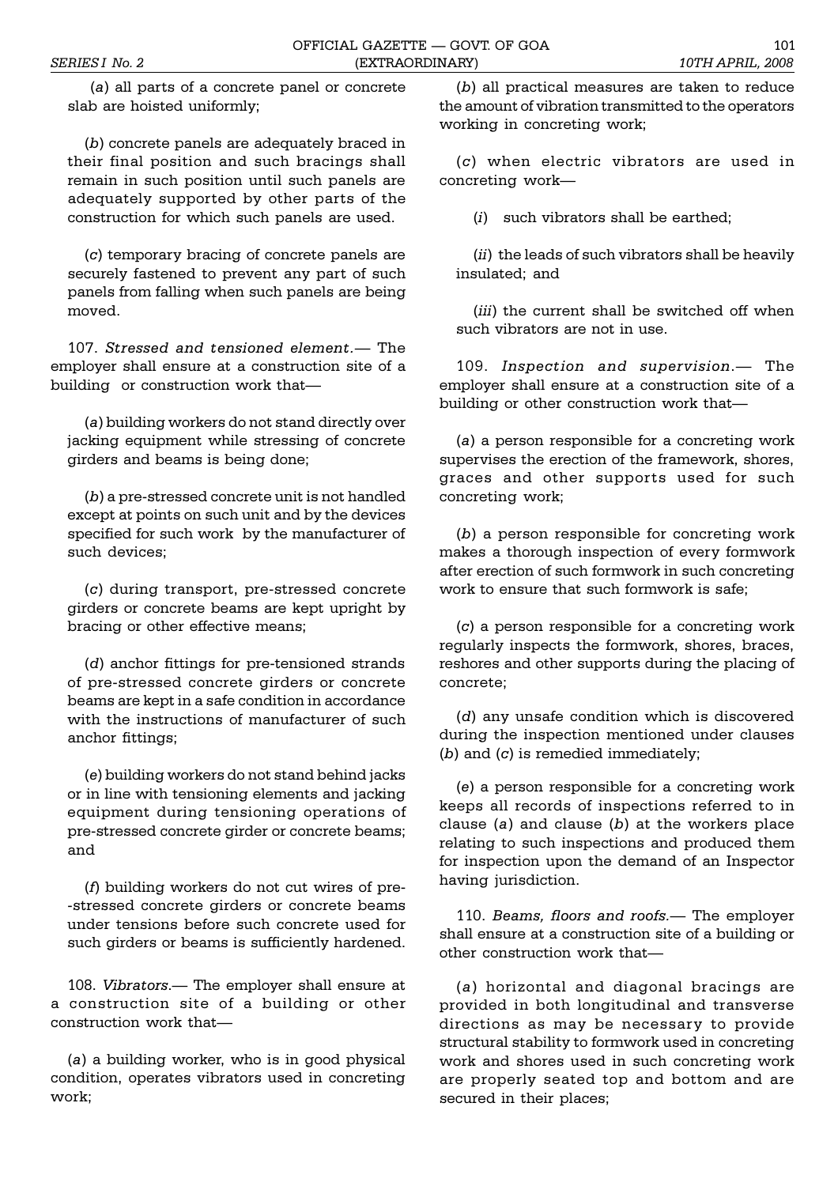(*a*) all parts of a concrete panel or concrete slab are hoisted uniformly;

(*b*) concrete panels are adequately braced in their final position and such bracings shall remain in such position until such panels are adequately supported by other parts of the construction for which such panels are used.

(*c*) temporary bracing of concrete panels are securely fastened to prevent any part of such panels from falling when such panels are being moved.

107. *Stressed and tensioned element*.— The employer shall ensure at a construction site of a building or construction work that—

(*a*) building workers do not stand directly over jacking equipment while stressing of concrete girders and beams is being done;

(*b*) a pre-stressed concrete unit is not handled except at points on such unit and by the devices specified for such work by the manufacturer of such devices;

(*c*) during transport, pre-stressed concrete girders or concrete beams are kept upright by bracing or other effective means;

(*d*) anchor fittings for pre-tensioned strands of pre-stressed concrete girders or concrete beams are kept in a safe condition in accordance with the instructions of manufacturer of such anchor fittings;

(*e*) building workers do not stand behind jacks or in line with tensioning elements and jacking equipment during tensioning operations of pre-stressed concrete girder or concrete beams; and

(*f*) building workers do not cut wires of pre--stressed concrete girders or concrete beams under tensions before such concrete used for such girders or beams is sufficiently hardened.

108. *Vibrators*.— The employer shall ensure at a construction site of a building or other construction work that—

(*a*) a building worker, who is in good physical condition, operates vibrators used in concreting work;

(*b*) all practical measures are taken to reduce the amount of vibration transmitted to the operators working in concreting work;

(*c*) when electric vibrators are used in concreting work—

(*i*) such vibrators shall be earthed;

(*ii*) the leads of such vibrators shall be heavily insulated; and

(*iii*) the current shall be switched off when such vibrators are not in use.

109. *Inspection and supervision*.— The employer shall ensure at a construction site of a building or other construction work that—

(*a*) a person responsible for a concreting work supervises the erection of the framework, shores, graces and other supports used for such concreting work;

(*b*) a person responsible for concreting work makes a thorough inspection of every formwork after erection of such formwork in such concreting work to ensure that such formwork is safe;

(*c*) a person responsible for a concreting work regularly inspects the formwork, shores, braces, reshores and other supports during the placing of concrete;

(*d*) any unsafe condition which is discovered during the inspection mentioned under clauses (*b*) and (*c*) is remedied immediately;

(*e*) a person responsible for a concreting work keeps all records of inspections referred to in clause (*a*) and clause (*b*) at the workers place relating to such inspections and produced them for inspection upon the demand of an Inspector having jurisdiction.

110. *Beams, floors and roofs*.— The employer shall ensure at a construction site of a building or other construction work that—

(*a*) horizontal and diagonal bracings are provided in both longitudinal and transverse directions as may be necessary to provide structural stability to formwork used in concreting work and shores used in such concreting work are properly seated top and bottom and are secured in their places;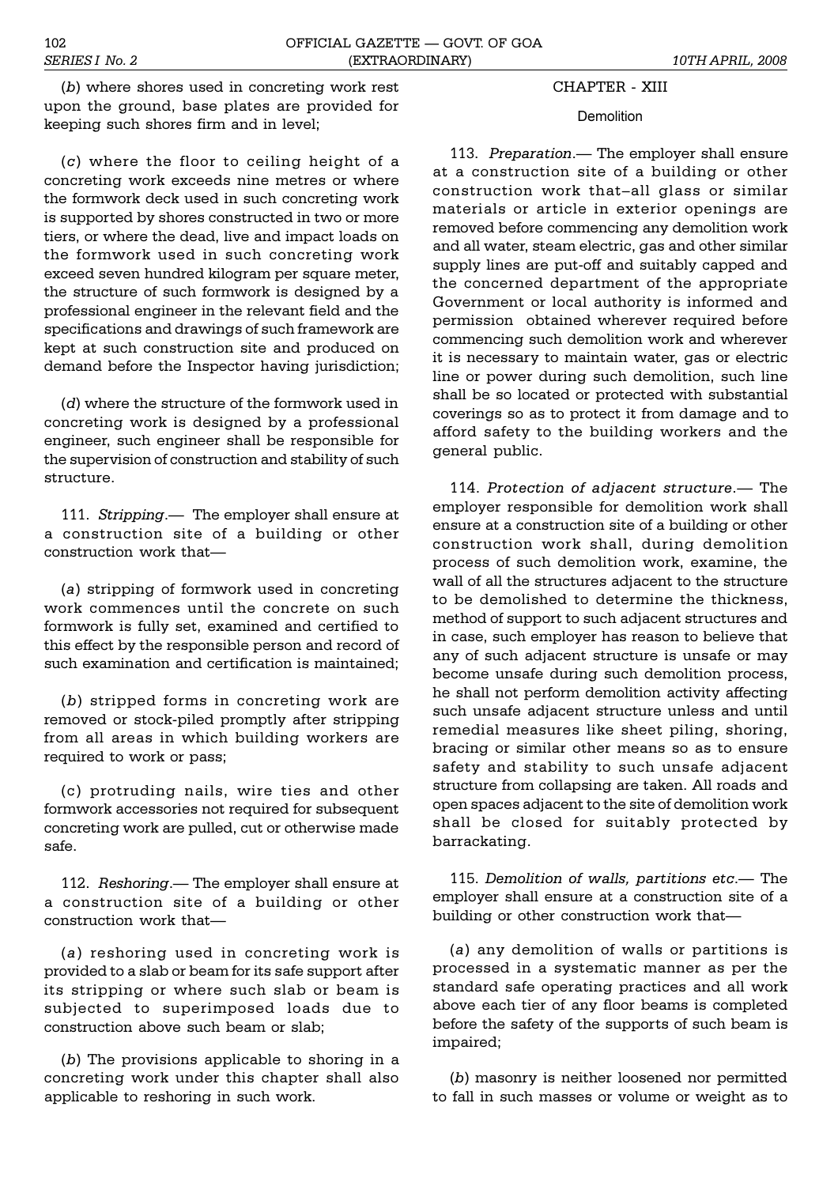(*b*) where shores used in concreting work rest upon the ground, base plates are provided for keeping such shores firm and in level;

(*c*) where the floor to ceiling height of a concreting work exceeds nine metres or where the formwork deck used in such concreting work is supported by shores constructed in two or more tiers, or where the dead, live and impact loads on the formwork used in such concreting work exceed seven hundred kilogram per square meter, the structure of such formwork is designed by a professional engineer in the relevant field and the specifications and drawings of such framework are kept at such construction site and produced on demand before the Inspector having jurisdiction;

(*d*) where the structure of the formwork used in concreting work is designed by a professional engineer, such engineer shall be responsible for the supervision of construction and stability of such structure.

111. *Stripping*.— The employer shall ensure at a construction site of a building or other construction work that—

(*a*) stripping of formwork used in concreting work commences until the concrete on such formwork is fully set, examined and certified to this effect by the responsible person and record of such examination and certification is maintained;

(*b*) stripped forms in concreting work are removed or stock-piled promptly after stripping from all areas in which building workers are required to work or pass;

(c) protruding nails, wire ties and other formwork accessories not required for subsequent concreting work are pulled, cut or otherwise made safe.

112. *Reshoring*.— The employer shall ensure at a construction site of a building or other construction work that—

(*a*) reshoring used in concreting work is provided to a slab or beam for its safe support after its stripping or where such slab or beam is subjected to superimposed loads due to construction above such beam or slab;

(*b*) The provisions applicable to shoring in a concreting work under this chapter shall also applicable to reshoring in such work.

## CHAPTER - XIII

### Demolition

113. *Preparation*.— The employer shall ensure at a construction site of a building or other construction work that–all glass or similar materials or article in exterior openings are removed before commencing any demolition work and all water, steam electric, gas and other similar supply lines are put-off and suitably capped and the concerned department of the appropriate Government or local authority is informed and permission obtained wherever required before commencing such demolition work and wherever it is necessary to maintain water, gas or electric line or power during such demolition, such line shall be so located or protected with substantial coverings so as to protect it from damage and to afford safety to the building workers and the general public.

114. *Protection of adjacent structure*.— The employer responsible for demolition work shall ensure at a construction site of a building or other construction work shall, during demolition process of such demolition work, examine, the wall of all the structures adjacent to the structure to be demolished to determine the thickness, method of support to such adjacent structures and in case, such employer has reason to believe that any of such adjacent structure is unsafe or may become unsafe during such demolition process, he shall not perform demolition activity affecting such unsafe adjacent structure unless and until remedial measures like sheet piling, shoring, bracing or similar other means so as to ensure safety and stability to such unsafe adjacent structure from collapsing are taken. All roads and open spaces adjacent to the site of demolition work shall be closed for suitably protected by barrackating.

115. *Demolition of walls, partitions etc*.— The employer shall ensure at a construction site of a building or other construction work that—

(*a*) any demolition of walls or partitions is processed in a systematic manner as per the standard safe operating practices and all work above each tier of any floor beams is completed before the safety of the supports of such beam is impaired;

(*b*) masonry is neither loosened nor permitted to fall in such masses or volume or weight as to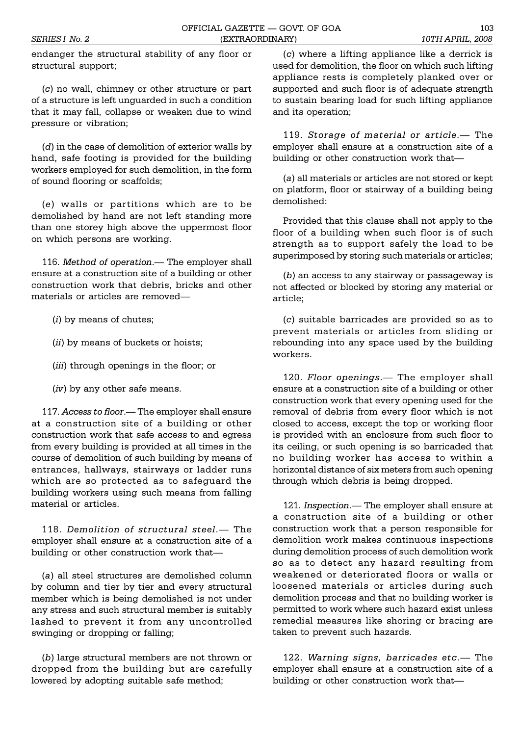endanger the structural stability of any floor or structural support;

(*c*) no wall, chimney or other structure or part of a structure is left unguarded in such a condition that it may fall, collapse or weaken due to wind pressure or vibration;

(*d*) in the case of demolition of exterior walls by hand, safe footing is provided for the building workers employed for such demolition, in the form of sound flooring or scaffolds;

(*e*) walls or partitions which are to be demolished by hand are not left standing more than one storey high above the uppermost floor on which persons are working.

116. *Method of operation*.— The employer shall ensure at a construction site of a building or other construction work that debris, bricks and other materials or articles are removed—

(*i*) by means of chutes;

(*ii*) by means of buckets or hoists;

(*iii*) through openings in the floor; or

(*iv*) by any other safe means.

117. *Access to floor*.— The employer shall ensure at a construction site of a building or other construction work that safe access to and egress from every building is provided at all times in the course of demolition of such building by means of entrances, hallways, stairways or ladder runs which are so protected as to safeguard the building workers using such means from falling material or articles.

118. *Demolition of structural steel*.— The employer shall ensure at a construction site of a building or other construction work that—

(*a*) all steel structures are demolished column by column and tier by tier and every structural member which is being demolished is not under any stress and such structural member is suitably lashed to prevent it from any uncontrolled swinging or dropping or falling;

(*b*) large structural members are not thrown or dropped from the building but are carefully lowered by adopting suitable safe method;

(*c*) where a lifting appliance like a derrick is used for demolition, the floor on which such lifting appliance rests is completely planked over or supported and such floor is of adequate strength to sustain bearing load for such lifting appliance and its operation;

119. *Storage of material or article*.— The employer shall ensure at a construction site of a building or other construction work that—

(*a*) all materials or articles are not stored or kept on platform, floor or stairway of a building being demolished:

Provided that this clause shall not apply to the floor of a building when such floor is of such strength as to support safely the load to be superimposed by storing such materials or articles;

(*b*) an access to any stairway or passageway is not affected or blocked by storing any material or article;

(*c*) suitable barricades are provided so as to prevent materials or articles from sliding or rebounding into any space used by the building workers.

120. *Floor openings*.— The employer shall ensure at a construction site of a building or other construction work that every opening used for the removal of debris from every floor which is not closed to access, except the top or working floor is provided with an enclosure from such floor to its ceiling, or such opening is so barricaded that no building worker has access to within a horizontal distance of six meters from such opening through which debris is being dropped.

121. *Inspection*.— The employer shall ensure at a construction site of a building or other construction work that a person responsible for demolition work makes continuous inspections during demolition process of such demolition work so as to detect any hazard resulting from weakened or deteriorated floors or walls or loosened materials or articles during such demolition process and that no building worker is permitted to work where such hazard exist unless remedial measures like shoring or bracing are taken to prevent such hazards.

122. *Warning signs, barricades etc*.— The employer shall ensure at a construction site of a building or other construction work that—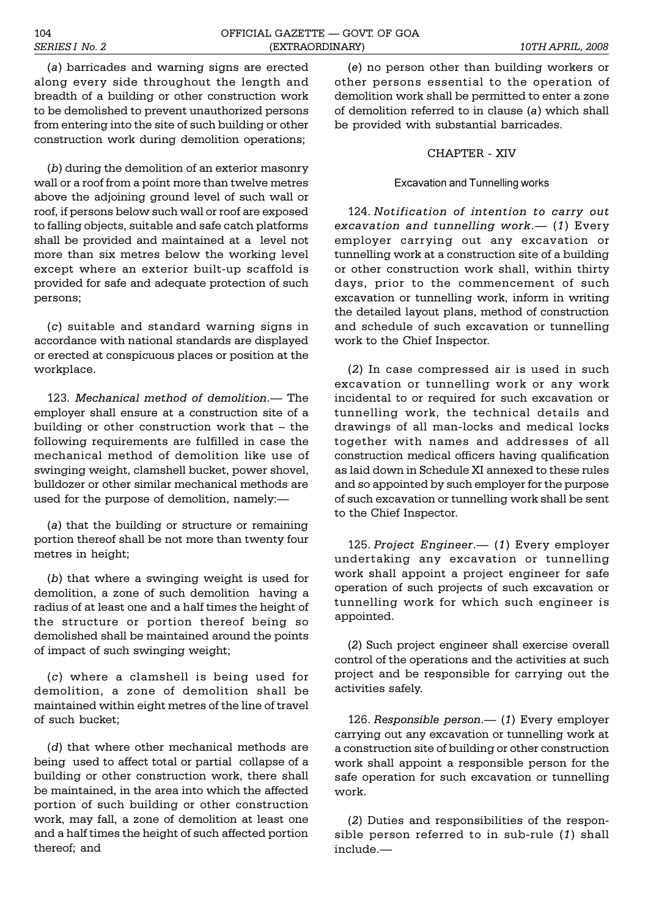(*a*) barricades and warning signs are erected along every side throughout the length and breadth of a building or other construction work to be demolished to prevent unauthorized persons from entering into the site of such building or other construction work during demolition operations;

(*b*) during the demolition of an exterior masonry wall or a roof from a point more than twelve metres above the adjoining ground level of such wall or roof, if persons below such wall or roof are exposed to falling objects, suitable and safe catch platforms shall be provided and maintained at a level not more than six metres below the working level except where an exterior built-up scaffold is provided for safe and adequate protection of such persons;

(*c*) suitable and standard warning signs in accordance with national standards are displayed or erected at conspicuous places or position at the workplace.

123. *Mechanical method of demolition*.— The employer shall ensure at a construction site of a building or other construction work that – the following requirements are fulfilled in case the mechanical method of demolition like use of swinging weight, clamshell bucket, power shovel, bulldozer or other similar mechanical methods are used for the purpose of demolition, namely:—

(*a*) that the building or structure or remaining portion thereof shall be not more than twenty four metres in height;

(*b*) that where a swinging weight is used for demolition, a zone of such demolition having a radius of at least one and a half times the height of the structure or portion thereof being so demolished shall be maintained around the points of impact of such swinging weight;

(*c*) where a clamshell is being used for demolition, a zone of demolition shall be maintained within eight metres of the line of travel of such bucket;

(*d*) that where other mechanical methods are being used to affect total or partial collapse of a building or other construction work, there shall be maintained, in the area into which the affected portion of such building or other construction work, may fall, a zone of demolition at least one and a half times the height of such affected portion thereof; and

(*e*) no person other than building workers or other persons essential to the operation of demolition work shall be permitted to enter a zone of demolition referred to in clause (*a*) which shall be provided with substantial barricades.

## CHAPTER - XIV

### Excavation and Tunnelling works

124. *Notification of intention to carry out excavation and tunnelling work*.— (*1*) Every employer carrying out any excavation or tunnelling work at a construction site of a building or other construction work shall, within thirty days, prior to the commencement of such excavation or tunnelling work, inform in writing the detailed layout plans, method of construction and schedule of such excavation or tunnelling work to the Chief Inspector.

(*2*) In case compressed air is used in such excavation or tunnelling work or any work incidental to or required for such excavation or tunnelling work, the technical details and drawings of all man-locks and medical locks together with names and addresses of all construction medical officers having qualification as laid down in Schedule XI annexed to these rules and so appointed by such employer for the purpose of such excavation or tunnelling work shall be sent to the Chief Inspector.

125. *Project Engineer*.— (*1*) Every employer undertaking any excavation or tunnelling work shall appoint a project engineer for safe operation of such projects of such excavation or tunnelling work for which such engineer is appointed.

(*2*) Such project engineer shall exercise overall control of the operations and the activities at such project and be responsible for carrying out the activities safely.

126. *Responsible person*.— (*1*) Every employer carrying out any excavation or tunnelling work at a construction site of building or other construction work shall appoint a responsible person for the safe operation for such excavation or tunnelling work.

(*2*) Duties and responsibilities of the responsible person referred to in sub-rule (*1*) shall include.—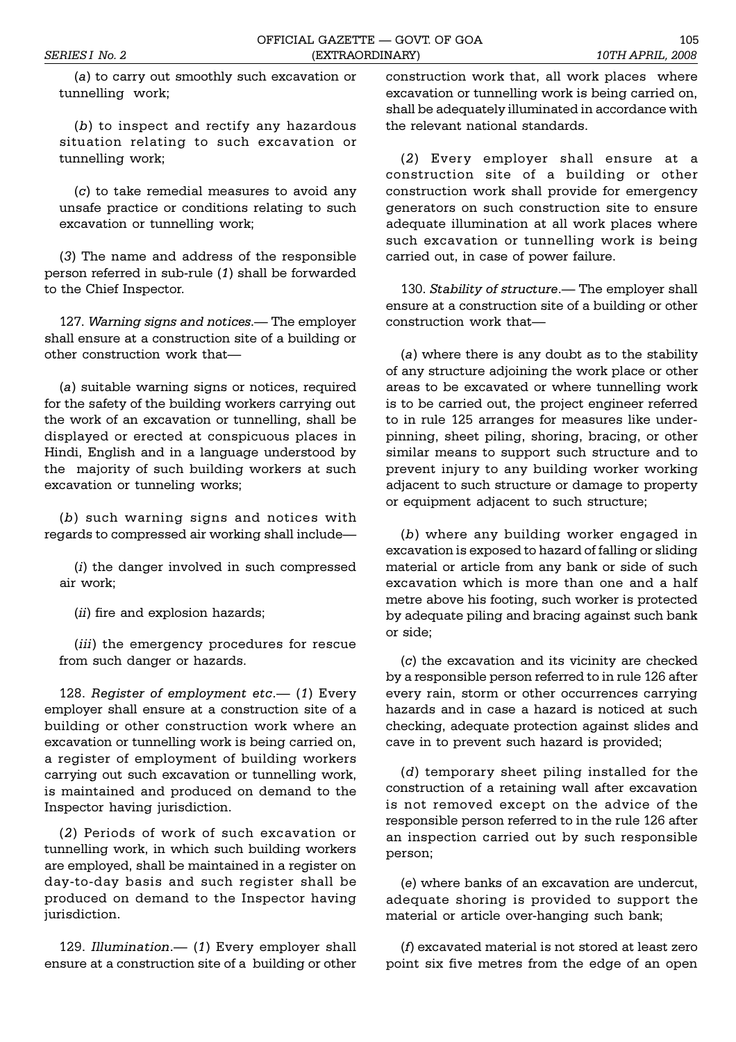(*a*) to carry out smoothly such excavation or tunnelling work;

(*b*) to inspect and rectify any hazardous situation relating to such excavation or tunnelling work;

(*c*) to take remedial measures to avoid any unsafe practice or conditions relating to such excavation or tunnelling work;

(*3*) The name and address of the responsible person referred in sub-rule (*1*) shall be forwarded to the Chief Inspector.

127. *Warning signs and notices*.— The employer shall ensure at a construction site of a building or other construction work that—

(*a*) suitable warning signs or notices, required for the safety of the building workers carrying out the work of an excavation or tunnelling, shall be displayed or erected at conspicuous places in Hindi, English and in a language understood by the majority of such building workers at such excavation or tunneling works;

(*b*) such warning signs and notices with regards to compressed air working shall include—

(*i*) the danger involved in such compressed air work;

(*ii*) fire and explosion hazards;

(*iii*) the emergency procedures for rescue from such danger or hazards.

128. *Register of employment etc*.— (*1*) Every employer shall ensure at a construction site of a building or other construction work where an excavation or tunnelling work is being carried on, a register of employment of building workers carrying out such excavation or tunnelling work, is maintained and produced on demand to the Inspector having jurisdiction.

(*2*) Periods of work of such excavation or tunnelling work, in which such building workers are employed, shall be maintained in a register on day-to-day basis and such register shall be produced on demand to the Inspector having jurisdiction.

129. *Illumination*.— (*1*) Every employer shall ensure at a construction site of a building or other construction work that, all work places where excavation or tunnelling work is being carried on, shall be adequately illuminated in accordance with the relevant national standards.

(*2*) Every employer shall ensure at a construction site of a building or other construction work shall provide for emergency generators on such construction site to ensure adequate illumination at all work places where such excavation or tunnelling work is being carried out, in case of power failure.

130. *Stability of structure*.— The employer shall ensure at a construction site of a building or other construction work that—

(*a*) where there is any doubt as to the stability of any structure adjoining the work place or other areas to be excavated or where tunnelling work is to be carried out, the project engineer referred to in rule 125 arranges for measures like under-pinning, sheet piling, shoring, bracing, or other similar means to support such structure and to prevent injury to any building worker working adjacent to such structure or damage to property or equipment adjacent to such structure;

(*b*) where any building worker engaged in excavation is exposed to hazard of falling or sliding material or article from any bank or side of such excavation which is more than one and a half metre above his footing, such worker is protected by adequate piling and bracing against such bank or side;

(*c*) the excavation and its vicinity are checked by a responsible person referred to in rule 126 after every rain, storm or other occurrences carrying hazards and in case a hazard is noticed at such checking, adequate protection against slides and cave in to prevent such hazard is provided;

(*d*) temporary sheet piling installed for the construction of a retaining wall after excavation is not removed except on the advice of the responsible person referred to in the rule 126 after an inspection carried out by such responsible person;

(*e*) where banks of an excavation are undercut, adequate shoring is provided to support the material or article over-hanging such bank;

(*f*) excavated material is not stored at least zero point six five metres from the edge of an open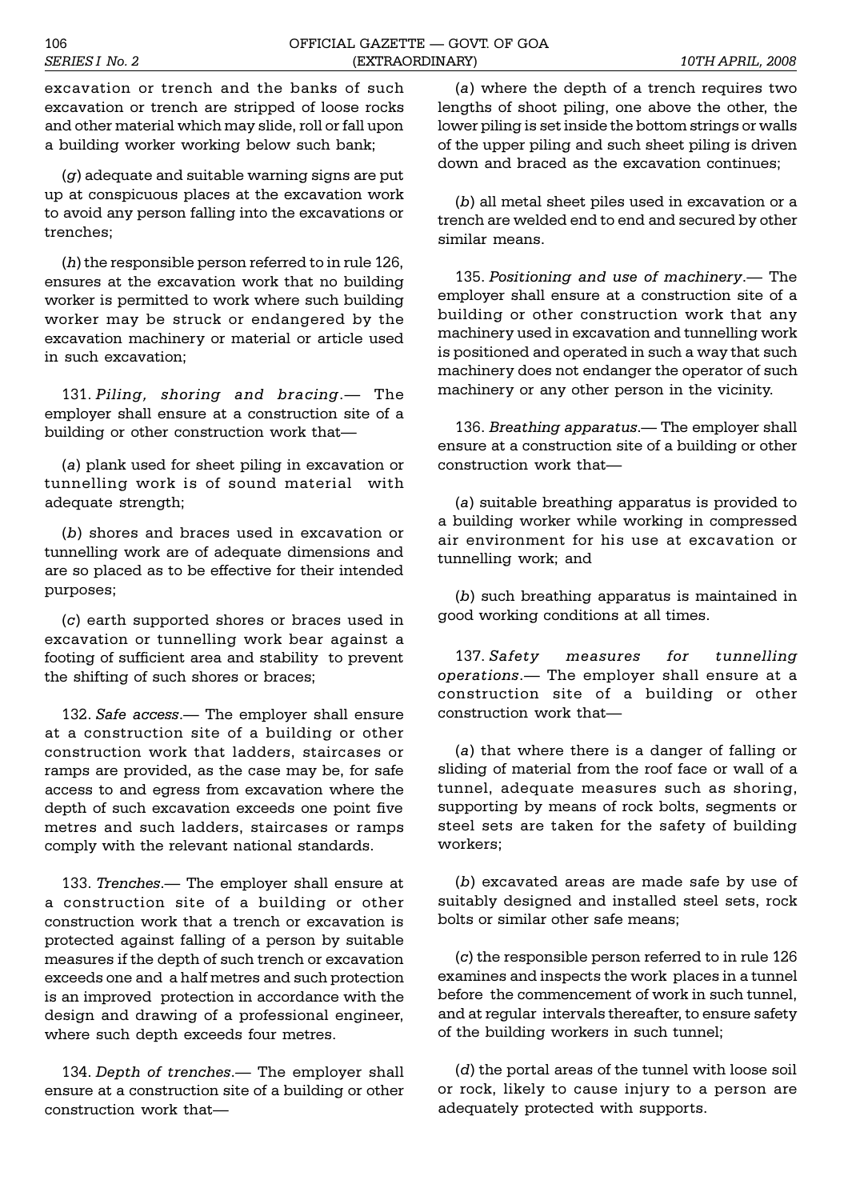excavation or trench and the banks of such excavation or trench are stripped of loose rocks and other material which may slide, roll or fall upon a building worker working below such bank;

(*g*) adequate and suitable warning signs are put up at conspicuous places at the excavation work to avoid any person falling into the excavations or trenches;

(*h*) the responsible person referred to in rule 126, ensures at the excavation work that no building worker is permitted to work where such building worker may be struck or endangered by the excavation machinery or material or article used in such excavation;

131. *Piling, shoring and bracing*.— The employer shall ensure at a construction site of a building or other construction work that—

(*a*) plank used for sheet piling in excavation or tunnelling work is of sound material with adequate strength;

(*b*) shores and braces used in excavation or tunnelling work are of adequate dimensions and are so placed as to be effective for their intended purposes;

(*c*) earth supported shores or braces used in excavation or tunnelling work bear against a footing of sufficient area and stability to prevent the shifting of such shores or braces;

132. *Safe access*.— The employer shall ensure at a construction site of a building or other construction work that ladders, staircases or ramps are provided, as the case may be, for safe access to and egress from excavation where the depth of such excavation exceeds one point five metres and such ladders, staircases or ramps comply with the relevant national standards.

133. *Trenches*.— The employer shall ensure at a construction site of a building or other construction work that a trench or excavation is protected against falling of a person by suitable measures if the depth of such trench or excavation exceeds one and a half metres and such protection is an improved protection in accordance with the design and drawing of a professional engineer, where such depth exceeds four metres.

134. *Depth of trenches*.— The employer shall ensure at a construction site of a building or other construction work that—

(*a*) where the depth of a trench requires two lengths of shoot piling, one above the other, the lower piling is set inside the bottom strings or walls of the upper piling and such sheet piling is driven down and braced as the excavation continues;

(*b*) all metal sheet piles used in excavation or a trench are welded end to end and secured by other similar means.

135. *Positioning and use of machinery*.— The employer shall ensure at a construction site of a building or other construction work that any machinery used in excavation and tunnelling work is positioned and operated in such a way that such machinery does not endanger the operator of such machinery or any other person in the vicinity.

136. *Breathing apparatus*.— The employer shall ensure at a construction site of a building or other construction work that—

(*a*) suitable breathing apparatus is provided to a building worker while working in compressed air environment for his use at excavation or tunnelling work; and

(*b*) such breathing apparatus is maintained in good working conditions at all times.

137. *Safety measures for tunnelling operations*.— The employer shall ensure at a construction site of a building or other construction work that—

(*a*) that where there is a danger of falling or sliding of material from the roof face or wall of a tunnel, adequate measures such as shoring, supporting by means of rock bolts, segments or steel sets are taken for the safety of building workers;

(*b*) excavated areas are made safe by use of suitably designed and installed steel sets, rock bolts or similar other safe means;

(*c*) the responsible person referred to in rule 126 examines and inspects the work places in a tunnel before the commencement of work in such tunnel, and at regular intervals thereafter, to ensure safety of the building workers in such tunnel;

(*d*) the portal areas of the tunnel with loose soil or rock, likely to cause injury to a person are adequately protected with supports.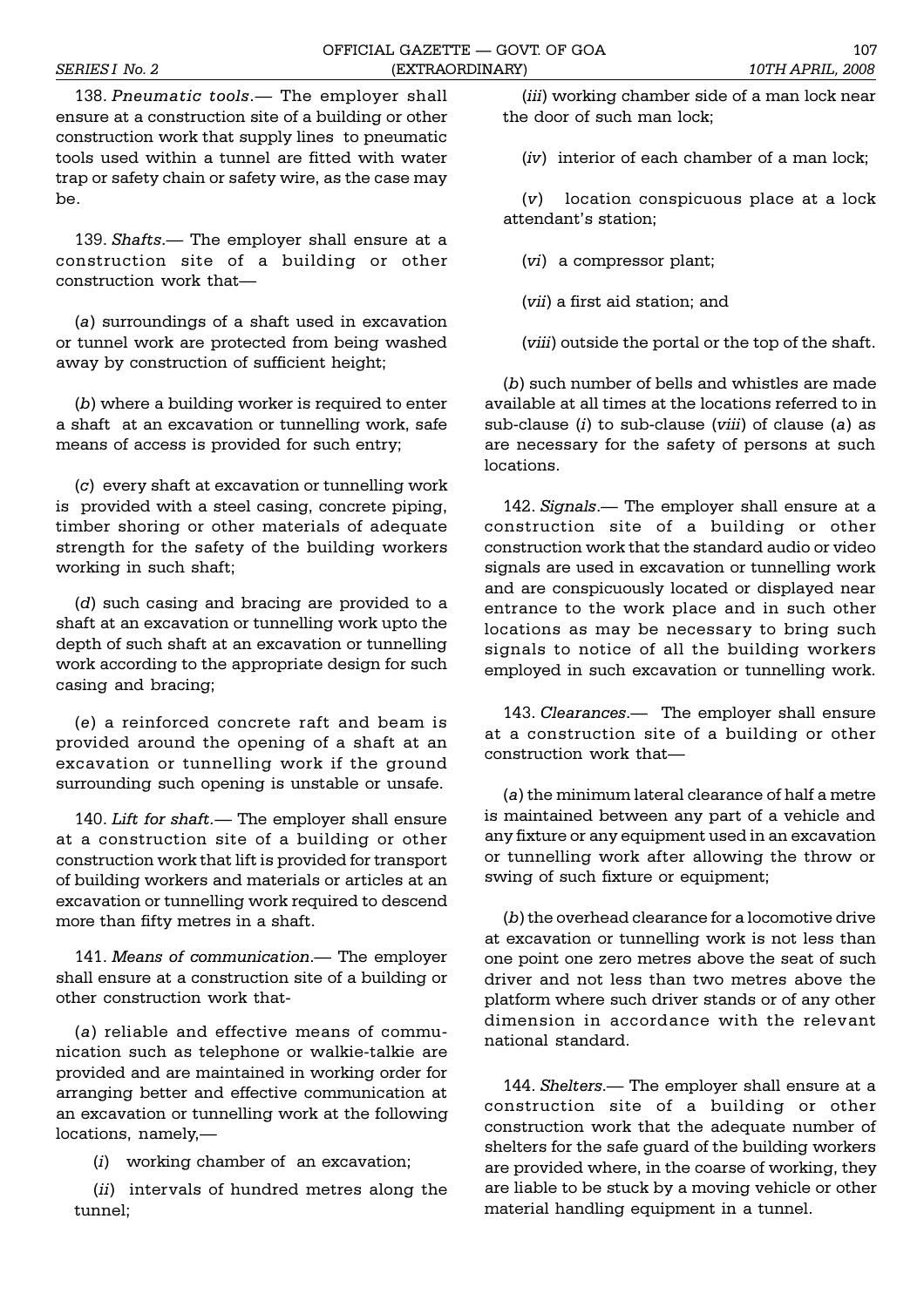138. *Pneumatic tools*.— The employer shall ensure at a construction site of a building or other construction work that supply lines to pneumatic tools used within a tunnel are fitted with water trap or safety chain or safety wire, as the case may be.

139. *Shafts*.— The employer shall ensure at a construction site of a building or other construction work that—

(*a*) surroundings of a shaft used in excavation or tunnel work are protected from being washed away by construction of sufficient height;

(*b*) where a building worker is required to enter a shaft at an excavation or tunnelling work, safe means of access is provided for such entry;

(*c*) every shaft at excavation or tunnelling work is provided with a steel casing, concrete piping, timber shoring or other materials of adequate strength for the safety of the building workers working in such shaft;

(*d*) such casing and bracing are provided to a shaft at an excavation or tunnelling work upto the depth of such shaft at an excavation or tunnelling work according to the appropriate design for such casing and bracing;

(*e*) a reinforced concrete raft and beam is provided around the opening of a shaft at an excavation or tunnelling work if the ground surrounding such opening is unstable or unsafe.

140. *Lift for shaft.*— The employer shall ensure at a construction site of a building or other construction work that lift is provided for transport of building workers and materials or articles at an excavation or tunnelling work required to descend more than fifty metres in a shaft.

141. *Means of communication*.— The employer shall ensure at a construction site of a building or other construction work that-

(*a*) reliable and effective means of communication such as telephone or walkie-talkie are provided and are maintained in working order for arranging better and effective communication at an excavation or tunnelling work at the following locations, namely,—

(*i*) working chamber of an excavation;

(*ii*) intervals of hundred metres along the tunnel;

(*iii*) working chamber side of a man lock near the door of such man lock;

(*iv*) interior of each chamber of a man lock;

(*v*) location conspicuous place at a lock attendant's station;

(*vi*) a compressor plant;

(*vii*) a first aid station; and

(*viii*) outside the portal or the top of the shaft.

(*b*) such number of bells and whistles are made available at all times at the locations referred to in sub-clause (*i*) to sub-clause (*viii*) of clause (*a*) as are necessary for the safety of persons at such locations.

142. *Signals*.— The employer shall ensure at a construction site of a building or other construction work that the standard audio or video signals are used in excavation or tunnelling work and are conspicuously located or displayed near entrance to the work place and in such other locations as may be necessary to bring such signals to notice of all the building workers employed in such excavation or tunnelling work.

143. *Clearances*.— The employer shall ensure at a construction site of a building or other construction work that—

(*a*) the minimum lateral clearance of half a metre is maintained between any part of a vehicle and any fixture or any equipment used in an excavation or tunnelling work after allowing the throw or swing of such fixture or equipment;

(*b*) the overhead clearance for a locomotive drive at excavation or tunnelling work is not less than one point one zero metres above the seat of such driver and not less than two metres above the platform where such driver stands or of any other dimension in accordance with the relevant national standard.

144. *Shelters*.— The employer shall ensure at a construction site of a building or other construction work that the adequate number of shelters for the safe guard of the building workers are provided where, in the coarse of working, they are liable to be stuck by a moving vehicle or other material handling equipment in a tunnel.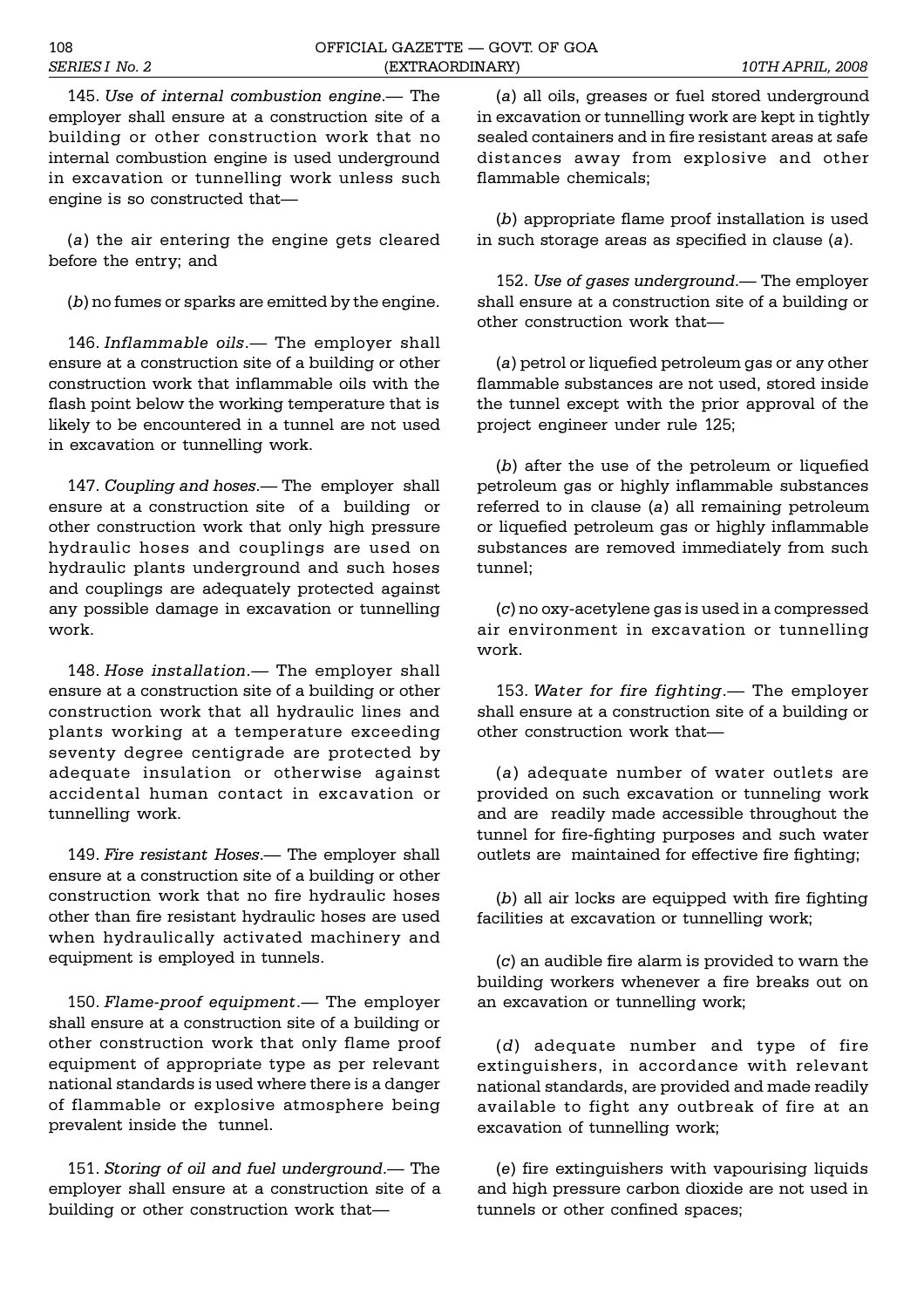145. *Use of internal combustion engine*.— The employer shall ensure at a construction site of a building or other construction work that no internal combustion engine is used underground in excavation or tunnelling work unless such engine is so constructed that—

(*a*) the air entering the engine gets cleared before the entry; and

(*b*) no fumes or sparks are emitted by the engine.

146. *Inflammable oils*.— The employer shall ensure at a construction site of a building or other construction work that inflammable oils with the flash point below the working temperature that is likely to be encountered in a tunnel are not used in excavation or tunnelling work.

147. *Coupling and hoses*.— The employer shall ensure at a construction site of a building or other construction work that only high pressure hydraulic hoses and couplings are used on hydraulic plants underground and such hoses and couplings are adequately protected against any possible damage in excavation or tunnelling work.

148. *Hose installation*.— The employer shall ensure at a construction site of a building or other construction work that all hydraulic lines and plants working at a temperature exceeding seventy degree centigrade are protected by adequate insulation or otherwise against accidental human contact in excavation or tunnelling work.

149. *Fire resistant Hoses*.— The employer shall ensure at a construction site of a building or other construction work that no fire hydraulic hoses other than fire resistant hydraulic hoses are used when hydraulically activated machinery and equipment is employed in tunnels.

150. *Flame-proof equipment*.— The employer shall ensure at a construction site of a building or other construction work that only flame proof equipment of appropriate type as per relevant national standards is used where there is a danger of flammable or explosive atmosphere being prevalent inside the tunnel.

151. *Storing of oil and fuel underground*.— The employer shall ensure at a construction site of a building or other construction work that—

(*a*) all oils, greases or fuel stored underground in excavation or tunnelling work are kept in tightly sealed containers and in fire resistant areas at safe distances away from explosive and other flammable chemicals;

(*b*) appropriate flame proof installation is used in such storage areas as specified in clause (*a*).

152. *Use of gases underground*.— The employer shall ensure at a construction site of a building or other construction work that—

(*a*) petrol or liquefied petroleum gas or any other flammable substances are not used, stored inside the tunnel except with the prior approval of the project engineer under rule 125;

(*b*) after the use of the petroleum or liquefied petroleum gas or highly inflammable substances referred to in clause (*a*) all remaining petroleum or liquefied petroleum gas or highly inflammable substances are removed immediately from such tunnel;

(*c*) no oxy-acetylene gas is used in a compressed air environment in excavation or tunnelling work.

153. *Water for fire fighting*.— The employer shall ensure at a construction site of a building or other construction work that—

(*a*) adequate number of water outlets are provided on such excavation or tunneling work and are readily made accessible throughout the tunnel for fire-fighting purposes and such water outlets are maintained for effective fire fighting;

(*b*) all air locks are equipped with fire fighting facilities at excavation or tunnelling work;

(*c*) an audible fire alarm is provided to warn the building workers whenever a fire breaks out on an excavation or tunnelling work;

(*d*) adequate number and type of fire extinguishers, in accordance with relevant national standards, are provided and made readily available to fight any outbreak of fire at an excavation of tunnelling work;

(*e*) fire extinguishers with vapourising liquids and high pressure carbon dioxide are not used in tunnels or other confined spaces;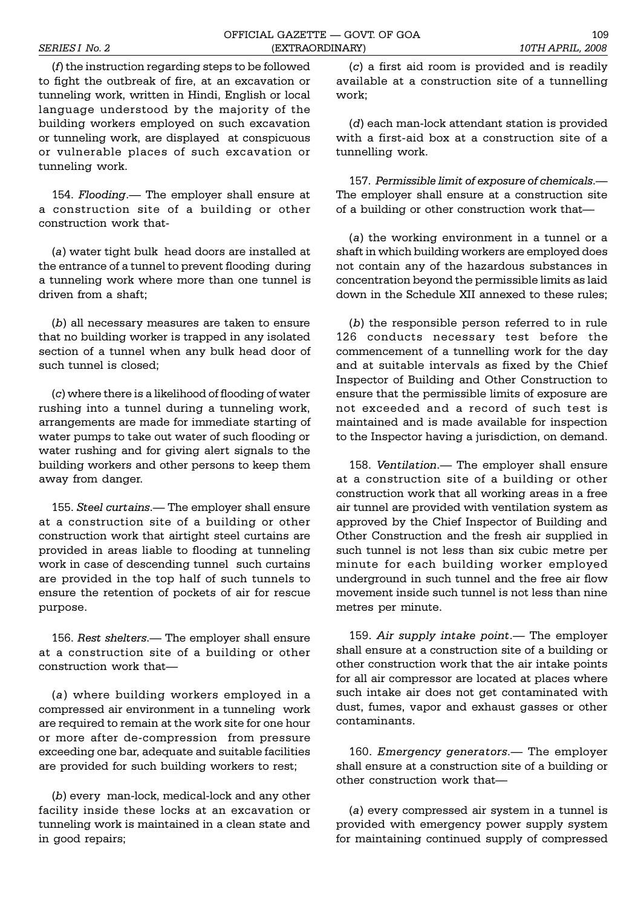(*f*) the instruction regarding steps to be followed to fight the outbreak of fire, at an excavation or tunneling work, written in Hindi, English or local language understood by the majority of the building workers employed on such excavation or tunneling work, are displayed at conspicuous or vulnerable places of such excavation or tunneling work.

154. *Flooding*.— The employer shall ensure at a construction site of a building or other construction work that-

(*a*) water tight bulk head doors are installed at the entrance of a tunnel to prevent flooding during a tunneling work where more than one tunnel is driven from a shaft;

(*b*) all necessary measures are taken to ensure that no building worker is trapped in any isolated section of a tunnel when any bulk head door of such tunnel is closed;

(*c*) where there is a likelihood of flooding of water rushing into a tunnel during a tunneling work, arrangements are made for immediate starting of water pumps to take out water of such flooding or water rushing and for giving alert signals to the building workers and other persons to keep them away from danger.

155. *Steel curtains*.— The employer shall ensure at a construction site of a building or other construction work that airtight steel curtains are provided in areas liable to flooding at tunneling work in case of descending tunnel such curtains are provided in the top half of such tunnels to ensure the retention of pockets of air for rescue purpose.

156. *Rest shelters*.— The employer shall ensure at a construction site of a building or other construction work that—

(*a*) where building workers employed in a compressed air environment in a tunneling work are required to remain at the work site for one hour or more after de-compression from pressure exceeding one bar, adequate and suitable facilities are provided for such building workers to rest;

(*b*) every man-lock, medical-lock and any other facility inside these locks at an excavation or tunneling work is maintained in a clean state and in good repairs;

(*c*) a first aid room is provided and is readily available at a construction site of a tunnelling work;

(*d*) each man-lock attendant station is provided with a first-aid box at a construction site of a tunnelling work.

157. *Permissible limit of exposure of chemicals*.— The employer shall ensure at a construction site of a building or other construction work that—

(*a*) the working environment in a tunnel or a shaft in which building workers are employed does not contain any of the hazardous substances in concentration beyond the permissible limits as laid down in the Schedule XII annexed to these rules;

(*b*) the responsible person referred to in rule 126 conducts necessary test before the commencement of a tunnelling work for the day and at suitable intervals as fixed by the Chief Inspector of Building and Other Construction to ensure that the permissible limits of exposure are not exceeded and a record of such test is maintained and is made available for inspection to the Inspector having a jurisdiction, on demand.

158. *Ventilation*.— The employer shall ensure at a construction site of a building or other construction work that all working areas in a free air tunnel are provided with ventilation system as approved by the Chief Inspector of Building and Other Construction and the fresh air supplied in such tunnel is not less than six cubic metre per minute for each building worker employed underground in such tunnel and the free air flow movement inside such tunnel is not less than nine metres per minute.

159. *Air supply intake point*.— The employer shall ensure at a construction site of a building or other construction work that the air intake points for all air compressor are located at places where such intake air does not get contaminated with dust, fumes, vapor and exhaust gasses or other contaminants.

160. *Emergency generators*.— The employer shall ensure at a construction site of a building or other construction work that—

(*a*) every compressed air system in a tunnel is provided with emergency power supply system for maintaining continued supply of compressed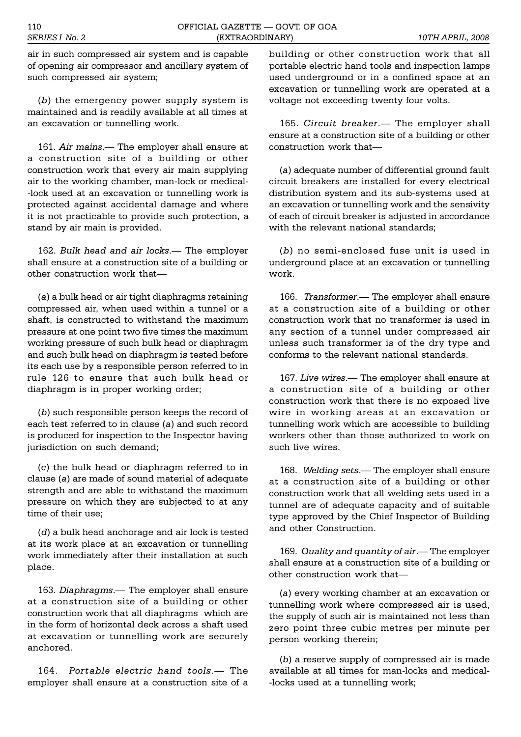air in such compressed air system and is capable of opening air compressor and ancillary system of such compressed air system;

(*b*) the emergency power supply system is maintained and is readily available at all times at an excavation or tunnelling work.

161. *Air mains*.— The employer shall ensure at a construction site of a building or other construction work that every air main supplying air to the working chamber, man-lock or medical--lock used at an excavation or tunnelling work is protected against accidental damage and where it is not practicable to provide such protection, a stand by air main is provided.

162. *Bulk head and air locks*.— The employer shall ensure at a construction site of a building or other construction work that—

(*a*) a bulk head or air tight diaphragms retaining compressed air, when used within a tunnel or a shaft, is constructed to withstand the maximum pressure at one point two five times the maximum working pressure of such bulk head or diaphragm and such bulk head on diaphragm is tested before its each use by a responsible person referred to in rule 126 to ensure that such bulk head or diaphragm is in proper working order;

(*b*) such responsible person keeps the record of each test referred to in clause (*a*) and such record is produced for inspection to the Inspector having jurisdiction on such demand;

(*c*) the bulk head or diaphragm referred to in clause (*a*) are made of sound material of adequate strength and are able to withstand the maximum pressure on which they are subjected to at any time of their use;

(*d*) a bulk head anchorage and air lock is tested at its work place at an excavation or tunnelling work immediately after their installation at such place.

163. *Diaphragms*.— The employer shall ensure at a construction site of a building or other construction work that all diaphragms which are in the form of horizontal deck across a shaft used at excavation or tunnelling work are securely anchored.

164. *Portable electric hand tools*.— The employer shall ensure at a construction site of a building or other construction work that all portable electric hand tools and inspection lamps used underground or in a confined space at an excavation or tunnelling work are operated at a voltage not exceeding twenty four volts.

165. *Circuit breaker*.— The employer shall ensure at a construction site of a building or other construction work that—

(*a*) adequate number of differential ground fault circuit breakers are installed for every electrical distribution system and its sub-systems used at an excavation or tunnelling work and the sensivity of each of circuit breaker is adjusted in accordance with the relevant national standards;

(*b*) no semi-enclosed fuse unit is used in underground place at an excavation or tunnelling work.

166. *Transformer*.— The employer shall ensure at a construction site of a building or other construction work that no transformer is used in any section of a tunnel under compressed air unless such transformer is of the dry type and conforms to the relevant national standards.

167. *Live wires*.— The employer shall ensure at a construction site of a building or other construction work that there is no exposed live wire in working areas at an excavation or tunnelling work which are accessible to building workers other than those authorized to work on such live wires.

168. *Welding sets*.— The employer shall ensure at a construction site of a building or other construction work that all welding sets used in a tunnel are of adequate capacity and of suitable type approved by the Chief Inspector of Building and other Construction.

169. *Quality and quantity of air*.— The employer shall ensure at a construction site of a building or other construction work that—

(*a*) every working chamber at an excavation or tunnelling work where compressed air is used, the supply of such air is maintained not less than zero point three cubic metres per minute per person working therein;

(*b*) a reserve supply of compressed air is made available at all times for man-locks and medical--locks used at a tunnelling work;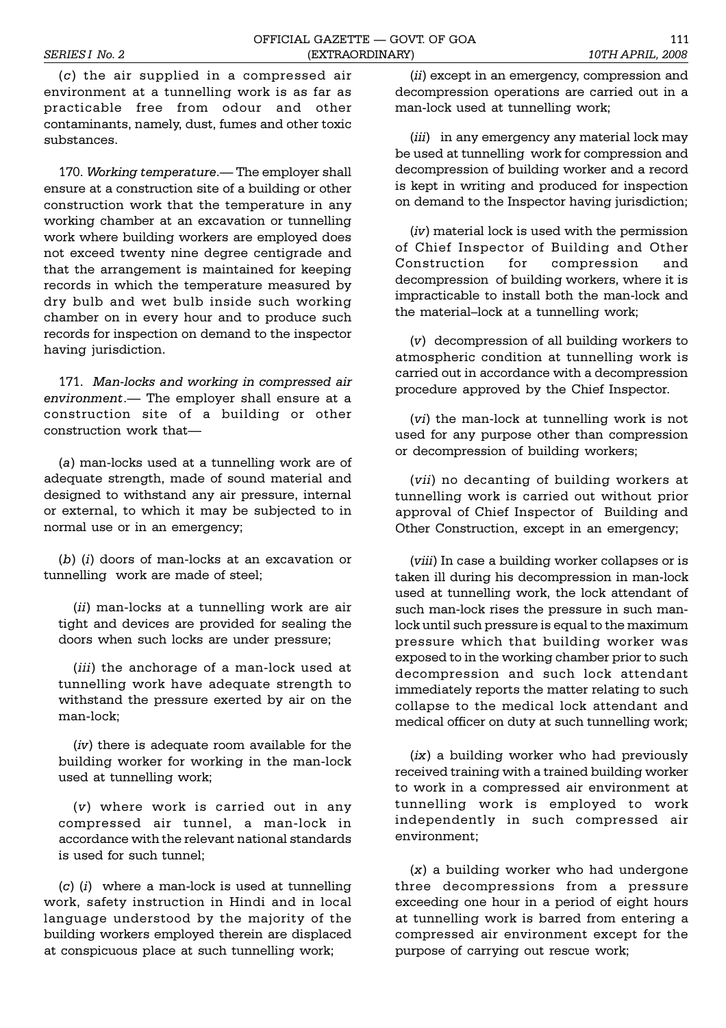(*c*) the air supplied in a compressed air environment at a tunnelling work is as far as practicable free from odour and other contaminants, namely, dust, fumes and other toxic substances.

170. *Working temperature*.— The employer shall ensure at a construction site of a building or other construction work that the temperature in any working chamber at an excavation or tunnelling work where building workers are employed does not exceed twenty nine degree centigrade and that the arrangement is maintained for keeping records in which the temperature measured by dry bulb and wet bulb inside such working chamber on in every hour and to produce such records for inspection on demand to the inspector having jurisdiction.

171. *Man-locks and working in compressed air environment*.— The employer shall ensure at a construction site of a building or other construction work that—

(*a*) man-locks used at a tunnelling work are of adequate strength, made of sound material and designed to withstand any air pressure, internal or external, to which it may be subjected to in normal use or in an emergency;

(*b*) (*i*) doors of man-locks at an excavation or tunnelling work are made of steel;

(*ii*) man-locks at a tunnelling work are air tight and devices are provided for sealing the doors when such locks are under pressure;

(*iii*) the anchorage of a man-lock used at tunnelling work have adequate strength to withstand the pressure exerted by air on the man-lock;

(*iv*) there is adequate room available for the building worker for working in the man-lock used at tunnelling work;

(*v*) where work is carried out in any compressed air tunnel, a man-lock in accordance with the relevant national standards is used for such tunnel;

(*c*) (*i*) where a man-lock is used at tunnelling work, safety instruction in Hindi and in local language understood by the majority of the building workers employed therein are displaced at conspicuous place at such tunnelling work;

(*ii*) except in an emergency, compression and decompression operations are carried out in a man-lock used at tunnelling work;

(*iii*) in any emergency any material lock may be used at tunnelling work for compression and decompression of building worker and a record is kept in writing and produced for inspection on demand to the Inspector having jurisdiction;

(*iv*) material lock is used with the permission of Chief Inspector of Building and Other Construction for compression and decompression of building workers, where it is impracticable to install both the man-lock and the material–lock at a tunnelling work;

(*v*) decompression of all building workers to atmospheric condition at tunnelling work is carried out in accordance with a decompression procedure approved by the Chief Inspector.

(*vi*) the man-lock at tunnelling work is not used for any purpose other than compression or decompression of building workers;

(*vii*) no decanting of building workers at tunnelling work is carried out without prior approval of Chief Inspector of Building and Other Construction, except in an emergency;

(*viii*) In case a building worker collapses or is taken ill during his decompression in man-lock used at tunnelling work, the lock attendant of such man-lock rises the pressure in such man-lock until such pressure is equal to the maximum pressure which that building worker was exposed to in the working chamber prior to such decompression and such lock attendant immediately reports the matter relating to such collapse to the medical lock attendant and medical officer on duty at such tunnelling work;

(*ix*) a building worker who had previously received training with a trained building worker to work in a compressed air environment at tunnelling work is employed to work independently in such compressed air environment;

(*x*) a building worker who had undergone three decompressions from a pressure exceeding one hour in a period of eight hours at tunnelling work is barred from entering a compressed air environment except for the purpose of carrying out rescue work;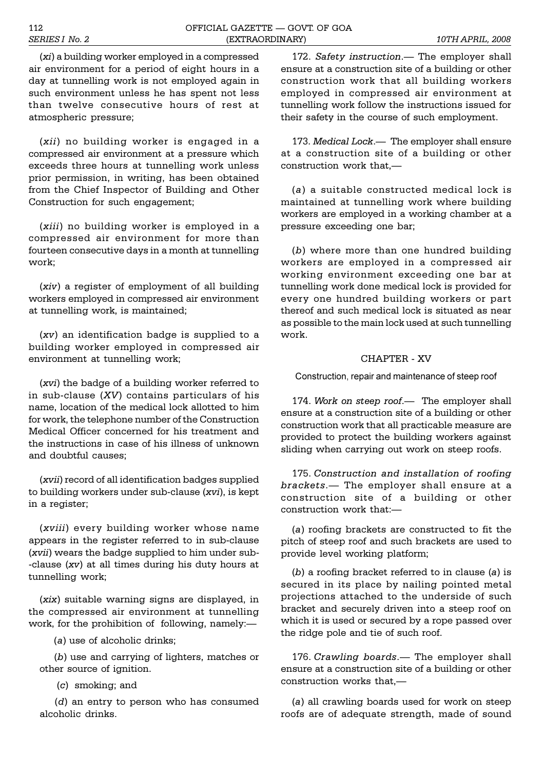(*xi*) a building worker employed in a compressed air environment for a period of eight hours in a day at tunnelling work is not employed again in such environment unless he has spent not less than twelve consecutive hours of rest at atmospheric pressure;

(*xii*) no building worker is engaged in a compressed air environment at a pressure which exceeds three hours at tunnelling work unless prior permission, in writing, has been obtained from the Chief Inspector of Building and Other Construction for such engagement;

(*xiii*) no building worker is employed in a compressed air environment for more than fourteen consecutive days in a month at tunnelling work;

(*xiv*) a register of employment of all building workers employed in compressed air environment at tunnelling work, is maintained;

(*xv*) an identification badge is supplied to a building worker employed in compressed air environment at tunnelling work;

(*xvi*) the badge of a building worker referred to in sub-clause (*XV*) contains particulars of his name, location of the medical lock allotted to him for work, the telephone number of the Construction Medical Officer concerned for his treatment and the instructions in case of his illness of unknown and doubtful causes;

(*xvii*) record of all identification badges supplied to building workers under sub-clause (*xvi*), is kept in a register;

(*xviii*) every building worker whose name appears in the register referred to in sub-clause (*xvii*) wears the badge supplied to him under sub--clause (*xv*) at all times during his duty hours at tunnelling work;

(*xix*) suitable warning signs are displayed, in the compressed air environment at tunnelling work, for the prohibition of following, namely:—

(*a*) use of alcoholic drinks;

(*b*) use and carrying of lighters, matches or other source of ignition.

(*c*) smoking; and

(*d*) an entry to person who has consumed alcoholic drinks.

172. *Safety instruction*.— The employer shall ensure at a construction site of a building or other construction work that all building workers employed in compressed air environment at tunnelling work follow the instructions issued for their safety in the course of such employment.

173. *Medical Lock*.— The employer shall ensure at a construction site of a building or other construction work that,—

(*a*) a suitable constructed medical lock is maintained at tunnelling work where building workers are employed in a working chamber at a pressure exceeding one bar;

(*b*) where more than one hundred building workers are employed in a compressed air working environment exceeding one bar at tunnelling work done medical lock is provided for every one hundred building workers or part thereof and such medical lock is situated as near as possible to the main lock used at such tunnelling work.

## CHAPTER - XV

### Construction, repair and maintenance of steep roof

174. *Work on steep roof*.— The employer shall ensure at a construction site of a building or other construction work that all practicable measure are provided to protect the building workers against sliding when carrying out work on steep roofs.

175. *Construction and installation of roofing brackets*.— The employer shall ensure at a construction site of a building or other construction work that:—

(*a*) roofing brackets are constructed to fit the pitch of steep roof and such brackets are used to provide level working platform;

(*b*) a roofing bracket referred to in clause (*a*) is secured in its place by nailing pointed metal projections attached to the underside of such bracket and securely driven into a steep roof on which it is used or secured by a rope passed over the ridge pole and tie of such roof.

176. *Crawling boards*.— The employer shall ensure at a construction site of a building or other construction works that,—

(*a*) all crawling boards used for work on steep roofs are of adequate strength, made of sound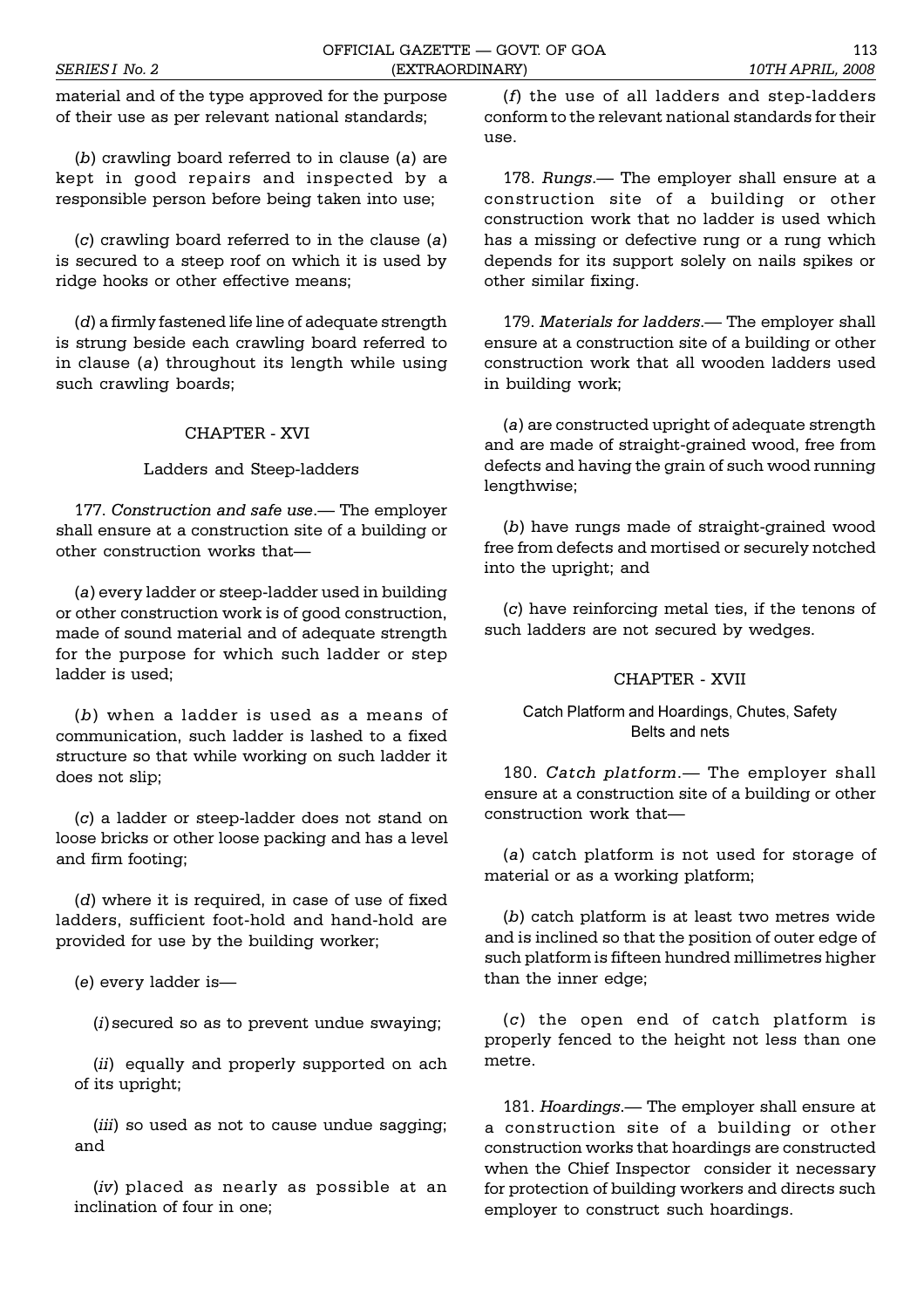material and of the type approved for the purpose of their use as per relevant national standards;

(*b*) crawling board referred to in clause (*a*) are kept in good repairs and inspected by a responsible person before being taken into use;

(*c*) crawling board referred to in the clause (*a*) is secured to a steep roof on which it is used by ridge hooks or other effective means;

(*d*) a firmly fastened life line of adequate strength is strung beside each crawling board referred to in clause (*a*) throughout its length while using such crawling boards;

## CHAPTER - XVI

### Ladders and Steep-ladders

177. *Construction and safe use*.— The employer shall ensure at a construction site of a building or other construction works that—

(*a*) every ladder or steep-ladder used in building or other construction work is of good construction, made of sound material and of adequate strength for the purpose for which such ladder or step ladder is used;

(*b*) when a ladder is used as a means of communication, such ladder is lashed to a fixed structure so that while working on such ladder it does not slip;

(*c*) a ladder or steep-ladder does not stand on loose bricks or other loose packing and has a level and firm footing;

(*d*) where it is required, in case of use of fixed ladders, sufficient foot-hold and hand-hold are provided for use by the building worker;

(*e*) every ladder is—

(*i*) secured so as to prevent undue swaying;

(*ii*) equally and properly supported on ach of its upright;

(*iii*) so used as not to cause undue sagging; and

(*iv*) placed as nearly as possible at an inclination of four in one;

(*f*) the use of all ladders and step-ladders conform to the relevant national standards for their use.

178. *Rungs*.— The employer shall ensure at a construction site of a building or other construction work that no ladder is used which has a missing or defective rung or a rung which depends for its support solely on nails spikes or other similar fixing.

179. *Materials for ladders*.— The employer shall ensure at a construction site of a building or other construction work that all wooden ladders used in building work;

(*a*) are constructed upright of adequate strength and are made of straight-grained wood, free from defects and having the grain of such wood running lengthwise;

(*b*) have rungs made of straight-grained wood free from defects and mortised or securely notched into the upright; and

(*c*) have reinforcing metal ties, if the tenons of such ladders are not secured by wedges.

## CHAPTER - XVII

### Catch Platform and Hoardings, Chutes, Safety Belts and nets

180. *Catch platform*.— The employer shall ensure at a construction site of a building or other construction work that—

(*a*) catch platform is not used for storage of material or as a working platform;

(*b*) catch platform is at least two metres wide and is inclined so that the position of outer edge of such platform is fifteen hundred millimetres higher than the inner edge;

(*c*) the open end of catch platform is properly fenced to the height not less than one metre.

181. *Hoardings*.— The employer shall ensure at a construction site of a building or other construction works that hoardings are constructed when the Chief Inspector consider it necessary for protection of building workers and directs such employer to construct such hoardings.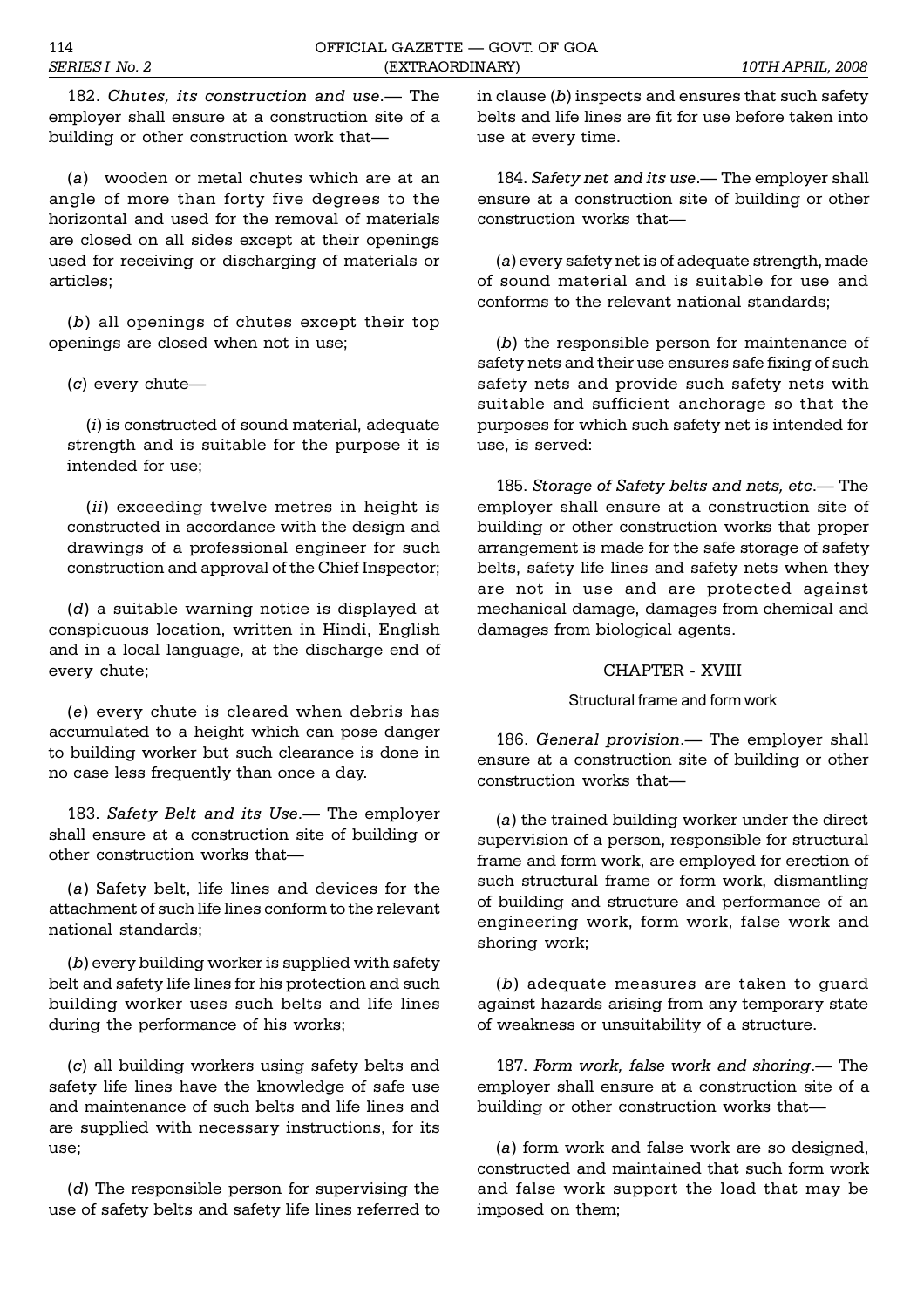182. *Chutes, its construction and use*.— The employer shall ensure at a construction site of a building or other construction work that—

(*a*) wooden or metal chutes which are at an angle of more than forty five degrees to the horizontal and used for the removal of materials are closed on all sides except at their openings used for receiving or discharging of materials or articles;

(*b*) all openings of chutes except their top openings are closed when not in use;

(*c*) every chute—

(*i*) is constructed of sound material, adequate strength and is suitable for the purpose it is intended for use;

(*ii*) exceeding twelve metres in height is constructed in accordance with the design and drawings of a professional engineer for such construction and approval of the Chief Inspector;

(*d*) a suitable warning notice is displayed at conspicuous location, written in Hindi, English and in a local language, at the discharge end of every chute;

(*e*) every chute is cleared when debris has accumulated to a height which can pose danger to building worker but such clearance is done in no case less frequently than once a day.

183. *Safety Belt and its Use*.— The employer shall ensure at a construction site of building or other construction works that—

(*a*) Safety belt, life lines and devices for the attachment of such life lines conform to the relevant national standards;

(*b*) every building worker is supplied with safety belt and safety life lines for his protection and such building worker uses such belts and life lines during the performance of his works;

(*c*) all building workers using safety belts and safety life lines have the knowledge of safe use and maintenance of such belts and life lines and are supplied with necessary instructions, for its use;

(*d*) The responsible person for supervising the use of safety belts and safety life lines referred to in clause (*b*) inspects and ensures that such safety belts and life lines are fit for use before taken into use at every time.

184. *Safety net and its use*.— The employer shall ensure at a construction site of building or other construction works that—

(*a*) every safety net is of adequate strength, made of sound material and is suitable for use and conforms to the relevant national standards;

(*b*) the responsible person for maintenance of safety nets and their use ensures safe fixing of such safety nets and provide such safety nets with suitable and sufficient anchorage so that the purposes for which such safety net is intended for use, is served:

185. *Storage of Safety belts and nets, etc*.— The employer shall ensure at a construction site of building or other construction works that proper arrangement is made for the safe storage of safety belts, safety life lines and safety nets when they are not in use and are protected against mechanical damage, damages from chemical and damages from biological agents.

## CHAPTER - XVIII

### Structural frame and form work

186. *General provision*.— The employer shall ensure at a construction site of building or other construction works that—

(*a*) the trained building worker under the direct supervision of a person, responsible for structural frame and form work, are employed for erection of such structural frame or form work, dismantling of building and structure and performance of an engineering work, form work, false work and shoring work;

(*b*) adequate measures are taken to guard against hazards arising from any temporary state of weakness or unsuitability of a structure.

187. *Form work, false work and shoring*.— The employer shall ensure at a construction site of a building or other construction works that—

(*a*) form work and false work are so designed, constructed and maintained that such form work and false work support the load that may be imposed on them;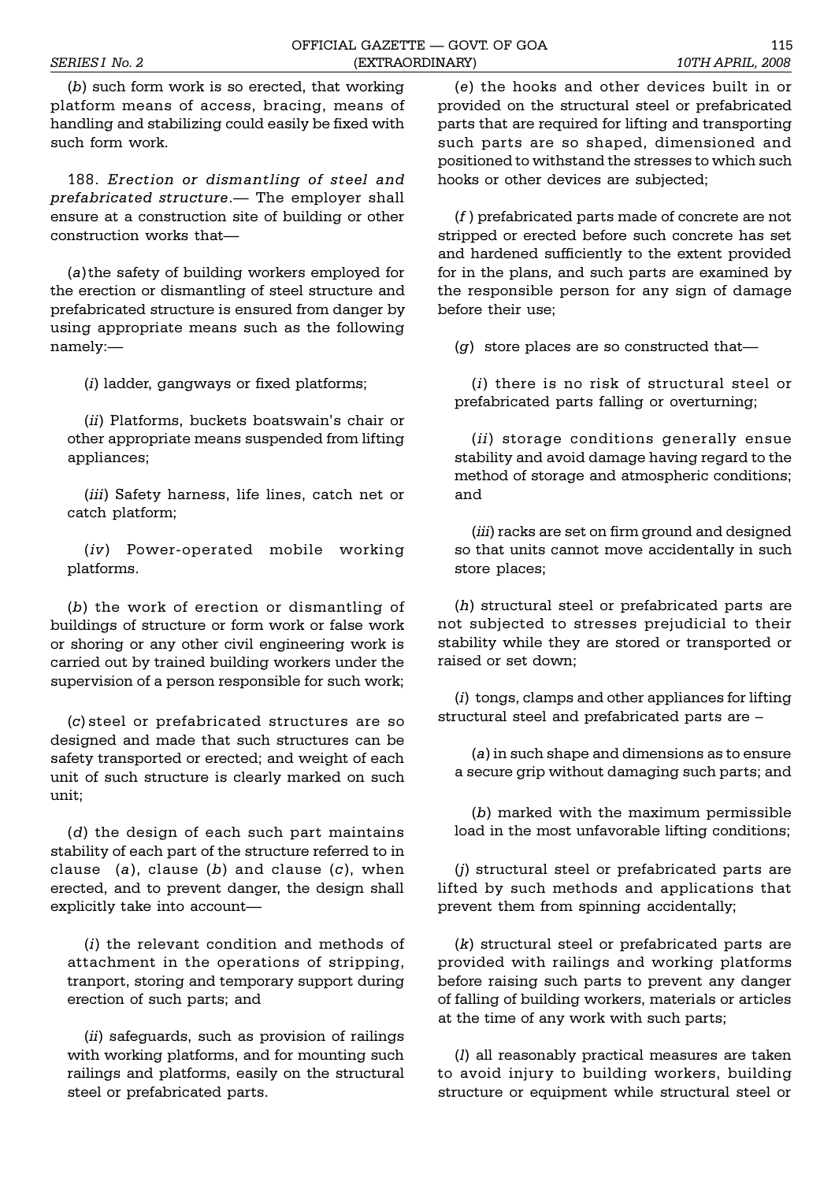(*b*) such form work is so erected, that working platform means of access, bracing, means of handling and stabilizing could easily be fixed with such form work.

188. *Erection or dismantling of steel and prefabricated structure*.— The employer shall ensure at a construction site of building or other construction works that—

(*a*) the safety of building workers employed for the erection or dismantling of steel structure and prefabricated structure is ensured from danger by using appropriate means such as the following namely:—

(*i*) ladder, gangways or fixed platforms;

(*ii*) Platforms, buckets boatswain's chair or other appropriate means suspended from lifting appliances;

(*iii*) Safety harness, life lines, catch net or catch platform;

(*iv*) Power-operated mobile working platforms.

(*b*) the work of erection or dismantling of buildings of structure or form work or false work or shoring or any other civil engineering work is carried out by trained building workers under the supervision of a person responsible for such work;

(*c*) steel or prefabricated structures are so designed and made that such structures can be safety transported or erected; and weight of each unit of such structure is clearly marked on such unit;

(*d*) the design of each such part maintains stability of each part of the structure referred to in clause (*a*), clause (*b*) and clause (*c*), when erected, and to prevent danger, the design shall explicitly take into account—

(*i*) the relevant condition and methods of attachment in the operations of stripping, tranport, storing and temporary support during erection of such parts; and

(*ii*) safeguards, such as provision of railings with working platforms, and for mounting such railings and platforms, easily on the structural steel or prefabricated parts.

(*e*) the hooks and other devices built in or provided on the structural steel or prefabricated parts that are required for lifting and transporting such parts are so shaped, dimensioned and positioned to withstand the stresses to which such hooks or other devices are subjected;

(*f*) prefabricated parts made of concrete are not stripped or erected before such concrete has set and hardened sufficiently to the extent provided for in the plans, and such parts are examined by the responsible person for any sign of damage before their use;

(*g*) store places are so constructed that—

(*i*) there is no risk of structural steel or prefabricated parts falling or overturning;

(*ii*) storage conditions generally ensue stability and avoid damage having regard to the method of storage and atmospheric conditions; and

(*iii*) racks are set on firm ground and designed so that units cannot move accidentally in such store places;

(*h*) structural steel or prefabricated parts are not subjected to stresses prejudicial to their stability while they are stored or transported or raised or set down;

(*i*) tongs, clamps and other appliances for lifting structural steel and prefabricated parts are –

(*a*) in such shape and dimensions as to ensure a secure grip without damaging such parts; and

(*b*) marked with the maximum permissible load in the most unfavorable lifting conditions;

(*j*) structural steel or prefabricated parts are lifted by such methods and applications that prevent them from spinning accidentally;

(*k*) structural steel or prefabricated parts are provided with railings and working platforms before raising such parts to prevent any danger of falling of building workers, materials or articles at the time of any work with such parts;

(*l*) all reasonably practical measures are taken to avoid injury to building workers, building structure or equipment while structural steel or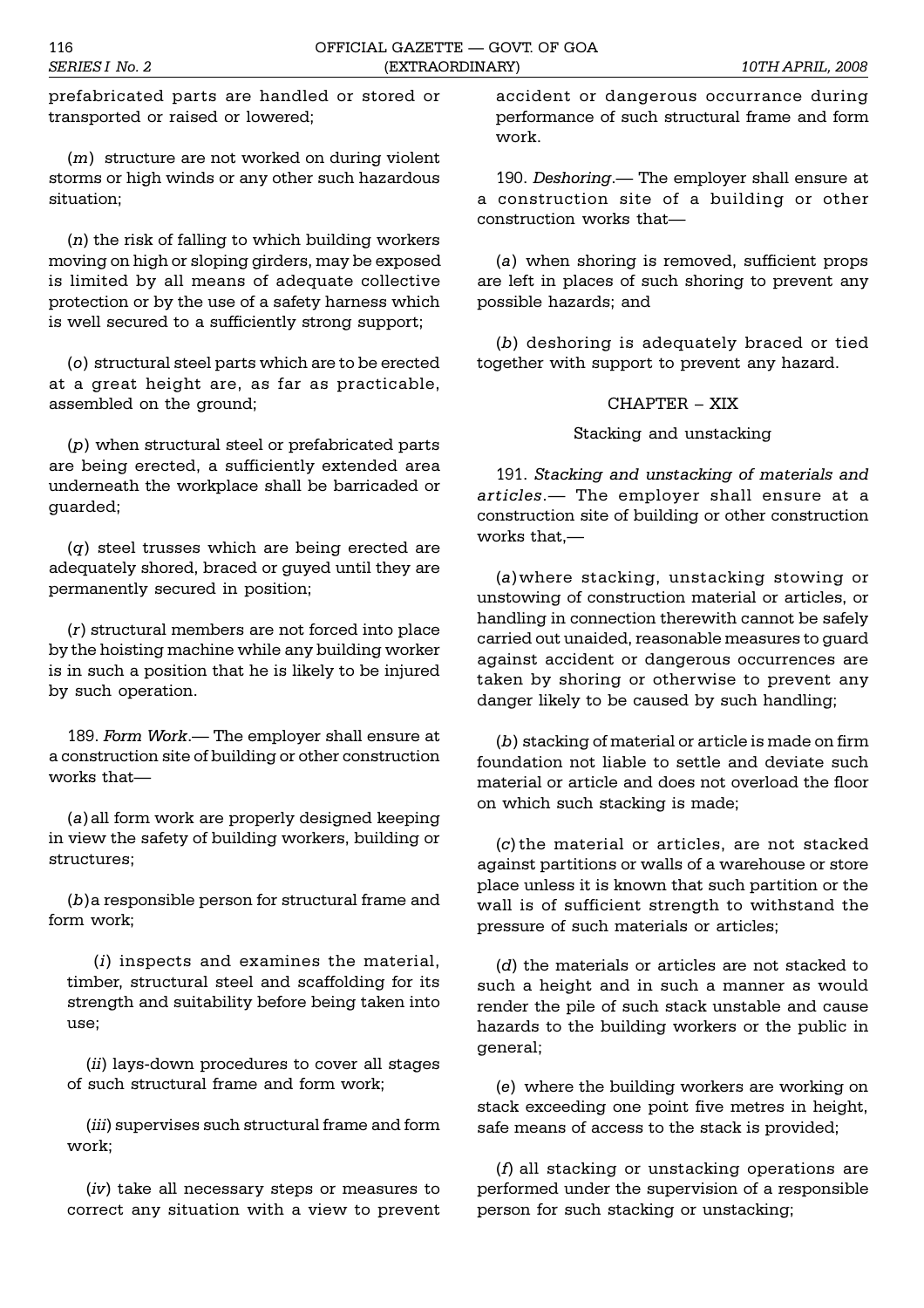prefabricated parts are handled or stored or transported or raised or lowered;

(*m*) structure are not worked on during violent storms or high winds or any other such hazardous situation;

(*n*) the risk of falling to which building workers moving on high or sloping girders, may be exposed is limited by all means of adequate collective protection or by the use of a safety harness which is well secured to a sufficiently strong support;

(*o*) structural steel parts which are to be erected at a great height are, as far as practicable, assembled on the ground;

(*p*) when structural steel or prefabricated parts are being erected, a sufficiently extended area underneath the workplace shall be barricaded or guarded;

(*q*) steel trusses which are being erected are adequately shored, braced or guyed until they are permanently secured in position;

(*r*) structural members are not forced into place by the hoisting machine while any building worker is in such a position that he is likely to be injured by such operation.

189. *Form Work*.— The employer shall ensure at a construction site of building or other construction works that—

(*a*) all form work are properly designed keeping in view the safety of building workers, building or structures;

(*b*) a responsible person for structural frame and form work;

(*i*) inspects and examines the material, timber, structural steel and scaffolding for its strength and suitability before being taken into use;

(*ii*) lays-down procedures to cover all stages of such structural frame and form work;

(*iii*) supervises such structural frame and form work;

(*iv*) take all necessary steps or measures to correct any situation with a view to prevent accident or dangerous occurrance during performance of such structural frame and form work.

190. *Deshoring*.— The employer shall ensure at a construction site of a building or other construction works that—

(*a*) when shoring is removed, sufficient props are left in places of such shoring to prevent any possible hazards; and

(*b*) deshoring is adequately braced or tied together with support to prevent any hazard.

## CHAPTER – XIX

### Stacking and unstacking

191. *Stacking and unstacking of materials and articles*.— The employer shall ensure at a construction site of building or other construction works that,—

(*a*) where stacking, unstacking stowing or unstowing of construction material or articles, or handling in connection therewith cannot be safely carried out unaided, reasonable measures to guard against accident or dangerous occurrences are taken by shoring or otherwise to prevent any danger likely to be caused by such handling;

(*b*) stacking of material or article is made on firm foundation not liable to settle and deviate such material or article and does not overload the floor on which such stacking is made;

(*c*) the material or articles, are not stacked against partitions or walls of a warehouse or store place unless it is known that such partition or the wall is of sufficient strength to withstand the pressure of such materials or articles;

(*d*) the materials or articles are not stacked to such a height and in such a manner as would render the pile of such stack unstable and cause hazards to the building workers or the public in general;

(*e*) where the building workers are working on stack exceeding one point five metres in height, safe means of access to the stack is provided;

(*f*) all stacking or unstacking operations are performed under the supervision of a responsible person for such stacking or unstacking;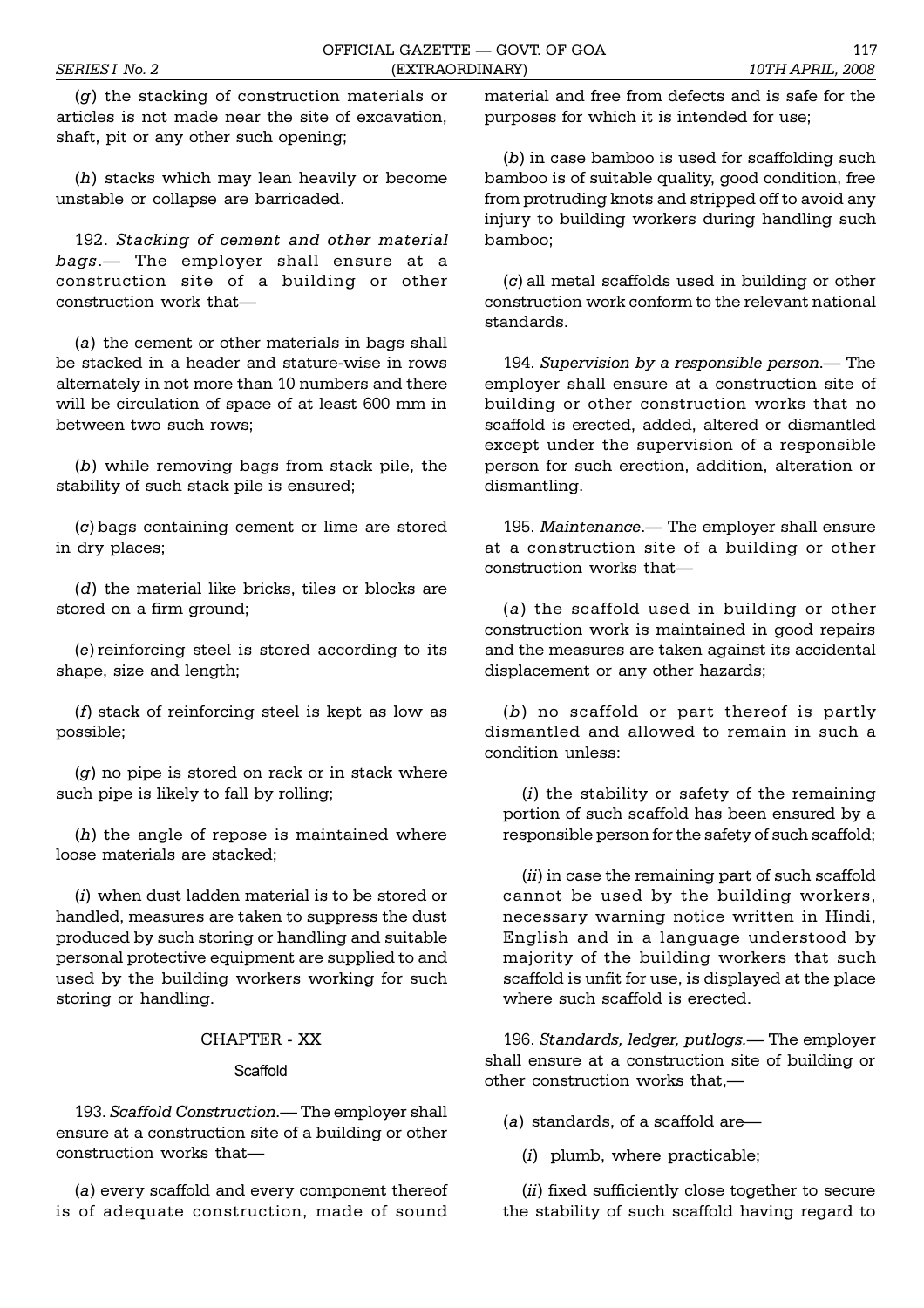(*g*) the stacking of construction materials or articles is not made near the site of excavation, shaft, pit or any other such opening;

(*h*) stacks which may lean heavily or become unstable or collapse are barricaded.

192. *Stacking of cement and other material bags*.— The employer shall ensure at a construction site of a building or other construction work that—

(*a*) the cement or other materials in bags shall be stacked in a header and stature-wise in rows alternately in not more than 10 numbers and there will be circulation of space of at least 600 mm in between two such rows;

(*b*) while removing bags from stack pile, the stability of such stack pile is ensured;

(*c*) bags containing cement or lime are stored in dry places;

(*d*) the material like bricks, tiles or blocks are stored on a firm ground;

(*e*) reinforcing steel is stored according to its shape, size and length;

(*f*) stack of reinforcing steel is kept as low as possible;

(*g*) no pipe is stored on rack or in stack where such pipe is likely to fall by rolling;

(*h*) the angle of repose is maintained where loose materials are stacked;

(*i*) when dust ladden material is to be stored or handled, measures are taken to suppress the dust produced by such storing or handling and suitable personal protective equipment are supplied to and used by the building workers working for such storing or handling.

## CHAPTER - XX

### Scaffold

193. *Scaffold Construction*.— The employer shall ensure at a construction site of a building or other construction works that—

(*a*) every scaffold and every component thereof is of adequate construction, made of sound material and free from defects and is safe for the purposes for which it is intended for use;

(*b*) in case bamboo is used for scaffolding such bamboo is of suitable quality, good condition, free from protruding knots and stripped off to avoid any injury to building workers during handling such bamboo;

(*c*) all metal scaffolds used in building or other construction work conform to the relevant national standards.

194. *Supervision by a responsible person*.— The employer shall ensure at a construction site of building or other construction works that no scaffold is erected, added, altered or dismantled except under the supervision of a responsible person for such erection, addition, alteration or dismantling.

195. *Maintenance*.— The employer shall ensure at a construction site of a building or other construction works that—

(*a*) the scaffold used in building or other construction work is maintained in good repairs and the measures are taken against its accidental displacement or any other hazards;

(*b*) no scaffold or part thereof is partly dismantled and allowed to remain in such a condition unless:

(*i*) the stability or safety of the remaining portion of such scaffold has been ensured by a responsible person for the safety of such scaffold;

(*ii*) in case the remaining part of such scaffold cannot be used by the building workers, necessary warning notice written in Hindi, English and in a language understood by majority of the building workers that such scaffold is unfit for use, is displayed at the place where such scaffold is erected.

196. *Standards, ledger, putlogs*.— The employer shall ensure at a construction site of building or other construction works that,—

(*a*) standards, of a scaffold are—

(*i*) plumb, where practicable;

(*ii*) fixed sufficiently close together to secure the stability of such scaffold having regard to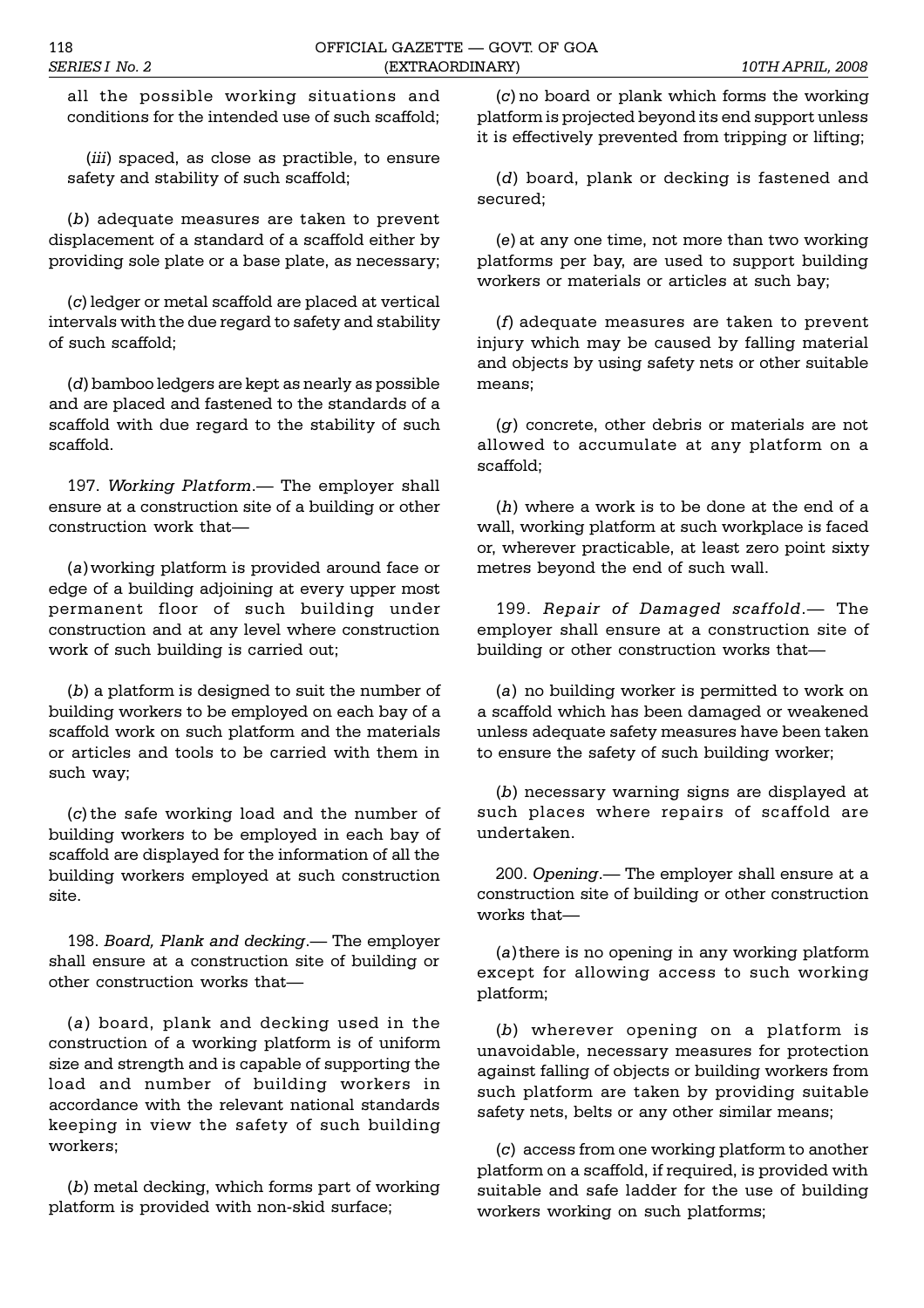all the possible working situations and conditions for the intended use of such scaffold;

(*iii*) spaced, as close as practible, to ensure safety and stability of such scaffold;

(*b*) adequate measures are taken to prevent displacement of a standard of a scaffold either by providing sole plate or a base plate, as necessary;

(*c*) ledger or metal scaffold are placed at vertical intervals with the due regard to safety and stability of such scaffold;

(*d*) bamboo ledgers are kept as nearly as possible and are placed and fastened to the standards of a scaffold with due regard to the stability of such scaffold.

197. *Working Platform*.— The employer shall ensure at a construction site of a building or other construction work that—

(*a*) working platform is provided around face or edge of a building adjoining at every upper most permanent floor of such building under construction and at any level where construction work of such building is carried out;

(*b*) a platform is designed to suit the number of building workers to be employed on each bay of a scaffold work on such platform and the materials or articles and tools to be carried with them in such way;

(*c*) the safe working load and the number of building workers to be employed in each bay of scaffold are displayed for the information of all the building workers employed at such construction site.

198. *Board, Plank and decking*.— The employer shall ensure at a construction site of building or other construction works that—

(*a*) board, plank and decking used in the construction of a working platform is of uniform size and strength and is capable of supporting the load and number of building workers in accordance with the relevant national standards keeping in view the safety of such building workers;

(*b*) metal decking, which forms part of working platform is provided with non-skid surface;

(*c*) no board or plank which forms the working platform is projected beyond its end support unless it is effectively prevented from tripping or lifting;

(*d*) board, plank or decking is fastened and secured;

(*e*) at any one time, not more than two working platforms per bay, are used to support building workers or materials or articles at such bay;

(*f*) adequate measures are taken to prevent injury which may be caused by falling material and objects by using safety nets or other suitable means;

(*g*) concrete, other debris or materials are not allowed to accumulate at any platform on a scaffold;

(*h*) where a work is to be done at the end of a wall, working platform at such workplace is faced or, wherever practicable, at least zero point sixty metres beyond the end of such wall.

199. *Repair of Damaged scaffold*.— The employer shall ensure at a construction site of building or other construction works that—

(*a*) no building worker is permitted to work on a scaffold which has been damaged or weakened unless adequate safety measures have been taken to ensure the safety of such building worker;

(*b*) necessary warning signs are displayed at such places where repairs of scaffold are undertaken.

200. *Opening*.— The employer shall ensure at a construction site of building or other construction works that—

(*a*) there is no opening in any working platform except for allowing access to such working platform;

(*b*) wherever opening on a platform is unavoidable, necessary measures for protection against falling of objects or building workers from such platform are taken by providing suitable safety nets, belts or any other similar means;

(*c*) access from one working platform to another platform on a scaffold, if required, is provided with suitable and safe ladder for the use of building workers working on such platforms;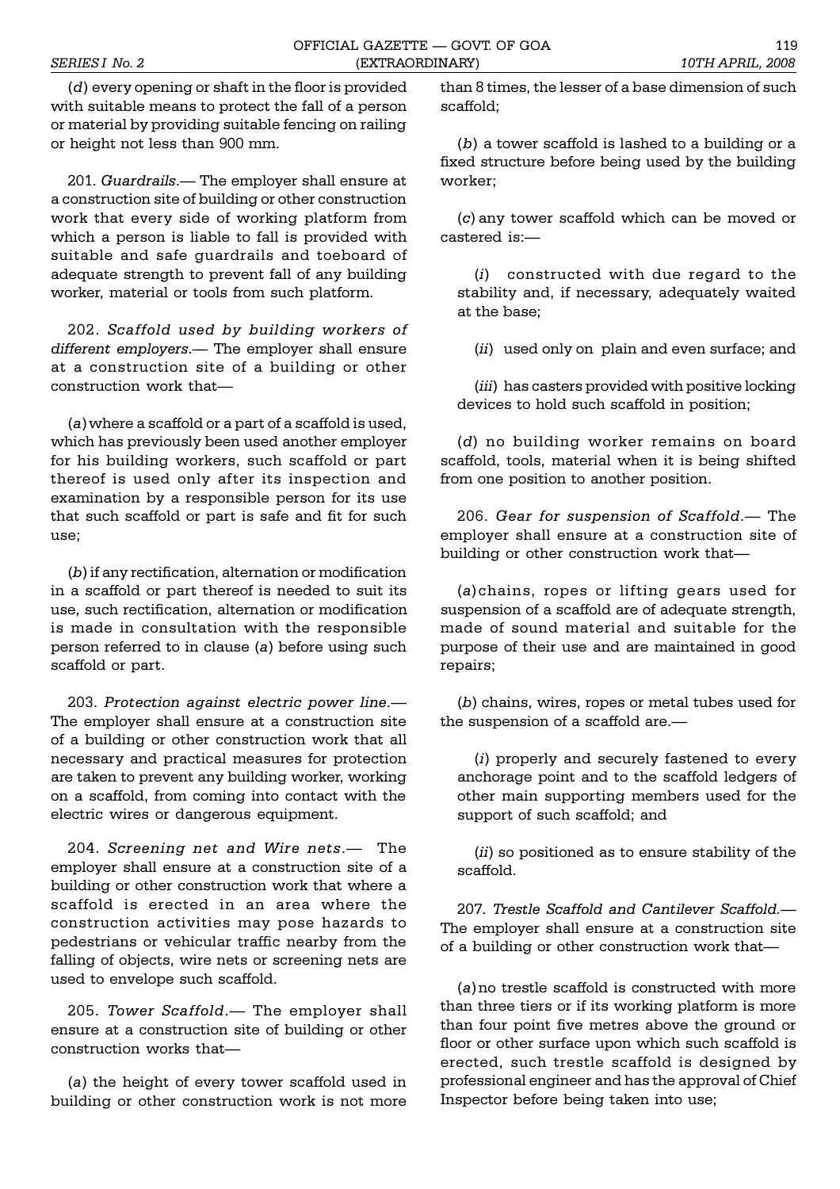(*d*) every opening or shaft in the floor is provided with suitable means to protect the fall of a person or material by providing suitable fencing on railing or height not less than 900 mm.

201. *Guardrails*.— The employer shall ensure at a construction site of building or other construction work that every side of working platform from which a person is liable to fall is provided with suitable and safe guardrails and toeboard of adequate strength to prevent fall of any building worker, material or tools from such platform.

202. *Scaffold used by building workers of different employers*.— The employer shall ensure at a construction site of a building or other construction work that—

(*a*) where a scaffold or a part of a scaffold is used, which has previously been used another employer for his building workers, such scaffold or part thereof is used only after its inspection and examination by a responsible person for its use that such scaffold or part is safe and fit for such use;

(*b*) if any rectification, alternation or modification in a scaffold or part thereof is needed to suit its use, such rectification, alternation or modification is made in consultation with the responsible person referred to in clause (*a*) before using such scaffold or part.

203. *Protection against electric power line*.— The employer shall ensure at a construction site of a building or other construction work that all necessary and practical measures for protection are taken to prevent any building worker, working on a scaffold, from coming into contact with the electric wires or dangerous equipment.

204. *Screening net and Wire nets*.— The employer shall ensure at a construction site of a building or other construction work that where a scaffold is erected in an area where the construction activities may pose hazards to pedestrians or vehicular traffic nearby from the falling of objects, wire nets or screening nets are used to envelope such scaffold.

205. *Tower Scaffold*.— The employer shall ensure at a construction site of building or other construction works that—

(*a*) the height of every tower scaffold used in building or other construction work is not more than 8 times, the lesser of a base dimension of such scaffold;

(*b*) a tower scaffold is lashed to a building or a fixed structure before being used by the building worker;

(*c*) any tower scaffold which can be moved or castered is:—

(*i*) constructed with due regard to the stability and, if necessary, adequately waited at the base;

(*ii*) used only on plain and even surface; and

(*iii*) has casters provided with positive locking devices to hold such scaffold in position;

(*d*) no building worker remains on board scaffold, tools, material when it is being shifted from one position to another position.

206. *Gear for suspension of Scaffold*.— The employer shall ensure at a construction site of building or other construction work that—

(*a*) chains, ropes or lifting gears used for suspension of a scaffold are of adequate strength, made of sound material and suitable for the purpose of their use and are maintained in good repairs;

(*b*) chains, wires, ropes or metal tubes used for the suspension of a scaffold are.—

(*i*) properly and securely fastened to every anchorage point and to the scaffold ledgers of other main supporting members used for the support of such scaffold; and

(*ii*) so positioned as to ensure stability of the scaffold.

207. *Trestle Scaffold and Cantilever Scaffold*.— The employer shall ensure at a construction site of a building or other construction work that—

(*a*) no trestle scaffold is constructed with more than three tiers or if its working platform is more than four point five metres above the ground or floor or other surface upon which such scaffold is erected, such trestle scaffold is designed by professional engineer and has the approval of Chief Inspector before being taken into use;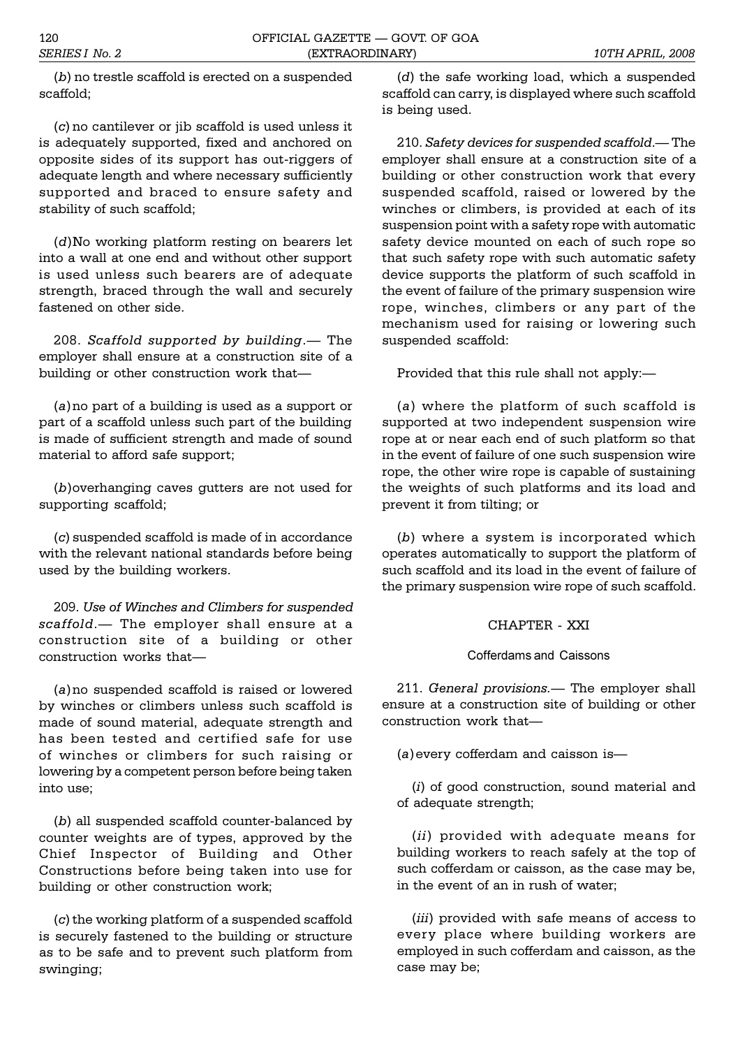(*b*) no trestle scaffold is erected on a suspended scaffold;

(*c*) no cantilever or jib scaffold is used unless it is adequately supported, fixed and anchored on opposite sides of its support has out-riggers of adequate length and where necessary sufficiently supported and braced to ensure safety and stability of such scaffold;

(*d*)No working platform resting on bearers let into a wall at one end and without other support is used unless such bearers are of adequate strength, braced through the wall and securely fastened on other side.

208. *Scaffold supported by building*.— The employer shall ensure at a construction site of a building or other construction work that—

(*a*)no part of a building is used as a support or part of a scaffold unless such part of the building is made of sufficient strength and made of sound material to afford safe support;

(*b*)overhanging caves gutters are not used for supporting scaffold;

(*c*) suspended scaffold is made of in accordance with the relevant national standards before being used by the building workers.

209. *Use of Winches and Climbers for suspended scaffold*.— The employer shall ensure at a construction site of a building or other construction works that—

(*a*)no suspended scaffold is raised or lowered by winches or climbers unless such scaffold is made of sound material, adequate strength and has been tested and certified safe for use of winches or climbers for such raising or lowering by a competent person before being taken into use;

(*b*) all suspended scaffold counter-balanced by counter weights are of types, approved by the Chief Inspector of Building and Other Constructions before being taken into use for building or other construction work;

(*c*) the working platform of a suspended scaffold is securely fastened to the building or structure as to be safe and to prevent such platform from swinging;

(*d*) the safe working load, which a suspended scaffold can carry, is displayed where such scaffold is being used.

210. *Safety devices for suspended scaffold*.— The employer shall ensure at a construction site of a building or other construction work that every suspended scaffold, raised or lowered by the winches or climbers, is provided at each of its suspension point with a safety rope with automatic safety device mounted on each of such rope so that such safety rope with such automatic safety device supports the platform of such scaffold in the event of failure of the primary suspension wire rope, winches, climbers or any part of the mechanism used for raising or lowering such suspended scaffold:

Provided that this rule shall not apply:—

(*a*) where the platform of such scaffold is supported at two independent suspension wire rope at or near each end of such platform so that in the event of failure of one such suspension wire rope, the other wire rope is capable of sustaining the weights of such platforms and its load and prevent it from tilting; or

(*b*) where a system is incorporated which operates automatically to support the platform of such scaffold and its load in the event of failure of the primary suspension wire rope of such scaffold.

## CHAPTER - XXI

### Cofferdams and Caissons

211. *General provisions.*— The employer shall ensure at a construction site of building or other construction work that—

(*a*)every cofferdam and caisson is—

(*i*) of good construction, sound material and of adequate strength;

(*ii*) provided with adequate means for building workers to reach safely at the top of such cofferdam or caisson, as the case may be, in the event of an in rush of water;

(*iii*) provided with safe means of access to every place where building workers are employed in such cofferdam and caisson, as the case may be;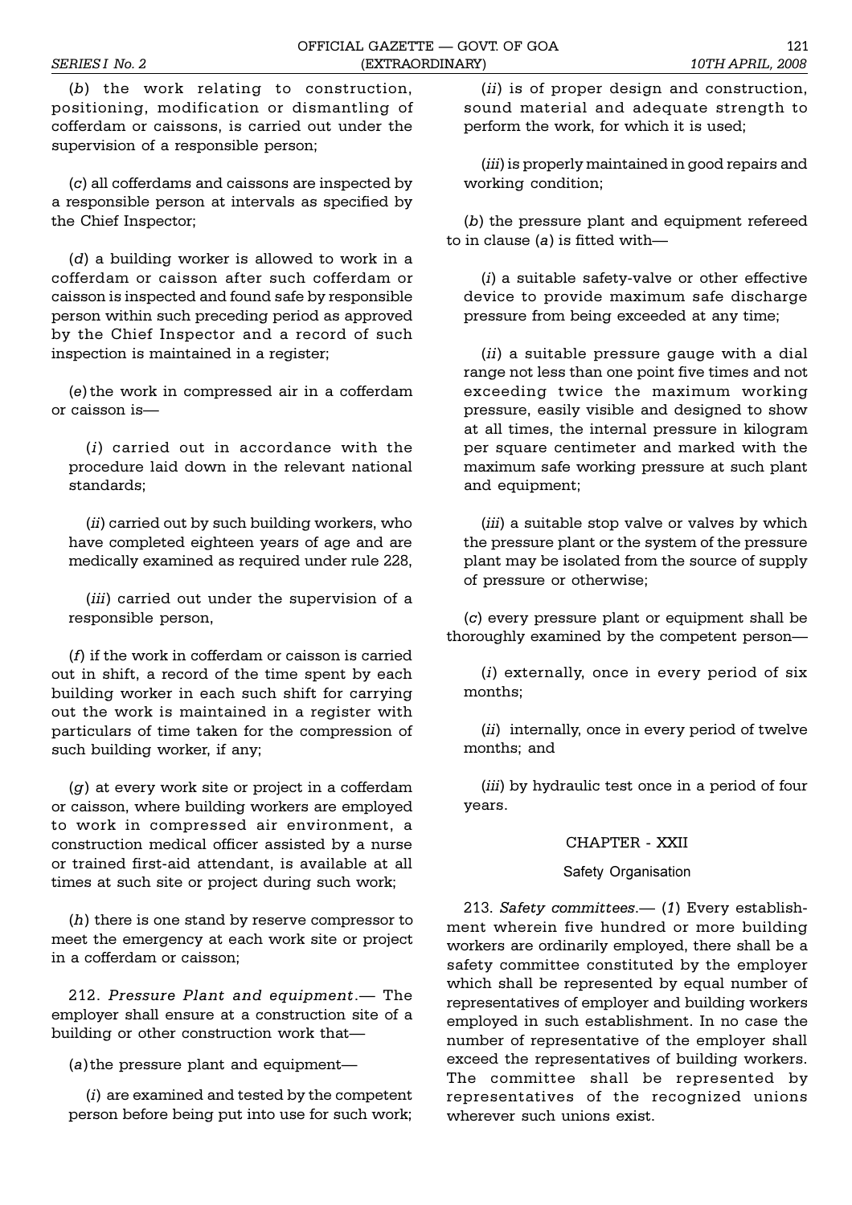(*b*) the work relating to construction, positioning, modification or dismantling of cofferdam or caissons, is carried out under the supervision of a responsible person;

(*c*) all cofferdams and caissons are inspected by a responsible person at intervals as specified by the Chief Inspector;

(*d*) a building worker is allowed to work in a cofferdam or caisson after such cofferdam or caisson is inspected and found safe by responsible person within such preceding period as approved by the Chief Inspector and a record of such inspection is maintained in a register;

(*e*) the work in compressed air in a cofferdam or caisson is—

(*i*) carried out in accordance with the procedure laid down in the relevant national standards;

(*ii*) carried out by such building workers, who have completed eighteen years of age and are medically examined as required under rule 228,

(*iii*) carried out under the supervision of a responsible person,

(*f*) if the work in cofferdam or caisson is carried out in shift, a record of the time spent by each building worker in each such shift for carrying out the work is maintained in a register with particulars of time taken for the compression of such building worker, if any;

(*g*) at every work site or project in a cofferdam or caisson, where building workers are employed to work in compressed air environment, a construction medical officer assisted by a nurse or trained first-aid attendant, is available at all times at such site or project during such work;

(*h*) there is one stand by reserve compressor to meet the emergency at each work site or project in a cofferdam or caisson;

212. *Pressure Plant and equipment*.— The employer shall ensure at a construction site of a building or other construction work that—

(*a*) the pressure plant and equipment—

(*i*) are examined and tested by the competent person before being put into use for such work;

(*ii*) is of proper design and construction, sound material and adequate strength to perform the work, for which it is used;

(*iii*) is properly maintained in good repairs and working condition;

(*b*) the pressure plant and equipment refereed to in clause (*a*) is fitted with—

(*i*) a suitable safety-valve or other effective device to provide maximum safe discharge pressure from being exceeded at any time;

(*ii*) a suitable pressure gauge with a dial range not less than one point five times and not exceeding twice the maximum working pressure, easily visible and designed to show at all times, the internal pressure in kilogram per square centimeter and marked with the maximum safe working pressure at such plant and equipment;

(*iii*) a suitable stop valve or valves by which the pressure plant or the system of the pressure plant may be isolated from the source of supply of pressure or otherwise;

(*c*) every pressure plant or equipment shall be thoroughly examined by the competent person—

(*i*) externally, once in every period of six months;

(*ii*) internally, once in every period of twelve months; and

(*iii*) by hydraulic test once in a period of four years.

## CHAPTER - XXII

### Safety Organisation

213. *Safety committees*.— (*1*) Every establishment wherein five hundred or more building workers are ordinarily employed, there shall be a safety committee constituted by the employer which shall be represented by equal number of representatives of employer and building workers employed in such establishment. In no case the number of representative of the employer shall exceed the representatives of building workers. The committee shall be represented by representatives of the recognized unions wherever such unions exist.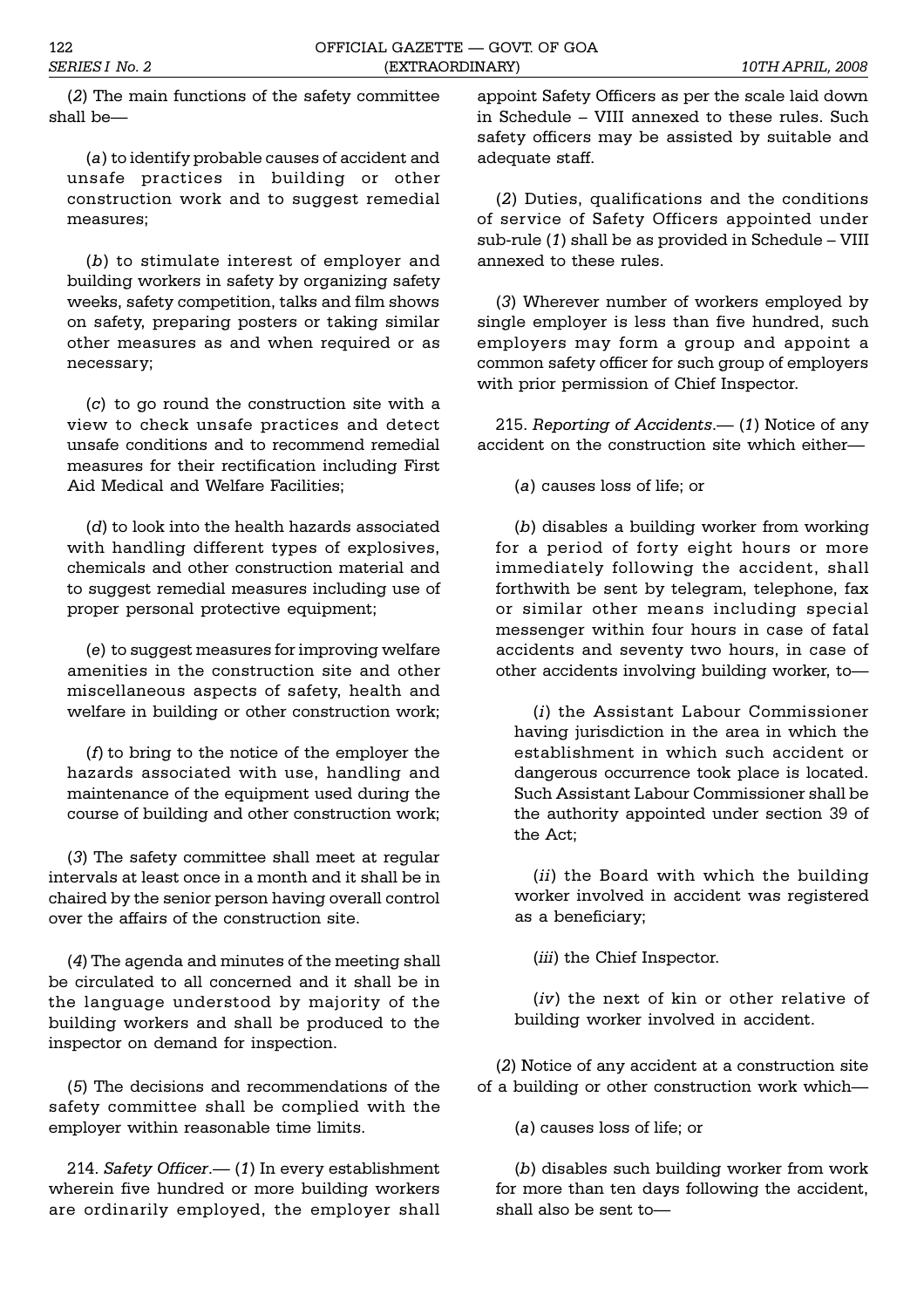(*2*) The main functions of the safety committee shall be—

(*a*) to identify probable causes of accident and unsafe practices in building or other construction work and to suggest remedial measures;

(*b*) to stimulate interest of employer and building workers in safety by organizing safety weeks, safety competition, talks and film shows on safety, preparing posters or taking similar other measures as and when required or as necessary;

(*c*) to go round the construction site with a view to check unsafe practices and detect unsafe conditions and to recommend remedial measures for their rectification including First Aid Medical and Welfare Facilities;

(*d*) to look into the health hazards associated with handling different types of explosives, chemicals and other construction material and to suggest remedial measures including use of proper personal protective equipment;

(*e*) to suggest measures for improving welfare amenities in the construction site and other miscellaneous aspects of safety, health and welfare in building or other construction work;

(*f*) to bring to the notice of the employer the hazards associated with use, handling and maintenance of the equipment used during the course of building and other construction work;

(*3*) The safety committee shall meet at regular intervals at least once in a month and it shall be in chaired by the senior person having overall control over the affairs of the construction site.

(*4*) The agenda and minutes of the meeting shall be circulated to all concerned and it shall be in the language understood by majority of the building workers and shall be produced to the inspector on demand for inspection.

(*5*) The decisions and recommendations of the safety committee shall be complied with the employer within reasonable time limits.

214. *Safety Officer.*— (*1*) In every establishment wherein five hundred or more building workers are ordinarily employed, the employer shall appoint Safety Officers as per the scale laid down in Schedule – VIII annexed to these rules. Such safety officers may be assisted by suitable and adequate staff.

(*2*) Duties, qualifications and the conditions of service of Safety Officers appointed under sub-rule (*1*) shall be as provided in Schedule – VIII annexed to these rules.

(*3*) Wherever number of workers employed by single employer is less than five hundred, such employers may form a group and appoint a common safety officer for such group of employers with prior permission of Chief Inspector.

215. *Reporting of Accidents.*— (*1*) Notice of any accident on the construction site which either—

(*a*) causes loss of life; or

(*b*) disables a building worker from working for a period of forty eight hours or more immediately following the accident, shall forthwith be sent by telegram, telephone, fax or similar other means including special messenger within four hours in case of fatal accidents and seventy two hours, in case of other accidents involving building worker, to—

(*i*) the Assistant Labour Commissioner having jurisdiction in the area in which the establishment in which such accident or dangerous occurrence took place is located. Such Assistant Labour Commissioner shall be the authority appointed under section 39 of the Act;

(*ii*) the Board with which the building worker involved in accident was registered as a beneficiary;

(*iii*) the Chief Inspector.

(*iv*) the next of kin or other relative of building worker involved in accident.

(*2*) Notice of any accident at a construction site of a building or other construction work which—

(*a*) causes loss of life; or

(*b*) disables such building worker from work for more than ten days following the accident, shall also be sent to—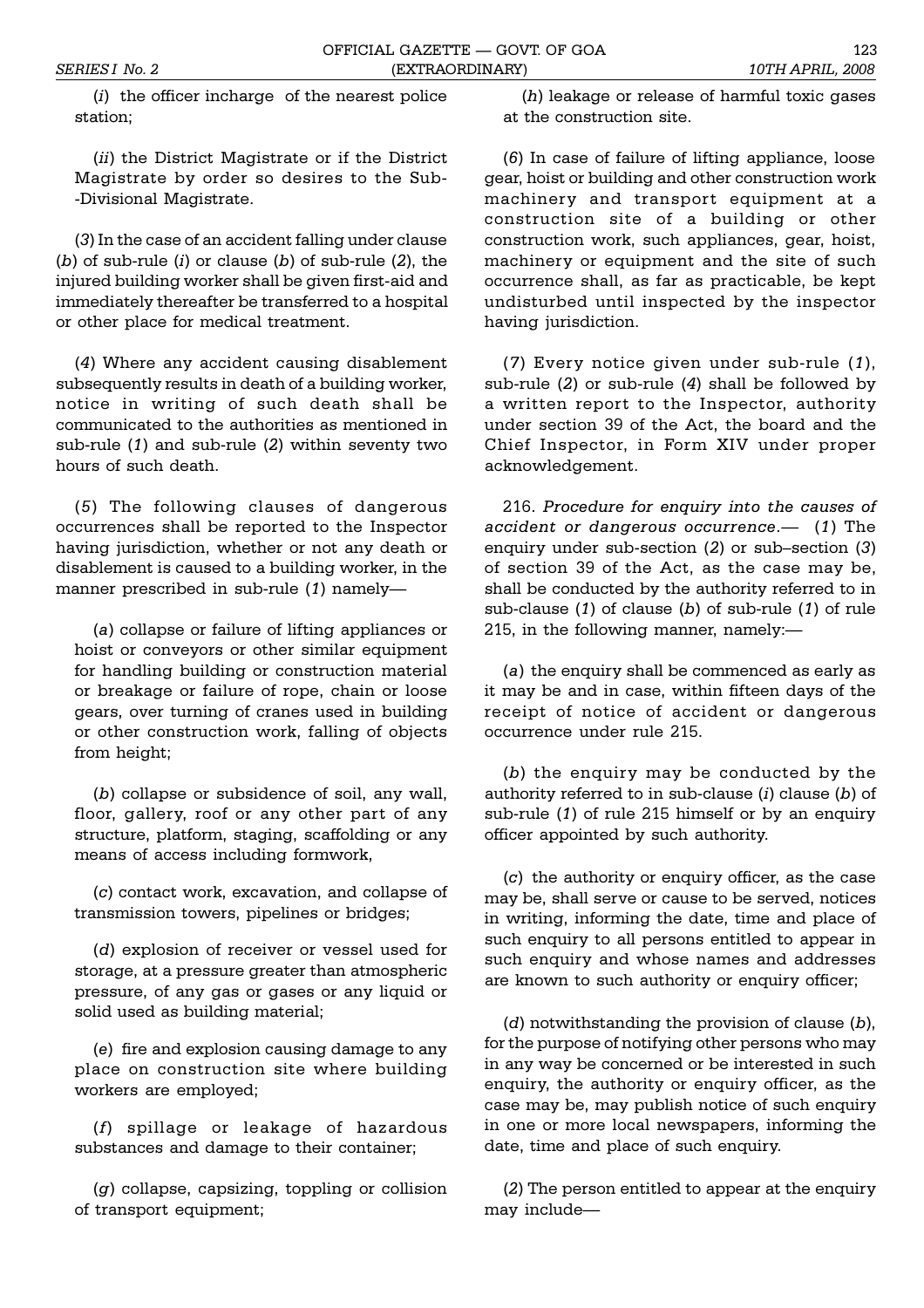(*i*) the officer incharge of the nearest police station;

(*ii*) the District Magistrate or if the District Magistrate by order so desires to the Sub--Divisional Magistrate.

(*3*) In the case of an accident falling under clause (*b*) of sub-rule (*i*) or clause (*b*) of sub-rule (*2*), the injured building worker shall be given first-aid and immediately thereafter be transferred to a hospital or other place for medical treatment.

(*4*) Where any accident causing disablement subsequently results in death of a building worker, notice in writing of such death shall be communicated to the authorities as mentioned in sub-rule (*1*) and sub-rule (*2*) within seventy two hours of such death.

(*5*) The following clauses of dangerous occurrences shall be reported to the Inspector having jurisdiction, whether or not any death or disablement is caused to a building worker, in the manner prescribed in sub-rule (*1*) namely—

(*a*) collapse or failure of lifting appliances or hoist or conveyors or other similar equipment for handling building or construction material or breakage or failure of rope, chain or loose gears, over turning of cranes used in building or other construction work, falling of objects from height;

(*b*) collapse or subsidence of soil, any wall, floor, gallery, roof or any other part of any structure, platform, staging, scaffolding or any means of access including formwork,

(*c*) contact work, excavation, and collapse of transmission towers, pipelines or bridges;

(*d*) explosion of receiver or vessel used for storage, at a pressure greater than atmospheric pressure, of any gas or gases or any liquid or solid used as building material;

(*e*) fire and explosion causing damage to any place on construction site where building workers are employed;

(*f*) spillage or leakage of hazardous substances and damage to their container;

(*g*) collapse, capsizing, toppling or collision of transport equipment;

(*h*) leakage or release of harmful toxic gases at the construction site.

(*6*) In case of failure of lifting appliance, loose gear, hoist or building and other construction work machinery and transport equipment at a construction site of a building or other construction work, such appliances, gear, hoist, machinery or equipment and the site of such occurrence shall, as far as practicable, be kept undisturbed until inspected by the inspector having jurisdiction.

(*7*) Every notice given under sub-rule (*1*), sub-rule (*2*) or sub-rule (*4*) shall be followed by a written report to the Inspector, authority under section 39 of the Act, the board and the Chief Inspector, in Form XIV under proper acknowledgement.

216. *Procedure for enquiry into the causes of accident or dangerous occurrence*.— (*1*) The enquiry under sub-section (*2*) or sub–section (*3*) of section 39 of the Act, as the case may be, shall be conducted by the authority referred to in sub-clause (*1*) of clause (*b*) of sub-rule (*1*) of rule 215, in the following manner, namely:—

(*a*) the enquiry shall be commenced as early as it may be and in case, within fifteen days of the receipt of notice of accident or dangerous occurrence under rule 215.

(*b*) the enquiry may be conducted by the authority referred to in sub-clause (*i*) clause (*b*) of sub-rule (*1*) of rule 215 himself or by an enquiry officer appointed by such authority.

(*c*) the authority or enquiry officer, as the case may be, shall serve or cause to be served, notices in writing, informing the date, time and place of such enquiry to all persons entitled to appear in such enquiry and whose names and addresses are known to such authority or enquiry officer;

(*d*) notwithstanding the provision of clause (*b*), for the purpose of notifying other persons who may in any way be concerned or be interested in such enquiry, the authority or enquiry officer, as the case may be, may publish notice of such enquiry in one or more local newspapers, informing the date, time and place of such enquiry.

(*2*) The person entitled to appear at the enquiry may include—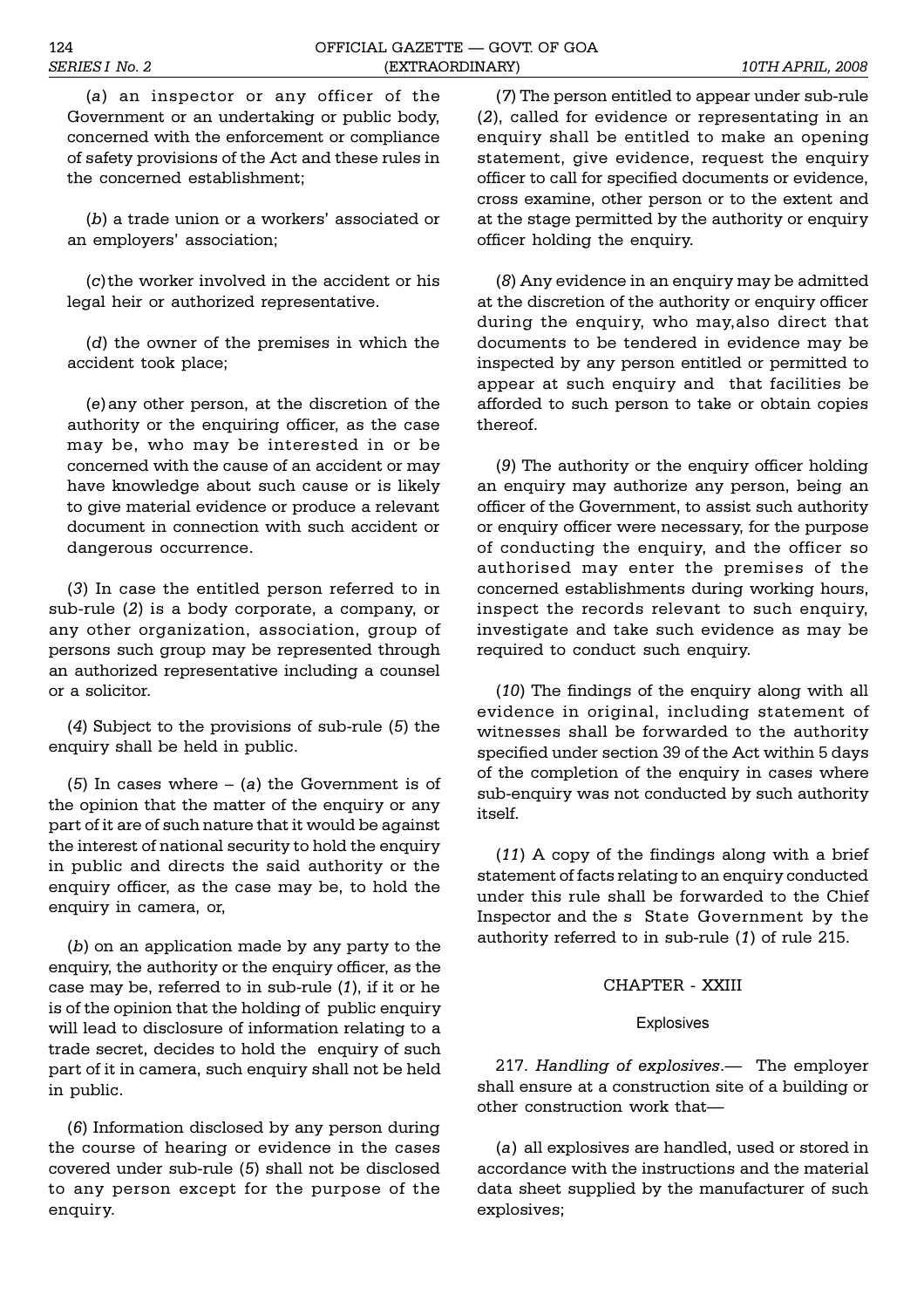(*a*) an inspector or any officer of the Government or an undertaking or public body, concerned with the enforcement or compliance of safety provisions of the Act and these rules in the concerned establishment;

(*b*) a trade union or a workers' associated or an employers' association;

(*c*) the worker involved in the accident or his legal heir or authorized representative.

(*d*) the owner of the premises in which the accident took place;

(*e*) any other person, at the discretion of the authority or the enquiring officer, as the case may be, who may be interested in or be concerned with the cause of an accident or may have knowledge about such cause or is likely to give material evidence or produce a relevant document in connection with such accident or dangerous occurrence.

(*3*) In case the entitled person referred to in sub-rule (*2*) is a body corporate, a company, or any other organization, association, group of persons such group may be represented through an authorized representative including a counsel or a solicitor.

(*4*) Subject to the provisions of sub-rule (*5*) the enquiry shall be held in public.

(*5*) In cases where – (*a*) the Government is of the opinion that the matter of the enquiry or any part of it are of such nature that it would be against the interest of national security to hold the enquiry in public and directs the said authority or the enquiry officer, as the case may be, to hold the enquiry in camera, or,

(*b*) on an application made by any party to the enquiry, the authority or the enquiry officer, as the case may be, referred to in sub-rule (*1*), if it or he is of the opinion that the holding of public enquiry will lead to disclosure of information relating to a trade secret, decides to hold the enquiry of such part of it in camera, such enquiry shall not be held in public.

(*6*) Information disclosed by any person during the course of hearing or evidence in the cases covered under sub-rule (*5*) shall not be disclosed to any person except for the purpose of the enquiry.

(*7*) The person entitled to appear under sub-rule (*2*), called for evidence or representating in an enquiry shall be entitled to make an opening statement, give evidence, request the enquiry officer to call for specified documents or evidence, cross examine, other person or to the extent and at the stage permitted by the authority or enquiry officer holding the enquiry.

(*8*) Any evidence in an enquiry may be admitted at the discretion of the authority or enquiry officer during the enquiry, who may,also direct that documents to be tendered in evidence may be inspected by any person entitled or permitted to appear at such enquiry and that facilities be afforded to such person to take or obtain copies thereof.

(*9*) The authority or the enquiry officer holding an enquiry may authorize any person, being an officer of the Government, to assist such authority or enquiry officer were necessary, for the purpose of conducting the enquiry, and the officer so authorised may enter the premises of the concerned establishments during working hours, inspect the records relevant to such enquiry, investigate and take such evidence as may be required to conduct such enquiry.

(*10*) The findings of the enquiry along with all evidence in original, including statement of witnesses shall be forwarded to the authority specified under section 39 of the Act within 5 days of the completion of the enquiry in cases where sub-enquiry was not conducted by such authority itself.

(*11*) A copy of the findings along with a brief statement of facts relating to an enquiry conducted under this rule shall be forwarded to the Chief Inspector and the s State Government by the authority referred to in sub-rule (*1*) of rule 215.

## CHAPTER - XXIII

### Explosives

217. *Handling of explosives*.— The employer shall ensure at a construction site of a building or other construction work that—

(*a*) all explosives are handled, used or stored in accordance with the instructions and the material data sheet supplied by the manufacturer of such explosives;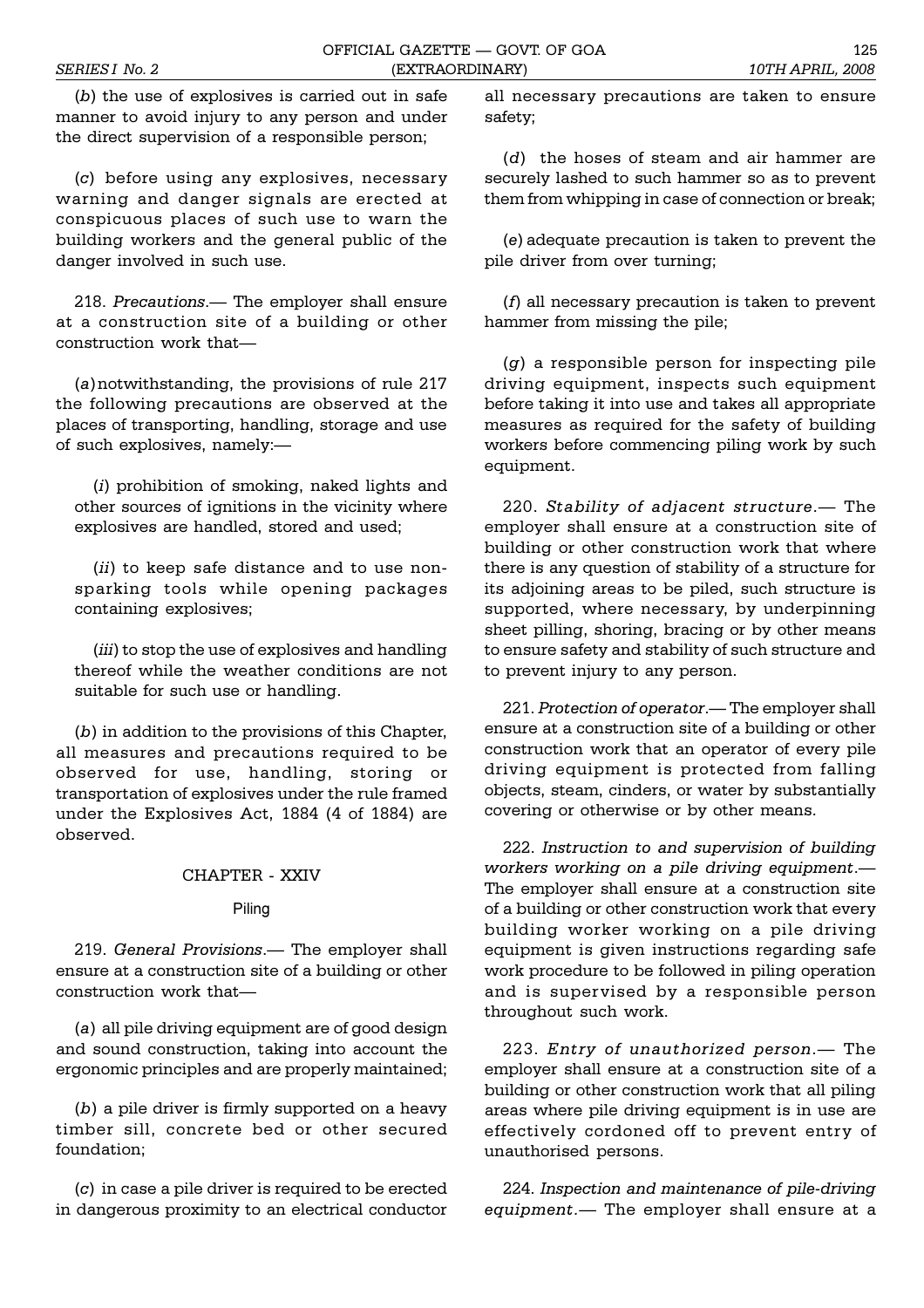(*b*) the use of explosives is carried out in safe manner to avoid injury to any person and under the direct supervision of a responsible person;

(*c*) before using any explosives, necessary warning and danger signals are erected at conspicuous places of such use to warn the building workers and the general public of the danger involved in such use.

218. *Precautions*.— The employer shall ensure at a construction site of a building or other construction work that—

(*a*) notwithstanding, the provisions of rule 217 the following precautions are observed at the places of transporting, handling, storage and use of such explosives, namely:—

(*i*) prohibition of smoking, naked lights and other sources of ignitions in the vicinity where explosives are handled, stored and used;

(*ii*) to keep safe distance and to use non-sparking tools while opening packages containing explosives;

(*iii*) to stop the use of explosives and handling thereof while the weather conditions are not suitable for such use or handling.

(*b*) in addition to the provisions of this Chapter, all measures and precautions required to be observed for use, handling, storing or transportation of explosives under the rule framed under the Explosives Act, 1884 (4 of 1884) are observed.

## CHAPTER - XXIV

### Piling

219. *General Provisions*.— The employer shall ensure at a construction site of a building or other construction work that—

(*a*) all pile driving equipment are of good design and sound construction, taking into account the ergonomic principles and are properly maintained;

(*b*) a pile driver is firmly supported on a heavy timber sill, concrete bed or other secured foundation;

(*c*) in case a pile driver is required to be erected in dangerous proximity to an electrical conductor all necessary precautions are taken to ensure safety;

(*d*) the hoses of steam and air hammer are securely lashed to such hammer so as to prevent them from whipping in case of connection or break;

(*e*) adequate precaution is taken to prevent the pile driver from over turning;

(*f*) all necessary precaution is taken to prevent hammer from missing the pile;

(*g*) a responsible person for inspecting pile driving equipment, inspects such equipment before taking it into use and takes all appropriate measures as required for the safety of building workers before commencing piling work by such equipment.

220. *Stability of adjacent structure*.— The employer shall ensure at a construction site of building or other construction work that where there is any question of stability of a structure for its adjoining areas to be piled, such structure is supported, where necessary, by underpinning sheet pilling, shoring, bracing or by other means to ensure safety and stability of such structure and to prevent injury to any person.

221. *Protection of operator*.— The employer shall ensure at a construction site of a building or other construction work that an operator of every pile driving equipment is protected from falling objects, steam, cinders, or water by substantially covering or otherwise or by other means.

222. *Instruction to and supervision of building workers working on a pile driving equipment*.— The employer shall ensure at a construction site of a building or other construction work that every building worker working on a pile driving equipment is given instructions regarding safe work procedure to be followed in piling operation and is supervised by a responsible person throughout such work.

223. *Entry of unauthorized person*.— The employer shall ensure at a construction site of a building or other construction work that all piling areas where pile driving equipment is in use are effectively cordoned off to prevent entry of unauthorised persons.

224. *Inspection and maintenance of pile-driving equipment*.— The employer shall ensure at a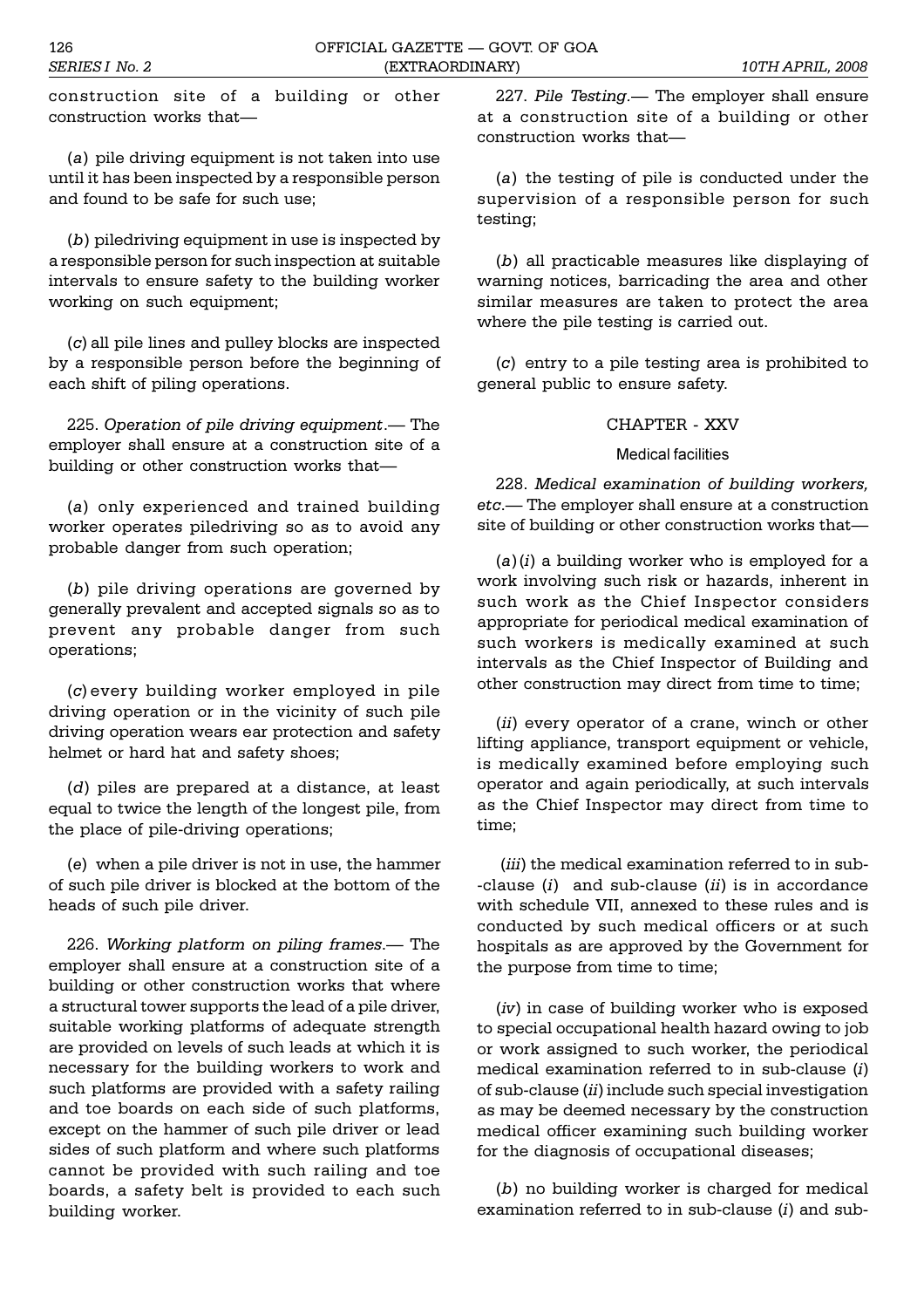construction site of a building or other construction works that—

(*a*) pile driving equipment is not taken into use until it has been inspected by a responsible person and found to be safe for such use;

(*b*) piledriving equipment in use is inspected by a responsible person for such inspection at suitable intervals to ensure safety to the building worker working on such equipment;

(*c*) all pile lines and pulley blocks are inspected by a responsible person before the beginning of each shift of piling operations.

225. *Operation of pile driving equipment*.— The employer shall ensure at a construction site of a building or other construction works that—

(*a*) only experienced and trained building worker operates piledriving so as to avoid any probable danger from such operation;

(*b*) pile driving operations are governed by generally prevalent and accepted signals so as to prevent any probable danger from such operations;

(*c*) every building worker employed in pile driving operation or in the vicinity of such pile driving operation wears ear protection and safety helmet or hard hat and safety shoes;

(*d*) piles are prepared at a distance, at least equal to twice the length of the longest pile, from the place of pile-driving operations;

(*e*) when a pile driver is not in use, the hammer of such pile driver is blocked at the bottom of the heads of such pile driver.

226. *Working platform on piling frames*.— The employer shall ensure at a construction site of a building or other construction works that where a structural tower supports the lead of a pile driver, suitable working platforms of adequate strength are provided on levels of such leads at which it is necessary for the building workers to work and such platforms are provided with a safety railing and toe boards on each side of such platforms, except on the hammer of such pile driver or lead sides of such platform and where such platforms cannot be provided with such railing and toe boards, a safety belt is provided to each such building worker.

227. *Pile Testing*.— The employer shall ensure at a construction site of a building or other construction works that—

(*a*) the testing of pile is conducted under the supervision of a responsible person for such testing;

(*b*) all practicable measures like displaying of warning notices, barricading the area and other similar measures are taken to protect the area where the pile testing is carried out.

(*c*) entry to a pile testing area is prohibited to general public to ensure safety.

## CHAPTER - XXV

### Medical facilities

228. *Medical examination of building workers, etc*.— The employer shall ensure at a construction site of building or other construction works that—

(*a*) (*i*) a building worker who is employed for a work involving such risk or hazards, inherent in such work as the Chief Inspector considers appropriate for periodical medical examination of such workers is medically examined at such intervals as the Chief Inspector of Building and other construction may direct from time to time;

(*ii*) every operator of a crane, winch or other lifting appliance, transport equipment or vehicle, is medically examined before employing such operator and again periodically, at such intervals as the Chief Inspector may direct from time to time;

(*iii*) the medical examination referred to in sub--clause (*i*) and sub-clause (*ii*) is in accordance with schedule VII, annexed to these rules and is conducted by such medical officers or at such hospitals as are approved by the Government for the purpose from time to time;

(*iv*) in case of building worker who is exposed to special occupational health hazard owing to job or work assigned to such worker, the periodical medical examination referred to in sub-clause (*i*) of sub-clause (*ii*) include such special investigation as may be deemed necessary by the construction medical officer examining such building worker for the diagnosis of occupational diseases;

(*b*) no building worker is charged for medical examination referred to in sub-clause (*i*) and sub-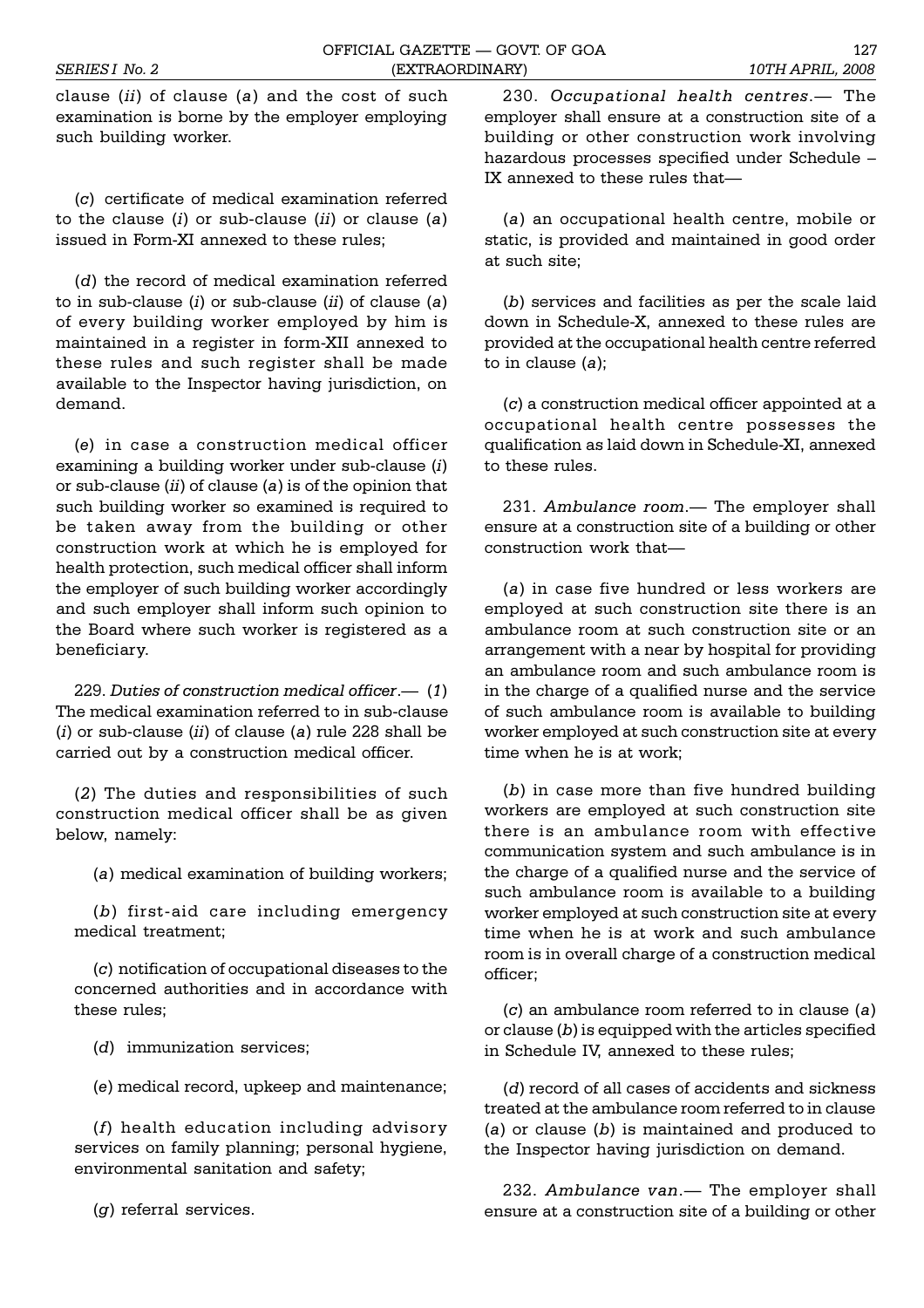clause (*ii*) of clause (*a*) and the cost of such examination is borne by the employer employing such building worker.

(*c*) certificate of medical examination referred to the clause (*i*) or sub-clause (*ii*) or clause (*a*) issued in Form-XI annexed to these rules;

(*d*) the record of medical examination referred to in sub-clause (*i*) or sub-clause (*ii*) of clause (*a*) of every building worker employed by him is maintained in a register in form-XII annexed to these rules and such register shall be made available to the Inspector having jurisdiction, on demand.

(*e*) in case a construction medical officer examining a building worker under sub-clause (*i*) or sub-clause (*ii*) of clause (*a*) is of the opinion that such building worker so examined is required to be taken away from the building or other construction work at which he is employed for health protection, such medical officer shall inform the employer of such building worker accordingly and such employer shall inform such opinion to the Board where such worker is registered as a beneficiary.

229. *Duties of construction medical officer*.— (*1*) The medical examination referred to in sub-clause (*i*) or sub-clause (*ii*) of clause (*a*) rule 228 shall be carried out by a construction medical officer.

(*2*) The duties and responsibilities of such construction medical officer shall be as given below, namely:

(*a*) medical examination of building workers;

(*b*) first-aid care including emergency medical treatment;

(*c*) notification of occupational diseases to the concerned authorities and in accordance with these rules;

(*d*) immunization services;

(*e*) medical record, upkeep and maintenance;

(*f*) health education including advisory services on family planning; personal hygiene, environmental sanitation and safety;

(*g*) referral services.

230. *Occupational health centres*.— The employer shall ensure at a construction site of a building or other construction work involving hazardous processes specified under Schedule – IX annexed to these rules that—

(*a*) an occupational health centre, mobile or static, is provided and maintained in good order at such site;

(*b*) services and facilities as per the scale laid down in Schedule-X, annexed to these rules are provided at the occupational health centre referred to in clause (*a*);

(*c*) a construction medical officer appointed at a occupational health centre possesses the qualification as laid down in Schedule-XI, annexed to these rules.

231. *Ambulance room*.— The employer shall ensure at a construction site of a building or other construction work that—

(*a*) in case five hundred or less workers are employed at such construction site there is an ambulance room at such construction site or an arrangement with a near by hospital for providing an ambulance room and such ambulance room is in the charge of a qualified nurse and the service of such ambulance room is available to building worker employed at such construction site at every time when he is at work;

(*b*) in case more than five hundred building workers are employed at such construction site there is an ambulance room with effective communication system and such ambulance is in the charge of a qualified nurse and the service of such ambulance room is available to a building worker employed at such construction site at every time when he is at work and such ambulance room is in overall charge of a construction medical officer;

(*c*) an ambulance room referred to in clause (*a*) or clause (*b*) is equipped with the articles specified in Schedule IV, annexed to these rules;

(*d*) record of all cases of accidents and sickness treated at the ambulance room referred to in clause (*a*) or clause (*b*) is maintained and produced to the Inspector having jurisdiction on demand.

232. *Ambulance van*.— The employer shall ensure at a construction site of a building or other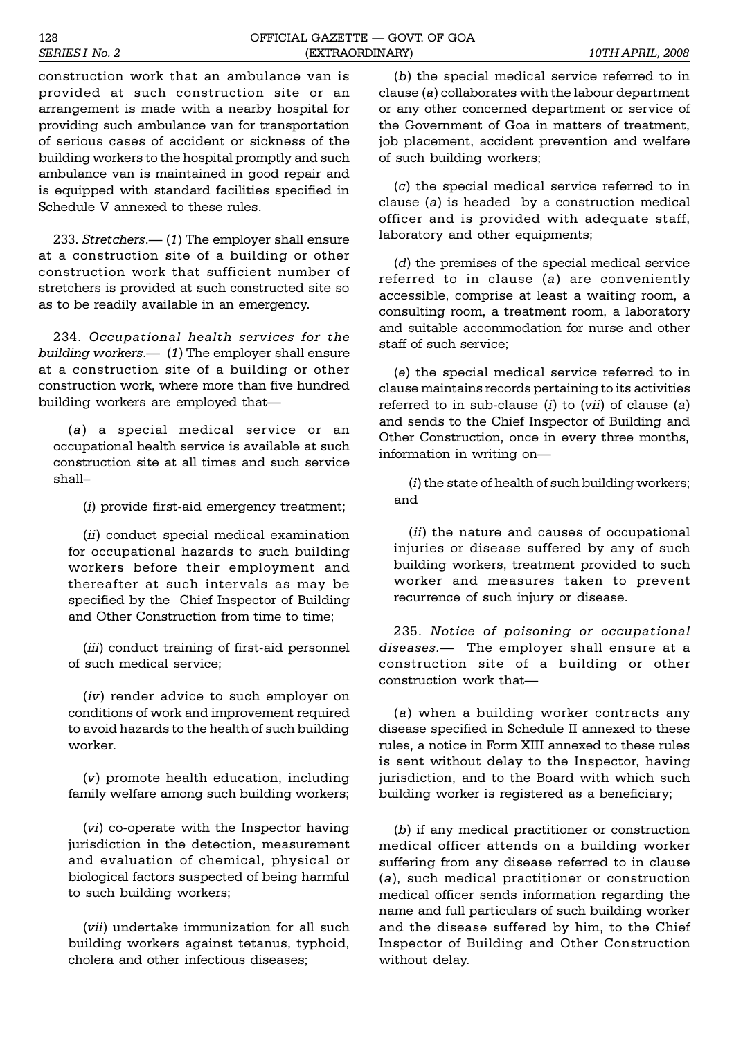construction work that an ambulance van is provided at such construction site or an arrangement is made with a nearby hospital for providing such ambulance van for transportation of serious cases of accident or sickness of the building workers to the hospital promptly and such ambulance van is maintained in good repair and is equipped with standard facilities specified in Schedule V annexed to these rules.

233. *Stretchers*.— (*1*) The employer shall ensure at a construction site of a building or other construction work that sufficient number of stretchers is provided at such constructed site so as to be readily available in an emergency.

234. *Occupational health services for the building workers*.— (*1*) The employer shall ensure at a construction site of a building or other construction work, where more than five hundred building workers are employed that—

(*a*) a special medical service or an occupational health service is available at such construction site at all times and such service shall–

(*i*) provide first-aid emergency treatment;

(*ii*) conduct special medical examination for occupational hazards to such building workers before their employment and thereafter at such intervals as may be specified by the Chief Inspector of Building and Other Construction from time to time;

(*iii*) conduct training of first-aid personnel of such medical service;

(*iv*) render advice to such employer on conditions of work and improvement required to avoid hazards to the health of such building worker.

(*v*) promote health education, including family welfare among such building workers;

(*vi*) co-operate with the Inspector having jurisdiction in the detection, measurement and evaluation of chemical, physical or biological factors suspected of being harmful to such building workers;

(*vii*) undertake immunization for all such building workers against tetanus, typhoid, cholera and other infectious diseases;

(*b*) the special medical service referred to in clause (*a*) collaborates with the labour department or any other concerned department or service of the Government of Goa in matters of treatment, job placement, accident prevention and welfare of such building workers;

(*c*) the special medical service referred to in clause (*a*) is headed by a construction medical officer and is provided with adequate staff, laboratory and other equipments;

(*d*) the premises of the special medical service referred to in clause (*a*) are conveniently accessible, comprise at least a waiting room, a consulting room, a treatment room, a laboratory and suitable accommodation for nurse and other staff of such service;

(*e*) the special medical service referred to in clause maintains records pertaining to its activities referred to in sub-clause (*i*) to (*vii*) of clause (*a*) and sends to the Chief Inspector of Building and Other Construction, once in every three months, information in writing on—

(*i*) the state of health of such building workers; and

(*ii*) the nature and causes of occupational injuries or disease suffered by any of such building workers, treatment provided to such worker and measures taken to prevent recurrence of such injury or disease.

235. *Notice of poisoning or occupational diseases*.— The employer shall ensure at a construction site of a building or other construction work that—

(*a*) when a building worker contracts any disease specified in Schedule II annexed to these rules, a notice in Form XIII annexed to these rules is sent without delay to the Inspector, having jurisdiction, and to the Board with which such building worker is registered as a beneficiary;

(*b*) if any medical practitioner or construction medical officer attends on a building worker suffering from any disease referred to in clause (*a*), such medical practitioner or construction medical officer sends information regarding the name and full particulars of such building worker and the disease suffered by him, to the Chief Inspector of Building and Other Construction without delay.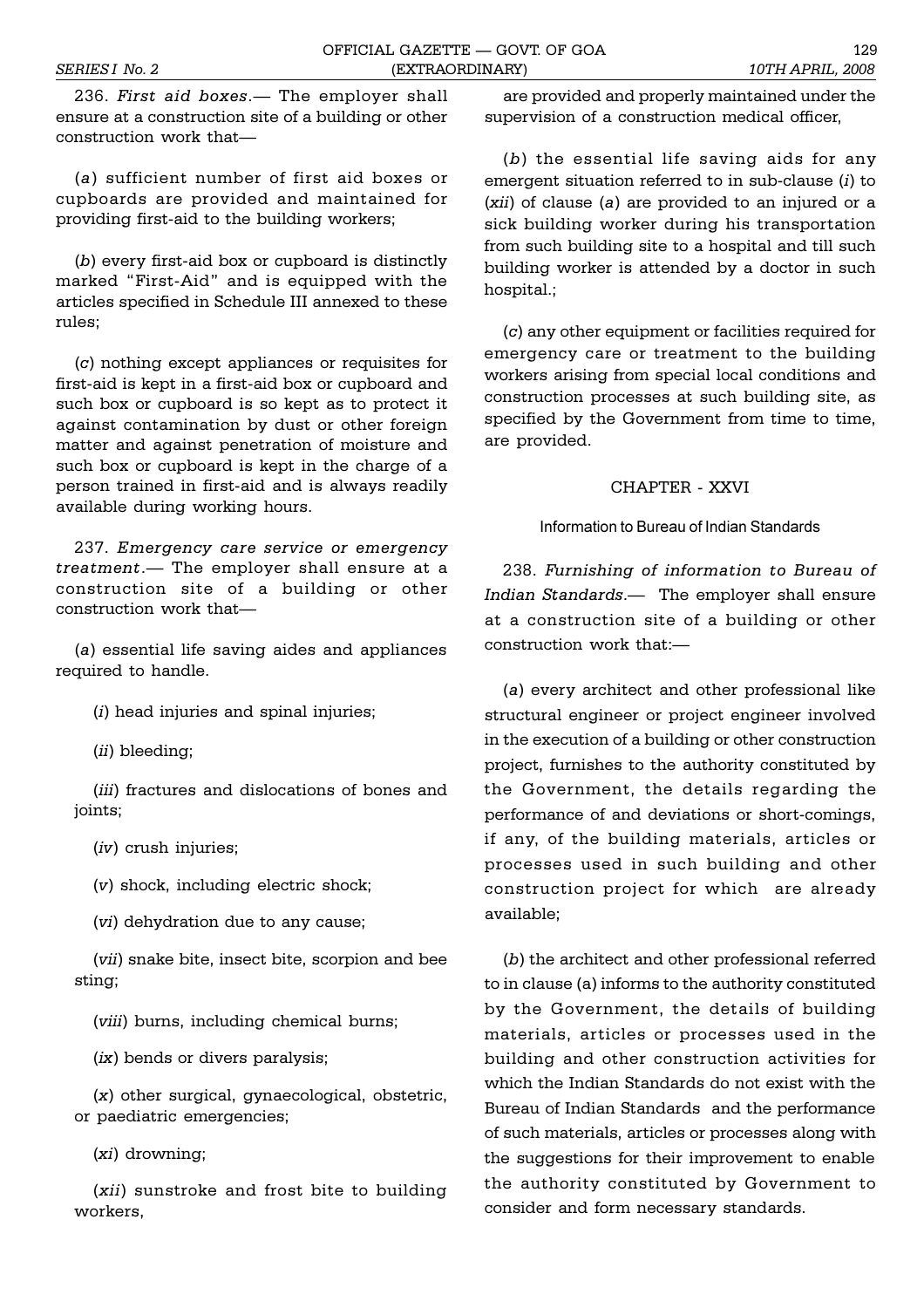236. *First aid boxes*.— The employer shall ensure at a construction site of a building or other construction work that—

(*a*) sufficient number of first aid boxes or cupboards are provided and maintained for providing first-aid to the building workers;

(*b*) every first-aid box or cupboard is distinctly marked "First-Aid" and is equipped with the articles specified in Schedule III annexed to these rules;

(*c*) nothing except appliances or requisites for first-aid is kept in a first-aid box or cupboard and such box or cupboard is so kept as to protect it against contamination by dust or other foreign matter and against penetration of moisture and such box or cupboard is kept in the charge of a person trained in first-aid and is always readily available during working hours.

237. *Emergency care service or emergency treatment*.— The employer shall ensure at a construction site of a building or other construction work that—

(*a*) essential life saving aides and appliances required to handle.

(*i*) head injuries and spinal injuries;

(*ii*) bleeding;

(*iii*) fractures and dislocations of bones and joints;

(*iv*) crush injuries;

(*v*) shock, including electric shock;

(*vi*) dehydration due to any cause;

(*vii*) snake bite, insect bite, scorpion and bee sting;

(*viii*) burns, including chemical burns;

(*ix*) bends or divers paralysis;

(*x*) other surgical, gynaecological, obstetric, or paediatric emergencies;

(*xi*) drowning;

(*xii*) sunstroke and frost bite to building workers,

are provided and properly maintained under the supervision of a construction medical officer,

(*b*) the essential life saving aids for any emergent situation referred to in sub-clause (*i*) to (*xii*) of clause (*a*) are provided to an injured or a sick building worker during his transportation from such building site to a hospital and till such building worker is attended by a doctor in such hospital.;

(*c*) any other equipment or facilities required for emergency care or treatment to the building workers arising from special local conditions and construction processes at such building site, as specified by the Government from time to time, are provided.

## CHAPTER - XXVI

### Information to Bureau of Indian Standards

238. *Furnishing of information to Bureau of Indian Standards*.— The employer shall ensure at a construction site of a building or other construction work that:—

(*a*) every architect and other professional like structural engineer or project engineer involved in the execution of a building or other construction project, furnishes to the authority constituted by the Government, the details regarding the performance of and deviations or short-comings, if any, of the building materials, articles or processes used in such building and other construction project for which are already available;

(*b*) the architect and other professional referred to in clause (a) informs to the authority constituted by the Government, the details of building materials, articles or processes used in the building and other construction activities for which the Indian Standards do not exist with the Bureau of Indian Standards and the performance of such materials, articles or processes along with the suggestions for their improvement to enable the authority constituted by Government to consider and form necessary standards.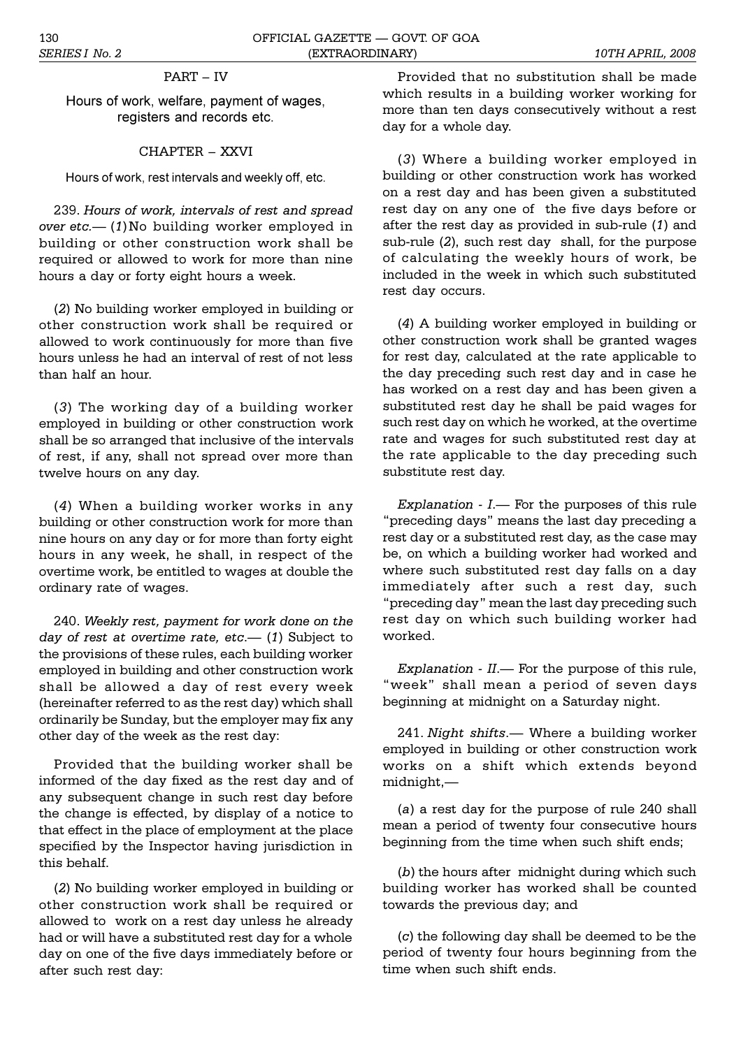## PART – IV

## Hours of work, welfare, payment of wages, registers and records etc.

### CHAPTER – XXVI

### Hours of work, rest intervals and weekly off, etc.

239. *Hours of work, intervals of rest and spread over etc.*— (*1*) No building worker employed in building or other construction work shall be required or allowed to work for more than nine hours a day or forty eight hours a week.

(*2*) No building worker employed in building or other construction work shall be required or allowed to work continuously for more than five hours unless he had an interval of rest of not less than half an hour.

(*3*) The working day of a building worker employed in building or other construction work shall be so arranged that inclusive of the intervals of rest, if any, shall not spread over more than twelve hours on any day.

(*4*) When a building worker works in any building or other construction work for more than nine hours on any day or for more than forty eight hours in any week, he shall, in respect of the overtime work, be entitled to wages at double the ordinary rate of wages.

240. *Weekly rest, payment for work done on the day of rest at overtime rate, etc.*— (*1*) Subject to the provisions of these rules, each building worker employed in building and other construction work shall be allowed a day of rest every week (hereinafter referred to as the rest day) which shall ordinarily be Sunday, but the employer may fix any other day of the week as the rest day:

Provided that the building worker shall be informed of the day fixed as the rest day and of any subsequent change in such rest day before the change is effected, by display of a notice to that effect in the place of employment at the place specified by the Inspector having jurisdiction in this behalf.

(*2*) No building worker employed in building or other construction work shall be required or allowed to work on a rest day unless he already had or will have a substituted rest day for a whole day on one of the five days immediately before or after such rest day:

Provided that no substitution shall be made which results in a building worker working for more than ten days consecutively without a rest day for a whole day.

(*3*) Where a building worker employed in building or other construction work has worked on a rest day and has been given a substituted rest day on any one of the five days before or after the rest day as provided in sub-rule (*1*) and sub-rule (*2*), such rest day shall, for the purpose of calculating the weekly hours of work, be included in the week in which such substituted rest day occurs.

(*4*) A building worker employed in building or other construction work shall be granted wages for rest day, calculated at the rate applicable to the day preceding such rest day and in case he has worked on a rest day and has been given a substituted rest day he shall be paid wages for such rest day on which he worked, at the overtime rate and wages for such substituted rest day at the rate applicable to the day preceding such substitute rest day.

*Explanation - I.*— For the purposes of this rule "preceding days" means the last day preceding a rest day or a substituted rest day, as the case may be, on which a building worker had worked and where such substituted rest day falls on a day immediately after such a rest day, such "preceding day" mean the last day preceding such rest day on which such building worker had worked.

*Explanation - II.*— For the purpose of this rule, "week" shall mean a period of seven days beginning at midnight on a Saturday night.

241. *Night shifts*.— Where a building worker employed in building or other construction work works on a shift which extends beyond midnight,—

(*a*) a rest day for the purpose of rule 240 shall mean a period of twenty four consecutive hours beginning from the time when such shift ends;

(*b*) the hours after midnight during which such building worker has worked shall be counted towards the previous day; and

(*c*) the following day shall be deemed to be the period of twenty four hours beginning from the time when such shift ends.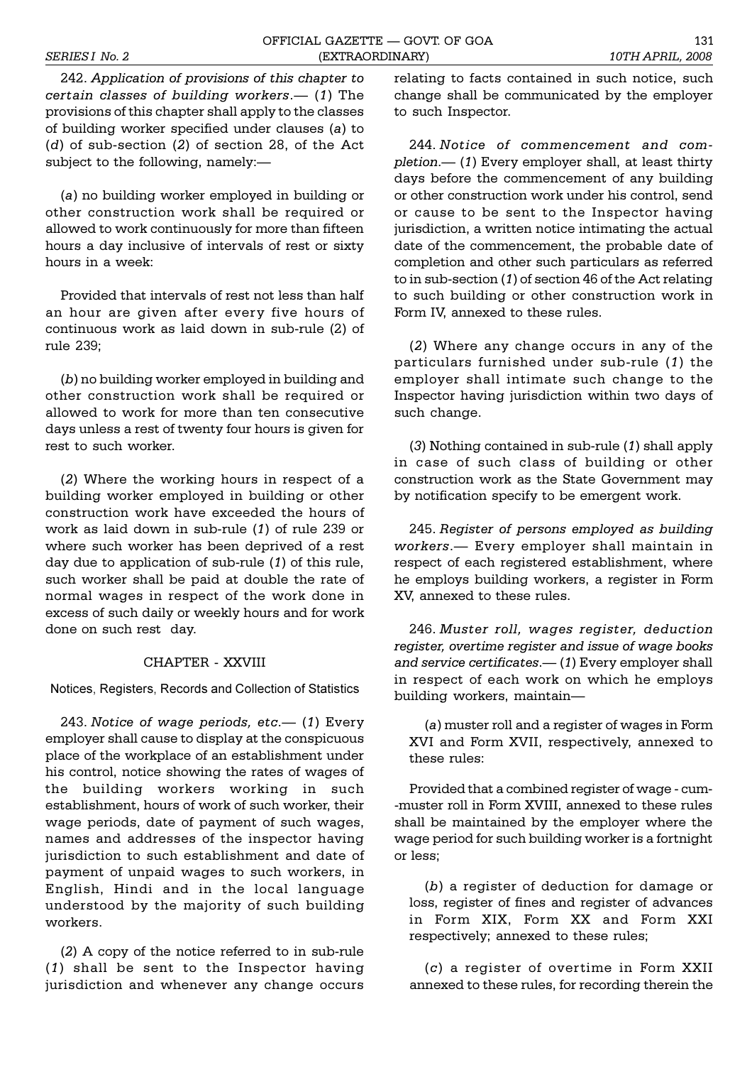242. *Application of provisions of this chapter to certain classes of building workers*.— (*1*) The provisions of this chapter shall apply to the classes of building worker specified under clauses (*a*) to (*d*) of sub-section (*2*) of section 28, of the Act subject to the following, namely:—

(*a*) no building worker employed in building or other construction work shall be required or allowed to work continuously for more than fifteen hours a day inclusive of intervals of rest or sixty hours in a week:

Provided that intervals of rest not less than half an hour are given after every five hours of continuous work as laid down in sub-rule (2) of rule 239;

(*b*) no building worker employed in building and other construction work shall be required or allowed to work for more than ten consecutive days unless a rest of twenty four hours is given for rest to such worker.

(*2*) Where the working hours in respect of a building worker employed in building or other construction work have exceeded the hours of work as laid down in sub-rule (*1*) of rule 239 or where such worker has been deprived of a rest day due to application of sub-rule (*1*) of this rule, such worker shall be paid at double the rate of normal wages in respect of the work done in excess of such daily or weekly hours and for work done on such rest day.

## CHAPTER - XXVIII

### Notices, Registers, Records and Collection of Statistics

243. *Notice of wage periods, etc*.— (*1*) Every employer shall cause to display at the conspicuous place of the workplace of an establishment under his control, notice showing the rates of wages of the building workers working in such establishment, hours of work of such worker, their wage periods, date of payment of such wages, names and addresses of the inspector having jurisdiction to such establishment and date of payment of unpaid wages to such workers, in English, Hindi and in the local language understood by the majority of such building workers.

(*2*) A copy of the notice referred to in sub-rule (*1*) shall be sent to the Inspector having jurisdiction and whenever any change occurs relating to facts contained in such notice, such change shall be communicated by the employer to such Inspector.

244. *Notice of commencement and completion*.— (*1*) Every employer shall, at least thirty days before the commencement of any building or other construction work under his control, send or cause to be sent to the Inspector having jurisdiction, a written notice intimating the actual date of the commencement, the probable date of completion and other such particulars as referred to in sub-section (*1*) of section 46 of the Act relating to such building or other construction work in Form IV, annexed to these rules.

(*2*) Where any change occurs in any of the particulars furnished under sub-rule (*1*) the employer shall intimate such change to the Inspector having jurisdiction within two days of such change.

(*3*) Nothing contained in sub-rule (*1*) shall apply in case of such class of building or other construction work as the State Government may by notification specify to be emergent work.

245. *Register of persons employed as building workers*.— Every employer shall maintain in respect of each registered establishment, where he employs building workers, a register in Form XV, annexed to these rules.

246. *Muster roll, wages register, deduction register, overtime register and issue of wage books and service certificates*.— (*1*) Every employer shall in respect of each work on which he employs building workers, maintain—

(*a*) muster roll and a register of wages in Form XVI and Form XVII, respectively, annexed to these rules:

Provided that a combined register of wage - cum- -muster roll in Form XVIII, annexed to these rules shall be maintained by the employer where the wage period for such building worker is a fortnight or less;

(*b*) a register of deduction for damage or loss, register of fines and register of advances in Form XIX, Form XX and Form XXI respectively; annexed to these rules;

(*c*) a register of overtime in Form XXII annexed to these rules, for recording therein the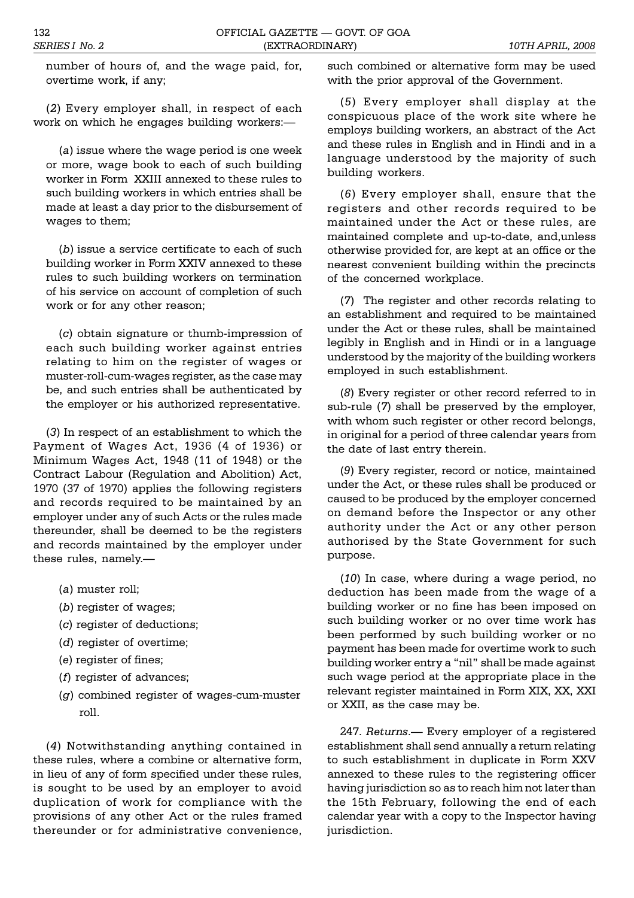number of hours of, and the wage paid, for, overtime work, if any;

(*2*) Every employer shall, in respect of each work on which he engages building workers:—

(*a*) issue where the wage period is one week or more, wage book to each of such building worker in Form XXIII annexed to these rules to such building workers in which entries shall be made at least a day prior to the disbursement of wages to them;

(*b*) issue a service certificate to each of such building worker in Form XXIV annexed to these rules to such building workers on termination of his service on account of completion of such work or for any other reason;

(*c*) obtain signature or thumb-impression of each such building worker against entries relating to him on the register of wages or muster-roll-cum-wages register, as the case may be, and such entries shall be authenticated by the employer or his authorized representative.

(*3*) In respect of an establishment to which the Payment of Wages Act, 1936 (4 of 1936) or Minimum Wages Act, 1948 (11 of 1948) or the Contract Labour (Regulation and Abolition) Act, 1970 (37 of 1970) applies the following registers and records required to be maintained by an employer under any of such Acts or the rules made thereunder, shall be deemed to be the registers and records maintained by the employer under these rules, namely.—

(*a*) muster roll;

(*b*) register of wages;

(*c*) register of deductions;

(*d*) register of overtime;

(*e*) register of fines;

(*f*) register of advances;

(*g*) combined register of wages-cum-muster roll.

(*4*) Notwithstanding anything contained in these rules, where a combine or alternative form, in lieu of any of form specified under these rules, is sought to be used by an employer to avoid duplication of work for compliance with the provisions of any other Act or the rules framed thereunder or for administrative convenience, such combined or alternative form may be used with the prior approval of the Government.

(*5*) Every employer shall display at the conspicuous place of the work site where he employs building workers, an abstract of the Act and these rules in English and in Hindi and in a language understood by the majority of such building workers.

(*6*) Every employer shall, ensure that the registers and other records required to be maintained under the Act or these rules, are maintained complete and up-to-date, and,unless otherwise provided for, are kept at an office or the nearest convenient building within the precincts of the concerned workplace.

(*7*) The register and other records relating to an establishment and required to be maintained under the Act or these rules, shall be maintained legibly in English and in Hindi or in a language understood by the majority of the building workers employed in such establishment.

(*8*) Every register or other record referred to in sub-rule (*7*) shall be preserved by the employer, with whom such register or other record belongs, in original for a period of three calendar years from the date of last entry therein.

(*9*) Every register, record or notice, maintained under the Act, or these rules shall be produced or caused to be produced by the employer concerned on demand before the Inspector or any other authority under the Act or any other person authorised by the State Government for such purpose.

(*10*) In case, where during a wage period, no deduction has been made from the wage of a building worker or no fine has been imposed on such building worker or no over time work has been performed by such building worker or no payment has been made for overtime work to such building worker entry a "nil" shall be made against such wage period at the appropriate place in the relevant register maintained in Form XIX, XX, XXI or XXII, as the case may be.

247. *Returns*.— Every employer of a registered establishment shall send annually a return relating to such establishment in duplicate in Form XXV annexed to these rules to the registering officer having jurisdiction so as to reach him not later than the 15th February, following the end of each calendar year with a copy to the Inspector having jurisdiction.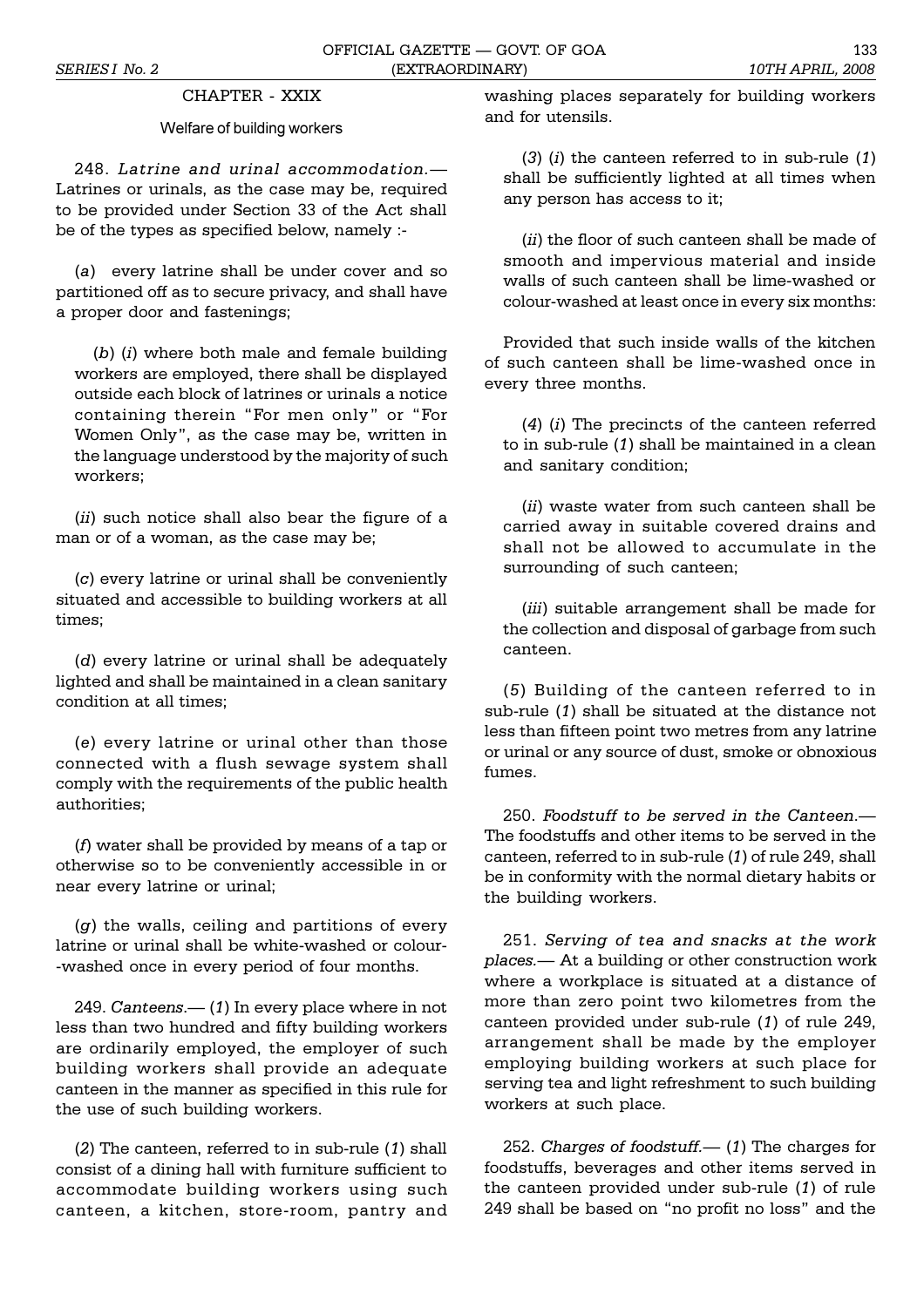## CHAPTER - XXIX

### Welfare of building workers

248. *Latrine and urinal accommodation.*— Latrines or urinals, as the case may be, required to be provided under Section 33 of the Act shall be of the types as specified below, namely :-

(*a*) every latrine shall be under cover and so partitioned off as to secure privacy, and shall have a proper door and fastenings;

(*b*) (*i*) where both male and female building workers are employed, there shall be displayed outside each block of latrines or urinals a notice containing therein "For men only" or "For Women Only", as the case may be, written in the language understood by the majority of such workers;

(*ii*) such notice shall also bear the figure of a man or of a woman, as the case may be;

(*c*) every latrine or urinal shall be conveniently situated and accessible to building workers at all times;

(*d*) every latrine or urinal shall be adequately lighted and shall be maintained in a clean sanitary condition at all times;

(*e*) every latrine or urinal other than those connected with a flush sewage system shall comply with the requirements of the public health authorities;

(*f*) water shall be provided by means of a tap or otherwise so to be conveniently accessible in or near every latrine or urinal;

(*g*) the walls, ceiling and partitions of every latrine or urinal shall be white-washed or colour--washed once in every period of four months.

249. *Canteens.*— (*1*) In every place where in not less than two hundred and fifty building workers are ordinarily employed, the employer of such building workers shall provide an adequate canteen in the manner as specified in this rule for the use of such building workers.

(*2*) The canteen, referred to in sub-rule (*1*) shall consist of a dining hall with furniture sufficient to accommodate building workers using such canteen, a kitchen, store-room, pantry and washing places separately for building workers and for utensils.

(*3*) (*i*) the canteen referred to in sub-rule (*1*) shall be sufficiently lighted at all times when any person has access to it;

(*ii*) the floor of such canteen shall be made of smooth and impervious material and inside walls of such canteen shall be lime-washed or colour-washed at least once in every six months:

Provided that such inside walls of the kitchen of such canteen shall be lime-washed once in every three months.

(*4*) (*i*) The precincts of the canteen referred to in sub-rule (*1*) shall be maintained in a clean and sanitary condition;

(*ii*) waste water from such canteen shall be carried away in suitable covered drains and shall not be allowed to accumulate in the surrounding of such canteen;

(*iii*) suitable arrangement shall be made for the collection and disposal of garbage from such canteen.

(*5*) Building of the canteen referred to in sub-rule (*1*) shall be situated at the distance not less than fifteen point two metres from any latrine or urinal or any source of dust, smoke or obnoxious fumes.

250. *Foodstuff to be served in the Canteen.*— The foodstuffs and other items to be served in the canteen, referred to in sub-rule (*1*) of rule 249, shall be in conformity with the normal dietary habits or the building workers.

251. *Serving of tea and snacks at the work places.*— At a building or other construction work where a workplace is situated at a distance of more than zero point two kilometres from the canteen provided under sub-rule (*1*) of rule 249, arrangement shall be made by the employer employing building workers at such place for serving tea and light refreshment to such building workers at such place.

252. *Charges of foodstuff.*— (*1*) The charges for foodstuffs, beverages and other items served in the canteen provided under sub-rule (*1*) of rule 249 shall be based on "no profit no loss" and the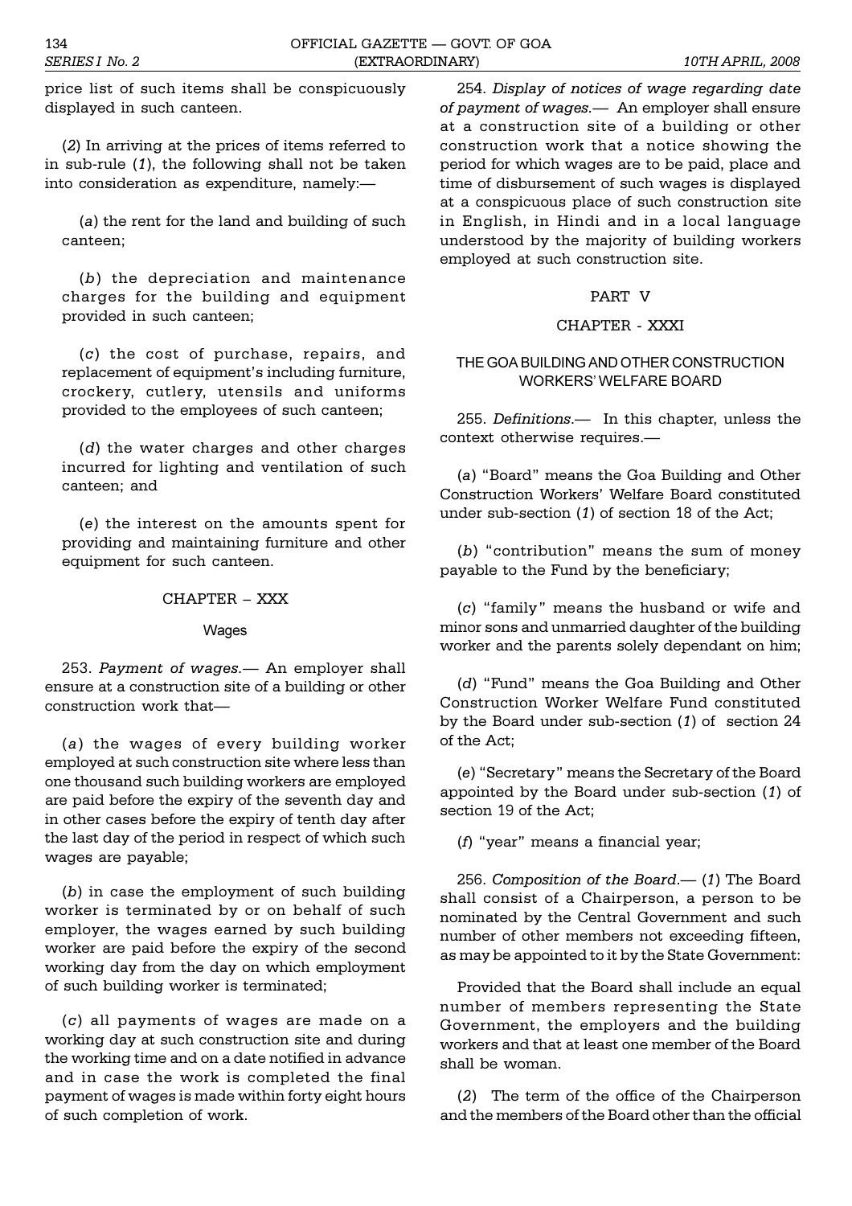price list of such items shall be conspicuously displayed in such canteen.

(*2*) In arriving at the prices of items referred to in sub-rule (*1*), the following shall not be taken into consideration as expenditure, namely:—

(*a*) the rent for the land and building of such canteen;

(*b*) the depreciation and maintenance charges for the building and equipment provided in such canteen;

(*c*) the cost of purchase, repairs, and replacement of equipment's including furniture, crockery, cutlery, utensils and uniforms provided to the employees of such canteen;

(*d*) the water charges and other charges incurred for lighting and ventilation of such canteen; and

(*e*) the interest on the amounts spent for providing and maintaining furniture and other equipment for such canteen.

## CHAPTER – XXX

### Wages

253. *Payment of wages.*— An employer shall ensure at a construction site of a building or other construction work that—

(*a*) the wages of every building worker employed at such construction site where less than one thousand such building workers are employed are paid before the expiry of the seventh day and in other cases before the expiry of tenth day after the last day of the period in respect of which such wages are payable;

(*b*) in case the employment of such building worker is terminated by or on behalf of such employer, the wages earned by such building worker are paid before the expiry of the second working day from the day on which employment of such building worker is terminated;

(*c*) all payments of wages are made on a working day at such construction site and during the working time and on a date notified in advance and in case the work is completed the final payment of wages is made within forty eight hours of such completion of work.

254. *Display of notices of wage regarding date of payment of wages.*— An employer shall ensure at a construction site of a building or other construction work that a notice showing the period for which wages are to be paid, place and time of disbursement of such wages is displayed at a conspicuous place of such construction site in English, in Hindi and in a local language understood by the majority of building workers employed at such construction site.

## PART V

## CHAPTER - XXXI

### THE GOA BUILDING AND OTHER CONSTRUCTION WORKERS' WELFARE BOARD

255. *Definitions.*— In this chapter, unless the context otherwise requires.—

(*a*) "Board" means the Goa Building and Other Construction Workers' Welfare Board constituted under sub-section (*1*) of section 18 of the Act;

(*b*) "contribution" means the sum of money payable to the Fund by the beneficiary;

(*c*) "family" means the husband or wife and minor sons and unmarried daughter of the building worker and the parents solely dependant on him;

(*d*) "Fund" means the Goa Building and Other Construction Worker Welfare Fund constituted by the Board under sub-section (*1*) of section 24 of the Act;

(*e*) "Secretary" means the Secretary of the Board appointed by the Board under sub-section (*1*) of section 19 of the Act;

(*f*) "year" means a financial year;

256. *Composition of the Board.*— (*1*) The Board shall consist of a Chairperson, a person to be nominated by the Central Government and such number of other members not exceeding fifteen, as may be appointed to it by the State Government:

Provided that the Board shall include an equal number of members representing the State Government, the employers and the building workers and that at least one member of the Board shall be woman.

(*2*) The term of the office of the Chairperson and the members of the Board other than the official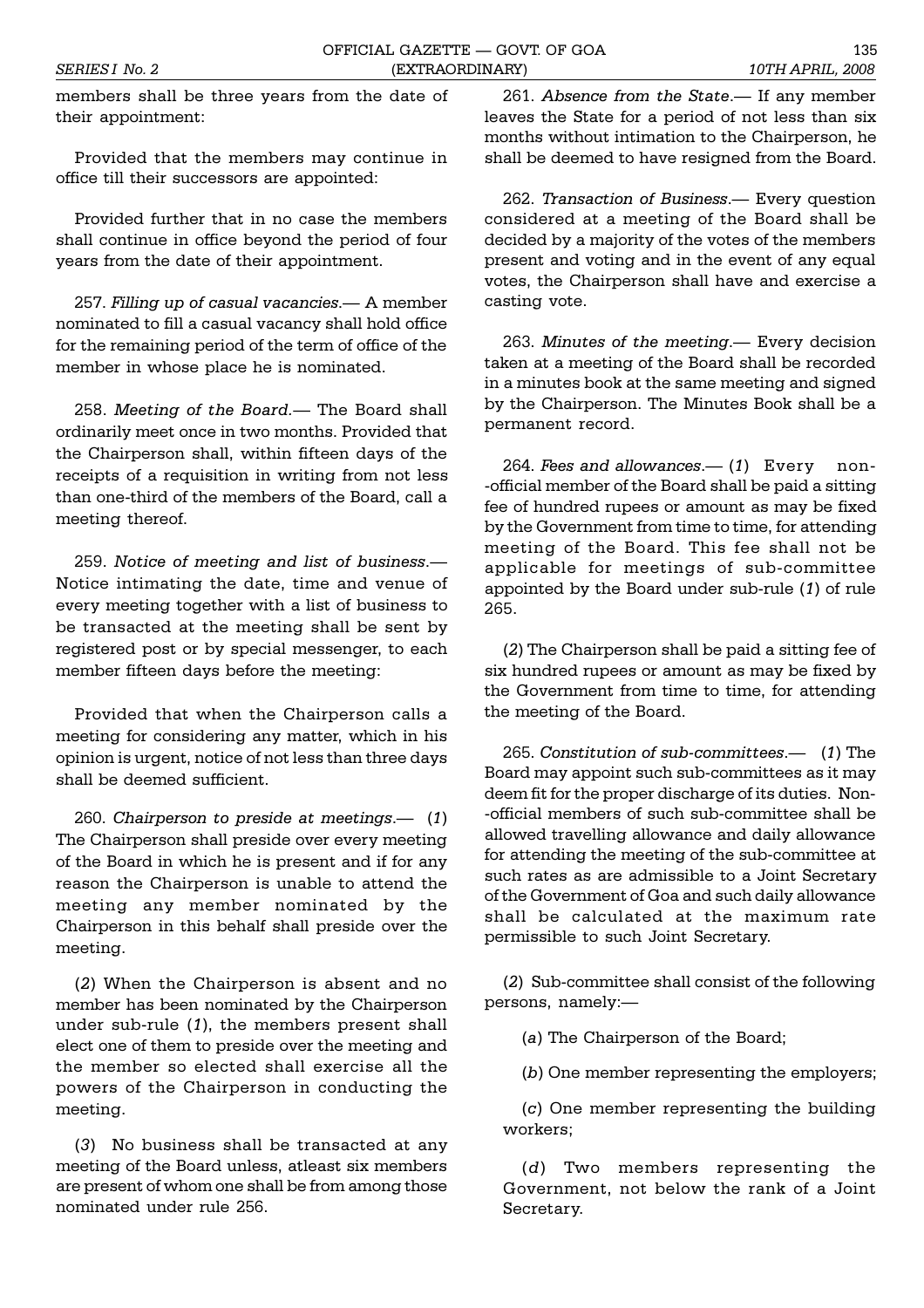members shall be three years from the date of their appointment:

Provided that the members may continue in office till their successors are appointed:

Provided further that in no case the members shall continue in office beyond the period of four years from the date of their appointment.

257. *Filling up of casual vacancies*.— A member nominated to fill a casual vacancy shall hold office for the remaining period of the term of office of the member in whose place he is nominated.

258. *Meeting of the Board.*— The Board shall ordinarily meet once in two months. Provided that the Chairperson shall, within fifteen days of the receipts of a requisition in writing from not less than one-third of the members of the Board, call a meeting thereof.

259. *Notice of meeting and list of business*.— Notice intimating the date, time and venue of every meeting together with a list of business to be transacted at the meeting shall be sent by registered post or by special messenger, to each member fifteen days before the meeting:

Provided that when the Chairperson calls a meeting for considering any matter, which in his opinion is urgent, notice of not less than three days shall be deemed sufficient.

260. *Chairperson to preside at meetings*.— (*1*) The Chairperson shall preside over every meeting of the Board in which he is present and if for any reason the Chairperson is unable to attend the meeting any member nominated by the Chairperson in this behalf shall preside over the meeting.

(*2*) When the Chairperson is absent and no member has been nominated by the Chairperson under sub-rule (*1*), the members present shall elect one of them to preside over the meeting and the member so elected shall exercise all the powers of the Chairperson in conducting the meeting.

(*3*) No business shall be transacted at any meeting of the Board unless, atleast six members are present of whom one shall be from among those nominated under rule 256.

261. *Absence from the State*.— If any member leaves the State for a period of not less than six months without intimation to the Chairperson, he shall be deemed to have resigned from the Board.

262. *Transaction of Business*.— Every question considered at a meeting of the Board shall be decided by a majority of the votes of the members present and voting and in the event of any equal votes, the Chairperson shall have and exercise a casting vote.

263. *Minutes of the meeting*.— Every decision taken at a meeting of the Board shall be recorded in a minutes book at the same meeting and signed by the Chairperson. The Minutes Book shall be a permanent record.

264. *Fees and allowances*.— (*1*) Every non--official member of the Board shall be paid a sitting fee of hundred rupees or amount as may be fixed by the Government from time to time, for attending meeting of the Board. This fee shall not be applicable for meetings of sub-committee appointed by the Board under sub-rule (*1*) of rule 265.

(*2*) The Chairperson shall be paid a sitting fee of six hundred rupees or amount as may be fixed by the Government from time to time, for attending the meeting of the Board.

265. *Constitution of sub-committees*.— (*1*) The Board may appoint such sub-committees as it may deem fit for the proper discharge of its duties. Non--official members of such sub-committee shall be allowed travelling allowance and daily allowance for attending the meeting of the sub-committee at such rates as are admissible to a Joint Secretary of the Government of Goa and such daily allowance shall be calculated at the maximum rate permissible to such Joint Secretary.

(*2*) Sub-committee shall consist of the following persons, namely:—

(*a*) The Chairperson of the Board;

(*b*) One member representing the employers;

(*c*) One member representing the building workers;

(*d*) Two members representing the Government, not below the rank of a Joint Secretary.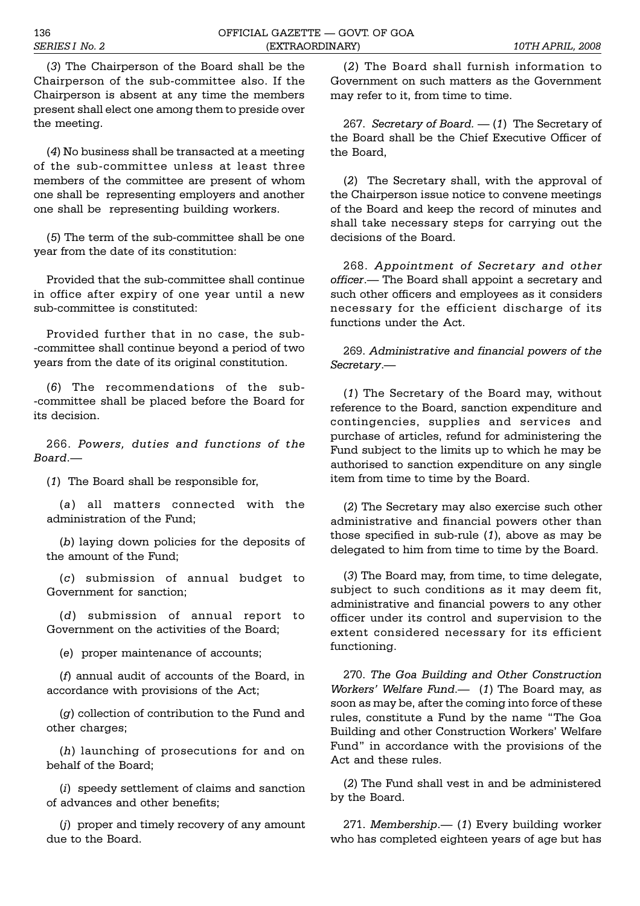(*3*) The Chairperson of the Board shall be the Chairperson of the sub-committee also. If the Chairperson is absent at any time the members present shall elect one among them to preside over the meeting.

(*4*) No business shall be transacted at a meeting of the sub-committee unless at least three members of the committee are present of whom one shall be representing employers and another one shall be representing building workers.

(*5*) The term of the sub-committee shall be one year from the date of its constitution:

Provided that the sub-committee shall continue in office after expiry of one year until a new sub-committee is constituted:

Provided further that in no case, the sub--committee shall continue beyond a period of two years from the date of its original constitution.

(*6*) The recommendations of the sub--committee shall be placed before the Board for its decision.

266. *Powers, duties and functions of the Board*.—

(*1*) The Board shall be responsible for,

(*a*) all matters connected with the administration of the Fund;

(*b*) laying down policies for the deposits of the amount of the Fund;

(*c*) submission of annual budget to Government for sanction;

(*d*) submission of annual report to Government on the activities of the Board;

(*e*) proper maintenance of accounts;

(*f*) annual audit of accounts of the Board, in accordance with provisions of the Act;

(*g*) collection of contribution to the Fund and other charges;

(*h*) launching of prosecutions for and on behalf of the Board;

(*i*) speedy settlement of claims and sanction of advances and other benefits;

(*j*) proper and timely recovery of any amount due to the Board.

(*2*) The Board shall furnish information to Government on such matters as the Government may refer to it, from time to time.

267. *Secretary of Board*. — (*1*) The Secretary of the Board shall be the Chief Executive Officer of the Board,

(*2*) The Secretary shall, with the approval of the Chairperson issue notice to convene meetings of the Board and keep the record of minutes and shall take necessary steps for carrying out the decisions of the Board.

268. *Appointment of Secretary and other officer*.— The Board shall appoint a secretary and such other officers and employees as it considers necessary for the efficient discharge of its functions under the Act.

269. *Administrative and financial powers of the Secretary*.—

(*1*) The Secretary of the Board may, without reference to the Board, sanction expenditure and contingencies, supplies and services and purchase of articles, refund for administering the Fund subject to the limits up to which he may be authorised to sanction expenditure on any single item from time to time by the Board.

(*2*) The Secretary may also exercise such other administrative and financial powers other than those specified in sub-rule (*1*), above as may be delegated to him from time to time by the Board.

(*3*) The Board may, from time, to time delegate, subject to such conditions as it may deem fit, administrative and financial powers to any other officer under its control and supervision to the extent considered necessary for its efficient functioning.

270. *The Goa Building and Other Construction Workers' Welfare Fund*.— (*1*) The Board may, as soon as may be, after the coming into force of these rules, constitute a Fund by the name "The Goa Building and other Construction Workers' Welfare Fund" in accordance with the provisions of the Act and these rules.

(*2*) The Fund shall vest in and be administered by the Board.

271. *Membership*.— (*1*) Every building worker who has completed eighteen years of age but has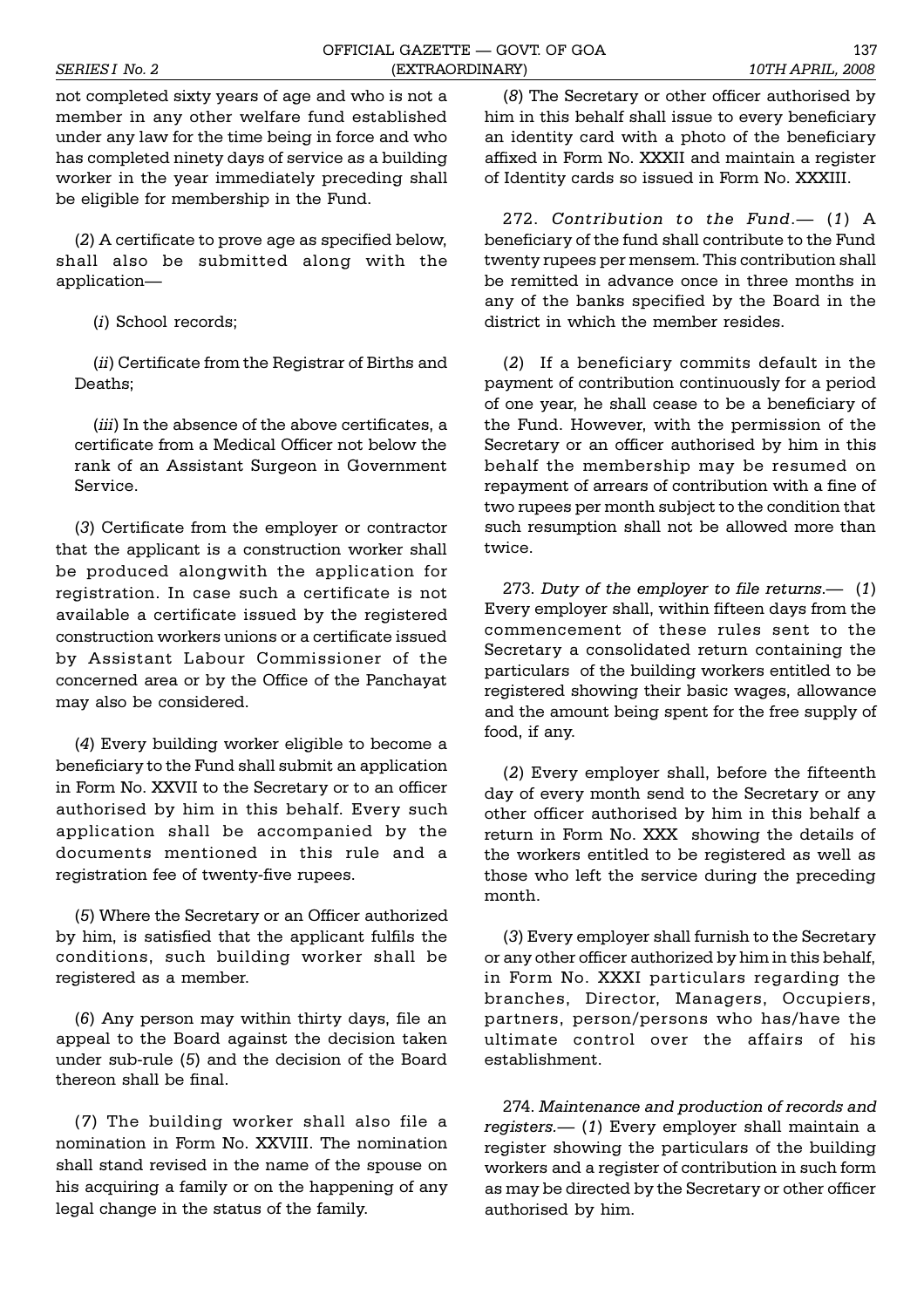not completed sixty years of age and who is not a member in any other welfare fund established under any law for the time being in force and who has completed ninety days of service as a building worker in the year immediately preceding shall be eligible for membership in the Fund.

(*2*) A certificate to prove age as specified below, shall also be submitted along with the application—

(*i*) School records;

(*ii*) Certificate from the Registrar of Births and Deaths;

(*iii*) In the absence of the above certificates, a certificate from a Medical Officer not below the rank of an Assistant Surgeon in Government Service.

(*3*) Certificate from the employer or contractor that the applicant is a construction worker shall be produced alongwith the application for registration. In case such a certificate is not available a certificate issued by the registered construction workers unions or a certificate issued by Assistant Labour Commissioner of the concerned area or by the Office of the Panchayat may also be considered.

(*4*) Every building worker eligible to become a beneficiary to the Fund shall submit an application in Form No. XXVII to the Secretary or to an officer authorised by him in this behalf. Every such application shall be accompanied by the documents mentioned in this rule and a registration fee of twenty-five rupees.

(*5*) Where the Secretary or an Officer authorized by him, is satisfied that the applicant fulfils the conditions, such building worker shall be registered as a member.

(*6*) Any person may within thirty days, file an appeal to the Board against the decision taken under sub-rule (*5*) and the decision of the Board thereon shall be final.

(*7*) The building worker shall also file a nomination in Form No. XXVIII. The nomination shall stand revised in the name of the spouse on his acquiring a family or on the happening of any legal change in the status of the family.

(*8*) The Secretary or other officer authorised by him in this behalf shall issue to every beneficiary an identity card with a photo of the beneficiary affixed in Form No. XXXII and maintain a register of Identity cards so issued in Form No. XXXIII.

272. *Contribution to the Fund*.— (*1*) A beneficiary of the fund shall contribute to the Fund twenty rupees per mensem. This contribution shall be remitted in advance once in three months in any of the banks specified by the Board in the district in which the member resides.

(*2*) If a beneficiary commits default in the payment of contribution continuously for a period of one year, he shall cease to be a beneficiary of the Fund. However, with the permission of the Secretary or an officer authorised by him in this behalf the membership may be resumed on repayment of arrears of contribution with a fine of two rupees per month subject to the condition that such resumption shall not be allowed more than twice.

273. *Duty of the employer to file returns*.— (*1*) Every employer shall, within fifteen days from the commencement of these rules sent to the Secretary a consolidated return containing the particulars of the building workers entitled to be registered showing their basic wages, allowance and the amount being spent for the free supply of food, if any.

(*2*) Every employer shall, before the fifteenth day of every month send to the Secretary or any other officer authorised by him in this behalf a return in Form No. XXX showing the details of the workers entitled to be registered as well as those who left the service during the preceding month.

(*3*) Every employer shall furnish to the Secretary or any other officer authorized by him in this behalf, in Form No. XXXI particulars regarding the branches, Director, Managers, Occupiers, partners, person/persons who has/have the ultimate control over the affairs of his establishment.

274. *Maintenance and production of records and registers*.— (*1*) Every employer shall maintain a register showing the particulars of the building workers and a register of contribution in such form as may be directed by the Secretary or other officer authorised by him.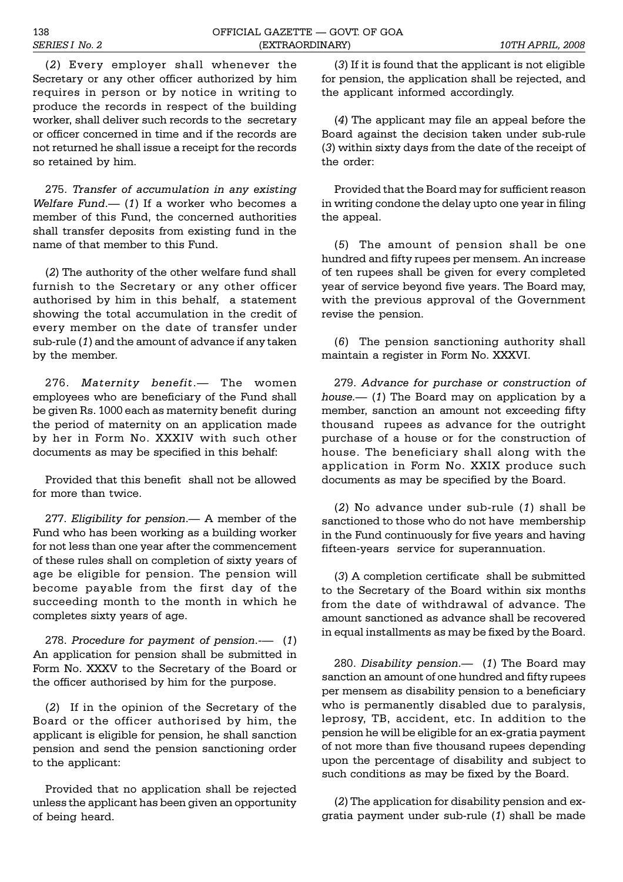(*2*) Every employer shall whenever the Secretary or any other officer authorized by him requires in person or by notice in writing to produce the records in respect of the building worker, shall deliver such records to the secretary or officer concerned in time and if the records are not returned he shall issue a receipt for the records so retained by him.

275. *Transfer of accumulation in any existing Welfare Fund*.— (*1*) If a worker who becomes a member of this Fund, the concerned authorities shall transfer deposits from existing fund in the name of that member to this Fund.

(*2*) The authority of the other welfare fund shall furnish to the Secretary or any other officer authorised by him in this behalf, a statement showing the total accumulation in the credit of every member on the date of transfer under sub-rule (*1*) and the amount of advance if any taken by the member.

276. *Maternity benefit*.— The women employees who are beneficiary of the Fund shall be given Rs. 1000 each as maternity benefit during the period of maternity on an application made by her in Form No. XXXIV with such other documents as may be specified in this behalf:

Provided that this benefit shall not be allowed for more than twice.

277. *Eligibility for pension*.— A member of the Fund who has been working as a building worker for not less than one year after the commencement of these rules shall on completion of sixty years of age be eligible for pension. The pension will become payable from the first day of the succeeding month to the month in which he completes sixty years of age.

278. *Procedure for payment of pension*.— (*1*) An application for pension shall be submitted in Form No. XXXV to the Secretary of the Board or the officer authorised by him for the purpose.

(*2*) If in the opinion of the Secretary of the Board or the officer authorised by him, the applicant is eligible for pension, he shall sanction pension and send the pension sanctioning order to the applicant:

Provided that no application shall be rejected unless the applicant has been given an opportunity of being heard.

(*3*) If it is found that the applicant is not eligible for pension, the application shall be rejected, and the applicant informed accordingly.

(*4*) The applicant may file an appeal before the Board against the decision taken under sub-rule (*3*) within sixty days from the date of the receipt of the order:

Provided that the Board may for sufficient reason in writing condone the delay upto one year in filing the appeal.

(*5*) The amount of pension shall be one hundred and fifty rupees per mensem. An increase of ten rupees shall be given for every completed year of service beyond five years. The Board may, with the previous approval of the Government revise the pension.

(*6*) The pension sanctioning authority shall maintain a register in Form No. XXXVI.

279. *Advance for purchase or construction of house*.— (*1*) The Board may on application by a member, sanction an amount not exceeding fifty thousand rupees as advance for the outright purchase of a house or for the construction of house. The beneficiary shall along with the application in Form No. XXIX produce such documents as may be specified by the Board.

(*2*) No advance under sub-rule (*1*) shall be sanctioned to those who do not have membership in the Fund continuously for five years and having fifteen-years service for superannuation.

(*3*) A completion certificate shall be submitted to the Secretary of the Board within six months from the date of withdrawal of advance. The amount sanctioned as advance shall be recovered in equal installments as may be fixed by the Board.

280. *Disability pension*.— (*1*) The Board may sanction an amount of one hundred and fifty rupees per mensem as disability pension to a beneficiary who is permanently disabled due to paralysis, leprosy, TB, accident, etc. In addition to the pension he will be eligible for an ex-gratia payment of not more than five thousand rupees depending upon the percentage of disability and subject to such conditions as may be fixed by the Board.

(*2*) The application for disability pension and ex-gratia payment under sub-rule (*1*) shall be made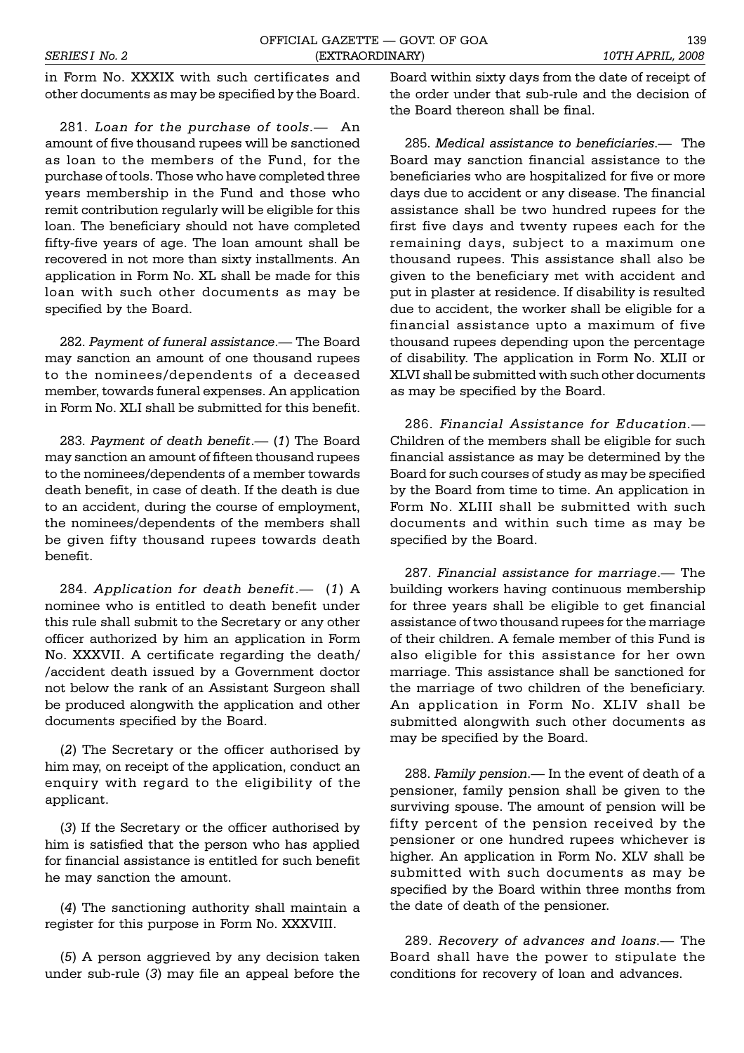in Form No. XXXIX with such certificates and other documents as may be specified by the Board.

281. *Loan for the purchase of tools*.— An amount of five thousand rupees will be sanctioned as loan to the members of the Fund, for the purchase of tools. Those who have completed three years membership in the Fund and those who remit contribution regularly will be eligible for this loan. The beneficiary should not have completed fifty-five years of age. The loan amount shall be recovered in not more than sixty installments. An application in Form No. XL shall be made for this loan with such other documents as may be specified by the Board.

282. *Payment of funeral assistance*.— The Board may sanction an amount of one thousand rupees to the nominees/dependents of a deceased member, towards funeral expenses. An application in Form No. XLI shall be submitted for this benefit.

283. *Payment of death benefit*.— (*1*) The Board may sanction an amount of fifteen thousand rupees to the nominees/dependents of a member towards death benefit, in case of death. If the death is due to an accident, during the course of employment, the nominees/dependents of the members shall be given fifty thousand rupees towards death benefit.

284. *Application for death benefit*.— (*1*) A nominee who is entitled to death benefit under this rule shall submit to the Secretary or any other officer authorized by him an application in Form No. XXXVII. A certificate regarding the death/ /accident death issued by a Government doctor not below the rank of an Assistant Surgeon shall be produced alongwith the application and other documents specified by the Board.

(*2*) The Secretary or the officer authorised by him may, on receipt of the application, conduct an enquiry with regard to the eligibility of the applicant.

(*3*) If the Secretary or the officer authorised by him is satisfied that the person who has applied for financial assistance is entitled for such benefit he may sanction the amount.

(*4*) The sanctioning authority shall maintain a register for this purpose in Form No. XXXVIII.

(*5*) A person aggrieved by any decision taken under sub-rule (*3*) may file an appeal before the Board within sixty days from the date of receipt of the order under that sub-rule and the decision of the Board thereon shall be final.

285. *Medical assistance to beneficiaries*.— The Board may sanction financial assistance to the beneficiaries who are hospitalized for five or more days due to accident or any disease. The financial assistance shall be two hundred rupees for the first five days and twenty rupees each for the remaining days, subject to a maximum one thousand rupees. This assistance shall also be given to the beneficiary met with accident and put in plaster at residence. If disability is resulted due to accident, the worker shall be eligible for a financial assistance upto a maximum of five thousand rupees depending upon the percentage of disability. The application in Form No. XLII or XLVI shall be submitted with such other documents as may be specified by the Board.

286. *Financial Assistance for Education*.— Children of the members shall be eligible for such financial assistance as may be determined by the Board for such courses of study as may be specified by the Board from time to time. An application in Form No. XLIII shall be submitted with such documents and within such time as may be specified by the Board.

287. *Financial assistance for marriage*.— The building workers having continuous membership for three years shall be eligible to get financial assistance of two thousand rupees for the marriage of their children. A female member of this Fund is also eligible for this assistance for her own marriage. This assistance shall be sanctioned for the marriage of two children of the beneficiary. An application in Form No. XLIV shall be submitted alongwith such other documents as may be specified by the Board.

288. *Family pension*.— In the event of death of a pensioner, family pension shall be given to the surviving spouse. The amount of pension will be fifty percent of the pension received by the pensioner or one hundred rupees whichever is higher. An application in Form No. XLV shall be submitted with such documents as may be specified by the Board within three months from the date of death of the pensioner.

289. *Recovery of advances and loans*.— The Board shall have the power to stipulate the conditions for recovery of loan and advances.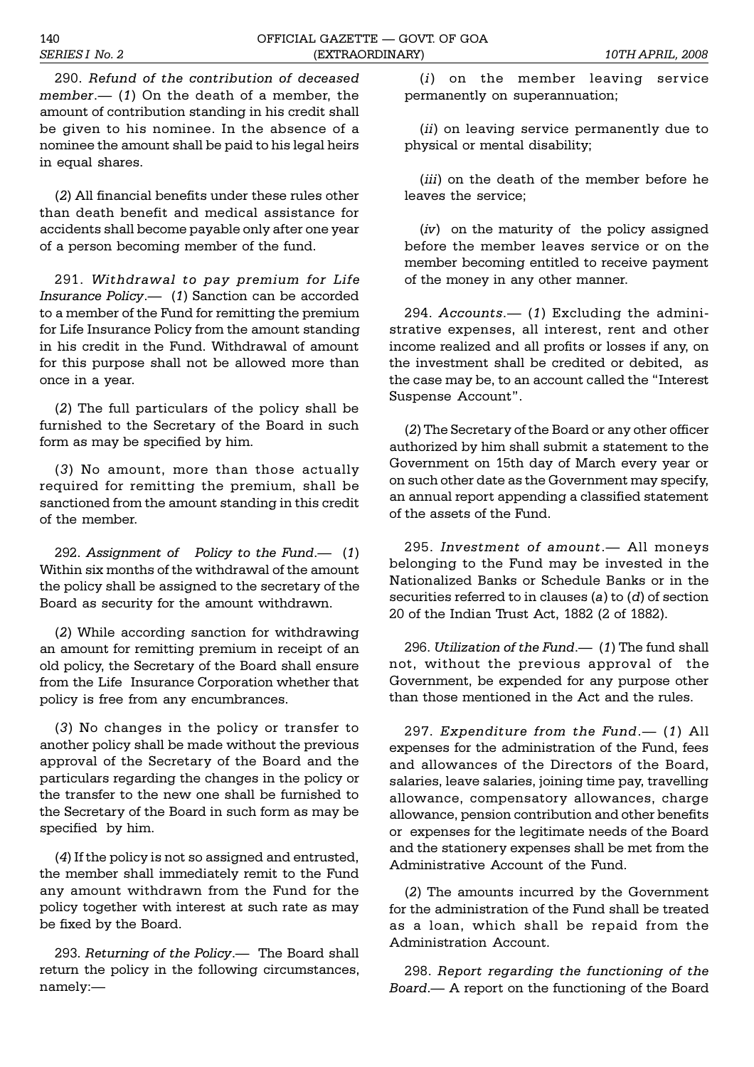290. *Refund of the contribution of deceased member*.— (*1*) On the death of a member, the amount of contribution standing in his credit shall be given to his nominee. In the absence of a nominee the amount shall be paid to his legal heirs in equal shares.

(*2*) All financial benefits under these rules other than death benefit and medical assistance for accidents shall become payable only after one year of a person becoming member of the fund.

291. *Withdrawal to pay premium for Life Insurance Policy*.— (*1*) Sanction can be accorded to a member of the Fund for remitting the premium for Life Insurance Policy from the amount standing in his credit in the Fund. Withdrawal of amount for this purpose shall not be allowed more than once in a year.

(*2*) The full particulars of the policy shall be furnished to the Secretary of the Board in such form as may be specified by him.

(*3*) No amount, more than those actually required for remitting the premium, shall be sanctioned from the amount standing in this credit of the member.

292. *Assignment of Policy to the Fund*.— (*1*) Within six months of the withdrawal of the amount the policy shall be assigned to the secretary of the Board as security for the amount withdrawn.

(*2*) While according sanction for withdrawing an amount for remitting premium in receipt of an old policy, the Secretary of the Board shall ensure from the Life Insurance Corporation whether that policy is free from any encumbrances.

(*3*) No changes in the policy or transfer to another policy shall be made without the previous approval of the Secretary of the Board and the particulars regarding the changes in the policy or the transfer to the new one shall be furnished to the Secretary of the Board in such form as may be specified by him.

(*4*) If the policy is not so assigned and entrusted, the member shall immediately remit to the Fund any amount withdrawn from the Fund for the policy together with interest at such rate as may be fixed by the Board.

293. *Returning of the Policy*.— The Board shall return the policy in the following circumstances, namely:—

(*i*) on the member leaving service permanently on superannuation;

(*ii*) on leaving service permanently due to physical or mental disability;

(*iii*) on the death of the member before he leaves the service;

(*iv*) on the maturity of the policy assigned before the member leaves service or on the member becoming entitled to receive payment of the money in any other manner.

294. *Accounts*.— (*1*) Excluding the administrative expenses, all interest, rent and other income realized and all profits or losses if any, on the investment shall be credited or debited, as the case may be, to an account called the "Interest Suspense Account".

(*2*) The Secretary of the Board or any other officer authorized by him shall submit a statement to the Government on 15th day of March every year or on such other date as the Government may specify, an annual report appending a classified statement of the assets of the Fund.

295. *Investment of amount*.— All moneys belonging to the Fund may be invested in the Nationalized Banks or Schedule Banks or in the securities referred to in clauses (*a*) to (*d*) of section 20 of the Indian Trust Act, 1882 (2 of 1882).

296. *Utilization of the Fund*.— (*1*) The fund shall not, without the previous approval of the Government, be expended for any purpose other than those mentioned in the Act and the rules.

297. *Expenditure from the Fund*.— (*1*) All expenses for the administration of the Fund, fees and allowances of the Directors of the Board, salaries, leave salaries, joining time pay, travelling allowance, compensatory allowances, charge allowance, pension contribution and other benefits or expenses for the legitimate needs of the Board and the stationery expenses shall be met from the Administrative Account of the Fund.

(*2*) The amounts incurred by the Government for the administration of the Fund shall be treated as a loan, which shall be repaid from the Administration Account.

298. *Report regarding the functioning of the Board*.— A report on the functioning of the Board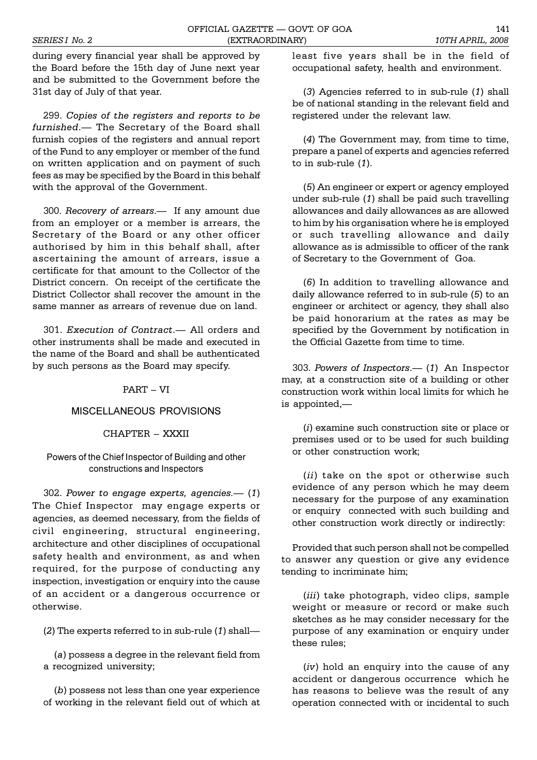during every financial year shall be approved by the Board before the 15th day of June next year and be submitted to the Government before the 31st day of July of that year.

299. *Copies of the registers and reports to be furnished*.— The Secretary of the Board shall furnish copies of the registers and annual report of the Fund to any employer or member of the fund on written application and on payment of such fees as may be specified by the Board in this behalf with the approval of the Government.

300. *Recovery of arrears*.— If any amount due from an employer or a member is arrears, the Secretary of the Board or any other officer authorised by him in this behalf shall, after ascertaining the amount of arrears, issue a certificate for that amount to the Collector of the District concern. On receipt of the certificate the District Collector shall recover the amount in the same manner as arrears of revenue due on land.

301. *Execution of Contract*.— All orders and other instruments shall be made and executed in the name of the Board and shall be authenticated by such persons as the Board may specify.

## PART – VI

## MISCELLANEOUS PROVISIONS

### CHAPTER – XXXII

#### Powers of the Chief Inspector of Building and other constructions and Inspectors

302. *Power to engage experts, agencies*.— (*1*) The Chief Inspector may engage experts or agencies, as deemed necessary, from the fields of civil engineering, structural engineering, architecture and other disciplines of occupational safety health and environment, as and when required, for the purpose of conducting any inspection, investigation or enquiry into the cause of an accident or a dangerous occurrence or otherwise.

(*2*) The experts referred to in sub-rule (*1*) shall—

(*a*) possess a degree in the relevant field from a recognized university;

(*b*) possess not less than one year experience of working in the relevant field out of which at least five years shall be in the field of occupational safety, health and environment.

(*3*) Agencies referred to in sub-rule (*1*) shall be of national standing in the relevant field and registered under the relevant law.

(*4*) The Government may, from time to time, prepare a panel of experts and agencies referred to in sub-rule (*1*).

(*5*) An engineer or expert or agency employed under sub-rule (*1*) shall be paid such travelling allowances and daily allowances as are allowed to him by his organisation where he is employed or such travelling allowance and daily allowance as is admissible to officer of the rank of Secretary to the Government of Goa.

(*6*) In addition to travelling allowance and daily allowance referred to in sub-rule (*5*) to an engineer or architect or agency, they shall also be paid honorarium at the rates as may be specified by the Government by notification in the Official Gazette from time to time.

303. *Powers of Inspectors*.— (*1*) An Inspector may, at a construction site of a building or other construction work within local limits for which he is appointed,—

(*i*) examine such construction site or place or premises used or to be used for such building or other construction work;

(*ii*) take on the spot or otherwise such evidence of any person which he may deem necessary for the purpose of any examination or enquiry connected with such building and other construction work directly or indirectly:

Provided that such person shall not be compelled to answer any question or give any evidence tending to incriminate him;

(*iii*) take photograph, video clips, sample weight or measure or record or make such sketches as he may consider necessary for the purpose of any examination or enquiry under these rules;

(*iv*) hold an enquiry into the cause of any accident or dangerous occurrence which he has reasons to believe was the result of any operation connected with or incidental to such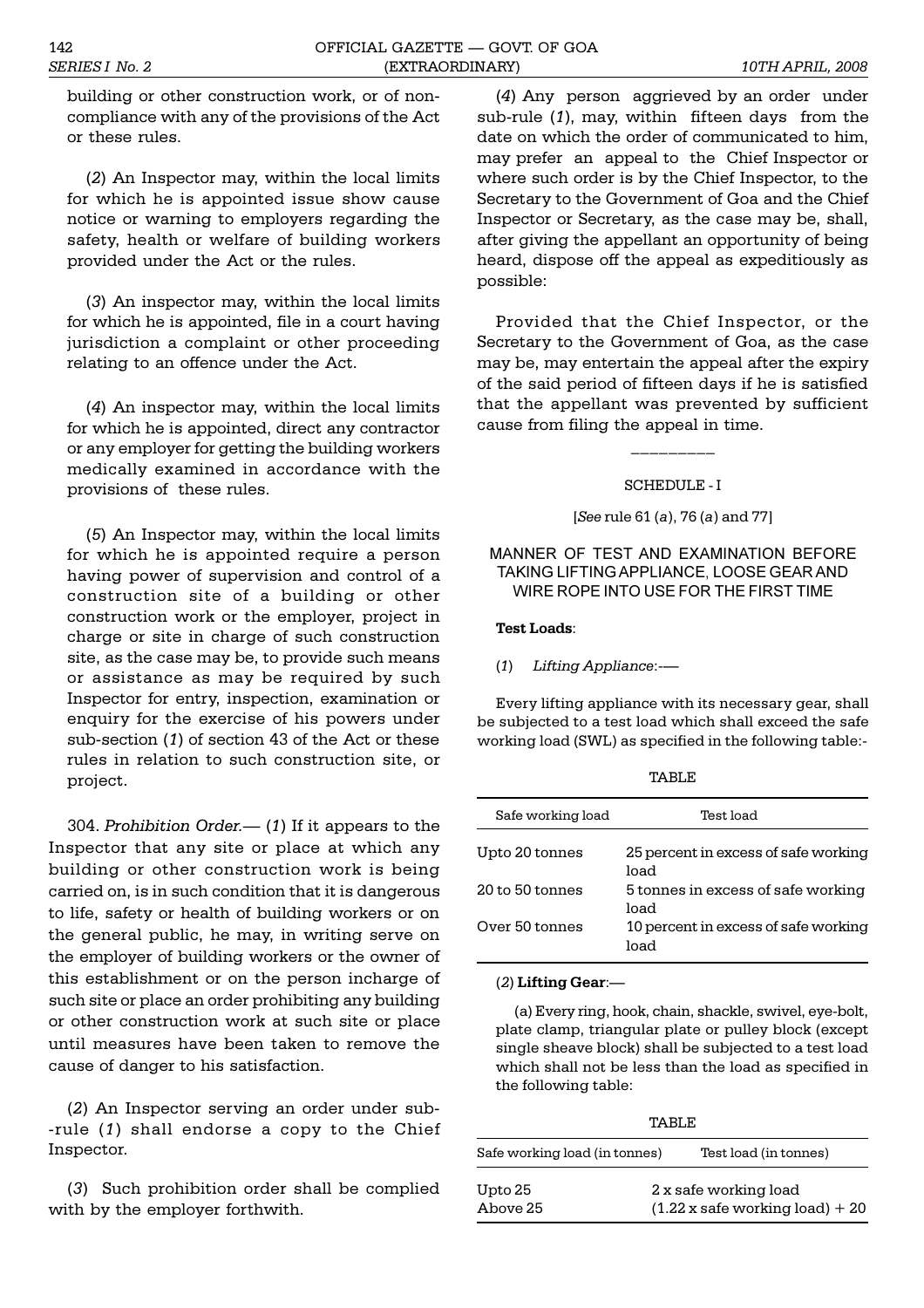building or other construction work, or of non-compliance with any of the provisions of the Act or these rules.

(*2*) An Inspector may, within the local limits for which he is appointed issue show cause notice or warning to employers regarding the safety, health or welfare of building workers provided under the Act or the rules.

(*3*) An inspector may, within the local limits for which he is appointed, file in a court having jurisdiction a complaint or other proceeding relating to an offence under the Act.

(*4*) An inspector may, within the local limits for which he is appointed, direct any contractor or any employer for getting the building workers medically examined in accordance with the provisions of these rules.

(*5*) An Inspector may, within the local limits for which he is appointed require a person having power of supervision and control of a construction site of a building or other construction work or the employer, project in charge or site in charge of such construction site, as the case may be, to provide such means or assistance as may be required by such Inspector for entry, inspection, examination or enquiry for the exercise of his powers under sub-section (*1*) of section 43 of the Act or these rules in relation to such construction site, or project.

304. *Prohibition Order.*— (*1*) If it appears to the Inspector that any site or place at which any building or other construction work is being carried on, is in such condition that it is dangerous to life, safety or health of building workers or on the general public, he may, in writing serve on the employer of building workers or the owner of this establishment or on the person incharge of such site or place an order prohibiting any building or other construction work at such site or place until measures have been taken to remove the cause of danger to his satisfaction.

(*2*) An Inspector serving an order under sub--rule (*1*) shall endorse a copy to the Chief Inspector.

(*3*) Such prohibition order shall be complied with by the employer forthwith.

(*4*) Any person aggrieved by an order under sub-rule (*1*), may, within fifteen days from the date on which the order of communicated to him, may prefer an appeal to the Chief Inspector or where such order is by the Chief Inspector, to the Secretary to the Government of Goa and the Chief Inspector or Secretary, as the case may be, shall, after giving the appellant an opportunity of being heard, dispose off the appeal as expeditiously as possible:

Provided that the Chief Inspector, or the Secretary to the Government of Goa, as the case may be, may entertain the appeal after the expiry of the said period of fifteen days if he is satisfied that the appellant was prevented by sufficient cause from filing the appeal in time.

---

## SCHEDULE - I

[*See* rule 61 (*a*), 76 (*a*) and 77]

### MANNER OF TEST AND EXAMINATION BEFORE TAKING LIFTING APPLIANCE, LOOSE GEAR AND WIRE ROPE INTO USE FOR THE FIRST TIME

**Test Loads**:

(*1*) *Lifting Appliance*:-—

Every lifting appliance with its necessary gear, shall be subjected to a test load which shall exceed the safe working load (SWL) as specified in the following table:-

TABLE

| Safe working load | Test load |
|---|---|
| Upto 20 tonnes | 25 percent in excess of safe working load |
| 20 to 50 tonnes | 5 tonnes in excess of safe working load |
| Over 50 tonnes | 10 percent in excess of safe working load |

(*2*) **Lifting Gear**:—

(a) Every ring, hook, chain, shackle, swivel, eye-bolt, plate clamp, triangular plate or pulley block (except single sheave block) shall be subjected to a test load which shall not be less than the load as specified in the following table:

TABLE

| Safe working load (in tonnes) | Test load (in tonnes) |
|---|---|
| Upto 25 | 2 x safe working load |
| Above 25 | (1.22 x safe working load) + 20 |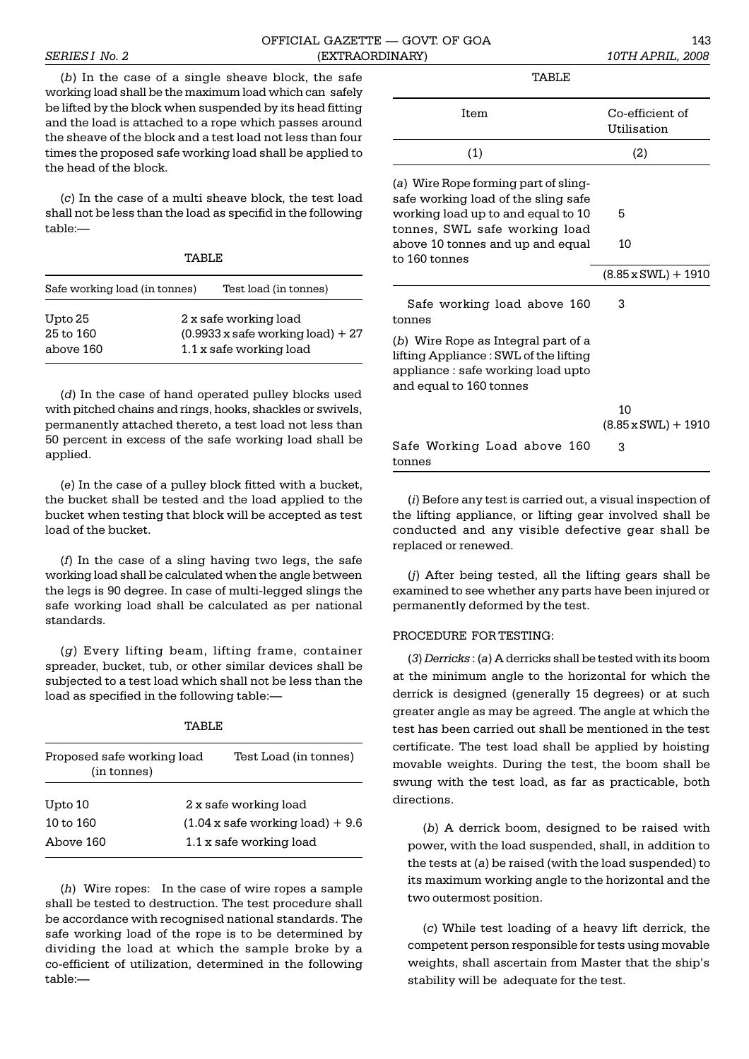(*b*) In the case of a single sheave block, the safe working load shall be the maximum load which can safely be lifted by the block when suspended by its head fitting and the load is attached to a rope which passes around the sheave of the block and a test load not less than four times the proposed safe working load shall be applied to the head of the block.

(*c*) In the case of a multi sheave block, the test load shall not be less than the load as specifid in the following table:—

TABLE

| Safe working load (in tonnes) | Test load (in tonnes) |
|---|---|
| Upto 25 | 2 x safe working load |
| 25 to 160 | (0.9933 x safe working load) + 27 |
| above 160 | 1.1 x safe working load |

(*d*) In the case of hand operated pulley blocks used with pitched chains and rings, hooks, shackles or swivels, permanently attached thereto, a test load not less than 50 percent in excess of the safe working load shall be applied.

(*e*) In the case of a pulley block fitted with a bucket, the bucket shall be tested and the load applied to the bucket when testing that block will be accepted as test load of the bucket.

(*f*) In the case of a sling having two legs, the safe working load shall be calculated when the angle between the legs is 90 degree. In case of multi-legged slings the safe working load shall be calculated as per national standards.

(*g*) Every lifting beam, lifting frame, container spreader, bucket, tub, or other similar devices shall be subjected to a test load which shall not be less than the load as specified in the following table:—

TABLE

| Proposed safe working load (in tonnes) | Test Load (in tonnes) |
|---|---|
| Upto 10 | 2 x safe working load |
| 10 to 160 | (1.04 x safe working load) + 9.6 |
| Above 160 | 1.1 x safe working load |

(*h*) Wire ropes: In the case of wire ropes a sample shall be tested to destruction. The test procedure shall be accordance with recognised national standards. The safe working load of the rope is to be determined by dividing the load at which the sample broke by a co-efficient of utilization, determined in the following table:—

TABLE

| Item | Co-efficient of Utilisation |
|---|---|
| (1) | (2) |
| (*a*) Wire Rope forming part of sling-safe working load of the sling safe working load up to and equal to 10 tonnes, SWL safe working load above 10 tonnes and up and equal to 160 tonnes | 5<br>10<br>(8.85 x SWL) + 1910 |
| Safe working load above 160 tonnes | 3 |
| (*b*) Wire Rope as Integral part of a lifting Appliance : SWL of the lifting appliance : safe working load upto and equal to 160 tonnes | 10<br>(8.85 x SWL) + 1910 |
| Safe Working Load above 160 tonnes | 3 |

(*i*) Before any test is carried out, a visual inspection of the lifting appliance, or lifting gear involved shall be conducted and any visible defective gear shall be replaced or renewed.

(*j*) After being tested, all the lifting gears shall be examined to see whether any parts have been injured or permanently deformed by the test.

PROCEDURE FOR TESTING:

(*3*) *Derricks* : (*a*) A derricks shall be tested with its boom at the minimum angle to the horizontal for which the derrick is designed (generally 15 degrees) or at such greater angle as may be agreed. The angle at which the test has been carried out shall be mentioned in the test certificate. The test load shall be applied by hoisting movable weights. During the test, the boom shall be swung with the test load, as far as practicable, both directions.

(*b*) A derrick boom, designed to be raised with power, with the load suspended, shall, in addition to the tests at (*a*) be raised (with the load suspended) to its maximum working angle to the horizontal and the two outermost position.

(*c*) While test loading of a heavy lift derrick, the competent person responsible for tests using movable weights, shall ascertain from Master that the ship's stability will be adequate for the test.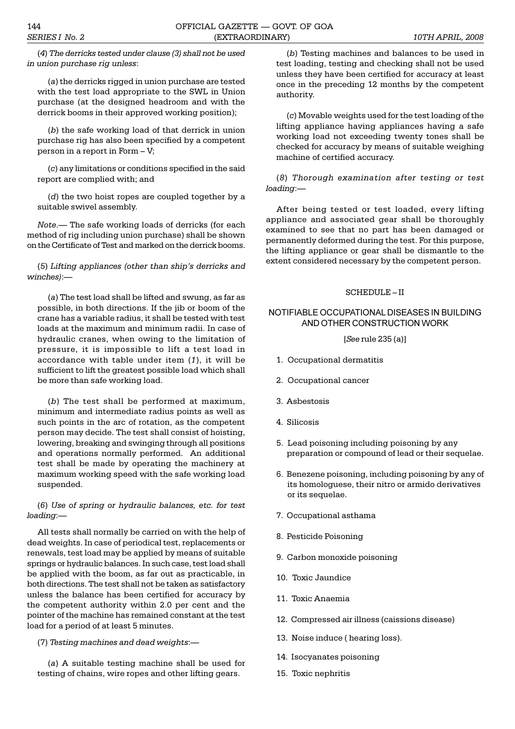(*4*) *The derricks tested under clause (3) shall not be used in union purchase rig unless*:

(*a*) the derricks rigged in union purchase are tested with the test load appropriate to the SWL in Union purchase (at the designed headroom and with the derrick booms in their approved working position);

(*b*) the safe working load of that derrick in union purchase rig has also been specified by a competent person in a report in Form – V;

(*c*) any limitations or conditions specified in the said report are complied with; and

(*d*) the two hoist ropes are coupled together by a suitable swivel assembly.

*Note*.— The safe working loads of derricks (for each method of rig including union purchase) shall be shown on the Certificate of Test and marked on the derrick booms.

(*5*) *Lifting appliances (other than ship's derricks and winches)*:—

(*a*) The test load shall be lifted and swung, as far as possible, in both directions. If the jib or boom of the crane has a variable radius, it shall be tested with test loads at the maximum and minimum radii. In case of hydraulic cranes, when owing to the limitation of pressure, it is impossible to lift a test load in accordance with table under item (*1*), it will be sufficient to lift the greatest possible load which shall be more than safe working load.

(*b*) The test shall be performed at maximum, minimum and intermediate radius points as well as such points in the arc of rotation, as the competent person may decide. The test shall consist of hoisting, lowering, breaking and swinging through all positions and operations normally performed. An additional test shall be made by operating the machinery at maximum working speed with the safe working load suspended.

(*6*) *Use of spring or hydraulic balances, etc. for test loading*:—

All tests shall normally be carried on with the help of dead weights. In case of periodical test, replacements or renewals, test load may be applied by means of suitable springs or hydraulic balances. In such case, test load shall be applied with the boom, as far out as practicable, in both directions. The test shall not be taken as satisfactory unless the balance has been certified for accuracy by the competent authority within 2.0 per cent and the pointer of the machine has remained constant at the test load for a period of at least 5 minutes.

(7) *Testing machines and dead weights*:—

(*a*) A suitable testing machine shall be used for testing of chains, wire ropes and other lifting gears.

(*b*) Testing machines and balances to be used in test loading, testing and checking shall not be used unless they have been certified for accuracy at least once in the preceding 12 months by the competent authority.

(*c*) Movable weights used for the test loading of the lifting appliance having appliances having a safe working load not exceeding twenty tones shall be checked for accuracy by means of suitable weighing machine of certified accuracy.

(*8*) *Thorough examination after testing or test loading*:—

After being tested or test loaded, every lifting appliance and associated gear shall be thoroughly examined to see that no part has been damaged or permanently deformed during the test. For this purpose, the lifting appliance or gear shall be dismantle to the extent considered necessary by the competent person.

## SCHEDULE – II

## NOTIFIABLE OCCUPATIONAL DISEASES IN BUILDING AND OTHER CONSTRUCTION WORK

[*See* rule 235 (a)]

1. Occupational dermatitis
2. Occupational cancer
3. Asbestosis
4. Silicosis
5. Lead poisoning including poisoning by any preparation or compound of lead or their sequelae.
6. Benezene poisoning, including poisoning by any of its homologuese, their nitro or armido derivatives or its sequelae.
7. Occupational asthama
8. Pesticide Poisoning
9. Carbon monoxide poisoning
10. Toxic Jaundice
11. Toxic Anaemia
12. Compressed air illness (caissions disease)
13. Noise induce ( hearing loss).
14. Isocyanates poisoning
15. Toxic nephritis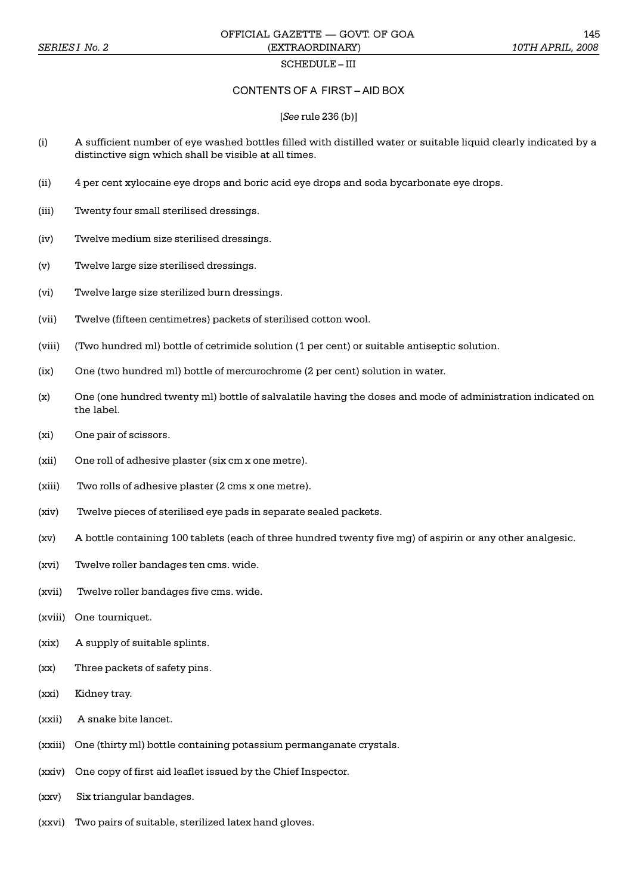## SCHEDULE – III

### CONTENTS OF A FIRST – AID BOX

[*See* rule 236 (b)]

(i) A sufficient number of eye washed bottles filled with distilled water or suitable liquid clearly indicated by a distinctive sign which shall be visible at all times.

(ii) 4 per cent xylocaine eye drops and boric acid eye drops and soda bycarbonate eye drops.

(iii) Twenty four small sterilised dressings.

(iv) Twelve medium size sterilised dressings.

(v) Twelve large size sterilised dressings.

(vi) Twelve large size sterilized burn dressings.

(vii) Twelve (fifteen centimetres) packets of sterilised cotton wool.

(viii) (Two hundred ml) bottle of cetrimide solution (1 per cent) or suitable antiseptic solution.

(ix) One (two hundred ml) bottle of mercurochrome (2 per cent) solution in water.

(x) One (one hundred twenty ml) bottle of salvalatile having the doses and mode of administration indicated on the label.

(xi) One pair of scissors.

(xii) One roll of adhesive plaster (six cm x one metre).

(xiii) Two rolls of adhesive plaster (2 cms x one metre).

(xiv) Twelve pieces of sterilised eye pads in separate sealed packets.

(xv) A bottle containing 100 tablets (each of three hundred twenty five mg) of aspirin or any other analgesic.

(xvi) Twelve roller bandages ten cms. wide.

(xvii) Twelve roller bandages five cms. wide.

(xviii) One tourniquet.

(xix) A supply of suitable splints.

(xx) Three packets of safety pins.

(xxi) Kidney tray.

(xxii) A snake bite lancet.

(xxiii) One (thirty ml) bottle containing potassium permanganate crystals.

(xxiv) One copy of first aid leaflet issued by the Chief Inspector.

(xxv) Six triangular bandages.

(xxvi) Two pairs of suitable, sterilized latex hand gloves.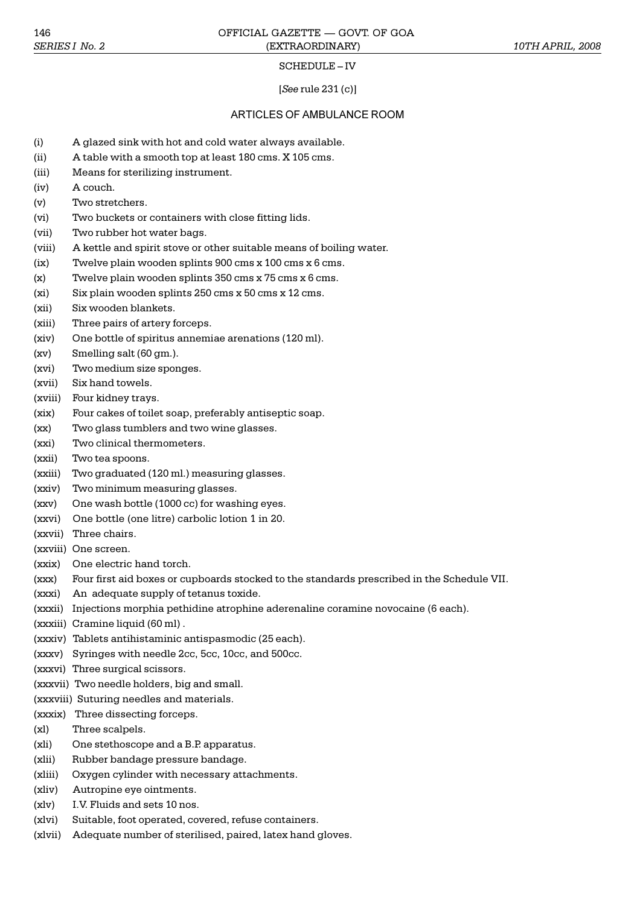SCHEDULE – IV

[*See* rule 231 (c)]

## ARTICLES OF AMBULANCE ROOM

(i) A glazed sink with hot and cold water always available.

(ii) A table with a smooth top at least 180 cms. X 105 cms.

(iii) Means for sterilizing instrument.

(iv) A couch.

(v) Two stretchers.

(vi) Two buckets or containers with close fitting lids.

(vii) Two rubber hot water bags.

(viii) A kettle and spirit stove or other suitable means of boiling water.

(ix) Twelve plain wooden splints 900 cms x 100 cms x 6 cms.

(x) Twelve plain wooden splints 350 cms x 75 cms x 6 cms.

(xi) Six plain wooden splints 250 cms x 50 cms x 12 cms.

(xii) Six wooden blankets.

(xiii) Three pairs of artery forceps.

(xiv) One bottle of spiritus annemiae arenations (120 ml).

(xv) Smelling salt (60 gm.).

(xvi) Two medium size sponges.

(xvii) Six hand towels.

(xviii) Four kidney trays.

(xix) Four cakes of toilet soap, preferably antiseptic soap.

(xx) Two glass tumblers and two wine glasses.

(xxi) Two clinical thermometers.

(xxii) Two tea spoons.

(xxiii) Two graduated (120 ml.) measuring glasses.

(xxiv) Two minimum measuring glasses.

(xxv) One wash bottle (1000 cc) for washing eyes.

(xxvi) One bottle (one litre) carbolic lotion 1 in 20.

(xxvii) Three chairs.

(xxviii) One screen.

(xxix) One electric hand torch.

(xxx) Four first aid boxes or cupboards stocked to the standards prescribed in the Schedule VII.

(xxxi) An adequate supply of tetanus toxide.

(xxxii) Injections morphia pethidine atrophine aderenaline coramine novocaine (6 each).

(xxxiii) Cramine liquid (60 ml) .

(xxxiv) Tablets antihistaminic antispasmodic (25 each).

(xxxv) Syringes with needle 2cc, 5cc, 10cc, and 500cc.

(xxxvi) Three surgical scissors.

(xxxvii) Two needle holders, big and small.

(xxxviii) Suturing needles and materials.

(xxxix) Three dissecting forceps.

(xl) Three scalpels.

(xli) One stethoscope and a B.P. apparatus.

(xlii) Rubber bandage pressure bandage.

(xliii) Oxygen cylinder with necessary attachments.

(xliv) Autropine eye ointments.

(xlv) I.V. Fluids and sets 10 nos.

(xlvi) Suitable, foot operated, covered, refuse containers.

(xlvii) Adequate number of sterilised, paired, latex hand gloves.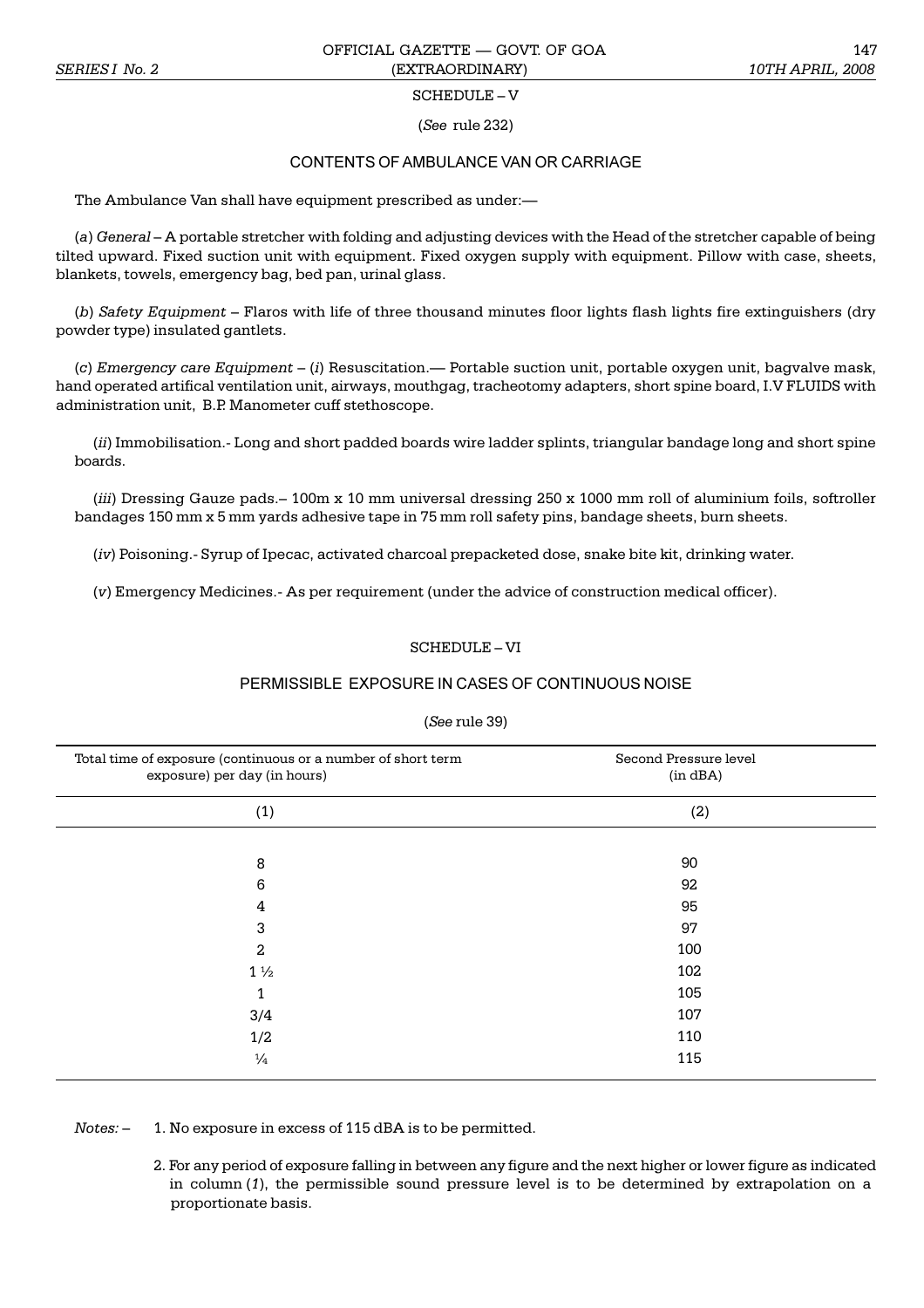## SCHEDULE – V

(*See* rule 232)

### CONTENTS OF AMBULANCE VAN OR CARRIAGE

The Ambulance Van shall have equipment prescribed as under:—

(*a*) *General* – A portable stretcher with folding and adjusting devices with the Head of the stretcher capable of being tilted upward. Fixed suction unit with equipment. Fixed oxygen supply with equipment. Pillow with case, sheets, blankets, towels, emergency bag, bed pan, urinal glass.

(*b*) *Safety Equipment* – Flaros with life of three thousand minutes floor lights flash lights fire extinguishers (dry powder type) insulated gantlets.

(*c*) *Emergency care Equipment* – (*i*) Resuscitation.— Portable suction unit, portable oxygen unit, bagvalve mask, hand operated artifical ventilation unit, airways, mouthgag, tracheotomy adapters, short spine board, I.V FLUIDS with administration unit, B.P. Manometer cuff stethoscope.

(*ii*) Immobilisation.- Long and short padded boards wire ladder splints, triangular bandage long and short spine boards.

(*iii*) Dressing Gauze pads.– 100m x 10 mm universal dressing 250 x 1000 mm roll of aluminium foils, softroller bandages 150 mm x 5 mm yards adhesive tape in 75 mm roll safety pins, bandage sheets, burn sheets.

(*iv*) Poisoning.- Syrup of Ipecac, activated charcoal prepacketed dose, snake bite kit, drinking water.

(*v*) Emergency Medicines.- As per requirement (under the advice of construction medical officer).

## SCHEDULE – VI

### PERMISSIBLE EXPOSURE IN CASES OF CONTINUOUS NOISE

(*See* rule 39)

| Total time of exposure (continuous or a number of short term exposure) per day (in hours) | Second Pressure level (in dBA) |
|---|---|
| (1) | (2) |
| 8 | 90 |
| 6 | 92 |
| 4 | 95 |
| 3 | 97 |
| 2 | 100 |
| 1 ½ | 102 |
| 1 | 105 |
| 3/4 | 107 |
| 1/2 | 110 |
| ¼ | 115 |

*Notes:* – 1. No exposure in excess of 115 dBA is to be permitted.

2. For any period of exposure falling in between any figure and the next higher or lower figure as indicated in column (*1*), the permissible sound pressure level is to be determined by extrapolation on a proportionate basis.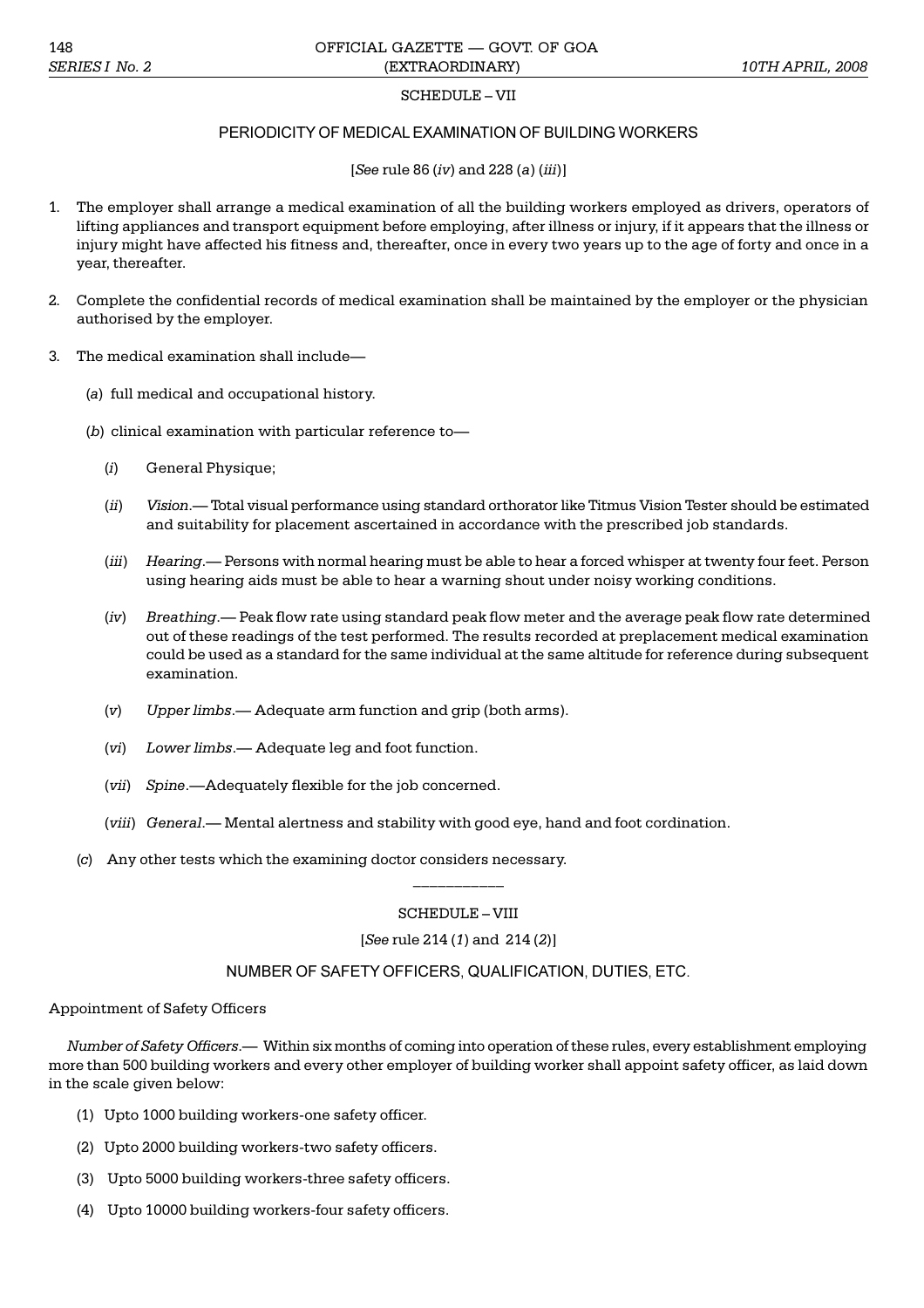## SCHEDULE – VII

### PERIODICITY OF MEDICAL EXAMINATION OF BUILDING WORKERS

[*See* rule 86 (*iv*) and 228 (*a*) (*iii*)]

1. The employer shall arrange a medical examination of all the building workers employed as drivers, operators of lifting appliances and transport equipment before employing, after illness or injury, if it appears that the illness or injury might have affected his fitness and, thereafter, once in every two years up to the age of forty and once in a year, thereafter.

2. Complete the confidential records of medical examination shall be maintained by the employer or the physician authorised by the employer.

3. The medical examination shall include—

   (*a*) full medical and occupational history.

   (*b*) clinical examination with particular reference to—

   (*i*) General Physique;

   (*ii*) *Vision*.— Total visual performance using standard orthorator like Titmus Vision Tester should be estimated and suitability for placement ascertained in accordance with the prescribed job standards.

   (*iii*) *Hearing*.— Persons with normal hearing must be able to hear a forced whisper at twenty four feet. Person using hearing aids must be able to hear a warning shout under noisy working conditions.

   (*iv*) *Breathing*.— Peak flow rate using standard peak flow meter and the average peak flow rate determined out of these readings of the test performed. The results recorded at preplacement medical examination could be used as a standard for the same individual at the same altitude for reference during subsequent examination.

   (*v*) *Upper limbs*.— Adequate arm function and grip (both arms).

   (*vi*) *Lower limbs*.— Adequate leg and foot function.

   (*vii*) *Spine*.—Adequately flexible for the job concerned.

   (*viii*) *General*.— Mental alertness and stability with good eye, hand and foot cordination.

   (*c*) Any other tests which the examining doctor considers necessary.

---

## SCHEDULE – VIII

[*See* rule 214 (*1*) and 214 (*2*)]

### NUMBER OF SAFETY OFFICERS, QUALIFICATION, DUTIES, ETC.

Appointment of Safety Officers

*Number of Safety Officers*.— Within six months of coming into operation of these rules, every establishment employing more than 500 building workers and every other employer of building worker shall appoint safety officer, as laid down in the scale given below:

(1) Upto 1000 building workers-one safety officer.

(2) Upto 2000 building workers-two safety officers.

(3) Upto 5000 building workers-three safety officers.

(4) Upto 10000 building workers-four safety officers.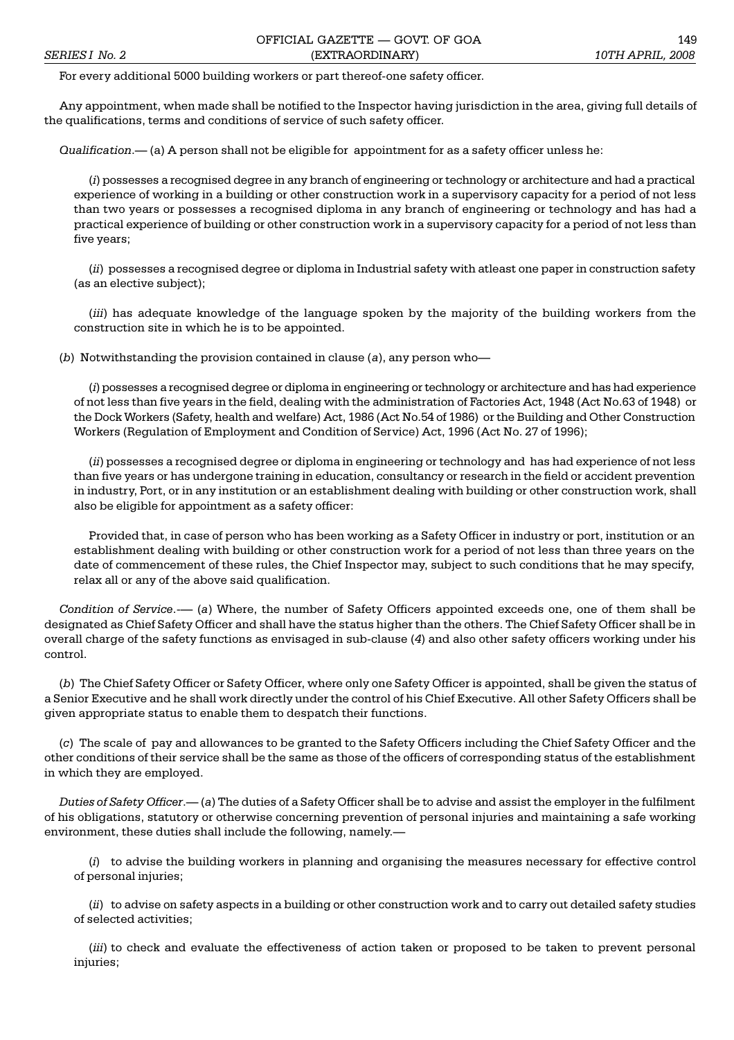For every additional 5000 building workers or part thereof-one safety officer.

Any appointment, when made shall be notified to the Inspector having jurisdiction in the area, giving full details of the qualifications, terms and conditions of service of such safety officer.

*Qualification*.— (a) A person shall not be eligible for appointment for as a safety officer unless he:

(*i*) possesses a recognised degree in any branch of engineering or technology or architecture and had a practical experience of working in a building or other construction work in a supervisory capacity for a period of not less than two years or possesses a recognised diploma in any branch of engineering or technology and has had a practical experience of building or other construction work in a supervisory capacity for a period of not less than five years;

(*ii*) possesses a recognised degree or diploma in Industrial safety with atleast one paper in construction safety (as an elective subject);

(*iii*) has adequate knowledge of the language spoken by the majority of the building workers from the construction site in which he is to be appointed.

(*b*) Notwithstanding the provision contained in clause (*a*), any person who—

(*i*) possesses a recognised degree or diploma in engineering or technology or architecture and has had experience of not less than five years in the field, dealing with the administration of Factories Act, 1948 (Act No.63 of 1948) or the Dock Workers (Safety, health and welfare) Act, 1986 (Act No.54 of 1986) or the Building and Other Construction Workers (Regulation of Employment and Condition of Service) Act, 1996 (Act No. 27 of 1996);

(*ii*) possesses a recognised degree or diploma in engineering or technology and has had experience of not less than five years or has undergone training in education, consultancy or research in the field or accident prevention in industry, Port, or in any institution or an establishment dealing with building or other construction work, shall also be eligible for appointment as a safety officer:

Provided that, in case of person who has been working as a Safety Officer in industry or port, institution or an establishment dealing with building or other construction work for a period of not less than three years on the date of commencement of these rules, the Chief Inspector may, subject to such conditions that he may specify, relax all or any of the above said qualification.

*Condition of Service*.— (*a*) Where, the number of Safety Officers appointed exceeds one, one of them shall be designated as Chief Safety Officer and shall have the status higher than the others. The Chief Safety Officer shall be in overall charge of the safety functions as envisaged in sub-clause (*4*) and also other safety officers working under his control.

(*b*) The Chief Safety Officer or Safety Officer, where only one Safety Officer is appointed, shall be given the status of a Senior Executive and he shall work directly under the control of his Chief Executive. All other Safety Officers shall be given appropriate status to enable them to despatch their functions.

(*c*) The scale of pay and allowances to be granted to the Safety Officers including the Chief Safety Officer and the other conditions of their service shall be the same as those of the officers of corresponding status of the establishment in which they are employed.

*Duties of Safety Officer*.— (*a*) The duties of a Safety Officer shall be to advise and assist the employer in the fulfilment of his obligations, statutory or otherwise concerning prevention of personal injuries and maintaining a safe working environment, these duties shall include the following, namely.—

(*i*) to advise the building workers in planning and organising the measures necessary for effective control of personal injuries;

(*ii*) to advise on safety aspects in a building or other construction work and to carry out detailed safety studies of selected activities;

(*iii*) to check and evaluate the effectiveness of action taken or proposed to be taken to prevent personal injuries;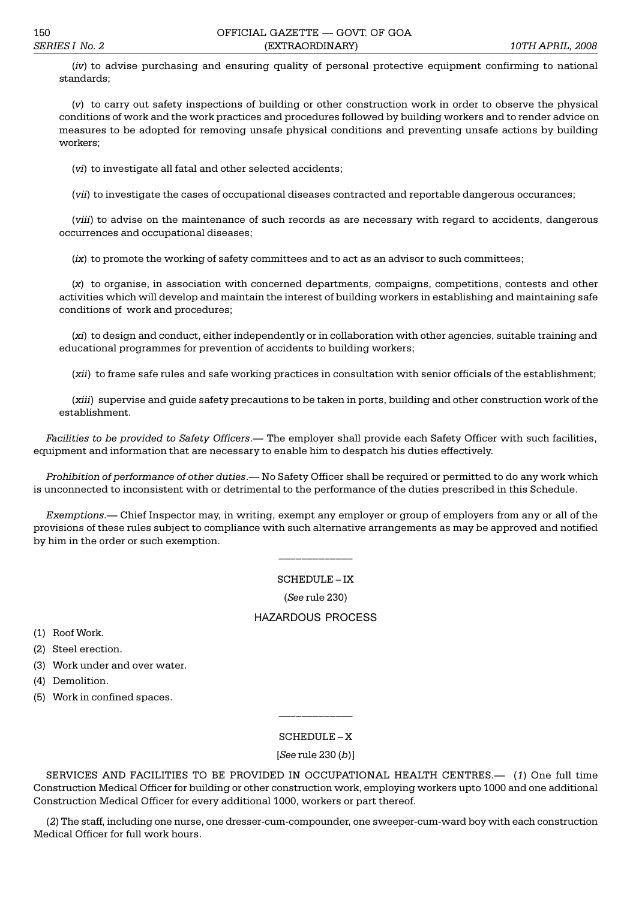(*iv*) to advise purchasing and ensuring quality of personal protective equipment confirming to national standards;

(*v*) to carry out safety inspections of building or other construction work in order to observe the physical conditions of work and the work practices and procedures followed by building workers and to render advice on measures to be adopted for removing unsafe physical conditions and preventing unsafe actions by building workers;

(*vi*) to investigate all fatal and other selected accidents;

(*vii*) to investigate the cases of occupational diseases contracted and reportable dangerous occurances;

(*viii*) to advise on the maintenance of such records as are necessary with regard to accidents, dangerous occurrences and occupational diseases;

(*ix*) to promote the working of safety committees and to act as an advisor to such committees;

(*x*) to organise, in association with concerned departments, compaigns, competitions, contests and other activities which will develop and maintain the interest of building workers in establishing and maintaining safe conditions of work and procedures;

(*xi*) to design and conduct, either independently or in collaboration with other agencies, suitable training and educational programmes for prevention of accidents to building workers;

(*xii*) to frame safe rules and safe working practices in consultation with senior officials of the establishment;

(*xiii*) supervise and guide safety precautions to be taken in ports, building and other construction work of the establishment.

*Facilities to be provided to Safety Officers*.— The employer shall provide each Safety Officer with such facilities, equipment and information that are necessary to enable him to despatch his duties effectively.

*Prohibition of performance of other duties*.— No Safety Officer shall be required or permitted to do any work which is unconnected to inconsistent with or detrimental to the performance of the duties prescribed in this Schedule.

*Exemptions*.— Chief Inspector may, in writing, exempt any employer or group of employers from any or all of the provisions of these rules subject to compliance with such alternative arrangements as may be approved and notified by him in the order or such exemption.

---

## SCHEDULE – IX

(*See* rule 230)

### HAZARDOUS PROCESS

(1) Roof Work.

(2) Steel erection.

(3) Work under and over water.

(4) Demolition.

(5) Work in confined spaces.

---

## SCHEDULE – X

[*See* rule 230 (*b*)]

SERVICES AND FACILITIES TO BE PROVIDED IN OCCUPATIONAL HEALTH CENTRES.— (*1*) One full time Construction Medical Officer for building or other construction work, employing workers upto 1000 and one additional Construction Medical Officer for every additional 1000, workers or part thereof.

(*2*) The staff, including one nurse, one dresser-cum-compounder, one sweeper-cum-ward boy with each construction Medical Officer for full work hours.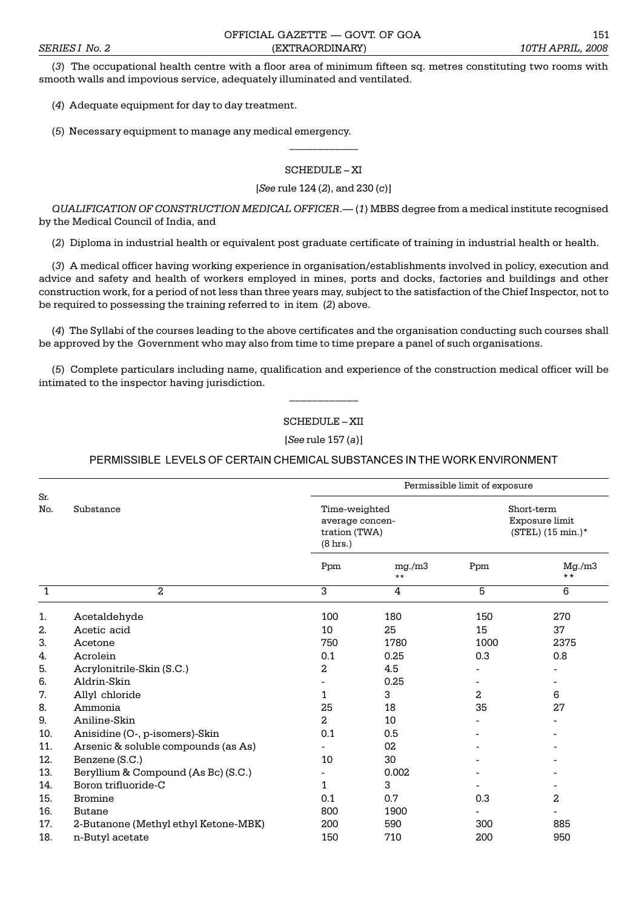(*3*) The occupational health centre with a floor area of minimum fifteen sq. metres constituting two rooms with smooth walls and impovious service, adequately illuminated and ventilated.

(*4*) Adequate equipment for day to day treatment.

(*5*) Necessary equipment to manage any medical emergency.

---

## SCHEDULE – XI

[*See* rule 124 (*2*), and 230 (*c*)]

*QUALIFICATION OF CONSTRUCTION MEDICAL OFFICER*.— (*1*) MBBS degree from a medical institute recognised by the Medical Council of India, and

(*2*) Diploma in industrial health or equivalent post graduate certificate of training in industrial health or health.

(*3*) A medical officer having working experience in organisation/establishments involved in policy, execution and advice and safety and health of workers employed in mines, ports and docks, factories and buildings and other construction work, for a period of not less than three years may, subject to the satisfaction of the Chief Inspector, not to be required to possessing the training referred to in item (*2*) above.

(*4*) The Syllabi of the courses leading to the above certificates and the organisation conducting such courses shall be approved by the Government who may also from time to time prepare a panel of such organisations.

(*5*) Complete particulars including name, qualification and experience of the construction medical officer will be intimated to the inspector having jurisdiction.

---

## SCHEDULE – XII

[*See* rule 157 (*a*)]

### PERMISSIBLE LEVELS OF CERTAIN CHEMICAL SUBSTANCES IN THE WORK ENVIRONMENT

| Sr. No. | Substance | Permissible limit of exposure | | | |
|---|---|---|---|---|---|
| | | Time-weighted average concentration (TWA) (8 hrs.) | | Short-term Exposure limit (STEL) (15 min.)* | |
| | | Ppm | mg./m3 ** | Ppm | Mg./m3 ** |
| 1 | 2 | 3 | 4 | 5 | 6 |
| 1. | Acetaldehyde | 100 | 180 | 150 | 270 |
| 2. | Acetic acid | 10 | 25 | 15 | 37 |
| 3. | Acetone | 750 | 1780 | 1000 | 2375 |
| 4. | Acrolein | 0.1 | 0.25 | 0.3 | 0.8 |
| 5. | Acrylonitrile-Skin (S.C.) | 2 | 4.5 | - | - |
| 6. | Aldrin-Skin | - | 0.25 | - | - |
| 7. | Allyl chloride | 1 | 3 | 2 | 6 |
| 8. | Ammonia | 25 | 18 | 35 | 27 |
| 9. | Aniline-Skin | 2 | 10 | - | - |
| 10. | Anisidine (O-, p-isomers)-Skin | 0.1 | 0.5 | - | - |
| 11. | Arsenic & soluble compounds (as As) | - | 02 | - | - |
| 12. | Benzene (S.C.) | 10 | 30 | - | - |
| 13. | Beryllium & Compound (As Bc) (S.C.) | - | 0.002 | - | - |
| 14. | Boron trifluoride-C | 1 | 3 | - | - |
| 15. | Bromine | 0.1 | 0.7 | 0.3 | 2 |
| 16. | Butane | 800 | 1900 | - | - |
| 17. | 2-Butanone (Methyl ethyl Ketone-MBK) | 200 | 590 | 300 | 885 |
| 18. | n-Butyl acetate | 150 | 710 | 200 | 950 |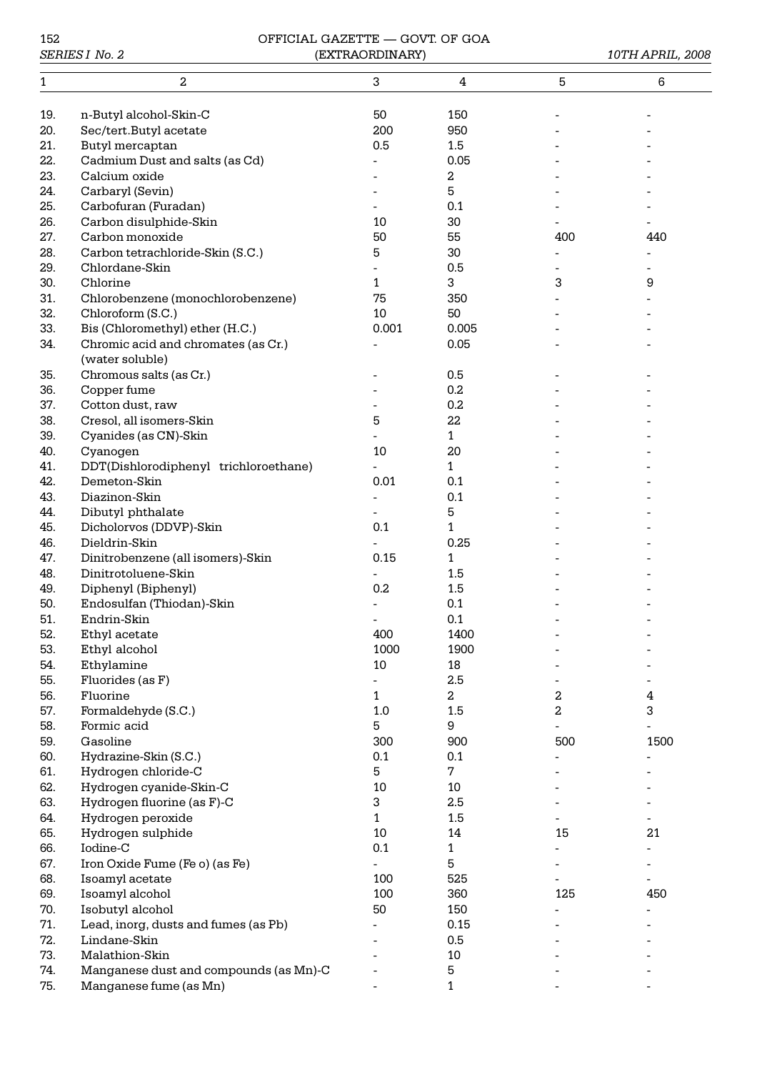| 1 | 2 | 3 | 4 | 5 | 6 |
|---|---|---|---|---|---|
| 19. | n-Butyl alcohol-Skin-C | 50 | 150 | - | - |
| 20. | Sec/tert.Butyl acetate | 200 | 950 | - | - |
| 21. | Butyl mercaptan | 0.5 | 1.5 | - | - |
| 22. | Cadmium Dust and salts (as Cd) | - | 0.05 | - | - |
| 23. | Calcium oxide | - | 2 | - | - |
| 24. | Carbaryl (Sevin) | - | 5 | - | - |
| 25. | Carbofuran (Furadan) | - | 0.1 | - | - |
| 26. | Carbon disulphide-Skin | 10 | 30 | - | - |
| 27. | Carbon monoxide | 50 | 55 | 400 | 440 |
| 28. | Carbon tetrachloride-Skin (S.C.) | 5 | 30 | - | - |
| 29. | Chlordane-Skin | - | 0.5 | - | - |
| 30. | Chlorine | 1 | 3 | 3 | 9 |
| 31. | Chlorobenzene (monochlorobenzene) | 75 | 350 | - | - |
| 32. | Chloroform (S.C.) | 10 | 50 | - | - |
| 33. | Bis (Chloromethyl) ether (H.C.) | 0.001 | 0.005 | - | - |
| 34. | Chromic acid and chromates (as Cr.) (water soluble) | - | 0.05 | - | - |
| 35. | Chromous salts (as Cr.) | - | 0.5 | - | - |
| 36. | Copper fume | - | 0.2 | - | - |
| 37. | Cotton dust, raw | - | 0.2 | - | - |
| 38. | Cresol, all isomers-Skin | 5 | 22 | - | - |
| 39. | Cyanides (as CN)-Skin | - | 1 | - | - |
| 40. | Cyanogen | 10 | 20 | - | - |
| 41. | DDT(Dishlorodiphenyl trichloroethane) | - | 1 | - | - |
| 42. | Demeton-Skin | 0.01 | 0.1 | - | - |
| 43. | Diazinon-Skin | - | 0.1 | - | - |
| 44. | Dibutyl phthalate | - | 5 | - | - |
| 45. | Dicholorvos (DDVP)-Skin | 0.1 | 1 | - | - |
| 46. | Dieldrin-Skin | - | 0.25 | - | - |
| 47. | Dinitrobenzene (all isomers)-Skin | 0.15 | 1 | - | - |
| 48. | Dinitrotoluene-Skin | - | 1.5 | - | - |
| 49. | Diphenyl (Biphenyl) | 0.2 | 1.5 | - | - |
| 50. | Endosulfan (Thiodan)-Skin | - | 0.1 | - | - |
| 51. | Endrin-Skin | - | 0.1 | - | - |
| 52. | Ethyl acetate | 400 | 1400 | - | - |
| 53. | Ethyl alcohol | 1000 | 1900 | - | - |
| 54. | Ethylamine | 10 | 18 | - | - |
| 55. | Fluorides (as F) | - | 2.5 | - | - |
| 56. | Fluorine | 1 | 2 | 2 | 4 |
| 57. | Formaldehyde (S.C.) | 1.0 | 1.5 | 2 | 3 |
| 58. | Formic acid | 5 | 9 | - | - |
| 59. | Gasoline | 300 | 900 | 500 | 1500 |
| 60. | Hydrazine-Skin (S.C.) | 0.1 | 0.1 | - | - |
| 61. | Hydrogen chloride-C | 5 | 7 | - | - |
| 62. | Hydrogen cyanide-Skin-C | 10 | 10 | - | - |
| 63. | Hydrogen fluorine (as F)-C | 3 | 2.5 | - | - |
| 64. | Hydrogen peroxide | 1 | 1.5 | - | - |
| 65. | Hydrogen sulphide | 10 | 14 | 15 | 21 |
| 66. | Iodine-C | 0.1 | 1 | - | - |
| 67. | Iron Oxide Fume (Fe o) (as Fe) | - | 5 | - | - |
| 68. | Isoamyl acetate | 100 | 525 | - | - |
| 69. | Isoamyl alcohol | 100 | 360 | 125 | 450 |
| 70. | Isobutyl alcohol | 50 | 150 | - | - |
| 71. | Lead, inorg, dusts and fumes (as Pb) | - | 0.15 | - | - |
| 72. | Lindane-Skin | - | 0.5 | - | - |
| 73. | Malathion-Skin | - | 10 | - | - |
| 74. | Manganese dust and compounds (as Mn)-C | - | 5 | - | - |
| 75. | Manganese fume (as Mn) | - | 1 | - | - |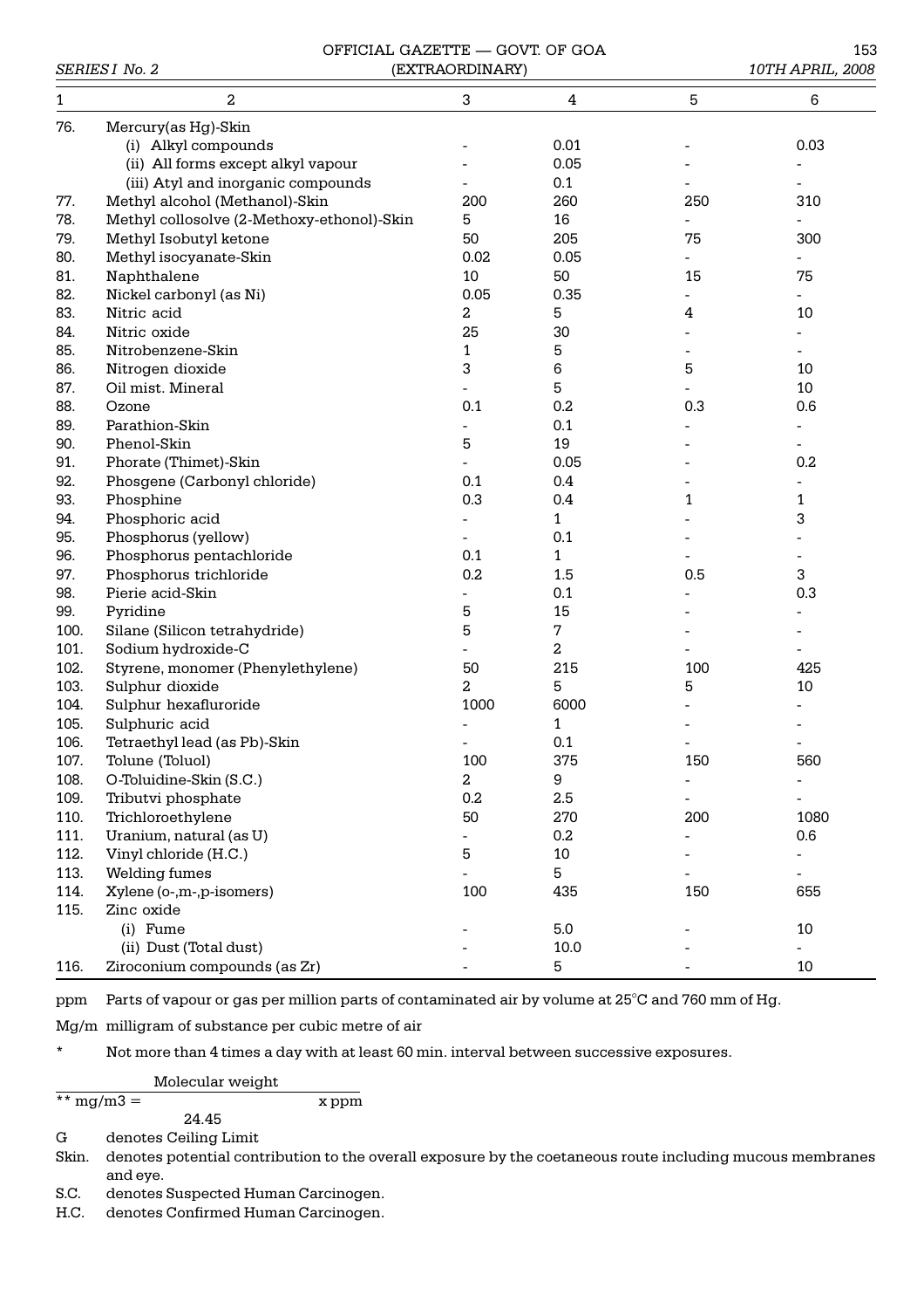| 1 | 2 | 3 | 4 | 5 | 6 |
|---|---|---|---|---|---|
| 76. | Mercury(as Hg)-Skin | | | | |
| | (i) Alkyl compounds | - | 0.01 | - | 0.03 |
| | (ii) All forms except alkyl vapour | - | 0.05 | - | - |
| | (iii) Atyl and inorganic compounds | - | 0.1 | - | - |
| 77. | Methyl alcohol (Methanol)-Skin | 200 | 260 | 250 | 310 |
| 78. | Methyl collosolve (2-Methoxy-ethonol)-Skin | 5 | 16 | - | - |
| 79. | Methyl Isobutyl ketone | 50 | 205 | 75 | 300 |
| 80. | Methyl isocyanate-Skin | 0.02 | 0.05 | - | - |
| 81. | Naphthalene | 10 | 50 | 15 | 75 |
| 82. | Nickel carbonyl (as Ni) | 0.05 | 0.35 | - | - |
| 83. | Nitric acid | 2 | 5 | 4 | 10 |
| 84. | Nitric oxide | 25 | 30 | - | - |
| 85. | Nitrobenzene-Skin | 1 | 5 | - | - |
| 86. | Nitrogen dioxide | 3 | 6 | 5 | 10 |
| 87. | Oil mist. Mineral | - | 5 | - | 10 |
| 88. | Ozone | 0.1 | 0.2 | 0.3 | 0.6 |
| 89. | Parathion-Skin | - | 0.1 | - | - |
| 90. | Phenol-Skin | 5 | 19 | - | - |
| 91. | Phorate (Thimet)-Skin | - | 0.05 | - | 0.2 |
| 92. | Phosgene (Carbonyl chloride) | 0.1 | 0.4 | - | - |
| 93. | Phosphine | 0.3 | 0.4 | 1 | 1 |
| 94. | Phosphoric acid | - | 1 | - | 3 |
| 95. | Phosphorus (yellow) | - | 0.1 | - | - |
| 96. | Phosphorus pentachloride | 0.1 | 1 | - | - |
| 97. | Phosphorus trichloride | 0.2 | 1.5 | 0.5 | 3 |
| 98. | Pierie acid-Skin | - | 0.1 | - | 0.3 |
| 99. | Pyridine | 5 | 15 | - | - |
| 100. | Silane (Silicon tetrahydride) | 5 | 7 | - | - |
| 101. | Sodium hydroxide-C | - | 2 | - | - |
| 102. | Styrene, monomer (Phenylethylene) | 50 | 215 | 100 | 425 |
| 103. | Sulphur dioxide | 2 | 5 | 5 | 10 |
| 104. | Sulphur hexafluroride | 1000 | 6000 | - | - |
| 105. | Sulphuric acid | - | 1 | - | - |
| 106. | Tetraethyl lead (as Pb)-Skin | - | 0.1 | - | - |
| 107. | Tolune (Toluol) | 100 | 375 | 150 | 560 |
| 108. | O-Toluidine-Skin (S.C.) | 2 | 9 | - | - |
| 109. | Tributvi phosphate | 0.2 | 2.5 | - | - |
| 110. | Trichloroethylene | 50 | 270 | 200 | 1080 |
| 111. | Uranium, natural (as U) | - | 0.2 | - | 0.6 |
| 112. | Vinyl chloride (H.C.) | 5 | 10 | - | - |
| 113. | Welding fumes | - | 5 | - | - |
| 114. | Xylene (o-,m-,p-isomers) | 100 | 435 | 150 | 655 |
| 115. | Zinc oxide | | | | |
| | (i) Fume | - | 5.0 | - | 10 |
| | (ii) Dust (Total dust) | - | 10.0 | - | - |
| 116. | Ziroconium compounds (as Zr) | - | 5 | - | 10 |

ppm Parts of vapour or gas per million parts of contaminated air by volume at 25°C and 760 mm of Hg.

Mg/m milligram of substance per cubic metre of air

* Not more than 4 times a day with at least 60 min. interval between successive exposures.

$$** \ mg/m3 = \frac{\text{Molecular weight}}{24.45} \times ppm$$

G denotes Ceiling Limit

Skin. denotes potential contribution to the overall exposure by the coetaneous route including mucous membranes and eye.

S.C. denotes Suspected Human Carcinogen.

H.C. denotes Confirmed Human Carcinogen.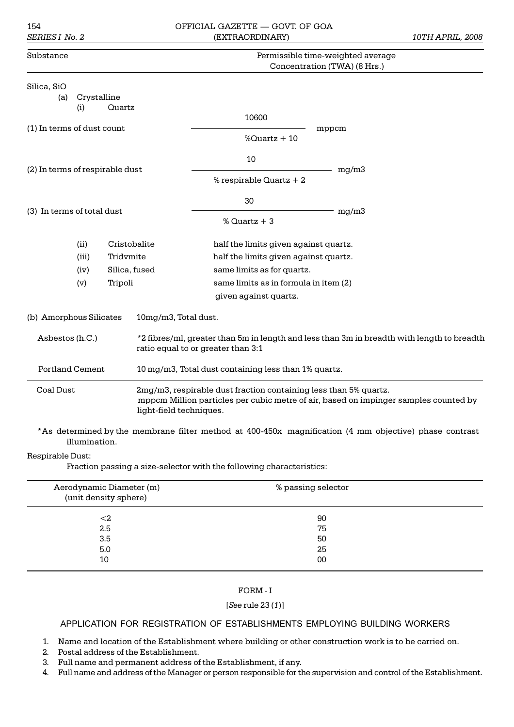| Substance | Permissible time-weighted average Concentration (TWA) (8 Hrs.) |
|---|---|
| Silica, SiO | |
| (a) Crystalline | |
| (i) Quartz | |
| (1) In terms of dust count | $\frac{10600}{\%Quartz + 10}$ mppcm |
| (2) In terms of respirable dust | $\frac{10}{\% \text{ respirable Quartz} + 2}$ mg/m3 |
| (3) In terms of total dust | $\frac{30}{\% \text{ Quartz} + 3}$ mg/m3 |
| (ii) Cristobalite | half the limits given against quartz. |
| (iii) Tridvmite | half the limits given against quartz. |
| (iv) Silica, fused | same limits as for quartz. |
| (v) Tripoli | same limits as in formula in item (2) given against quartz. |
| (b) Amorphous Silicates | 10mg/m3, Total dust. |
| Asbestos (h.C.) | *2 fibres/ml, greater than 5m in length and less than 3m in breadth with length to breadth ratio equal to or greater than 3:1 |
| Portland Cement | 10 mg/m3, Total dust containing less than 1% quartz. |
| Coal Dust | 2mg/m3, respirable dust fraction containing less than 5% quartz. mppcm Million particles per cubic metre of air, based on impinger samples counted by light-field techniques. |

*As determined by the membrane filter method at 400-450x magnification (4 mm objective) phase contrast illumination.

Respirable Dust:

Fraction passing a size-selector with the following characteristics:

| Aerodynamic Diameter (m) (unit density sphere) | % passing selector |
|---|---|
| <2 | 90 |
| 2.5 | 75 |
| 3.5 | 50 |
| 5.0 | 25 |
| 10 | 00 |

## FORM - I

[*See* rule 23 (*1*)]

### APPLICATION FOR REGISTRATION OF ESTABLISHMENTS EMPLOYING BUILDING WORKERS

1. Name and location of the Establishment where building or other construction work is to be carried on.
2. Postal address of the Establishment.
3. Full name and permanent address of the Establishment, if any.
4. Full name and address of the Manager or person responsible for the supervision and control of the Establishment.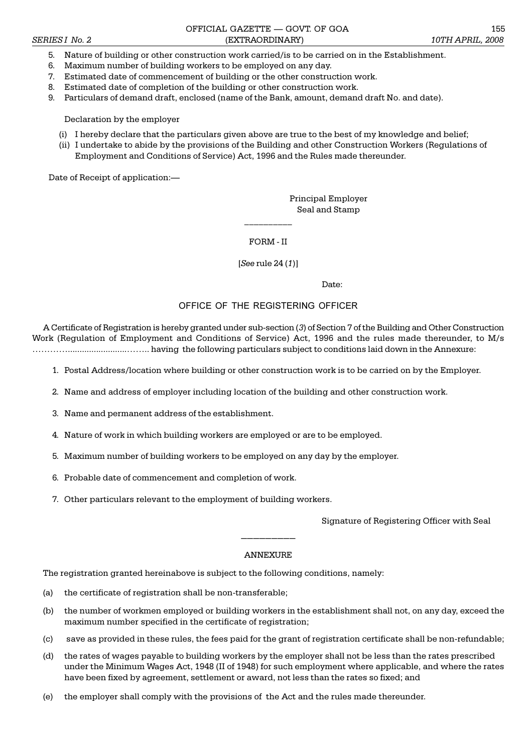5. Nature of building or other construction work carried/is to be carried on in the Establishment.
6. Maximum number of building workers to be employed on any day.
7. Estimated date of commencement of building or the other construction work.
8. Estimated date of completion of the building or other construction work.
9. Particulars of demand draft, enclosed (name of the Bank, amount, demand draft No. and date).

Declaration by the employer

(i) I hereby declare that the particulars given above are true to the best of my knowledge and belief;

(ii) I undertake to abide by the provisions of the Building and other Construction Workers (Regulations of Employment and Conditions of Service) Act, 1996 and the Rules made thereunder.

Date of Receipt of application:—

Principal Employer
Seal and Stamp

---

FORM - II

[*See* rule 24 (*1*)]

Date:

## OFFICE OF THE REGISTERING OFFICER

A Certificate of Registration is hereby granted under sub-section (*3*) of Section 7 of the Building and Other Construction Work (Regulation of Employment and Conditions of Service) Act, 1996 and the rules made thereunder, to M/s …………........................…….. having the following particulars subject to conditions laid down in the Annexure:

1. Postal Address/location where building or other construction work is to be carried on by the Employer.
2. Name and address of employer including location of the building and other construction work.
3. Name and permanent address of the establishment.
4. Nature of work in which building workers are employed or are to be employed.
5. Maximum number of building workers to be employed on any day by the employer.
6. Probable date of commencement and completion of work.
7. Other particulars relevant to the employment of building workers.

Signature of Registering Officer with Seal

---

ANNEXURE

The registration granted hereinabove is subject to the following conditions, namely:

(a) the certificate of registration shall be non-transferable;

(b) the number of workmen employed or building workers in the establishment shall not, on any day, exceed the maximum number specified in the certificate of registration;

(c) save as provided in these rules, the fees paid for the grant of registration certificate shall be non-refundable;

(d) the rates of wages payable to building workers by the employer shall not be less than the rates prescribed under the Minimum Wages Act, 1948 (II of 1948) for such employment where applicable, and where the rates have been fixed by agreement, settlement or award, not less than the rates so fixed; and

(e) the employer shall comply with the provisions of the Act and the rules made thereunder.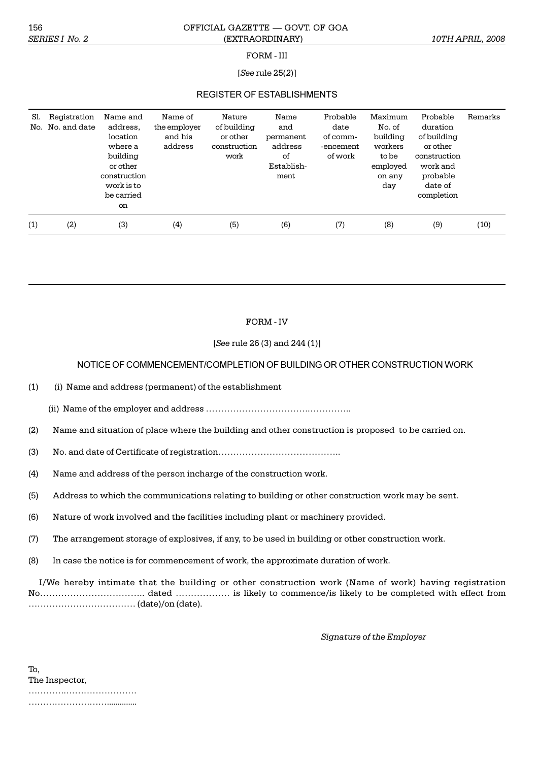## FORM - III

[*See* rule 25(2)]

### REGISTER OF ESTABLISHMENTS

| Sl. No. | Registration No. and date | Name and address, location where a building or other construction work is to be carried on | Name of the employer and his address | Nature of building or other construction work | Name and permanent address of Establishment | Probable date of commencement of work | Maximum No. of building workers to be employed on any day | Probable duration of building or other construction work and probable date of completion | Remarks |
|---|---|---|---|---|---|---|---|---|---|
| (1) | (2) | (3) | (4) | (5) | (6) | (7) | (8) | (9) | (10) |
| | | | | | | | | | |

## FORM - IV

[*See* rule 26 (3) and 244 (1)]

### NOTICE OF COMMENCEMENT/COMPLETION OF BUILDING OR OTHER CONSTRUCTION WORK

(1) (i) Name and address (permanent) of the establishment

(ii) Name of the employer and address ……………………………..…………..

(2) Name and situation of place where the building and other construction is proposed to be carried on.

(3) No. and date of Certificate of registration…………………………………..

(4) Name and address of the person incharge of the construction work.

(5) Address to which the communications relating to building or other construction work may be sent.

(6) Nature of work involved and the facilities including plant or machinery provided.

(7) The arrangement storage of explosives, if any, to be used in building or other construction work.

(8) In case the notice is for commencement of work, the approximate duration of work.

I/We hereby intimate that the building or other construction work (Name of work) having registration No…………………………….. dated ……………… is likely to commence/is likely to be completed with effect from ……………………………… (date)/on (date).

*Signature of the Employer*

To,
The Inspector,
…………..……………………
……………………….............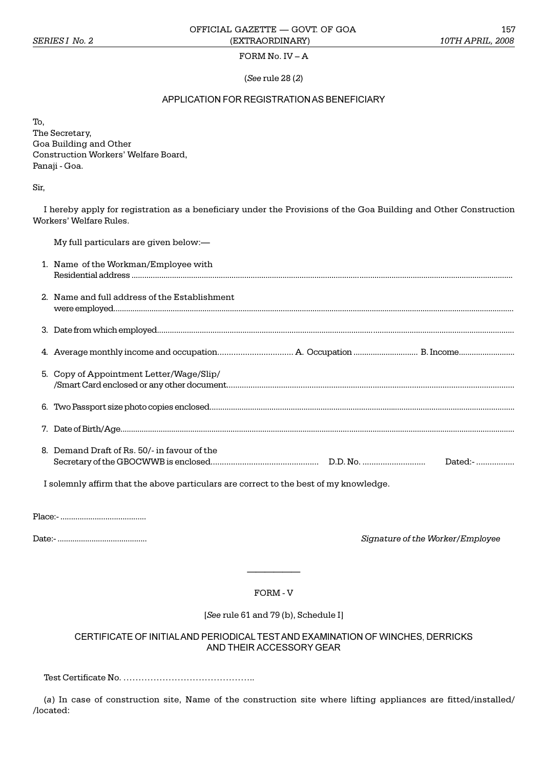FORM No. IV – A

(*See* rule 28 (*2*)

APPLICATION FOR REGISTRATION AS BENEFICIARY

To,
The Secretary,
Goa Building and Other
Construction Workers' Welfare Board,
Panaji - Goa.

Sir,

I hereby apply for registration as a beneficiary under the Provisions of the Goa Building and Other Construction Workers' Welfare Rules.

My full particulars are given below:—

1. Name of the Workman/Employee with Residential address ..........................................................................

2. Name and full address of the Establishment were employed..........................................................................

3. Date from which employed..........................................................................

4. Average monthly income and occupation................................ A. Occupation ............................ B. Income........................

5. Copy of Appointment Letter/Wage/Slip/ /Smart Card enclosed or any other document..........................................................................

6. Two Passport size photo copies enclosed..........................................................................

7. Date of Birth/Age..........................................................................

8. Demand Draft of Rs. 50/- in favour of the Secretary of the GBOCWWB is enclosed................................................ D.D. No. ............................ Dated:- .................

I solemnly affirm that the above particulars are correct to the best of my knowledge.

Place:- .......................................

Date:- .........................................

*Signature of the Worker/Employee*

---

FORM - V

[*See* rule 61 and 79 (b), Schedule I]

CERTIFICATE OF INITIAL AND PERIODICAL TEST AND EXAMINATION OF WINCHES, DERRICKS AND THEIR ACCESSORY GEAR

Test Certificate No. ……………………………………..

(*a*) In case of construction site, Name of the construction site where lifting appliances are fitted/installed/ /located: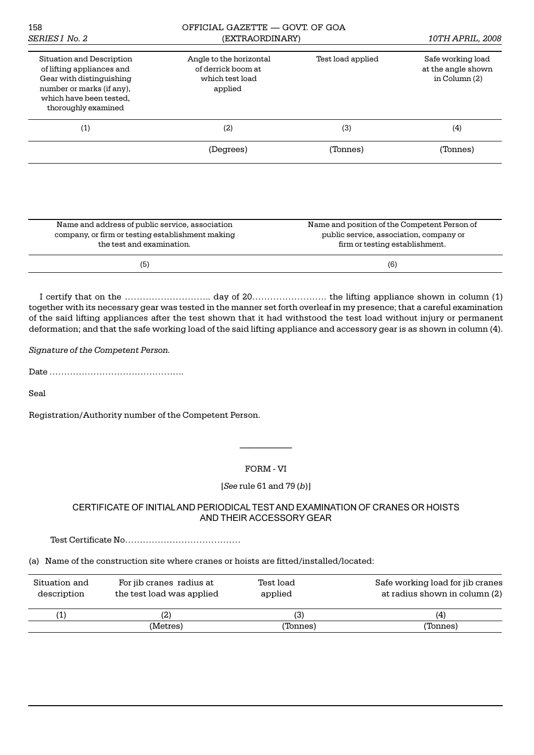| Situation and Description of lifting appliances and Gear with distinguishing number or marks (if any), which have been tested, thoroughly examined | Angle to the horizontal of derrick boom at which test load applied | Test load applied | Safe working load at the angle shown in Column (2) |
|---|---|---|---|
| (1) | (2) | (3) | (4) |
| | (Degrees) | (Tonnes) | (Tonnes) |

| Name and address of public service, association company, or firm or testing establishment making the test and examination. | Name and position of the Competent Person of public service, association, company or firm or testing establishment. |
|---|---|
| (5) | (6) |

I certify that on the ……………………….. day of 20……………………. the lifting appliance shown in column (1) together with its necessary gear was tested in the manner set forth overleaf in my presence; that a careful examination of the said lifting appliances after the test shown that it had withstood the test load without injury or permanent deformation; and that the safe working load of the said lifting appliance and accessory gear is as shown in column (4).

*Signature of the Competent Person.*

Date ……………………………………….

Seal

Registration/Authority number of the Competent Person.

---

FORM - VI

[*See* rule 61 and 79 (*b*)]

CERTIFICATE OF INITIAL AND PERIODICAL TEST AND EXAMINATION OF CRANES OR HOISTS AND THEIR ACCESSORY GEAR

Test Certificate No…………………………………

(a) Name of the construction site where cranes or hoists are fitted/installed/located:

| Situation and description | For jib cranes radius at the test load was applied | Test load applied | Safe working load for jib cranes at radius shown in column (2) |
|---|---|---|---|
| (1) | (2) | (3) | (4) |
| | (Metres) | (Tonnes) | (Tonnes) |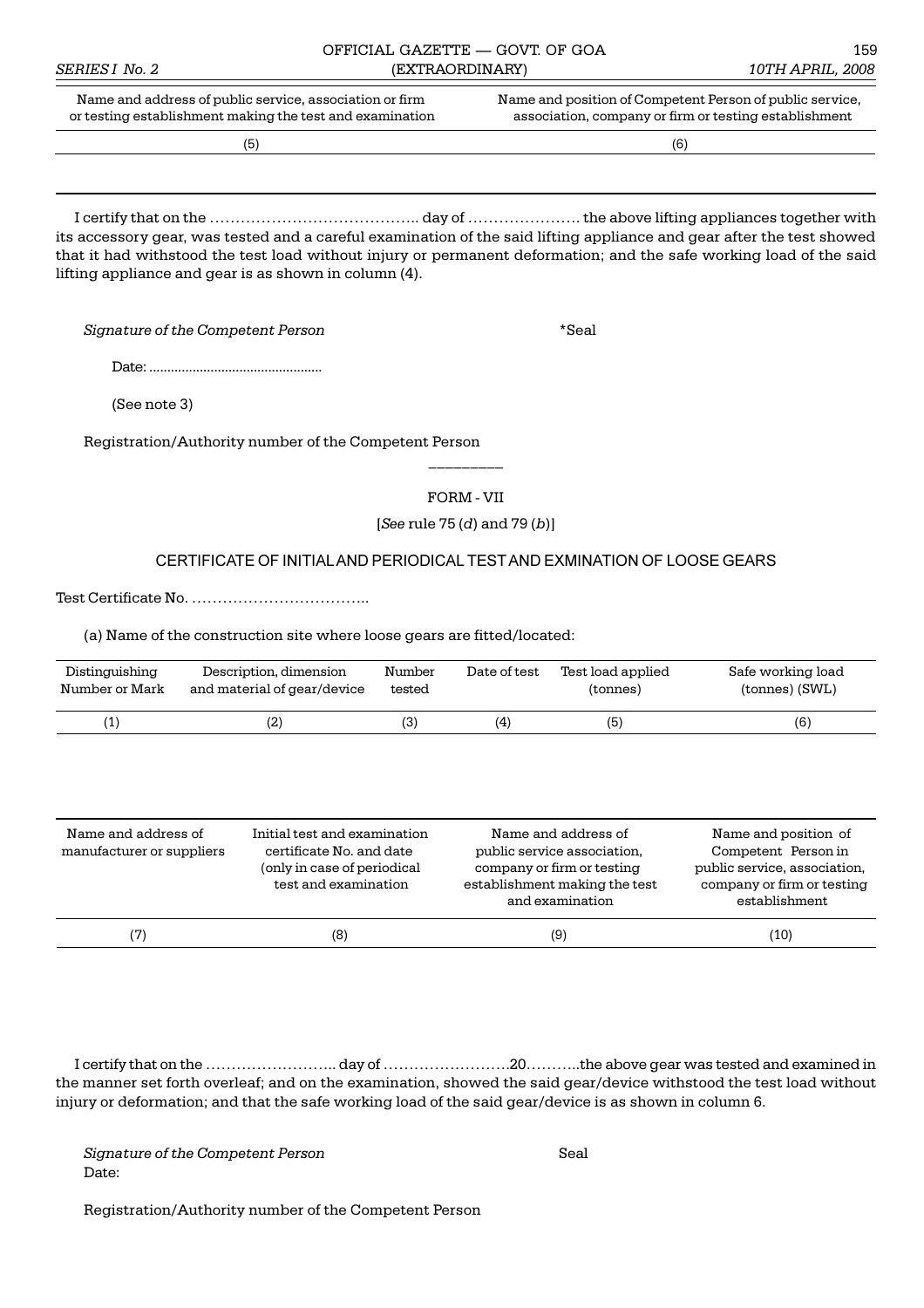| Name and address of public service, association or firm or testing establishment making the test and examination | Name and position of Competent Person of public service, association, company or firm or testing establishment |
|---|---|
| (5) | (6) |
| | |

I certify that on the ………………………………….. day of …………………. the above lifting appliances together with its accessory gear, was tested and a careful examination of the said lifting appliance and gear after the test showed that it had withstood the test load without injury or permanent deformation; and the safe working load of the said lifting appliance and gear is as shown in column (4).

*Signature of the Competent Person* *Seal

Date: ...............................................

(See note 3)

Registration/Authority number of the Competent Person

\_\_\_\_\_\_\_\_

FORM - VII

[*See* rule 75 (*d*) and 79 (*b*)]

CERTIFICATE OF INITIAL AND PERIODICAL TEST AND EXMINATION OF LOOSE GEARS

Test Certificate No. ……………………………..

(a) Name of the construction site where loose gears are fitted/located:

| Distinguishing Number or Mark | Description, dimension and material of gear/device | Number tested | Date of test | Test load applied (tonnes) | Safe working load (tonnes) (SWL) |
|---|---|---|---|---|---|
| (1) | (2) | (3) | (4) | (5) | (6) |
| | | | | | |

| Name and address of manufacturer or suppliers | Initial test and examination certificate No. and date (only in case of periodical test and examination | Name and address of public service association, company or firm or testing establishment making the test and examination | Name and position of Competent Person in public service, association, company or firm or testing establishment |
|---|---|---|---|
| (7) | (8) | (9) | (10) |
| | | | |

I certify that on the …………………….. day of …………………….20………..the above gear was tested and examined in the manner set forth overleaf; and on the examination, showed the said gear/device withstood the test load without injury or deformation; and that the safe working load of the said gear/device is as shown in column 6.

*Signature of the Competent Person* Seal
Date:

Registration/Authority number of the Competent Person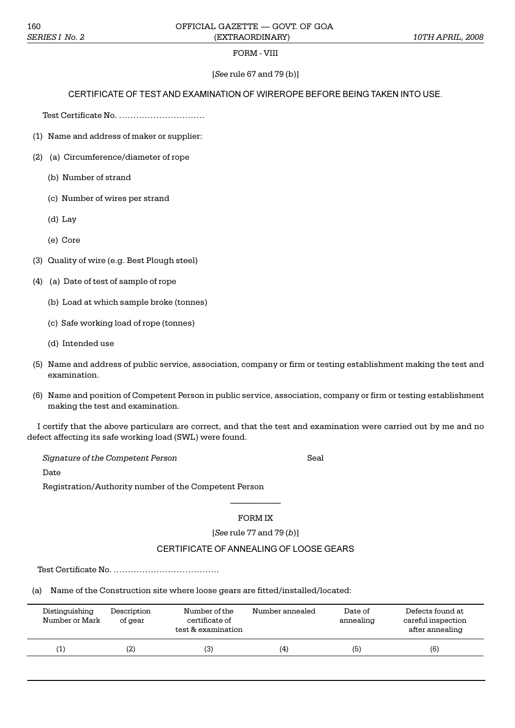FORM - VIII

[*See* rule 67 and 79 (b)]

CERTIFICATE OF TEST AND EXAMINATION OF WIREROPE BEFORE BEING TAKEN INTO USE.

Test Certificate No. …………………………

(1) Name and address of maker or supplier:

(2) (a) Circumference/diameter of rope

(b) Number of strand

(c) Number of wires per strand

(d) Lay

(e) Core

(3) Quality of wire (e.g. Best Plough steel)

(4) (a) Date of test of sample of rope

(b) Load at which sample broke (tonnes)

(c) Safe working load of rope (tonnes)

(d) Intended use

(5) Name and address of public service, association, company or firm or testing establishment making the test and examination.

(6) Name and position of Competent Person in public service, association, company or firm or testing establishment making the test and examination.

I certify that the above particulars are correct, and that the test and examination were carried out by me and no defect affecting its safe working load (SWL) were found.

*Signature of the Competent Person* Seal

Date

Registration/Authority number of the Competent Person

---

FORM IX

[*See* rule 77 and 79 (*b*)]

CERTIFICATE OF ANNEALING OF LOOSE GEARS

Test Certificate No. ……………………………….

(a) Name of the Construction site where loose gears are fitted/installed/located:

| Distinguishing Number or Mark | Description of gear | Number of the certificate of test & examination | Number annealed | Date of annealing | Defects found at careful inspection after annealing |
|---|---|---|---|---|---|
| (1) | (2) | (3) | (4) | (5) | (6) |
| | | | | | |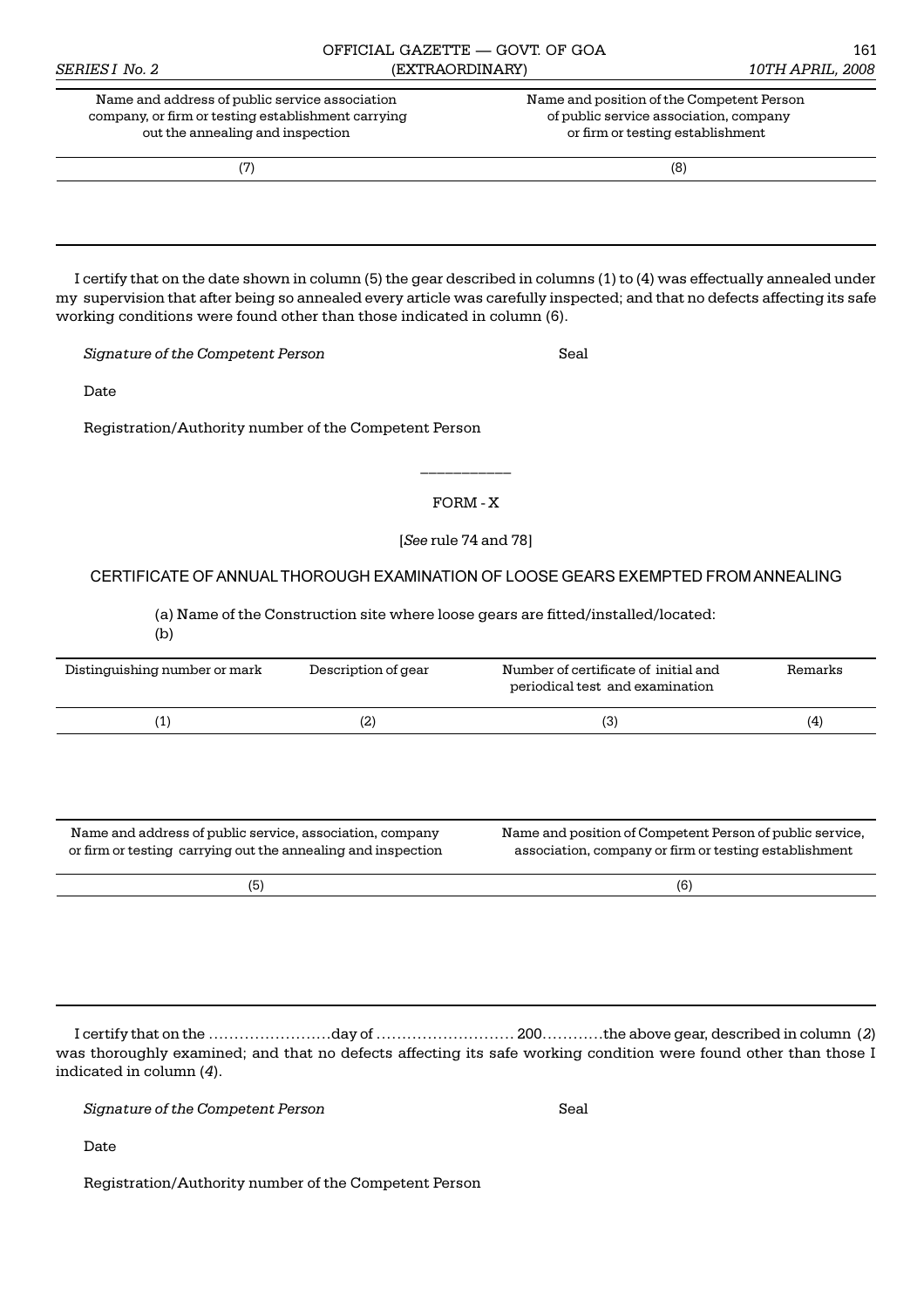| Name and address of public service association company, or firm or testing establishment carrying out the annealing and inspection | Name and position of the Competent Person of public service association, company or firm or testing establishment |
|---|---|
| (7) | (8) |
| | |

I certify that on the date shown in column (5) the gear described in columns (1) to (4) was effectually annealed under my supervision that after being so annealed every article was carefully inspected; and that no defects affecting its safe working conditions were found other than those indicated in column (6).

*Signature of the Competent Person* Seal

Date

Registration/Authority number of the Competent Person

---

FORM - X

[*See* rule 74 and 78]

## CERTIFICATE OF ANNUAL THOROUGH EXAMINATION OF LOOSE GEARS EXEMPTED FROM ANNEALING

(a) Name of the Construction site where loose gears are fitted/installed/located:
(b)

| Distinguishing number or mark | Description of gear | Number of certificate of initial and periodical test and examination | Remarks |
|---|---|---|---|
| (1) | (2) | (3) | (4) |
| | | | |

| Name and address of public service, association, company or firm or testing carrying out the annealing and inspection | Name and position of Competent Person of public service, association, company or firm or testing establishment |
|---|---|
| (5) | (6) |
| | |

I certify that on the ……………………day of ……………………… 200…………the above gear, described in column (*2*) was thoroughly examined; and that no defects affecting its safe working condition were found other than those I indicated in column (*4*).

*Signature of the Competent Person* Seal

Date

Registration/Authority number of the Competent Person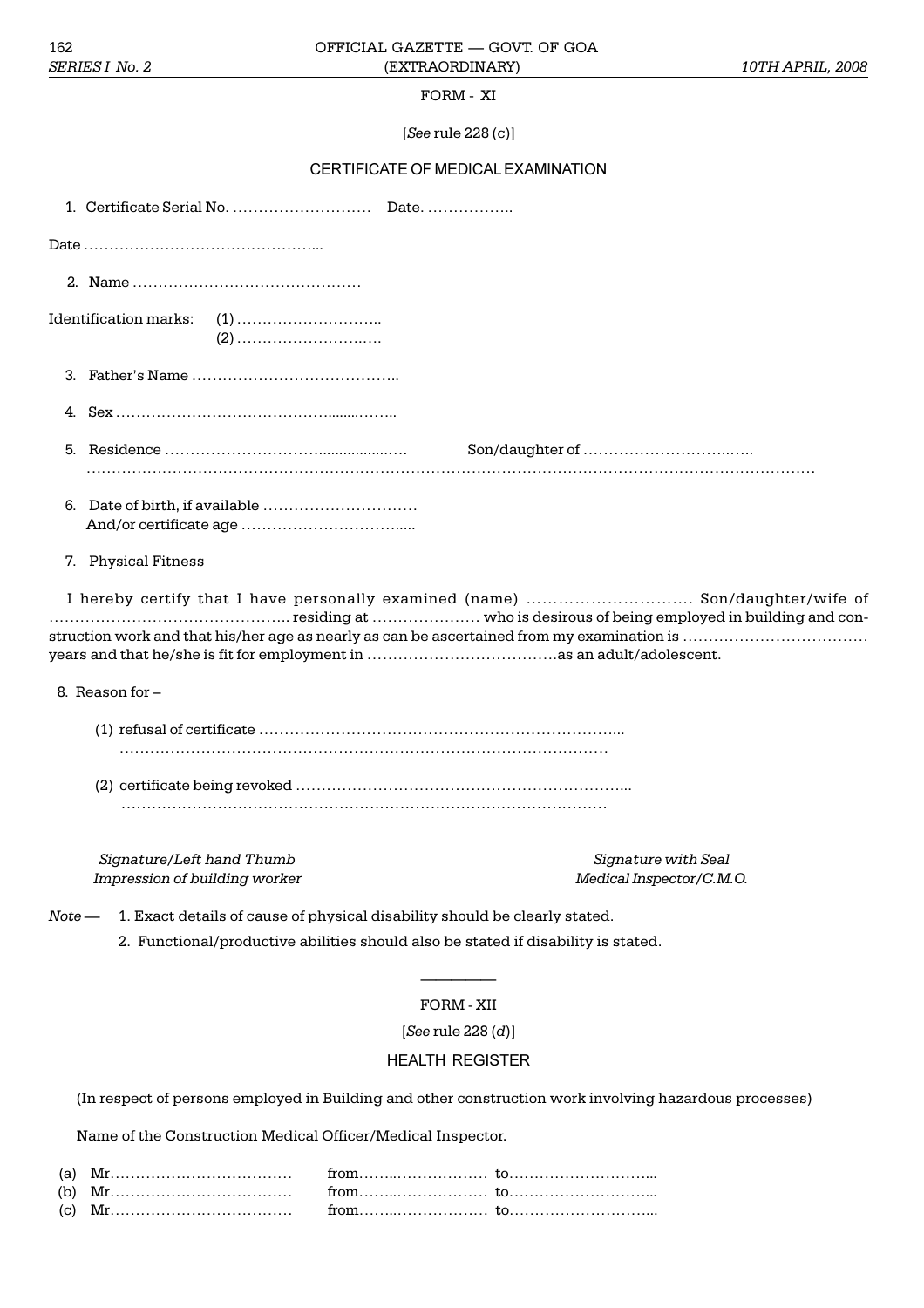FORM - XI

[*See* rule 228 (c)]

CERTIFICATE OF MEDICAL EXAMINATION

1. Certificate Serial No. ……………………… Date. ……………..

Date ………………………………………...

2. Name ………………………………………

Identification marks: (1) ………………………..
(2) ……………………….….

3. Father's Name …………………………………..

4. Sex …………………………………….......……..

5. Residence ………………………….................…. Son/daughter of ………………………..…..
………………………………………………………………………………………………………………………….

6. Date of birth, if available …………………………
And/or certificate age …………………………….....

7. Physical Fitness

I hereby certify that I have personally examined (name) …………………………. Son/daughter/wife of ……………………………………….. residing at ………………… who is desirous of being employed in building and construction work and that his/her age as nearly as can be ascertained from my examination is ……………………………… years and that he/she is fit for employment in ……………………………….as an adult/adolescent.

8. Reason for –

(1) refusal of certificate ……………………………………………………………...
……………………………………………………………………………………

(2) certificate being revoked ……………………………………………………...
……………………………………………………………………………………

*Signature/Left hand Thumb Impression of building worker*

*Signature with Seal Medical Inspector/C.M.O.*

*Note* — 1. Exact details of cause of physical disability should be clearly stated.

2. Functional/productive abilities should also be stated if disability is stated.

---

FORM - XII

[*See* rule 228 (*d*)]

HEALTH REGISTER

(In respect of persons employed in Building and other construction work involving hazardous processes)

Name of the Construction Medical Officer/Medical Inspector.

(a) Mr……………………………… from……..……………… to………………………...
(b) Mr……………………………… from……..……………… to………………………...
(c) Mr……………………………… from……..……………… to………………………...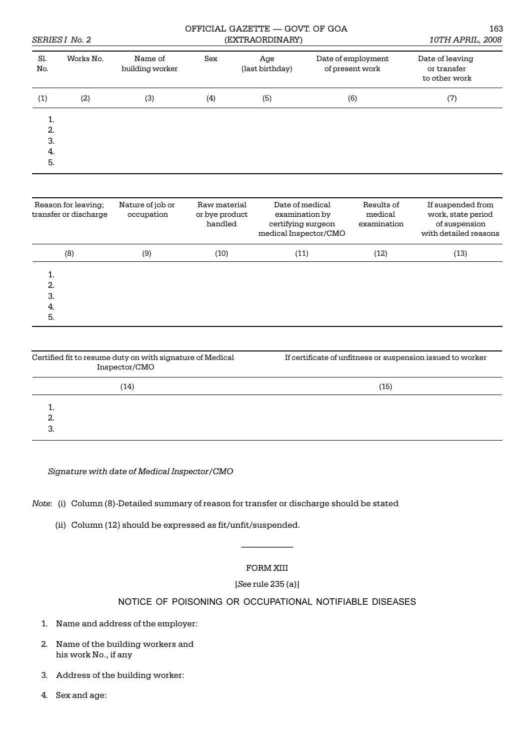| Sl. No. | Works No. | Name of building worker | Sex | Age (last birthday) | Date of employment of present work | Date of leaving or transfer to other work |
|---|---|---|---|---|---|---|
| (1) | (2) | (3) | (4) | (5) | (6) | (7) |
| 1. | | | | | | |
| 2. | | | | | | |
| 3. | | | | | | |
| 4. | | | | | | |
| 5. | | | | | | |

| Reason for leaving; transfer or discharge | Nature of job or occupation | Raw material or bye product handled | Date of medical examination by certifying surgeon medical Inspector/CMO | Results of medical examination | If suspended from work, state period of suspension with detailed reasons |
|---|---|---|---|---|---|
| (8) | (9) | (10) | (11) | (12) | (13) |
| 1. | | | | | |
| 2. | | | | | |
| 3. | | | | | |
| 4. | | | | | |
| 5. | | | | | |

| Certified fit to resume duty on with signature of Medical Inspector/CMO | If certificate of unfitness or suspension issued to worker |
|---|---|
| (14) | (15) |
| 1. | |
| 2. | |
| 3. | |

*Signature with date of Medical Inspector/CMO*

*Note*: (i) Column (8)-Detailed summary of reason for transfer or discharge should be stated

(ii) Column (12) should be expressed as fit/unfit/suspended.

---

## FORM XIII

[*See* rule 235 (a)]

### NOTICE OF POISONING OR OCCUPATIONAL NOTIFIABLE DISEASES

1. Name and address of the employer:
2. Name of the building workers and his work No., if any
3. Address of the building worker:
4. Sex and age: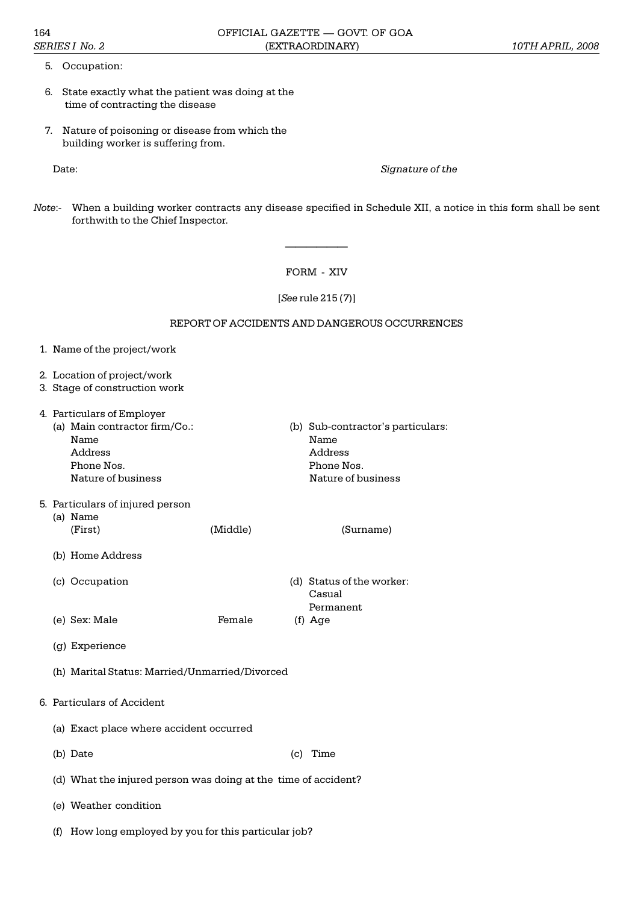5. Occupation:

6. State exactly what the patient was doing at the time of contracting the disease

7. Nature of poisoning or disease from which the building worker is suffering from.

Date: *Signature of the*

*Note*:- When a building worker contracts any disease specified in Schedule XII, a notice in this form shall be sent forthwith to the Chief Inspector.

---

## FORM - XIV

[*See* rule 215 (7)]

### REPORT OF ACCIDENTS AND DANGEROUS OCCURRENCES

1. Name of the project/work

2. Location of project/work
3. Stage of construction work

4. Particulars of Employer
   (a) Main contractor firm/Co.:
       Name
       Address
       Phone Nos.
       Nature of business

   (b) Sub-contractor's particulars:
       Name
       Address
       Phone Nos.
       Nature of business

5. Particulars of injured person
   (a) Name
       (First) (Middle) (Surname)

   (b) Home Address

   (c) Occupation

   (d) Status of the worker:
       Casual
       Permanent

   (e) Sex: Male Female

   (f) Age

   (g) Experience

   (h) Marital Status: Married/Unmarried/Divorced

6. Particulars of Accident

   (a) Exact place where accident occurred

   (b) Date

   (c) Time

   (d) What the injured person was doing at the time of accident?

   (e) Weather condition

   (f) How long employed by you for this particular job?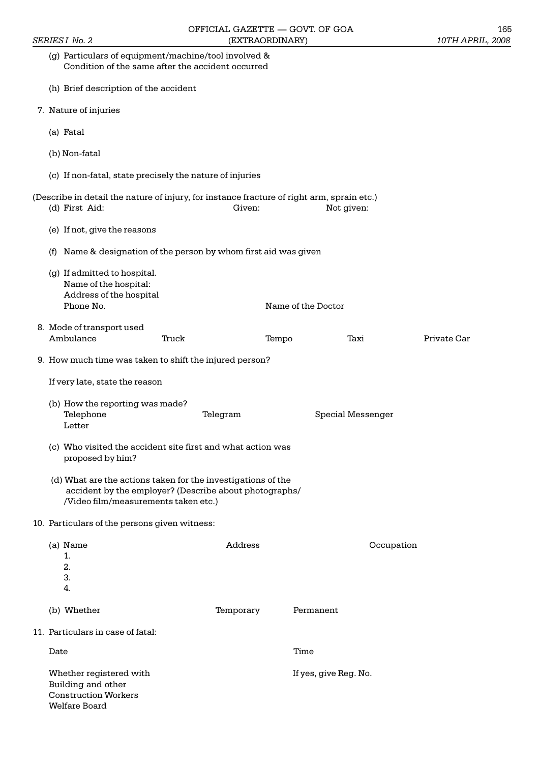(g) Particulars of equipment/machine/tool involved & Condition of the same after the accident occurred

(h) Brief description of the accident

7. Nature of injuries

   (a) Fatal

   (b) Non-fatal

   (c) If non-fatal, state precisely the nature of injuries

(Describe in detail the nature of injury, for instance fracture of right arm, sprain etc.)

   (d) First Aid: Given: Not given:

   (e) If not, give the reasons

   (f) Name & designation of the person by whom first aid was given

   (g) If admitted to hospital.
   Name of the hospital:
   Address of the hospital
   Phone No. Name of the Doctor

8. Mode of transport used
   Ambulance Truck Tempo Taxi Private Car

9. How much time was taken to shift the injured person?

   If very late, state the reason

   (b) How the reporting was made?
   Telephone Telegram Special Messenger
   Letter

   (c) Who visited the accident site first and what action was proposed by him?

   (d) What are the actions taken for the investigations of the accident by the employer? (Describe about photographs/ /Video film/measurements taken etc.)

10. Particulars of the persons given witness:

   (a) Name Address Occupation
   1.
   2.
   3.
   4.

   (b) Whether Temporary Permanent

11. Particulars in case of fatal:

   Date Time

   Whether registered with Building and other Construction Workers Welfare Board If yes, give Reg. No.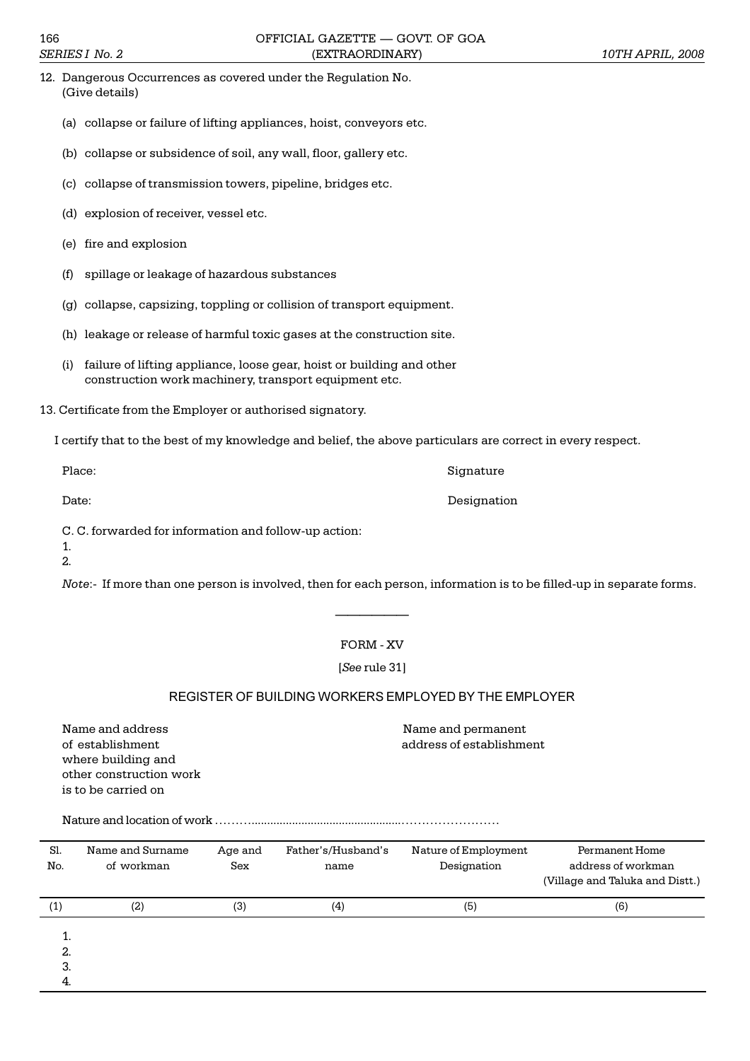12. Dangerous Occurrences as covered under the Regulation No. (Give details)

    (a) collapse or failure of lifting appliances, hoist, conveyors etc.

    (b) collapse or subsidence of soil, any wall, floor, gallery etc.

    (c) collapse of transmission towers, pipeline, bridges etc.

    (d) explosion of receiver, vessel etc.

    (e) fire and explosion

    (f) spillage or leakage of hazardous substances

    (g) collapse, capsizing, toppling or collision of transport equipment.

    (h) leakage or release of harmful toxic gases at the construction site.

    (i) failure of lifting appliance, loose gear, hoist or building and other construction work machinery, transport equipment etc.

13. Certificate from the Employer or authorised signatory.

I certify that to the best of my knowledge and belief, the above particulars are correct in every respect.

Place: Signature

Date: Designation

C. C. forwarded for information and follow-up action:

1.
2.

*Note*:- If more than one person is involved, then for each person, information is to be filled-up in separate forms.

---

FORM - XV

[*See* rule 31]

## REGISTER OF BUILDING WORKERS EMPLOYED BY THE EMPLOYER

Name and address of establishment where building and other construction work is to be carried on

Name and permanent address of establishment

Nature and location of work ………...............................................……………………

| Sl. No. | Name and Surname of workman | Age and Sex | Father's/Husband's name | Nature of Employment Designation | Permanent Home address of workman (Village and Taluka and Distt.) |
|---|---|---|---|---|---|
| (1) | (2) | (3) | (4) | (5) | (6) |
| 1. | | | | | |
| 2. | | | | | |
| 3. | | | | | |
| 4. | | | | | |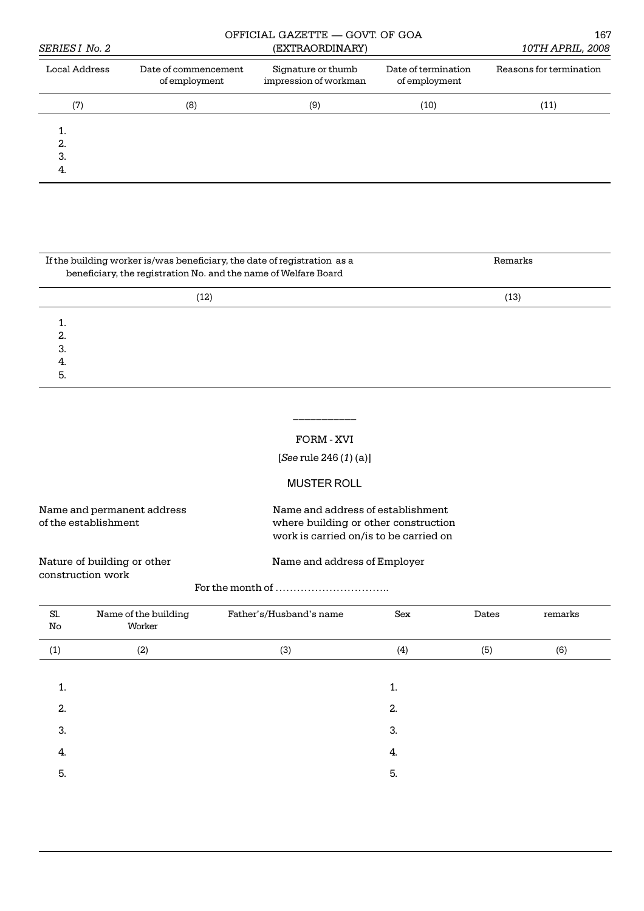| Local Address | Date of commencement of employment | Signature or thumb impression of workman | Date of termination of employment | Reasons for termination |
|---|---|---|---|---|
| (7) | (8) | (9) | (10) | (11) |
| 1. | | | | |
| 2. | | | | |
| 3. | | | | |
| 4. | | | | |

| If the building worker is/was beneficiary, the date of registration as a beneficiary, the registration No. and the name of Welfare Board | Remarks |
|---|---|
| (12) | (13) |
| 1. | |
| 2. | |
| 3. | |
| 4. | |
| 5. | |

## FORM - XVI

[*See* rule 246 (*1*) (a)]

### MUSTER ROLL

Name and permanent address of the establishment

Name and address of establishment where building or other construction work is carried on/is to be carried on

Nature of building or other construction work

Name and address of Employer

For the month of …………………………..

| Sl. No | Name of the building Worker | Father's/Husband's name | Sex | Dates | remarks |
|---|---|---|---|---|---|
| (1) | (2) | (3) | (4) | (5) | (6) |
| 1. | | | 1. | | |
| 2. | | | 2. | | |
| 3. | | | 3. | | |
| 4. | | | 4. | | |
| 5. | | | 5. | | |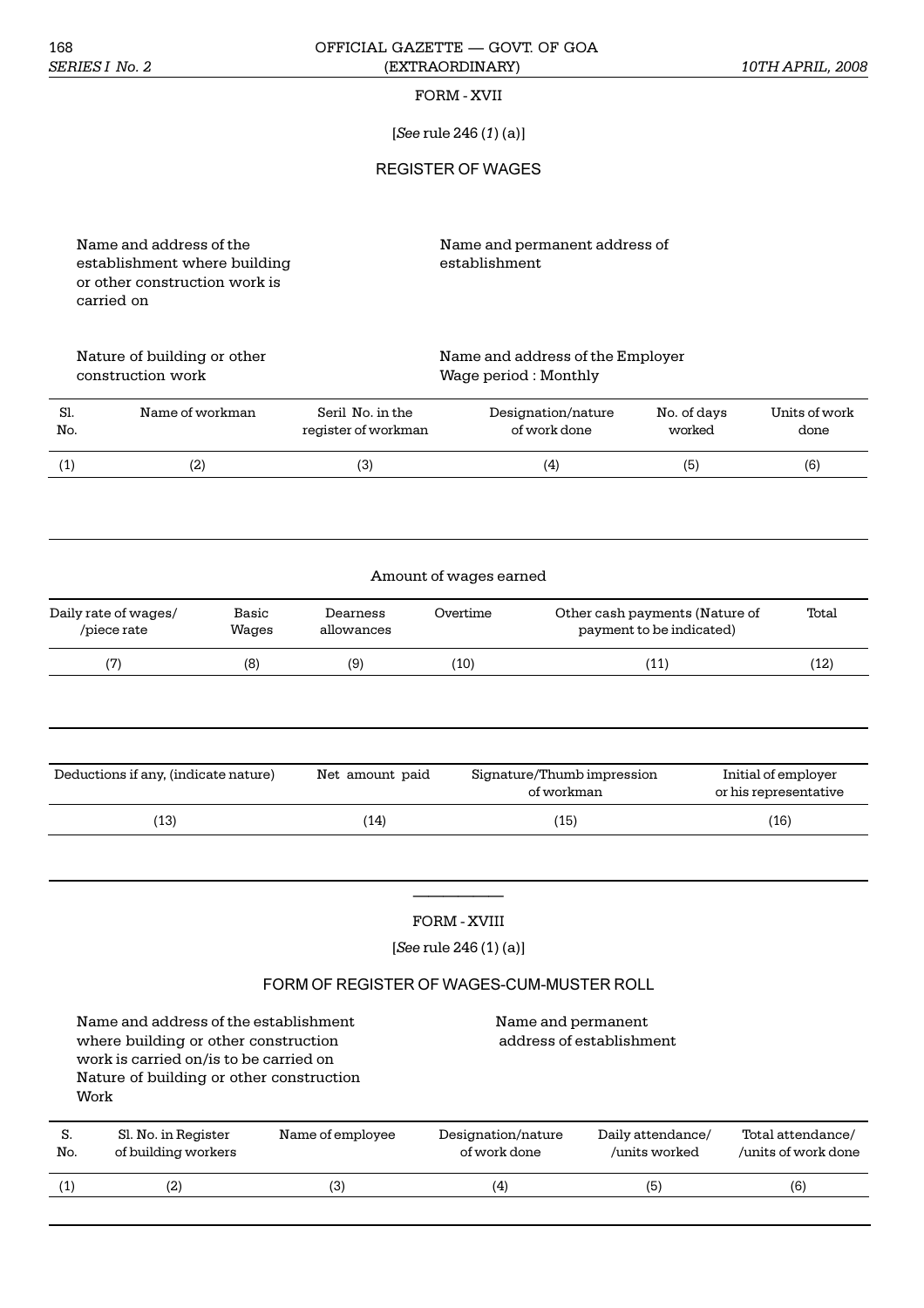FORM - XVII

[*See* rule 246 (*1*) (a)]

## REGISTER OF WAGES

Name and address of the establishment where building or other construction work is carried on

Name and permanent address of establishment

Nature of building or other construction work

Name and address of the Employer
Wage period : Monthly

| Sl. No. | Name of workman | Seril No. in the register of workman | Designation/nature of work done | No. of days worked | Units of work done |
|---|---|---|---|---|---|
| (1) | (2) | (3) | (4) | (5) | (6) |

| Amount of wages earned | | | | | |
|---|---|---|---|---|---|
| Daily rate of wages/ /piece rate | Basic Wages | Dearness allowances | Overtime | Other cash payments (Nature of payment to be indicated) | Total |
| (7) | (8) | (9) | (10) | (11) | (12) |

| Deductions if any, (indicate nature) | Net amount paid | Signature/Thumb impression of workman | Initial of employer or his representative |
|---|---|---|---|
| (13) | (14) | (15) | (16) |

---

FORM - XVIII

[*See* rule 246 (1) (a)]

## FORM OF REGISTER OF WAGES-CUM-MUSTER ROLL

Name and address of the establishment where building or other construction work is carried on/is to be carried on
Nature of building or other construction Work

Name and permanent address of establishment

| S. No. | Sl. No. in Register of building workers | Name of employee | Designation/nature of work done | Daily attendance/ /units worked | Total attendance/ /units of work done |
|---|---|---|---|---|---|
| (1) | (2) | (3) | (4) | (5) | (6) |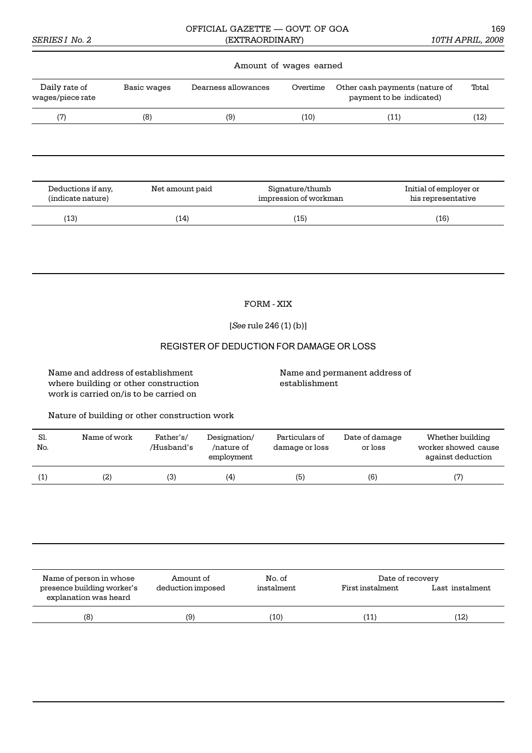| | | Amount of wages earned | | | |
|---|---|---|---|---|---|
| Daily rate of wages/piece rate | Basic wages | Dearness allowances | Overtime | Other cash payments (nature of payment to be indicated) | Total |
| (7) | (8) | (9) | (10) | (11) | (12) |

| Deductions if any, (indicate nature) | Net amount paid | Signature/thumb impression of workman | Initial of employer or his representative |
|---|---|---|---|
| (13) | (14) | (15) | (16) |

## FORM - XIX

[*See* rule 246 (1) (b)]

## REGISTER OF DEDUCTION FOR DAMAGE OR LOSS

Name and address of establishment where building or other construction work is carried on/is to be carried on

Name and permanent address of establishment

Nature of building or other construction work

| Sl. No. | Name of work | Father's/ /Husband's | Designation/ /nature of employment | Particulars of damage or loss | Date of damage or loss | Whether building worker showed cause against deduction |
|---|---|---|---|---|---|---|
| (1) | (2) | (3) | (4) | (5) | (6) | (7) |

| Name of person in whose presence building worker's explanation was heard | Amount of deduction imposed | No. of instalment | Date of recovery | |
|---|---|---|---|---|
| | | | First instalment | Last instalment |
| (8) | (9) | (10) | (11) | (12) |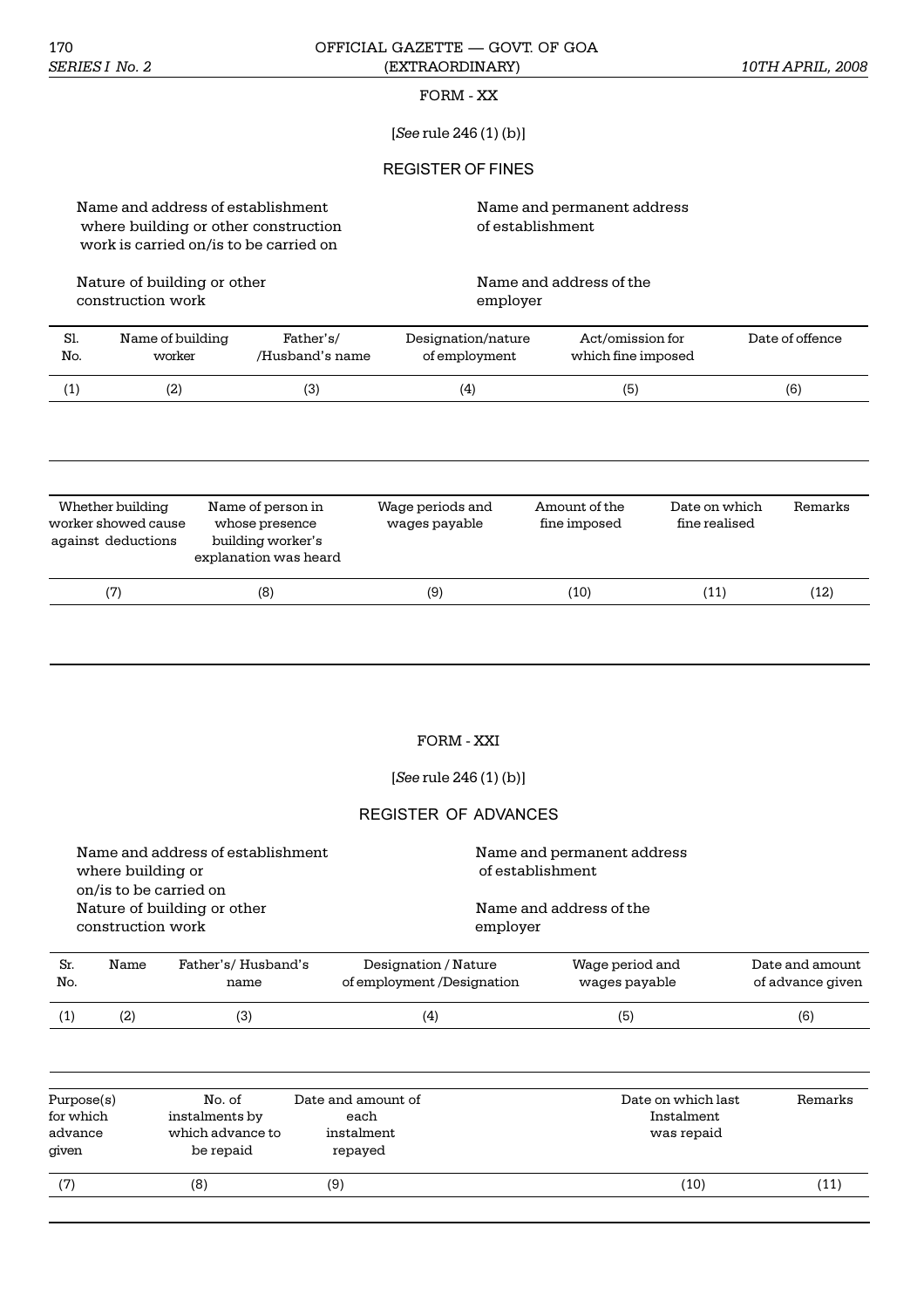FORM - XX

[*See* rule 246 (1) (b)]

## REGISTER OF FINES

Name and address of establishment where building or other construction work is carried on/is to be carried on

Name and permanent address of establishment

Nature of building or other construction work

Name and address of the employer

| Sl. No. | Name of building worker | Father's/ /Husband's name | Designation/nature of employment | Act/omission for which fine imposed | Date of offence |
|---|---|---|---|---|---|
| (1) | (2) | (3) | (4) | (5) | (6) |

| Whether building worker showed cause against deductions | Name of person in whose presence building worker's explanation was heard | Wage periods and wages payable | Amount of the fine imposed | Date on which fine realised | Remarks |
|---|---|---|---|---|---|
| (7) | (8) | (9) | (10) | (11) | (12) |

FORM - XXI

[*See* rule 246 (1) (b)]

## REGISTER OF ADVANCES

Name and address of establishment where building or on/is to be carried on

Name and permanent address of establishment

Nature of building or other construction work

Name and address of the employer

| Sr. No. | Name | Father's/ Husband's name | Designation / Nature of employment /Designation | Wage period and wages payable | Date and amount of advance given |
|---|---|---|---|---|---|
| (1) | (2) | (3) | (4) | (5) | (6) |

| Purpose(s) for which advance given | No. of instalments by which advance to be repaid | Date and amount of each instalment repayed | Date on which last Instalment was repaid | Remarks |
|---|---|---|---|---|
| (7) | (8) | (9) | (10) | (11) |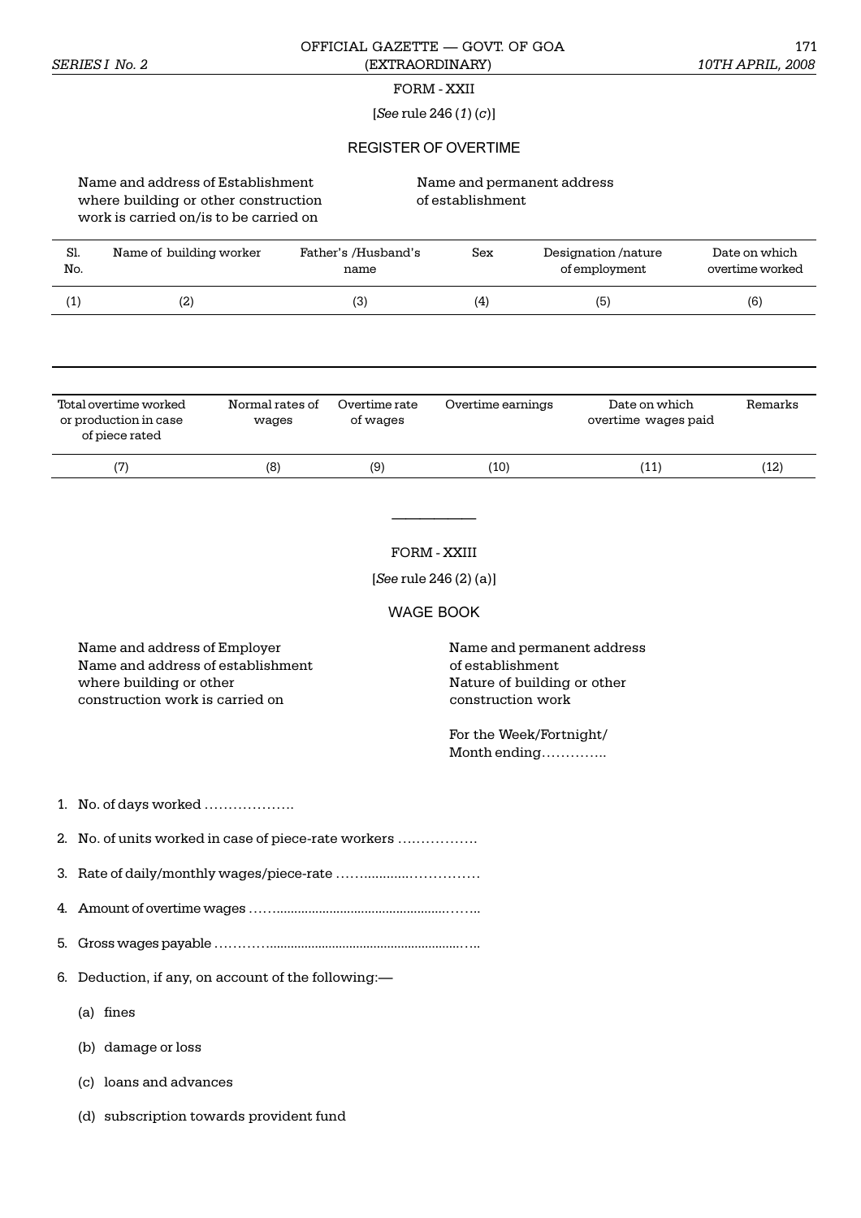FORM - XXII

[*See* rule 246 (*1*) (*c*)]

## REGISTER OF OVERTIME

Name and address of Establishment where building or other construction work is carried on/is to be carried on

Name and permanent address of establishment

| Sl. No. | Name of building worker | Father's /Husband's name | Sex | Designation /nature of employment | Date on which overtime worked |
|---|---|---|---|---|---|
| (1) | (2) | (3) | (4) | (5) | (6) |

| Total overtime worked or production in case of piece rated | Normal rates of wages | Overtime rate of wages | Overtime earnings | Date on which overtime wages paid | Remarks |
|---|---|---|---|---|---|
| (7) | (8) | (9) | (10) | (11) | (12) |

---

FORM - XXIII

[*See* rule 246 (2) (a)]

## WAGE BOOK

Name and address of Employer
Name and address of establishment where building or other construction work is carried on

Name and permanent address of establishment
Nature of building or other construction work

For the Week/Fortnight/ Month ending…………..

1. No. of days worked ……………….
2. No. of units worked in case of piece-rate workers …………….
3. Rate of daily/monthly wages/piece-rate ……...........……………
4. Amount of overtime wages ……...............................................……..
5. Gross wages payable ………….......................................................…..
6. Deduction, if any, on account of the following:—
   (a) fines
   (b) damage or loss
   (c) loans and advances
   (d) subscription towards provident fund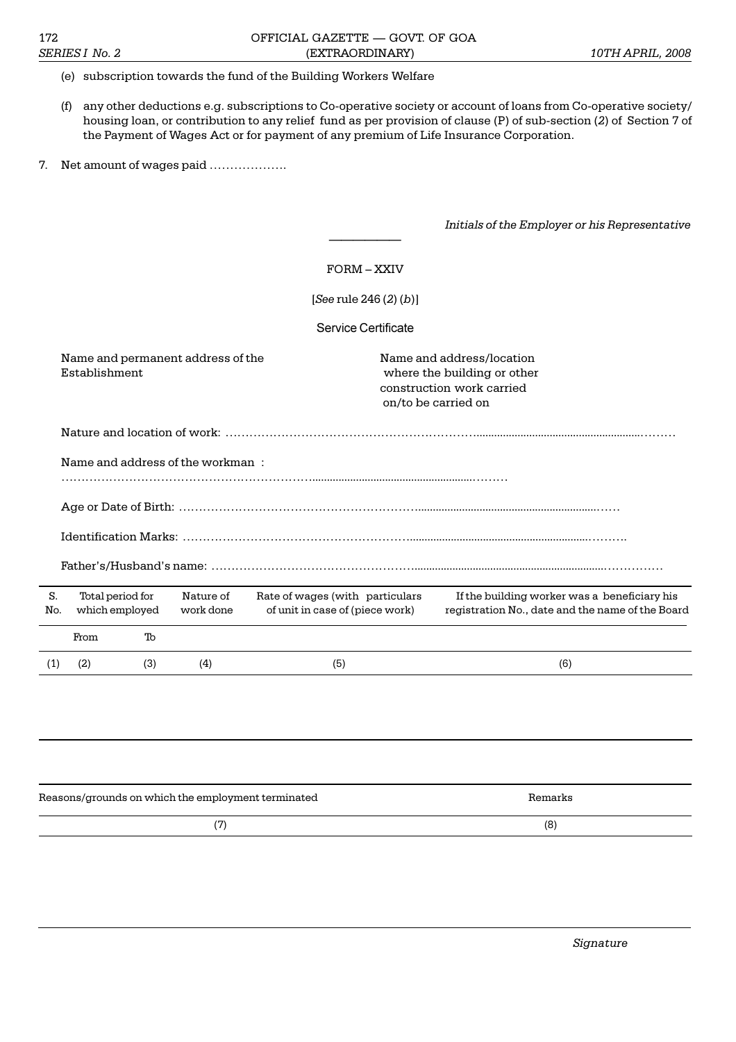(e) subscription towards the fund of the Building Workers Welfare

(f) any other deductions e.g. subscriptions to Co-operative society or account of loans from Co-operative society/ housing loan, or contribution to any relief fund as per provision of clause (P) of sub-section (2) of Section 7 of the Payment of Wages Act or for payment of any premium of Life Insurance Corporation.

7. Net amount of wages paid ……………….

*Initials of the Employer or his Representative*

---

FORM – XXIV

[*See* rule 246 (2) (*b*)]

Service Certificate

Name and permanent address of the Establishment

Name and address/location where the building or other construction work carried on/to be carried on

Nature and location of work: …………………………………………………………………………………………………

Name and address of the workman :

…………………………………………………………………………………………………

Age or Date of Birth: …………………………………………………………………………………………………

Identification Marks: …………………………………………………………………………………………………

Father's/Husband's name: …………………………………………………………………………………………………

| S. No. | Total period for which employed | | Nature of work done | Rate of wages (with particulars of unit in case of (piece work) | If the building worker was a beneficiary his registration No., date and the name of the Board |
|---|---|---|---|---|---|
| | From | To | | | |
| (1) | (2) | (3) | (4) | (5) | (6) |
| | | | | | |

| Reasons/grounds on which the employment terminated | Remarks |
|---|---|
| (7) | (8) |
| | |

*Signature*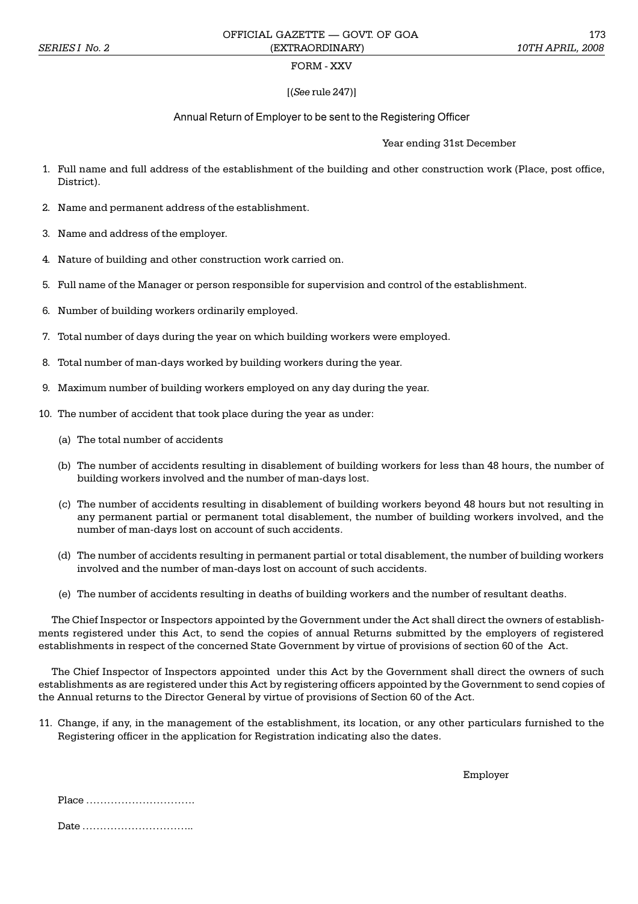# FORM - XXV

[(*See* rule 247)]

## Annual Return of Employer to be sent to the Registering Officer

Year ending 31st December

1. Full name and full address of the establishment of the building and other construction work (Place, post office, District).

2. Name and permanent address of the establishment.

3. Name and address of the employer.

4. Nature of building and other construction work carried on.

5. Full name of the Manager or person responsible for supervision and control of the establishment.

6. Number of building workers ordinarily employed.

7. Total number of days during the year on which building workers were employed.

8. Total number of man-days worked by building workers during the year.

9. Maximum number of building workers employed on any day during the year.

10. The number of accident that took place during the year as under:

    (a) The total number of accidents

    (b) The number of accidents resulting in disablement of building workers for less than 48 hours, the number of building workers involved and the number of man-days lost.

    (c) The number of accidents resulting in disablement of building workers beyond 48 hours but not resulting in any permanent partial or permanent total disablement, the number of building workers involved, and the number of man-days lost on account of such accidents.

    (d) The number of accidents resulting in permanent partial or total disablement, the number of building workers involved and the number of man-days lost on account of such accidents.

    (e) The number of accidents resulting in deaths of building workers and the number of resultant deaths.

The Chief Inspector or Inspectors appointed by the Government under the Act shall direct the owners of establishments registered under this Act, to send the copies of annual Returns submitted by the employers of registered establishments in respect of the concerned State Government by virtue of provisions of section 60 of the Act.

The Chief Inspector of Inspectors appointed under this Act by the Government shall direct the owners of such establishments as are registered under this Act by registering officers appointed by the Government to send copies of the Annual returns to the Director General by virtue of provisions of Section 60 of the Act.

11. Change, if any, in the management of the establishment, its location, or any other particulars furnished to the Registering officer in the application for Registration indicating also the dates.

Employer

Place ………………………….

Date …………………………..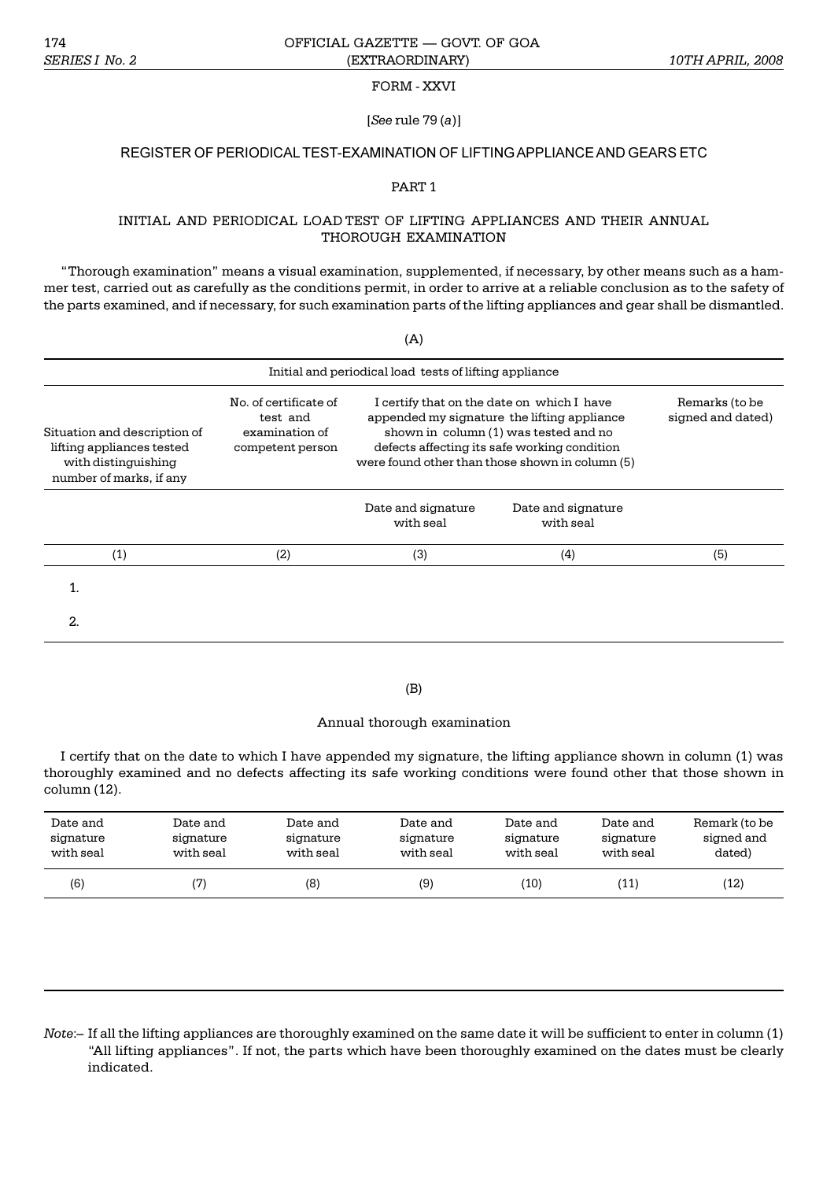FORM - XXVI

[*See* rule 79 (*a*)]

## REGISTER OF PERIODICAL TEST-EXAMINATION OF LIFTING APPLIANCE AND GEARS ETC

### PART 1

### INITIAL AND PERIODICAL LOAD TEST OF LIFTING APPLIANCES AND THEIR ANNUAL THOROUGH EXAMINATION

"Thorough examination" means a visual examination, supplemented, if necessary, by other means such as a hammer test, carried out as carefully as the conditions permit, in order to arrive at a reliable conclusion as to the safety of the parts examined, and if necessary, for such examination parts of the lifting appliances and gear shall be dismantled.

(A)

| Initial and periodical load tests of lifting appliance | | | | |
|---|---|---|---|---|
| Situation and description of lifting appliances tested with distinguishing number of marks, if any | No. of certificate of test and examination of competent person | I certify that on the date on which I have appended my signature the lifting appliance shown in column (1) was tested and no defects affecting its safe working condition were found other than those shown in column (5) | | Remarks (to be signed and dated) |
| | | Date and signature with seal | Date and signature with seal | |
| (1) | (2) | (3) | (4) | (5) |
| 1. | | | | |
| 2. | | | | |

(B)

Annual thorough examination

I certify that on the date to which I have appended my signature, the lifting appliance shown in column (1) was thoroughly examined and no defects affecting its safe working conditions were found other that those shown in column (12).

| Date and signature with seal | Date and signature with seal | Date and signature with seal | Date and signature with seal | Date and signature with seal | Date and signature with seal | Remark (to be signed and dated) |
|---|---|---|---|---|---|---|
| (6) | (7) | (8) | (9) | (10) | (11) | (12) |

*Note*:– If all the lifting appliances are thoroughly examined on the same date it will be sufficient to enter in column (1) "All lifting appliances". If not, the parts which have been thoroughly examined on the dates must be clearly indicated.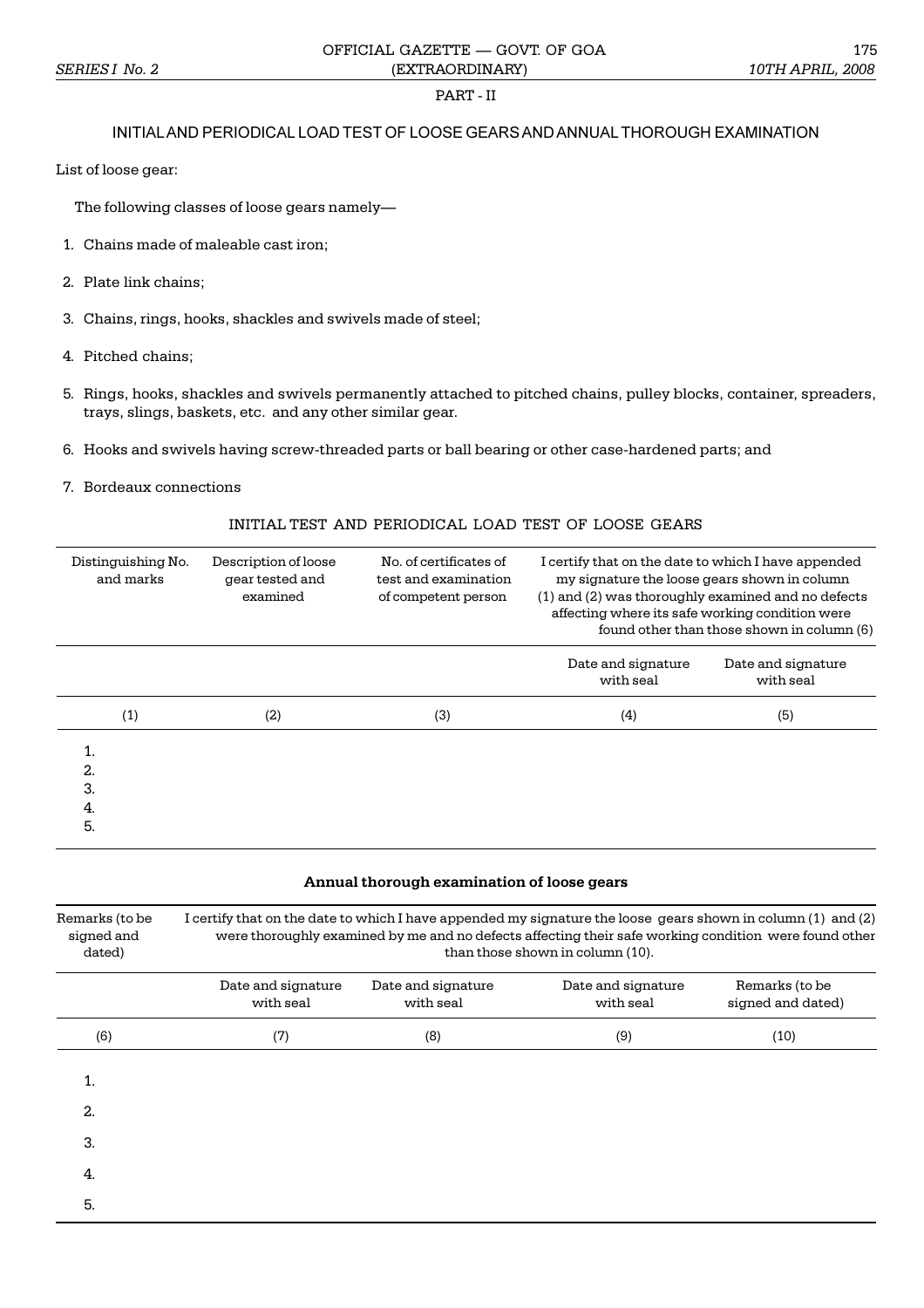PART - II

## INITIAL AND PERIODICAL LOAD TEST OF LOOSE GEARS AND ANNUAL THOROUGH EXAMINATION

List of loose gear:

The following classes of loose gears namely—

1. Chains made of maleable cast iron;
2. Plate link chains;
3. Chains, rings, hooks, shackles and swivels made of steel;
4. Pitched chains;
5. Rings, hooks, shackles and swivels permanently attached to pitched chains, pulley blocks, container, spreaders, trays, slings, baskets, etc. and any other similar gear.
6. Hooks and swivels having screw-threaded parts or ball bearing or other case-hardened parts; and
7. Bordeaux connections

### INITIAL TEST AND PERIODICAL LOAD TEST OF LOOSE GEARS

| Distinguishing No. and marks | Description of loose gear tested and examined | No. of certificates of test and examination of competent person | I certify that on the date to which I have appended my signature the loose gears shown in column (1) and (2) was thoroughly examined and no defects affecting where its safe working condition were found other than those shown in column (6) | |
|---|---|---|---|---|
| | | | Date and signature with seal | Date and signature with seal |
| (1) | (2) | (3) | (4) | (5) |
| 1. | | | | |
| 2. | | | | |
| 3. | | | | |
| 4. | | | | |
| 5. | | | | |

**Annual thorough examination of loose gears**

| Remarks (to be signed and dated) | I certify that on the date to which I have appended my signature the loose gears shown in column (1) and (2) were thoroughly examined by me and no defects affecting their safe working condition were found other than those shown in column (10). | | | |
|---|---|---|---|---|
| | Date and signature with seal | Date and signature with seal | Date and signature with seal | Remarks (to be signed and dated) |
| (6) | (7) | (8) | (9) | (10) |
| 1. | | | | |
| 2. | | | | |
| 3. | | | | |
| 4. | | | | |
| 5. | | | | |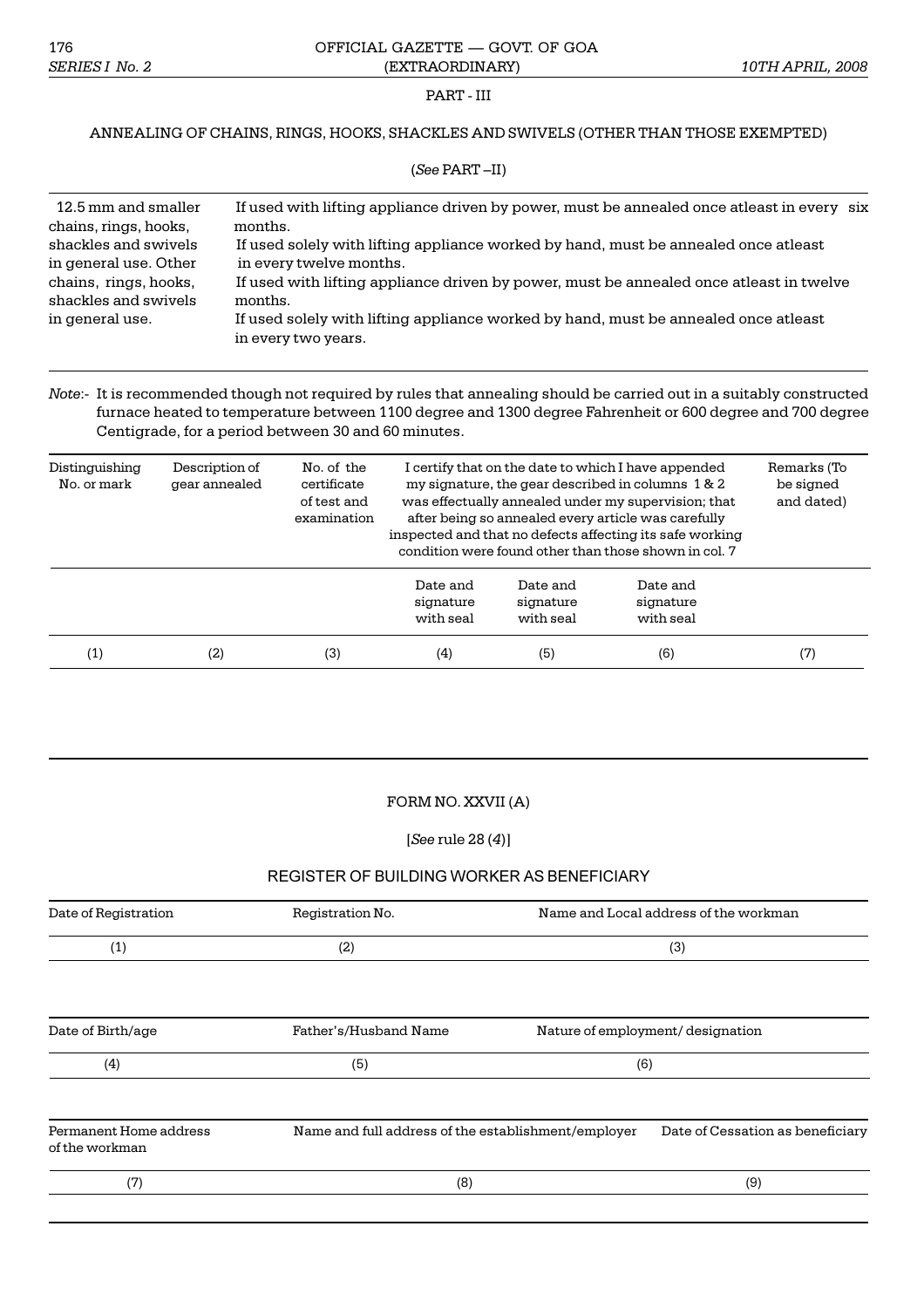## PART - III

### ANNEALING OF CHAINS, RINGS, HOOKS, SHACKLES AND SWIVELS (OTHER THAN THOSE EXEMPTED)

(*See* PART –II)

| | |
|---|---|
| 12.5 mm and smaller chains, rings, hooks, shackles and swivels in general use. | If used with lifting appliance driven by power, must be annealed once atleast in every six months. |
| | If used solely with lifting appliance worked by hand, must be annealed once atleast in every twelve months. |
| Other chains, rings, hooks, shackles and swivels in general use. | If used with lifting appliance driven by power, must be annealed once atleast in twelve months. |
| | If used solely with lifting appliance worked by hand, must be annealed once atleast in every two years. |

*Note*:- It is recommended though not required by rules that annealing should be carried out in a suitably constructed furnace heated to temperature between 1100 degree and 1300 degree Fahrenheit or 600 degree and 700 degree Centigrade, for a period between 30 and 60 minutes.

| Distinguishing No. or mark | Description of gear annealed | No. of the certificate of test and examination | I certify that on the date to which I have appended my signature, the gear described in columns 1 & 2 was effectually annealed under my supervision; that after being so annealed every article was carefully inspected and that no defects affecting its safe working condition were found other than those shown in col. 7 | | | Remarks (To be signed and dated) |
|---|---|---|---|---|---|---|
| | | | Date and signature with seal | Date and signature with seal | Date and signature with seal | |
| (1) | (2) | (3) | (4) | (5) | (6) | (7) |

## FORM NO. XXVII (A)

[*See* rule 28 (*4*)]

### REGISTER OF BUILDING WORKER AS BENEFICIARY

| Date of Registration | Registration No. | Name and Local address of the workman |
|---|---|---|
| (1) | (2) | (3) |

| Date of Birth/age | Father's/Husband Name | Nature of employment/ designation |
|---|---|---|
| (4) | (5) | (6) |

| Permanent Home address of the workman | Name and full address of the establishment/employer | Date of Cessation as beneficiary |
|---|---|---|
| (7) | (8) | (9) |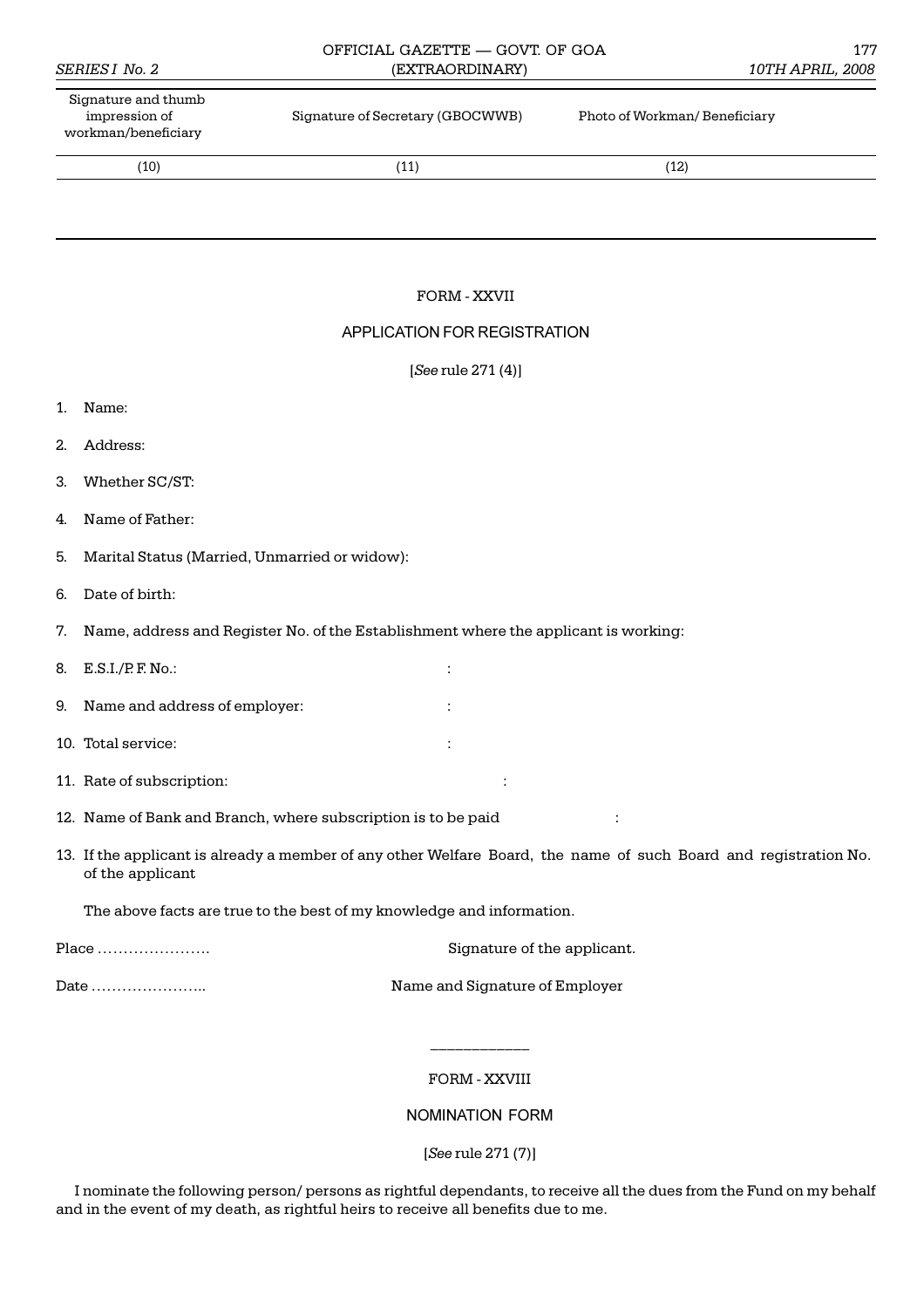| Signature and thumb impression of workman/beneficiary | Signature of Secretary (GBOCWWB) | Photo of Workman/ Beneficiary |
|---|---|---|
| (10) | (11) | (12) |

## FORM - XXVII

## APPLICATION FOR REGISTRATION

[*See* rule 271 (4)]

1. Name:

2. Address:

3. Whether SC/ST:

4. Name of Father:

5. Marital Status (Married, Unmarried or widow):

6. Date of birth:

7. Name, address and Register No. of the Establishment where the applicant is working:

8. E.S.I./P. F. No.: :

9. Name and address of employer: :

10. Total service: :

11. Rate of subscription: :

12. Name of Bank and Branch, where subscription is to be paid :

13. If the applicant is already a member of any other Welfare Board, the name of such Board and registration No. of the applicant

The above facts are true to the best of my knowledge and information.

Place …………………. Signature of the applicant.

Date ………………….. Name and Signature of Employer

---

## FORM - XXVIII

## NOMINATION FORM

[*See* rule 271 (7)]

I nominate the following person/ persons as rightful dependants, to receive all the dues from the Fund on my behalf and in the event of my death, as rightful heirs to receive all benefits due to me.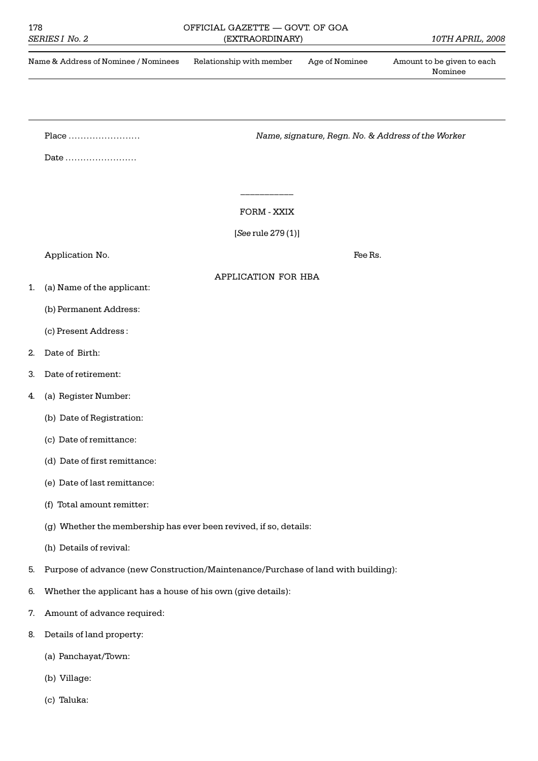| Name & Address of Nominee / Nominees | Relationship with member | Age of Nominee | Amount to be given to each Nominee |
|---|---|---|---|
| | | | |

Place ……………………  *Name, signature, Regn. No. & Address of the Worker*

Date ……………………

---

## FORM - XXIX

[*See* rule 279 (1)]

Application No.  Fee Rs.

### APPLICATION FOR HBA

1. (a) Name of the applicant:

   (b) Permanent Address:

   (c) Present Address :

2. Date of Birth:

3. Date of retirement:

4. (a) Register Number:

   (b) Date of Registration:

   (c) Date of remittance:

   (d) Date of first remittance:

   (e) Date of last remittance:

   (f) Total amount remitter:

   (g) Whether the membership has ever been revived, if so, details:

   (h) Details of revival:

5. Purpose of advance (new Construction/Maintenance/Purchase of land with building):

6. Whether the applicant has a house of his own (give details):

7. Amount of advance required:

8. Details of land property:

   (a) Panchayat/Town:

   (b) Village:

   (c) Taluka: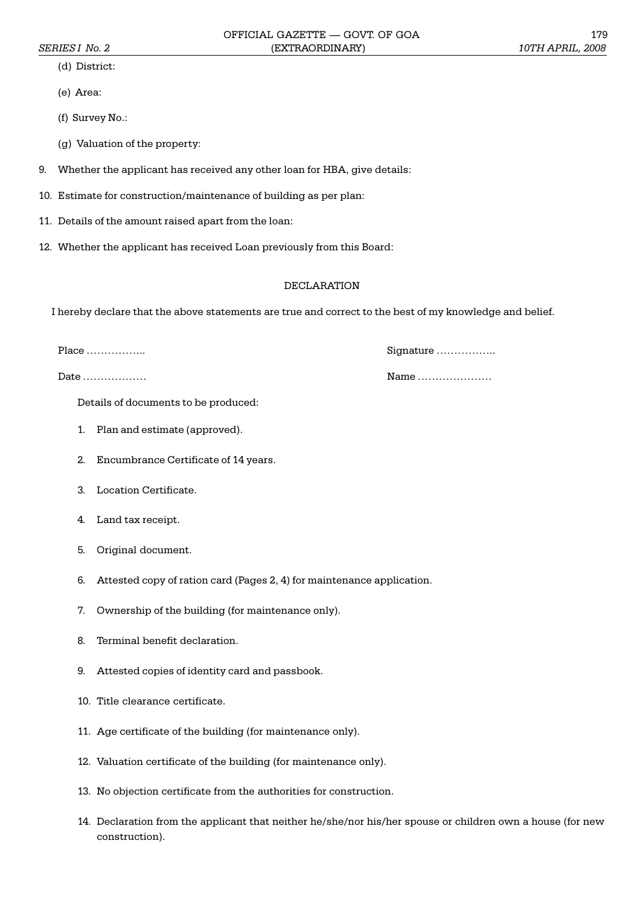(d) District:

(e) Area:

(f) Survey No.:

(g) Valuation of the property:

9. Whether the applicant has received any other loan for HBA, give details:

10. Estimate for construction/maintenance of building as per plan:

11. Details of the amount raised apart from the loan:

12. Whether the applicant has received Loan previously from this Board:

DECLARATION

I hereby declare that the above statements are true and correct to the best of my knowledge and belief.

Place …………….. Signature ……………..

Date ……………… Name …………………

Details of documents to be produced:

1. Plan and estimate (approved).

2. Encumbrance Certificate of 14 years.

3. Location Certificate.

4. Land tax receipt.

5. Original document.

6. Attested copy of ration card (Pages 2, 4) for maintenance application.

7. Ownership of the building (for maintenance only).

8. Terminal benefit declaration.

9. Attested copies of identity card and passbook.

10. Title clearance certificate.

11. Age certificate of the building (for maintenance only).

12. Valuation certificate of the building (for maintenance only).

13. No objection certificate from the authorities for construction.

14. Declaration from the applicant that neither he/she/nor his/her spouse or children own a house (for new construction).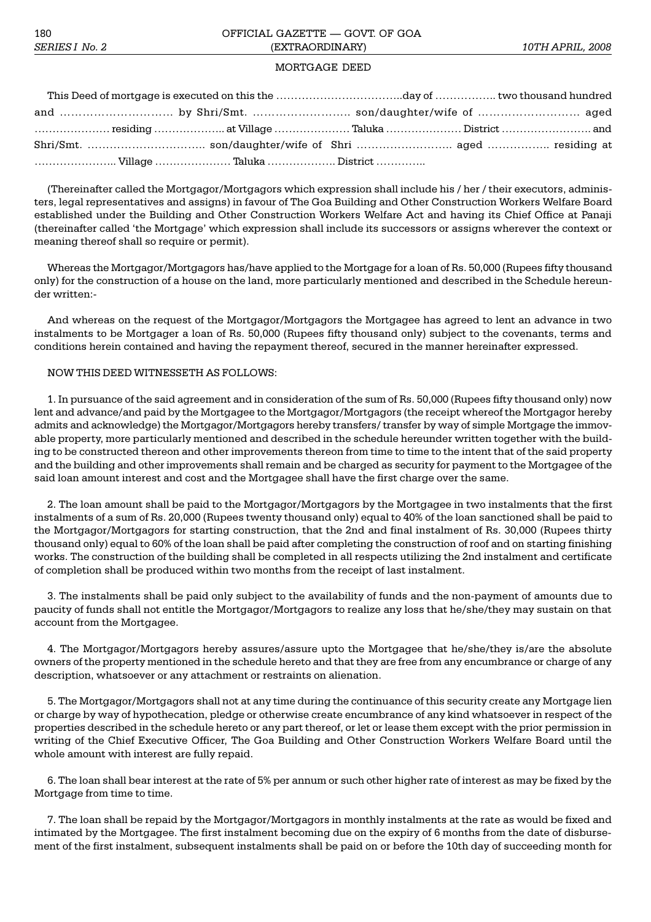MORTGAGE DEED

This Deed of mortgage is executed on this the ……………………………..day of …………….. two thousand hundred and ………………………… by Shri/Smt. ……………………. son/daughter/wife of ……………………… aged ………………… residing ……………….. at Village ………………… Taluka ………………… District ……………………. and Shri/Smt. ………………………….. son/daughter/wife of Shri …………………….. aged ……………. residing at ………………….. Village ………………… Taluka ………………. District …………..

(Thereinafter called the Mortgagor/Mortgagors which expression shall include his / her / their executors, administers, legal representatives and assigns) in favour of The Goa Building and Other Construction Workers Welfare Board established under the Building and Other Construction Workers Welfare Act and having its Chief Office at Panaji (thereinafter called 'the Mortgage' which expression shall include its successors or assigns wherever the context or meaning thereof shall so require or permit).

Whereas the Mortgagor/Mortgagors has/have applied to the Mortgage for a loan of Rs. 50,000 (Rupees fifty thousand only) for the construction of a house on the land, more particularly mentioned and described in the Schedule hereunder written:-

And whereas on the request of the Mortgagor/Mortgagors the Mortgagee has agreed to lent an advance in two instalments to be Mortgager a loan of Rs. 50,000 (Rupees fifty thousand only) subject to the covenants, terms and conditions herein contained and having the repayment thereof, secured in the manner hereinafter expressed.

NOW THIS DEED WITNESSETH AS FOLLOWS:

1. In pursuance of the said agreement and in consideration of the sum of Rs. 50,000 (Rupees fifty thousand only) now lent and advance/and paid by the Mortgagee to the Mortgagor/Mortgagors (the receipt whereof the Mortgagor hereby admits and acknowledge) the Mortgagor/Mortgagors hereby transfers/ transfer by way of simple Mortgage the immovable property, more particularly mentioned and described in the schedule hereunder written together with the building to be constructed thereon and other improvements thereon from time to time to the intent that of the said property and the building and other improvements shall remain and be charged as security for payment to the Mortgagee of the said loan amount interest and cost and the Mortgagee shall have the first charge over the same.

2. The loan amount shall be paid to the Mortgagor/Mortgagors by the Mortgagee in two instalments that the first instalments of a sum of Rs. 20,000 (Rupees twenty thousand only) equal to 40% of the loan sanctioned shall be paid to the Mortgagor/Mortgagors for starting construction, that the 2nd and final instalment of Rs. 30,000 (Rupees thirty thousand only) equal to 60% of the loan shall be paid after completing the construction of roof and on starting finishing works. The construction of the building shall be completed in all respects utilizing the 2nd instalment and certificate of completion shall be produced within two months from the receipt of last instalment.

3. The instalments shall be paid only subject to the availability of funds and the non-payment of amounts due to paucity of funds shall not entitle the Mortgagor/Mortgagors to realize any loss that he/she/they may sustain on that account from the Mortgagee.

4. The Mortgagor/Mortgagors hereby assures/assure upto the Mortgagee that he/she/they is/are the absolute owners of the property mentioned in the schedule hereto and that they are free from any encumbrance or charge of any description, whatsoever or any attachment or restraints on alienation.

5. The Mortgagor/Mortgagors shall not at any time during the continuance of this security create any Mortgage lien or charge by way of hypothecation, pledge or otherwise create encumbrance of any kind whatsoever in respect of the properties described in the schedule hereto or any part thereof, or let or lease them except with the prior permission in writing of the Chief Executive Officer, The Goa Building and Other Construction Workers Welfare Board until the whole amount with interest are fully repaid.

6. The loan shall bear interest at the rate of 5% per annum or such other higher rate of interest as may be fixed by the Mortgage from time to time.

7. The loan shall be repaid by the Mortgagor/Mortgagors in monthly instalments at the rate as would be fixed and intimated by the Mortgagee. The first instalment becoming due on the expiry of 6 months from the date of disbursement of the first instalment, subsequent instalments shall be paid on or before the 10th day of succeeding month for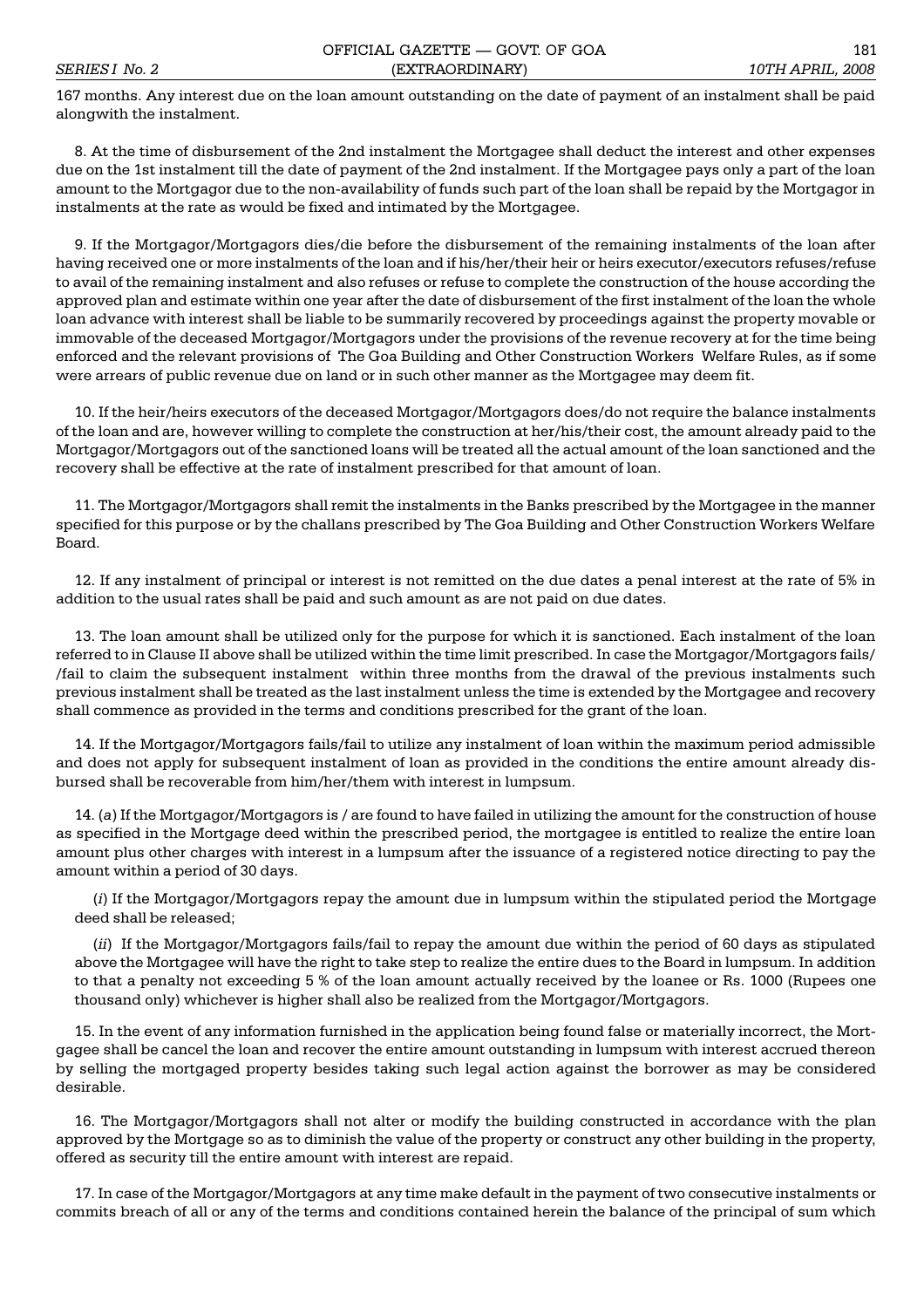167 months. Any interest due on the loan amount outstanding on the date of payment of an instalment shall be paid alongwith the instalment.

8. At the time of disbursement of the 2nd instalment the Mortgagee shall deduct the interest and other expenses due on the 1st instalment till the date of payment of the 2nd instalment. If the Mortgagee pays only a part of the loan amount to the Mortgagor due to the non-availability of funds such part of the loan shall be repaid by the Mortgagor in instalments at the rate as would be fixed and intimated by the Mortgagee.

9. If the Mortgagor/Mortgagors dies/die before the disbursement of the remaining instalments of the loan after having received one or more instalments of the loan and if his/her/their heir or heirs executor/executors refuses/refuse to avail of the remaining instalment and also refuses or refuse to complete the construction of the house according the approved plan and estimate within one year after the date of disbursement of the first instalment of the loan the whole loan advance with interest shall be liable to be summarily recovered by proceedings against the property movable or immovable of the deceased Mortgagor/Mortgagors under the provisions of the revenue recovery at for the time being enforced and the relevant provisions of The Goa Building and Other Construction Workers Welfare Rules, as if some were arrears of public revenue due on land or in such other manner as the Mortgagee may deem fit.

10. If the heir/heirs executors of the deceased Mortgagor/Mortgagors does/do not require the balance instalments of the loan and are, however willing to complete the construction at her/his/their cost, the amount already paid to the Mortgagor/Mortgagors out of the sanctioned loans will be treated all the actual amount of the loan sanctioned and the recovery shall be effective at the rate of instalment prescribed for that amount of loan.

11. The Mortgagor/Mortgagors shall remit the instalments in the Banks prescribed by the Mortgagee in the manner specified for this purpose or by the challans prescribed by The Goa Building and Other Construction Workers Welfare Board.

12. If any instalment of principal or interest is not remitted on the due dates a penal interest at the rate of 5% in addition to the usual rates shall be paid and such amount as are not paid on due dates.

13. The loan amount shall be utilized only for the purpose for which it is sanctioned. Each instalment of the loan referred to in Clause II above shall be utilized within the time limit prescribed. In case the Mortgagor/Mortgagors fails/ /fail to claim the subsequent instalment within three months from the drawal of the previous instalments such previous instalment shall be treated as the last instalment unless the time is extended by the Mortgagee and recovery shall commence as provided in the terms and conditions prescribed for the grant of the loan.

14. If the Mortgagor/Mortgagors fails/fail to utilize any instalment of loan within the maximum period admissible and does not apply for subsequent instalment of loan as provided in the conditions the entire amount already disbursed shall be recoverable from him/her/them with interest in lumpsum.

14. (*a*) If the Mortgagor/Mortgagors is / are found to have failed in utilizing the amount for the construction of house as specified in the Mortgage deed within the prescribed period, the mortgagee is entitled to realize the entire loan amount plus other charges with interest in a lumpsum after the issuance of a registered notice directing to pay the amount within a period of 30 days.

(*i*) If the Mortgagor/Mortgagors repay the amount due in lumpsum within the stipulated period the Mortgage deed shall be released;

(*ii*) If the Mortgagor/Mortgagors fails/fail to repay the amount due within the period of 60 days as stipulated above the Mortgagee will have the right to take step to realize the entire dues to the Board in lumpsum. In addition to that a penalty not exceeding 5 % of the loan amount actually received by the loanee or Rs. 1000 (Rupees one thousand only) whichever is higher shall also be realized from the Mortgagor/Mortgagors.

15. In the event of any information furnished in the application being found false or materially incorrect, the Mortgagee shall be cancel the loan and recover the entire amount outstanding in lumpsum with interest accrued thereon by selling the mortgaged property besides taking such legal action against the borrower as may be considered desirable.

16. The Mortgagor/Mortgagors shall not alter or modify the building constructed in accordance with the plan approved by the Mortgage so as to diminish the value of the property or construct any other building in the property, offered as security till the entire amount with interest are repaid.

17. In case of the Mortgagor/Mortgagors at any time make default in the payment of two consecutive instalments or commits breach of all or any of the terms and conditions contained herein the balance of the principal of sum which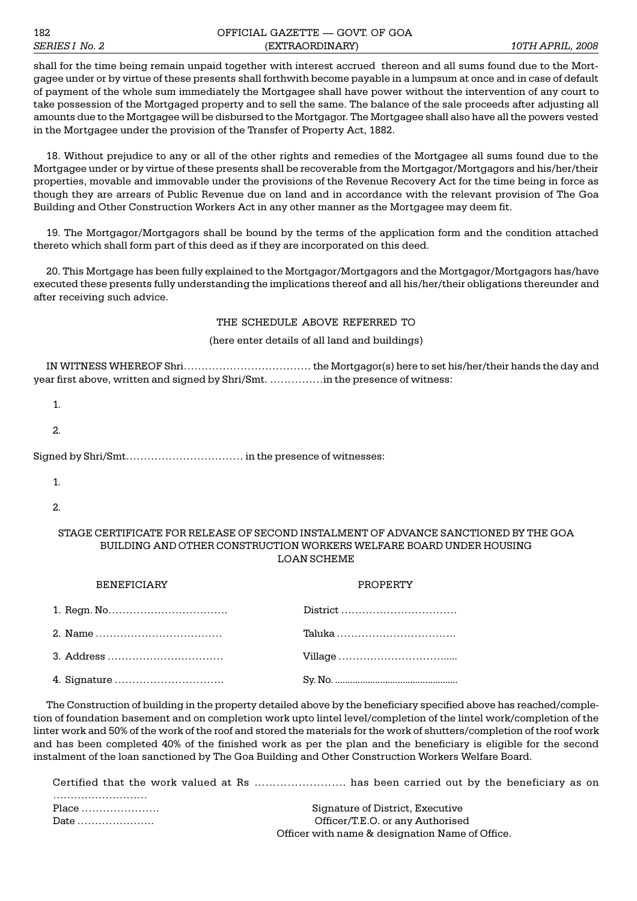shall for the time being remain unpaid together with interest accrued thereon and all sums found due to the Mortgagee under or by virtue of these presents shall forthwith become payable in a lumpsum at once and in case of default of payment of the whole sum immediately the Mortgagee shall have power without the intervention of any court to take possession of the Mortgaged property and to sell the same. The balance of the sale proceeds after adjusting all amounts due to the Mortgagee will be disbursed to the Mortgagor. The Mortgagee shall also have all the powers vested in the Mortgagee under the provision of the Transfer of Property Act, 1882.

18. Without prejudice to any or all of the other rights and remedies of the Mortgagee all sums found due to the Mortgagee under or by virtue of these presents shall be recoverable from the Mortgagor/Mortgagors and his/her/their properties, movable and immovable under the provisions of the Revenue Recovery Act for the time being in force as though they are arrears of Public Revenue due on land and in accordance with the relevant provision of The Goa Building and Other Construction Workers Act in any other manner as the Mortgagee may deem fit.

19. The Mortgagor/Mortgagors shall be bound by the terms of the application form and the condition attached thereto which shall form part of this deed as if they are incorporated on this deed.

20. This Mortgage has been fully explained to the Mortgagor/Mortgagors and the Mortgagor/Mortgagors has/have executed these presents fully understanding the implications thereof and all his/her/their obligations thereunder and after receiving such advice.

THE SCHEDULE ABOVE REFERRED TO

(here enter details of all land and buildings)

IN WITNESS WHEREOF Shri……………………………… the Mortgagor(s) here to set his/her/their hands the day and year first above, written and signed by Shri/Smt. ……………in the presence of witness:

1.

2.

Signed by Shri/Smt…………………………… in the presence of witnesses:

1.

2.

STAGE CERTIFICATE FOR RELEASE OF SECOND INSTALMENT OF ADVANCE SANCTIONED BY THE GOA BUILDING AND OTHER CONSTRUCTION WORKERS WELFARE BOARD UNDER HOUSING LOAN SCHEME

| BENEFICIARY | PROPERTY |
|---|---|
| 1. Regn. No……………………………. | District …………………………… |
| 2. Name ……………………………… | Taluka ……………………………. |
| 3. Address …………………………… | Village ………………………….... |
| 4. Signature …………………………. | Sy. No. ................................................ |

The Construction of building in the property detailed above by the beneficiary specified above has reached/completion of foundation basement and on completion work upto lintel level/completion of the lintel work/completion of the linter work and 50% of the work of the roof and stored the materials for the work of shutters/completion of the roof work and has been completed 40% of the finished work as per the plan and the beneficiary is eligible for the second instalment of the loan sanctioned by The Goa Building and Other Construction Workers Welfare Board.

Certified that the work valued at Rs ……………………. has been carried out by the beneficiary as on ………………………

Place ………………….

Date ………………….

Signature of District, Executive Officer/T.E.O. or any Authorised Officer with name & designation Name of Office.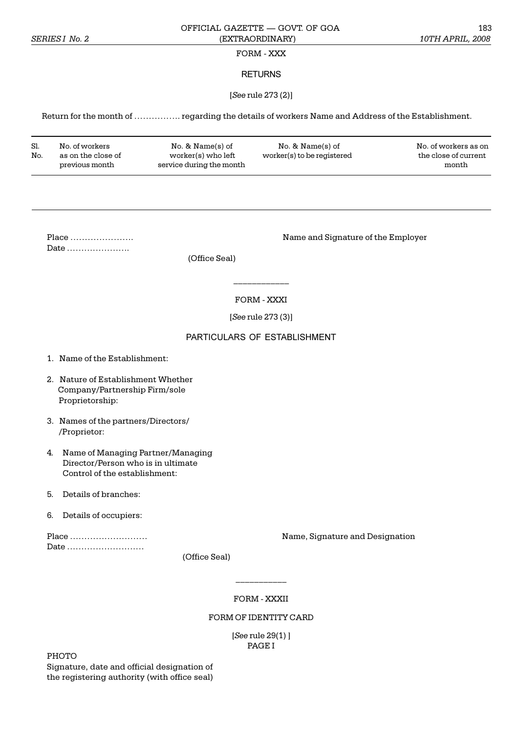FORM - XXX

RETURNS

[*See* rule 273 (2)]

Return for the month of ……………. regarding the details of workers Name and Address of the Establishment.

| Sl. No. | No. of workers as on the close of previous month | No. & Name(s) of worker(s) who left service during the month | No. & Name(s) of worker(s) to be registered | No. of workers as on the close of current month |
|---|---|---|---|---|
| | | | | |

Place ………………….

Date ………………….

(Office Seal)

Name and Signature of the Employer

---

FORM - XXXI

[*See* rule 273 (3)]

PARTICULARS OF ESTABLISHMENT

1. Name of the Establishment:
2. Nature of Establishment Whether Company/Partnership Firm/sole Proprietorship:
3. Names of the partners/Directors/ /Proprietor:
4. Name of Managing Partner/Managing Director/Person who is in ultimate Control of the establishment:
5. Details of branches:
6. Details of occupiers:

Place ………………………

Date ………………………

(Office Seal)

Name, Signature and Designation

---

FORM - XXXII

FORM OF IDENTITY CARD

[*See* rule 29(1) ]

PAGE I

PHOTO

Signature, date and official designation of the registering authority (with office seal)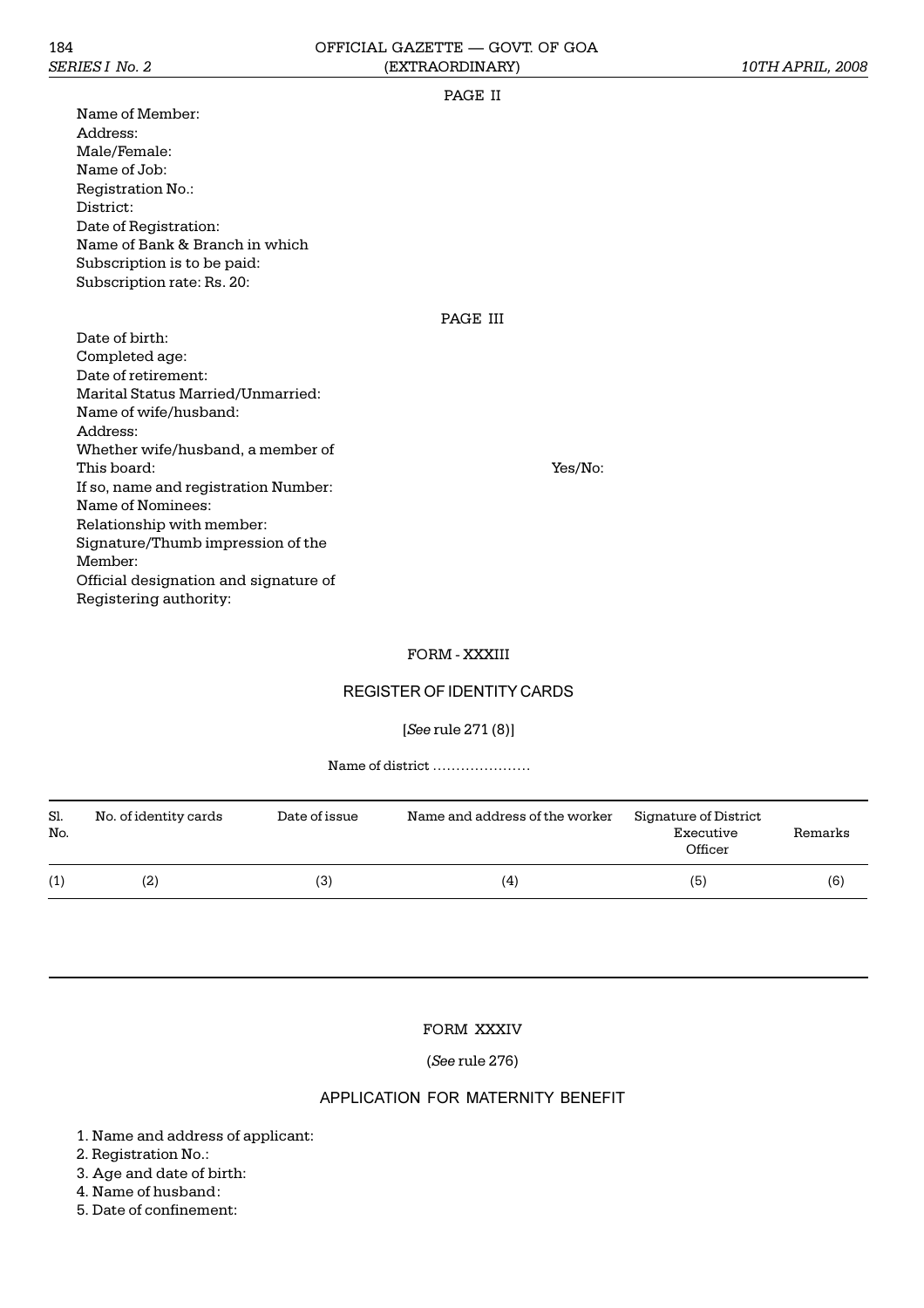PAGE II

Name of Member:
Address:
Male/Female:
Name of Job:
Registration No.:
District:
Date of Registration:
Name of Bank & Branch in which
Subscription is to be paid:
Subscription rate: Rs. 20:

PAGE III

Date of birth:
Completed age:
Date of retirement:
Marital Status Married/Unmarried:
Name of wife/husband:
Address:
Whether wife/husband, a member of
This board: Yes/No:
If so, name and registration Number:
Name of Nominees:
Relationship with member:
Signature/Thumb impression of the
Member:
Official designation and signature of
Registering authority:

## FORM - XXXIII

## REGISTER OF IDENTITY CARDS

[*See* rule 271 (8)]

Name of district …………………

| Sl. No. | No. of identity cards | Date of issue | Name and address of the worker | Signature of District Executive Officer | Remarks |
|---|---|---|---|---|---|
| (1) | (2) | (3) | (4) | (5) | (6) |

## FORM XXXIV

(*See* rule 276)

## APPLICATION FOR MATERNITY BENEFIT

1. Name and address of applicant:
2. Registration No.:
3. Age and date of birth:
4. Name of husband:
5. Date of confinement: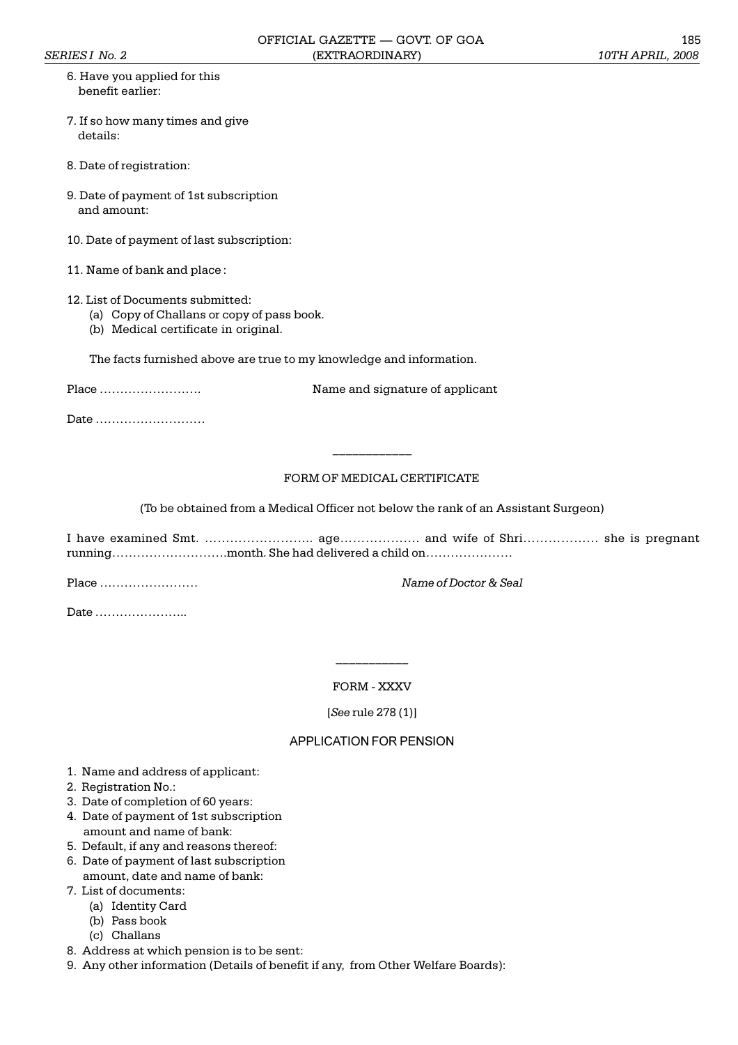6. Have you applied for this benefit earlier:

7. If so how many times and give details:

8. Date of registration:

9. Date of payment of 1st subscription and amount:

10. Date of payment of last subscription:

11. Name of bank and place :

12. List of Documents submitted:
    (a) Copy of Challans or copy of pass book.
    (b) Medical certificate in original.

The facts furnished above are true to my knowledge and information.

Place ……………………. Name and signature of applicant

Date ………………………

---

FORM OF MEDICAL CERTIFICATE

(To be obtained from a Medical Officer not below the rank of an Assistant Surgeon)

I have examined Smt. …………………….. age………………. and wife of Shri……………… she is pregnant running……………………….month. She had delivered a child on…………………

Place …………………… *Name of Doctor & Seal*

Date …………………..

---

FORM - XXXV

[*See* rule 278 (1)]

APPLICATION FOR PENSION

1. Name and address of applicant:
2. Registration No.:
3. Date of completion of 60 years:
4. Date of payment of 1st subscription amount and name of bank:
5. Default, if any and reasons thereof:
6. Date of payment of last subscription amount, date and name of bank:
7. List of documents:
   (a) Identity Card
   (b) Pass book
   (c) Challans
8. Address at which pension is to be sent:
9. Any other information (Details of benefit if any, from Other Welfare Boards):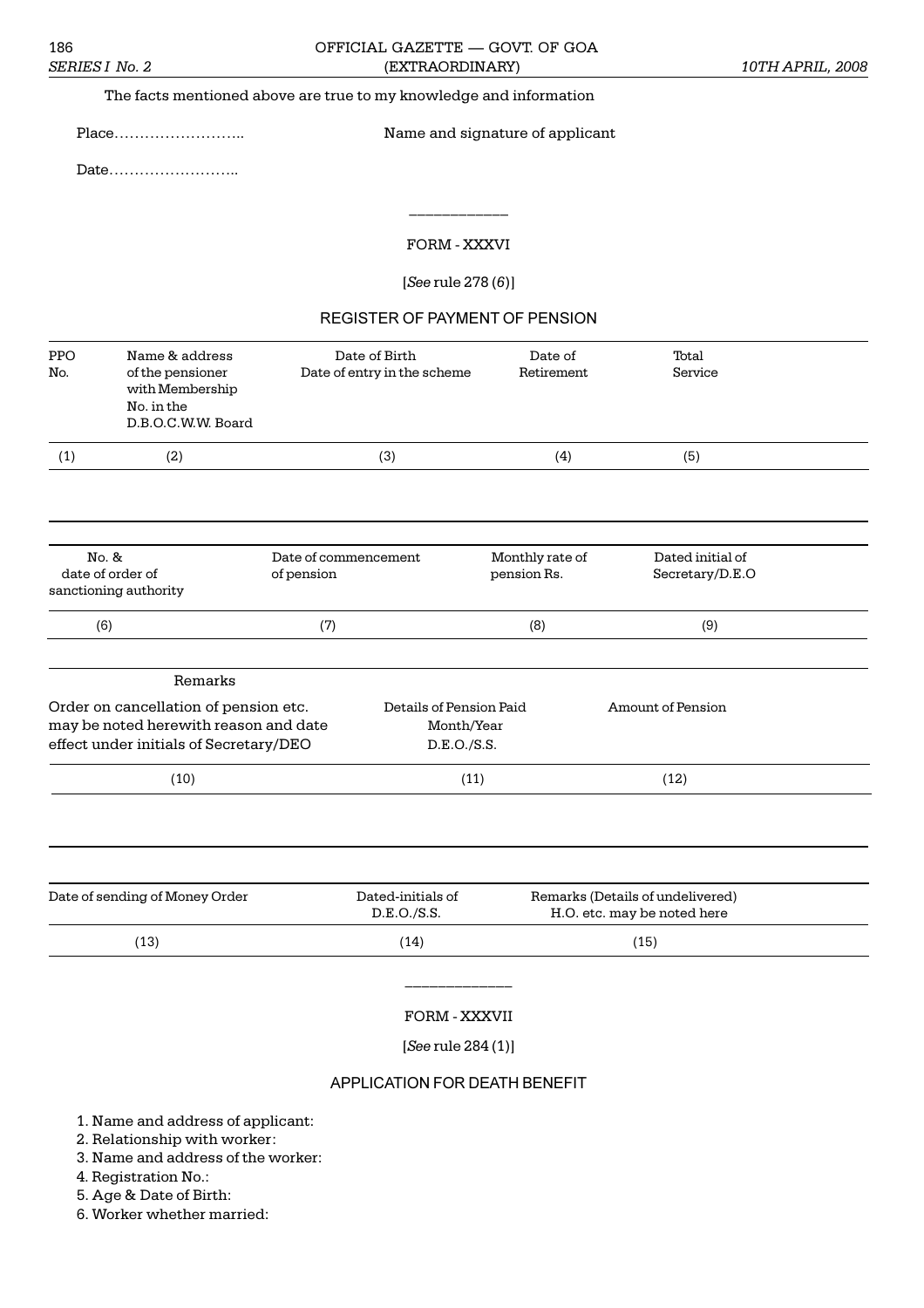The facts mentioned above are true to my knowledge and information

Place…………………….. Name and signature of applicant

Date……………………..

---

## FORM - XXXVI

[*See* rule 278 (6)]

### REGISTER OF PAYMENT OF PENSION

| PPO No. | Name & address of the pensioner with Membership No. in the D.B.O.C.W.W. Board | Date of Birth Date of entry in the scheme | Date of Retirement | Total Service |
|---|---|---|---|---|
| (1) | (2) | (3) | (4) | (5) |

| No. & date of order of sanctioning authority | Date of commencement of pension | Monthly rate of pension Rs. | Dated initial of Secretary/D.E.O |
|---|---|---|---|
| (6) | (7) | (8) | (9) |

| Remarks Order on cancellation of pension etc. may be noted herewith reason and date effect under initials of Secretary/DEO | Details of Pension Paid Month/Year D.E.O./S.S. | Amount of Pension |
|---|---|---|
| (10) | (11) | (12) |

| Date of sending of Money Order | Dated-initials of D.E.O./S.S. | Remarks (Details of undelivered) H.O. etc. may be noted here |
|---|---|---|
| (13) | (14) | (15) |

---

## FORM - XXXVII

[*See* rule 284 (1)]

### APPLICATION FOR DEATH BENEFIT

1. Name and address of applicant:
2. Relationship with worker:
3. Name and address of the worker:
4. Registration No.:
5. Age & Date of Birth:
6. Worker whether married: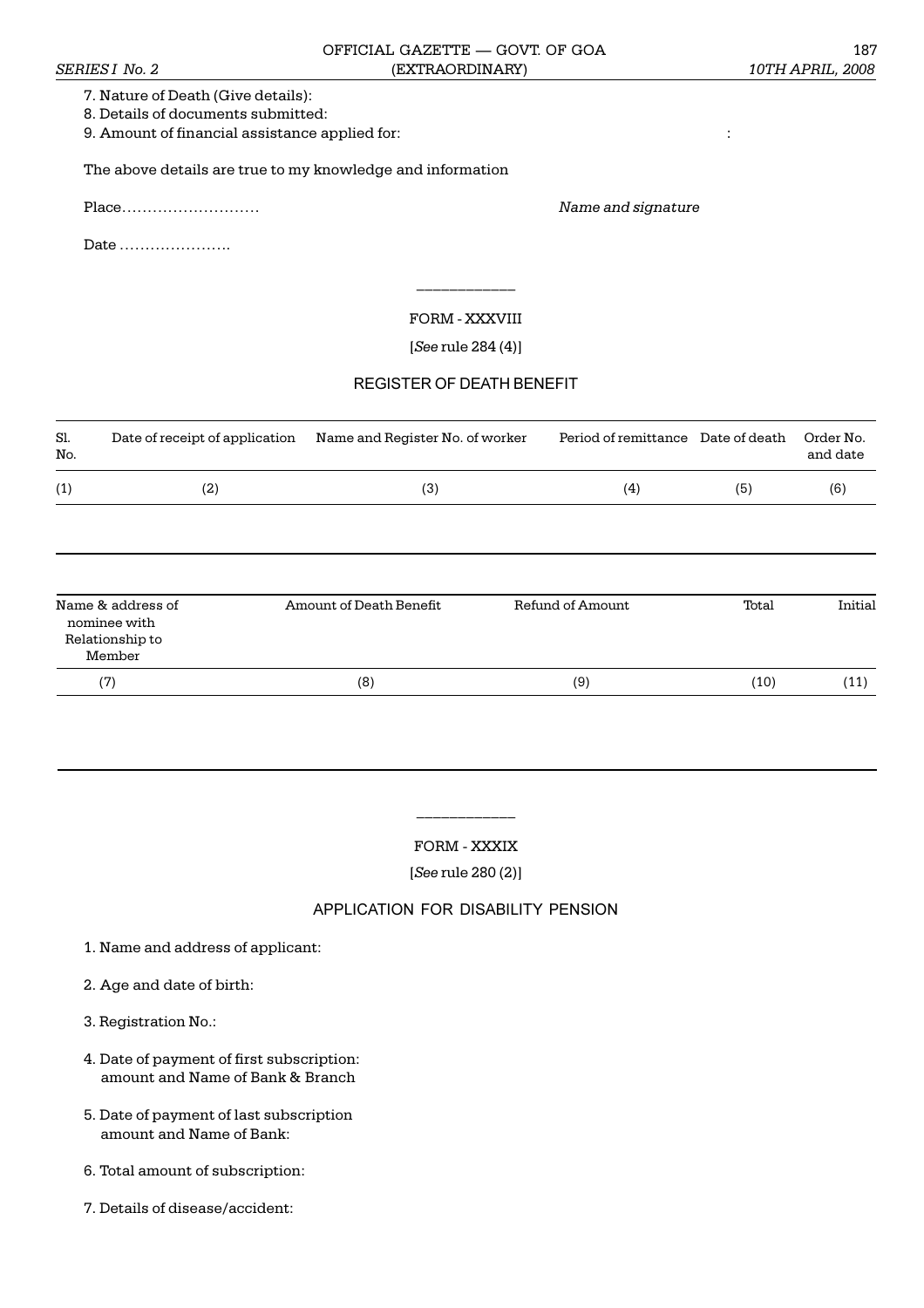7. Nature of Death (Give details):

8. Details of documents submitted:

9. Amount of financial assistance applied for: :

The above details are true to my knowledge and information

Place……………………… *Name and signature*

Date ………………….

---

FORM - XXXVIII

[*See* rule 284 (4)]

## REGISTER OF DEATH BENEFIT

| Sl. No. | Date of receipt of application | Name and Register No. of worker | Period of remittance | Date of death | Order No. and date |
|---|---|---|---|---|---|
| (1) | (2) | (3) | (4) | (5) | (6) |
| | | | | | |

| Name & address of nominee with Relationship to Member | Amount of Death Benefit | Refund of Amount | Total | Initial |
|---|---|---|---|---|
| (7) | (8) | (9) | (10) | (11) |
| | | | | |

---

FORM - XXXIX

[*See* rule 280 (2)]

## APPLICATION FOR DISABILITY PENSION

1. Name and address of applicant:

2. Age and date of birth:

3. Registration No.:

4. Date of payment of first subscription: amount and Name of Bank & Branch

5. Date of payment of last subscription amount and Name of Bank:

6. Total amount of subscription:

7. Details of disease/accident: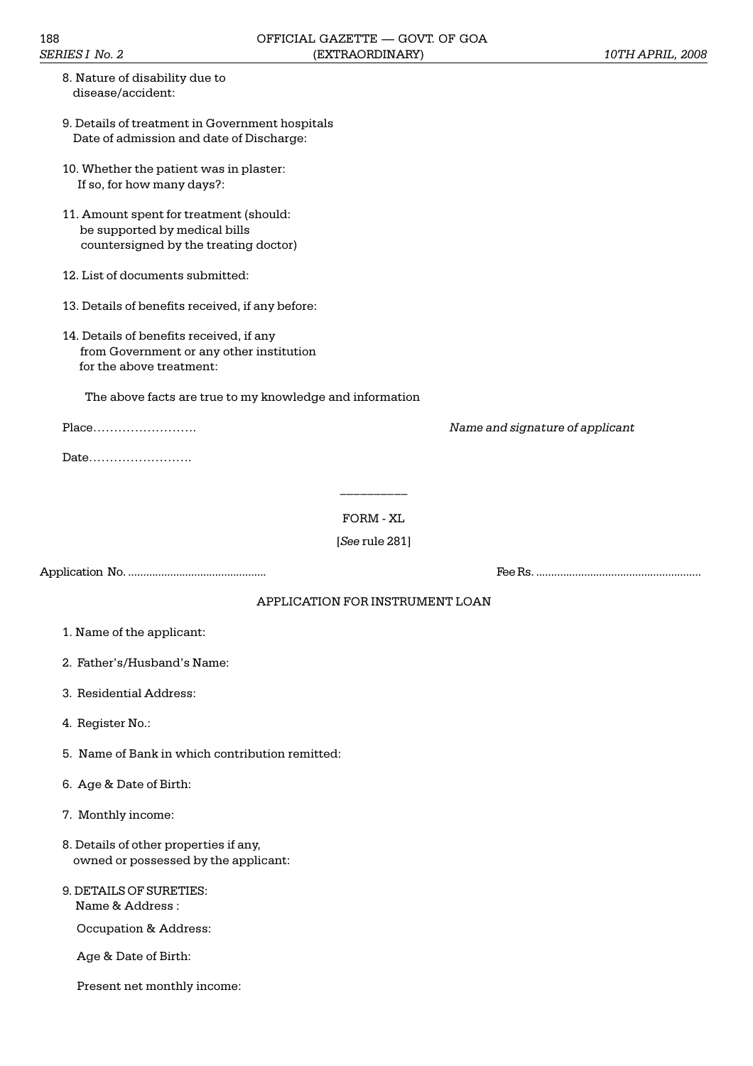8. Nature of disability due to disease/accident:

9. Details of treatment in Government hospitals Date of admission and date of Discharge:

10. Whether the patient was in plaster: If so, for how many days?:

11. Amount spent for treatment (should: be supported by medical bills countersigned by the treating doctor)

12. List of documents submitted:

13. Details of benefits received, if any before:

14. Details of benefits received, if any from Government or any other institution for the above treatment:

The above facts are true to my knowledge and information

Place…………………….

*Name and signature of applicant*

Date…………………….

---

FORM - XL

[*See* rule 281]

Application No. ............................................ Fee Rs. .....................................................

APPLICATION FOR INSTRUMENT LOAN

1. Name of the applicant:

2. Father's/Husband's Name:

3. Residential Address:

4. Register No.:

5. Name of Bank in which contribution remitted:

6. Age & Date of Birth:

7. Monthly income:

8. Details of other properties if any, owned or possessed by the applicant:

9. DETAILS OF SURETIES:
   Name & Address :

   Occupation & Address:

   Age & Date of Birth:

   Present net monthly income: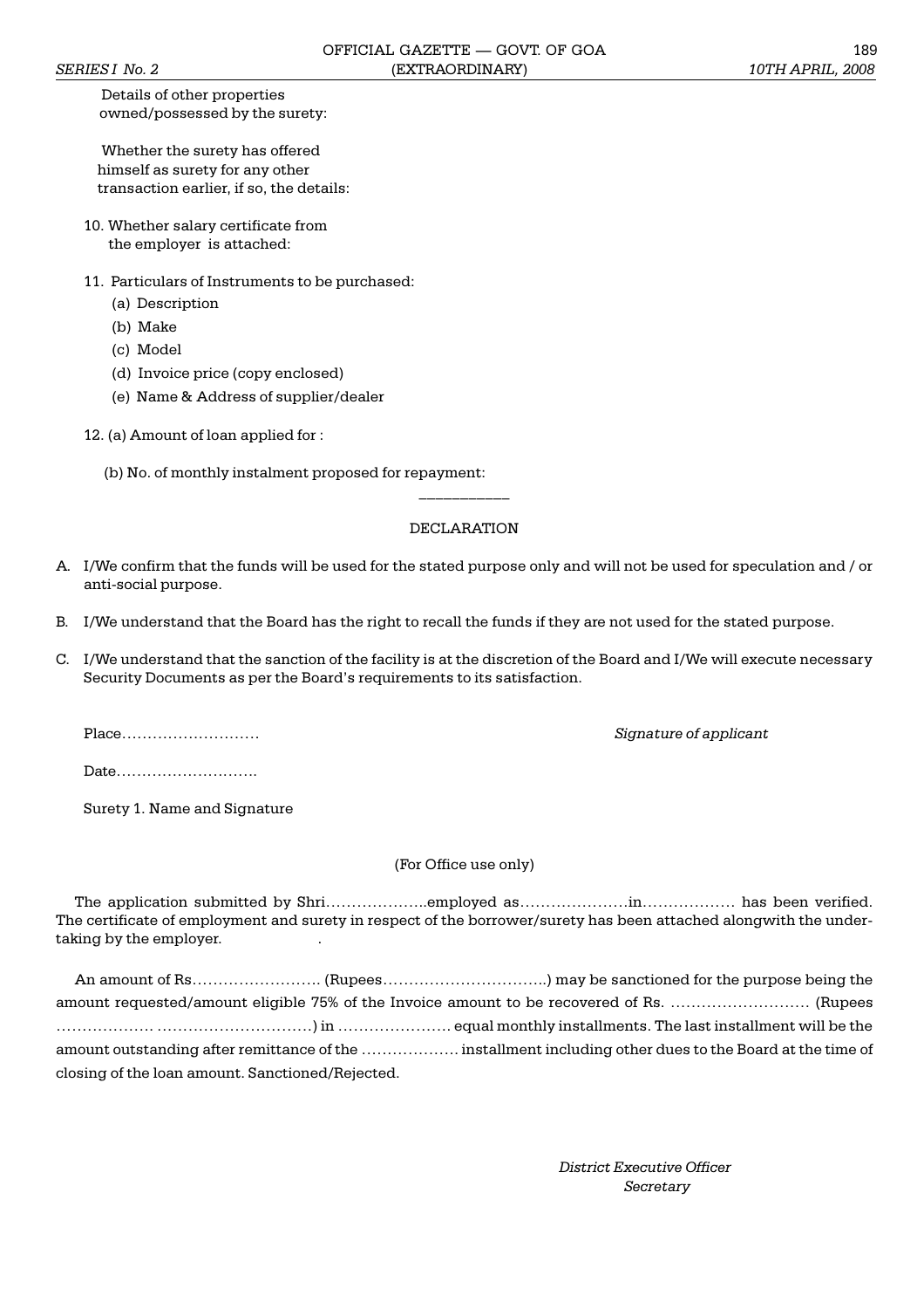Details of other properties owned/possessed by the surety:

Whether the surety has offered himself as surety for any other transaction earlier, if so, the details:

10. Whether salary certificate from the employer is attached:

11. Particulars of Instruments to be purchased:
    (a) Description
    (b) Make
    (c) Model
    (d) Invoice price (copy enclosed)
    (e) Name & Address of supplier/dealer

12. (a) Amount of loan applied for :

    (b) No. of monthly instalment proposed for repayment:

———————

DECLARATION

A. I/We confirm that the funds will be used for the stated purpose only and will not be used for speculation and / or anti-social purpose.

B. I/We understand that the Board has the right to recall the funds if they are not used for the stated purpose.

C. I/We understand that the sanction of the facility is at the discretion of the Board and I/We will execute necessary Security Documents as per the Board's requirements to its satisfaction.

Place……………………… *Signature of applicant*

Date……………………….

Surety 1. Name and Signature

(For Office use only)

The application submitted by Shri………………..employed as…………………in……………… has been verified. The certificate of employment and surety in respect of the borrower/surety has been attached alongwith the undertaking by the employer.

An amount of Rs……………………. (Rupees…………………………..) may be sanctioned for the purpose being the amount requested/amount eligible 75% of the Invoice amount to be recovered of Rs. ……………………… (Rupees ………………. …………………………) in …………………. equal monthly installments. The last installment will be the amount outstanding after remittance of the ………………. installment including other dues to the Board at the time of closing of the loan amount. Sanctioned/Rejected.

*District Executive Officer*
*Secretary*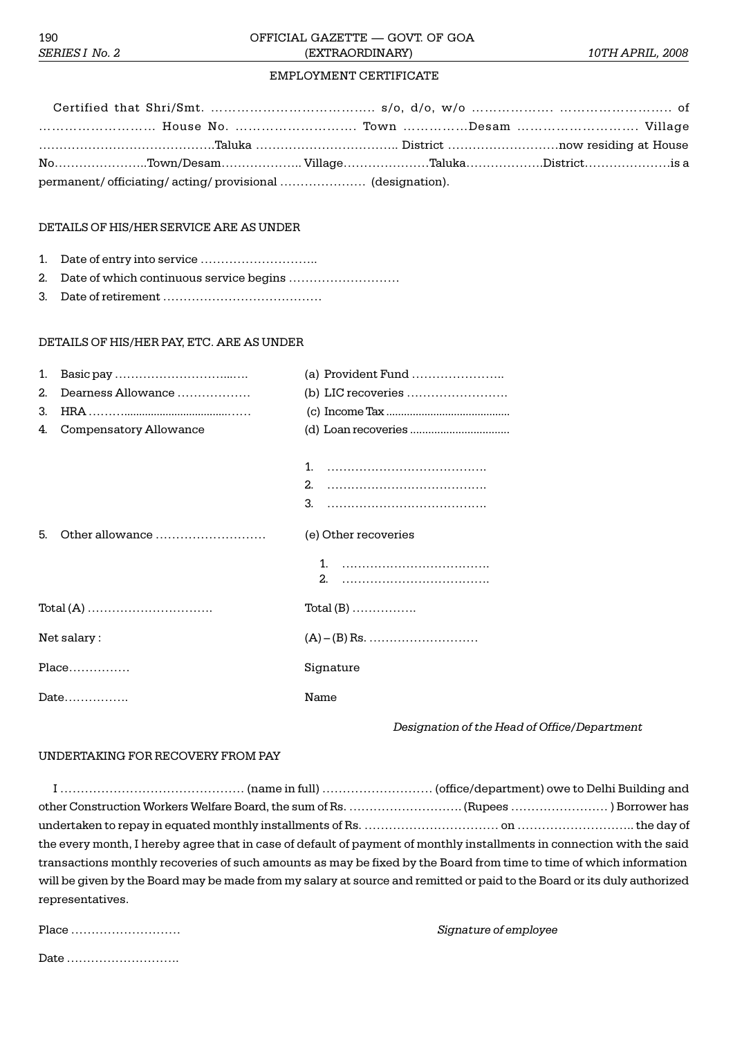## EMPLOYMENT CERTIFICATE

Certified that Shri/Smt. ………………………………… s/o, d/o, w/o ………………. ……………………. of ……………………… House No. ……………………… Town ……………Desam ……………………… Village …………………………………….Taluka …………………………….. District ………………………now residing at House No…………………..Town/Desam……………….. Village…………………Taluka……………….District…………………is a permanent/ officiating/ acting/ provisional ………………… (designation).

DETAILS OF HIS/HER SERVICE ARE AS UNDER

1. Date of entry into service ………………………..
2. Date of which continuous service begins ………………………
3. Date of retirement …………………………………

DETAILS OF HIS/HER PAY, ETC. ARE AS UNDER

| | |
|---|---|
| 1. Basic pay ………………………...…. | (a) Provident Fund ………………….. |
| 2. Dearness Allowance …………….. | (b) LIC recoveries ……………………. |
| 3. HRA ………....................................…… | (c) Income Tax ......................................... |
| 4. Compensatory Allowance | (d) Loan recoveries ................................ |
| | 1. …………………………………. |
| | 2. …………………………………. |
| | 3. …………………………………. |
| 5. Other allowance …………………….. | (e) Other recoveries |
| | 1. ………………………………. |
| | 2. ………………………………. |
| Total (A) …………………………. | Total (B) ……………. |
| Net salary : | (A) – (B) Rs. …………………….. |
| Place…………… | Signature |
| Date……………. | Name |

*Designation of the Head of Office/Department*

UNDERTAKING FOR RECOVERY FROM PAY

I ……………………………………… (name in full) ……………………… (office/department) owe to Delhi Building and other Construction Workers Welfare Board, the sum of Rs. ………………………. (Rupees …………………… ) Borrower has undertaken to repay in equated monthly installments of Rs. …………………………… on ……………………….. the day of the every month, I hereby agree that in case of default of payment of monthly installments in connection with the said transactions monthly recoveries of such amounts as may be fixed by the Board from time to time of which information will be given by the Board may be made from my salary at source and remitted or paid to the Board or its duly authorized representatives.

Place ………………………  *Signature of employee*

Date ……………………….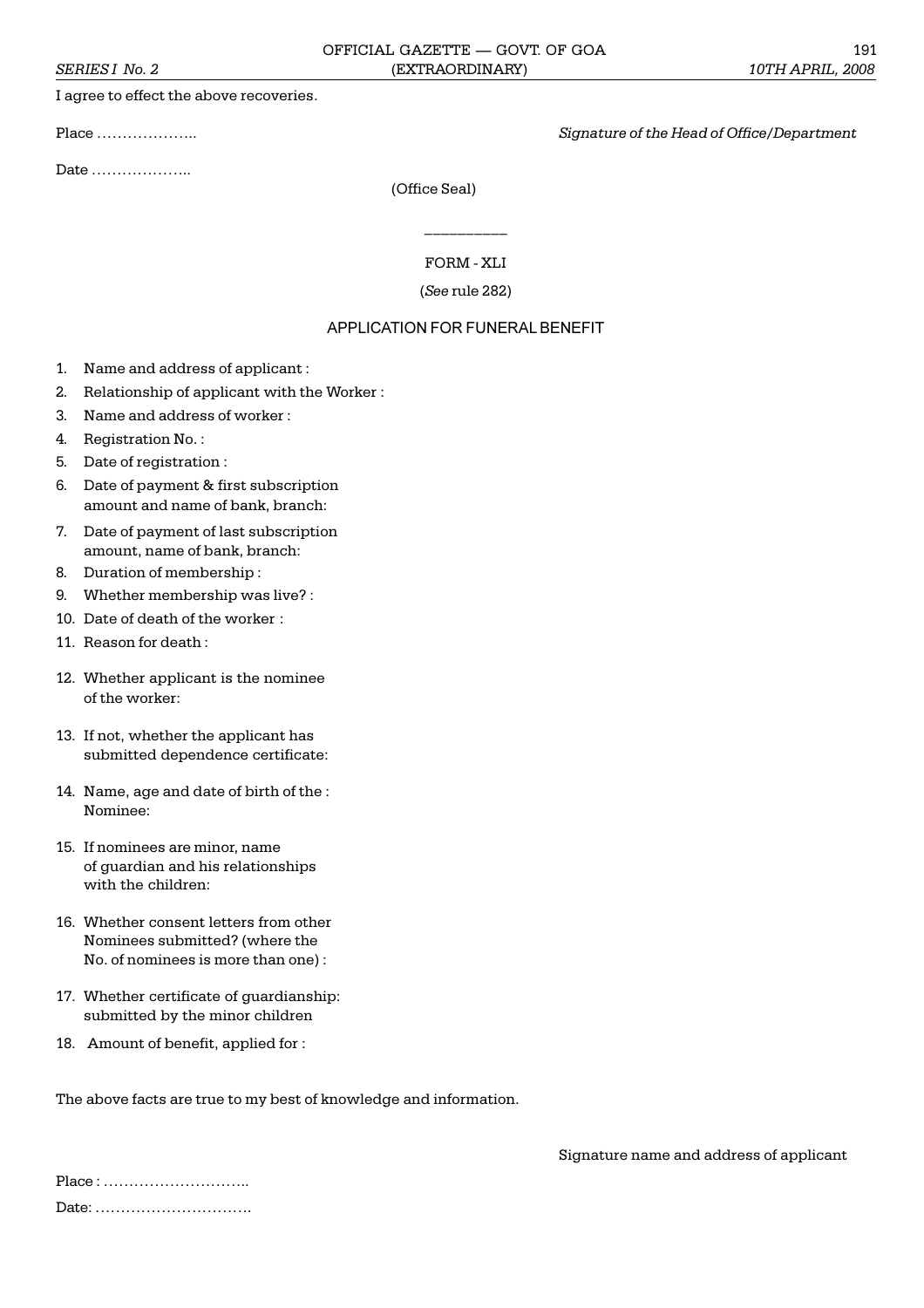I agree to effect the above recoveries.

Place ………………..                                                  *Signature of the Head of Office/Department*

Date ………………..

(Office Seal)

---

FORM - XLI

(*See* rule 282)

## APPLICATION FOR FUNERAL BENEFIT

1. Name and address of applicant :
2. Relationship of applicant with the Worker :
3. Name and address of worker :
4. Registration No. :
5. Date of registration :
6. Date of payment & first subscription amount and name of bank, branch:
7. Date of payment of last subscription amount, name of bank, branch:
8. Duration of membership :
9. Whether membership was live? :
10. Date of death of the worker :
11. Reason for death :
12. Whether applicant is the nominee of the worker:
13. If not, whether the applicant has submitted dependence certificate:
14. Name, age and date of birth of the : Nominee:
15. If nominees are minor, name of guardian and his relationships with the children:
16. Whether consent letters from other Nominees submitted? (where the No. of nominees is more than one) :
17. Whether certificate of guardianship: submitted by the minor children
18. Amount of benefit, applied for :

The above facts are true to my best of knowledge and information.

Signature name and address of applicant

Place : ………………………..

Date: ………………………….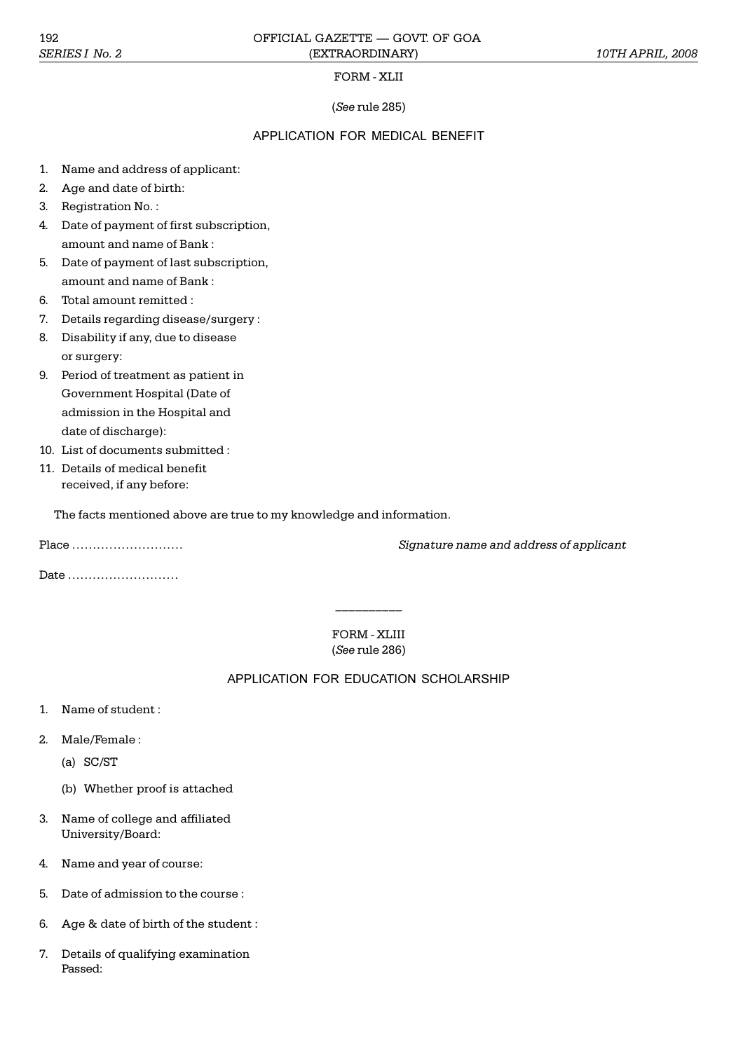FORM - XLII

(*See* rule 285)

## APPLICATION FOR MEDICAL BENEFIT

1. Name and address of applicant:
2. Age and date of birth:
3. Registration No. :
4. Date of payment of first subscription, amount and name of Bank :
5. Date of payment of last subscription, amount and name of Bank :
6. Total amount remitted :
7. Details regarding disease/surgery :
8. Disability if any, due to disease or surgery:
9. Period of treatment as patient in Government Hospital (Date of admission in the Hospital and date of discharge):
10. List of documents submitted :
11. Details of medical benefit received, if any before:

The facts mentioned above are true to my knowledge and information.

Place ..........................

*Signature name and address of applicant*

Date ..........................

---

FORM - XLIII

(*See* rule 286)

## APPLICATION FOR EDUCATION SCHOLARSHIP

1. Name of student :
2. Male/Female :
   (a) SC/ST
   (b) Whether proof is attached
3. Name of college and affiliated University/Board:
4. Name and year of course:
5. Date of admission to the course :
6. Age & date of birth of the student :
7. Details of qualifying examination Passed: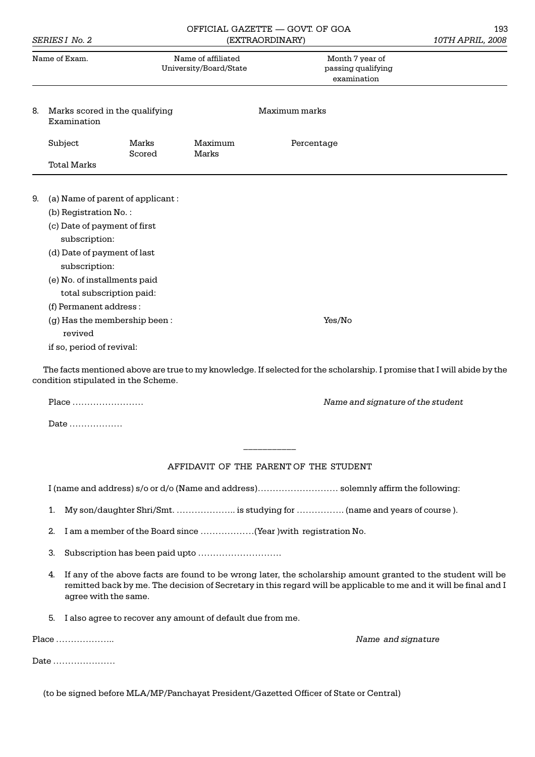| Name of Exam. | Name of affiliated University/Board/State | Month 7 year of passing qualifying examination |
|---|---|---|

8. Marks scored in the qualifying Examination — Maximum marks

| Subject | Marks Scored | Maximum Marks | Percentage |
|---|---|---|---|
| Total Marks | | | |

9. (a) Name of parent of applicant :
   (b) Registration No. :
   (c) Date of payment of first subscription:
   (d) Date of payment of last subscription:
   (e) No. of installments paid total subscription paid:
   (f) Permanent address :
   (g) Has the membership been revived : Yes/No
   if so, period of revival:

The facts mentioned above are true to my knowledge. If selected for the scholarship. I promise that I will abide by the condition stipulated in the Scheme.

Place ……………………

Date ………………

*Name and signature of the student*

## AFFIDAVIT OF THE PARENT OF THE STUDENT

I (name and address) s/o or d/o (Name and address)……………………… solemnly affirm the following:

1. My son/daughter Shri/Smt. ……………….. is studying for ……………. (name and years of course ).
2. I am a member of the Board since ………………(Year )with registration No.
3. Subscription has been paid upto ……………………….
4. If any of the above facts are found to be wrong later, the scholarship amount granted to the student will be remitted back by me. The decision of Secretary in this regard will be applicable to me and it will be final and I agree with the same.
5. I also agree to recover any amount of default due from me.

Place ………………..

Date …………………

*Name and signature*

(to be signed before MLA/MP/Panchayat President/Gazetted Officer of State or Central)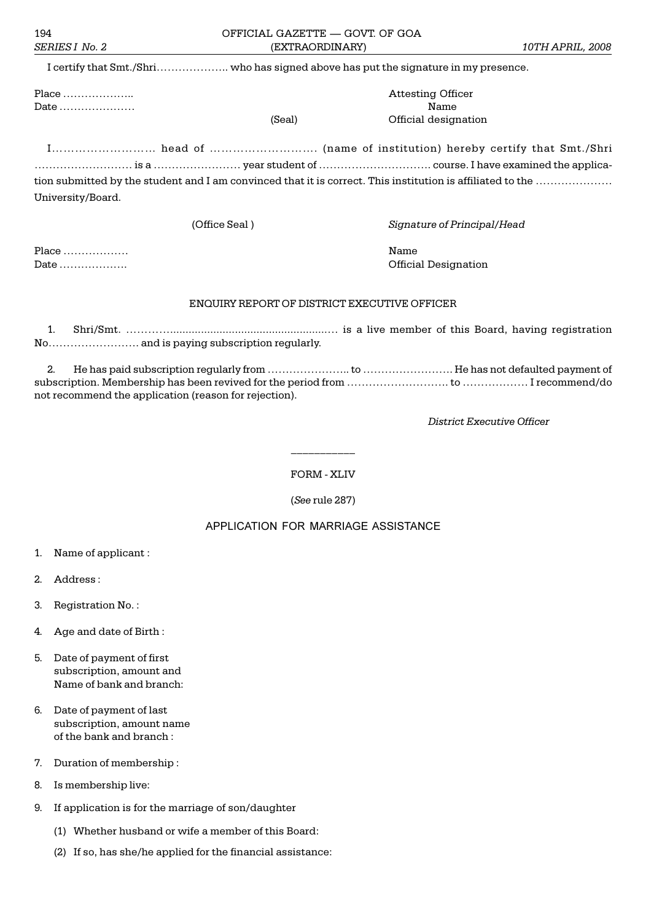I certify that Smt./Shri……………….. who has signed above has put the signature in my presence.

Place ……………….. Attesting Officer

Date ………………… Name

(Seal) Official designation

I……………………… head of ……………………… (name of institution) hereby certify that Smt./Shri ……………………… is a …………………… year student of ………………………… course. I have examined the application submitted by the student and I am convinced that it is correct. This institution is affiliated to the ………………… University/Board.

(Office Seal ) *Signature of Principal/Head*

Place ……………… Name

Date ………………. Official Designation

ENQUIRY REPORT OF DISTRICT EXECUTIVE OFFICER

1. Shri/Smt. ………….................................................… is a live member of this Board, having registration No……………………. and is paying subscription regularly.

2. He has paid subscription regularly from ………………….. to ……………………. He has not defaulted payment of subscription. Membership has been revived for the period from ………………………. to ……………… I recommend/do not recommend the application (reason for rejection).

*District Executive Officer*

---

FORM - XLIV

(*See* rule 287)

## APPLICATION FOR MARRIAGE ASSISTANCE

1. Name of applicant :
2. Address :
3. Registration No. :
4. Age and date of Birth :
5. Date of payment of first subscription, amount and Name of bank and branch:
6. Date of payment of last subscription, amount name of the bank and branch :
7. Duration of membership :
8. Is membership live:
9. If application is for the marriage of son/daughter
   (1) Whether husband or wife a member of this Board:
   (2) If so, has she/he applied for the financial assistance: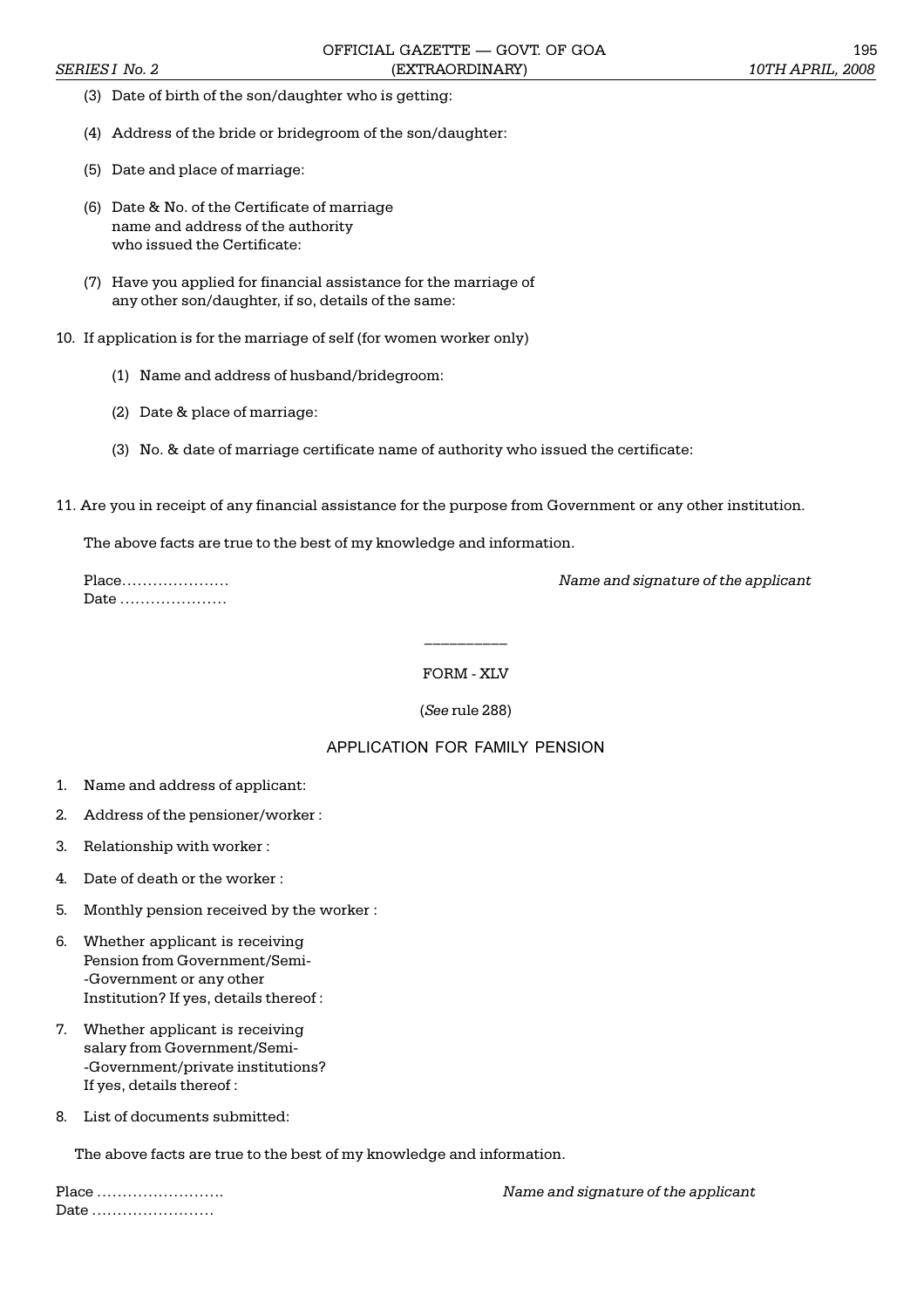(3) Date of birth of the son/daughter who is getting:

(4) Address of the bride or bridegroom of the son/daughter:

(5) Date and place of marriage:

(6) Date & No. of the Certificate of marriage name and address of the authority who issued the Certificate:

(7) Have you applied for financial assistance for the marriage of any other son/daughter, if so, details of the same:

10. If application is for the marriage of self (for women worker only)

(1) Name and address of husband/bridegroom:

(2) Date & place of marriage:

(3) No. & date of marriage certificate name of authority who issued the certificate:

11. Are you in receipt of any financial assistance for the purpose from Government or any other institution.

The above facts are true to the best of my knowledge and information.

Place…………………

Date …………………

*Name and signature of the applicant*

---

FORM - XLV

(*See* rule 288)

## APPLICATION FOR FAMILY PENSION

1. Name and address of applicant:
2. Address of the pensioner/worker :
3. Relationship with worker :
4. Date of death or the worker :
5. Monthly pension received by the worker :
6. Whether applicant is receiving Pension from Government/Semi--Government or any other Institution? If yes, details thereof :
7. Whether applicant is receiving salary from Government/Semi--Government/private institutions? If yes, details thereof :
8. List of documents submitted:

The above facts are true to the best of my knowledge and information.

Place …………………….

Date ……………………

*Name and signature of the applicant*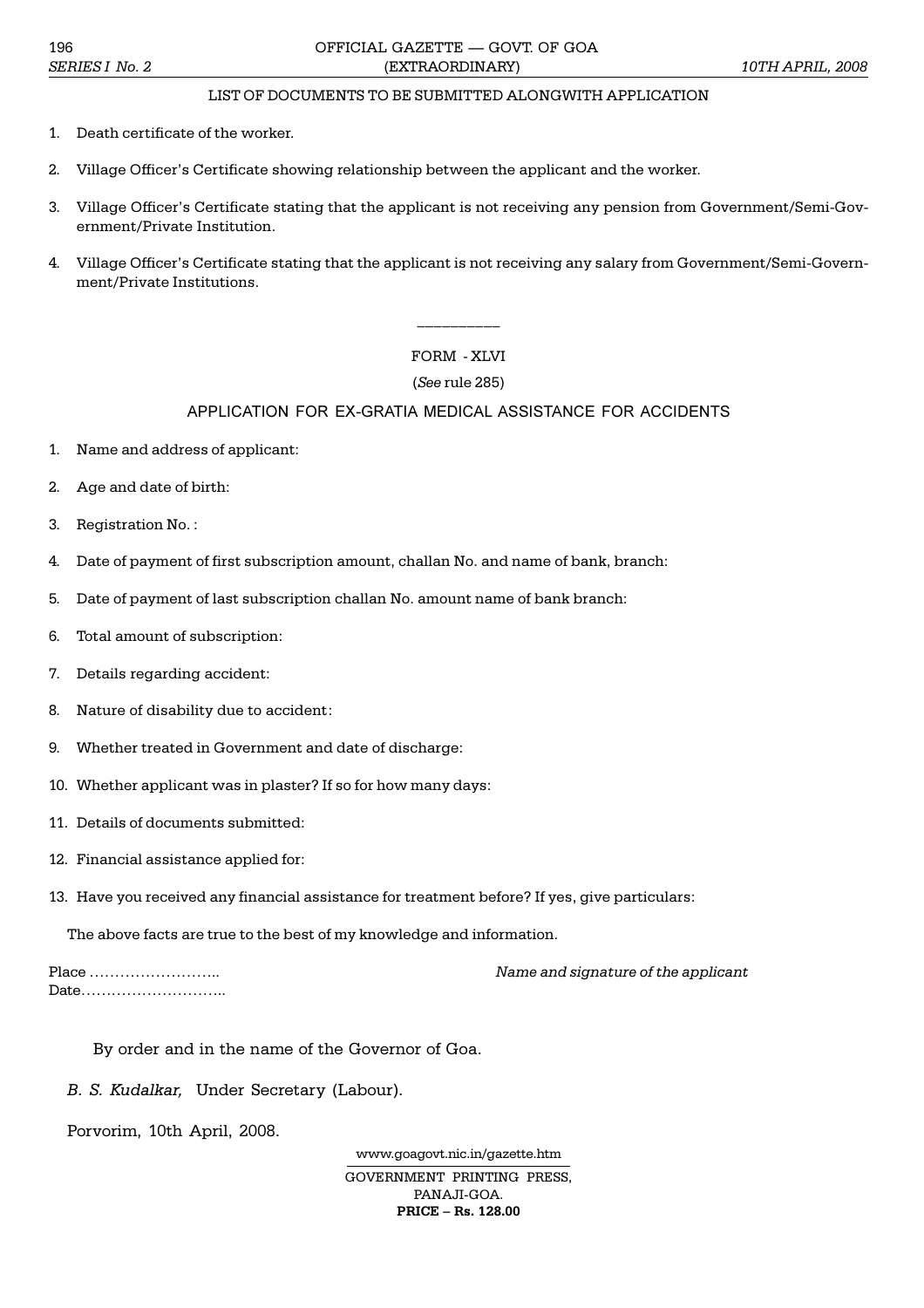## LIST OF DOCUMENTS TO BE SUBMITTED ALONGWITH APPLICATION

1. Death certificate of the worker.
2. Village Officer's Certificate showing relationship between the applicant and the worker.
3. Village Officer's Certificate stating that the applicant is not receiving any pension from Government/Semi-Government/Private Institution.
4. Village Officer's Certificate stating that the applicant is not receiving any salary from Government/Semi-Government/Private Institutions.

\_\_\_\_\_\_\_\_\_

## FORM - XLVI

(*See* rule 285)

## APPLICATION FOR EX-GRATIA MEDICAL ASSISTANCE FOR ACCIDENTS

1. Name and address of applicant:
2. Age and date of birth:
3. Registration No. :
4. Date of payment of first subscription amount, challan No. and name of bank, branch:
5. Date of payment of last subscription challan No. amount name of bank branch:
6. Total amount of subscription:
7. Details regarding accident:
8. Nature of disability due to accident:
9. Whether treated in Government and date of discharge:
10. Whether applicant was in plaster? If so for how many days:
11. Details of documents submitted:
12. Financial assistance applied for:
13. Have you received any financial assistance for treatment before? If yes, give particulars:

The above facts are true to the best of my knowledge and information.

Place ……………………..

Date………………………..

*Name and signature of the applicant*

By order and in the name of the Governor of Goa.

*B. S. Kudalkar,* Under Secretary (Labour).

Porvorim, 10th April, 2008.

www.goagovt.nic.in/gazette.htm

GOVERNMENT PRINTING PRESS,
PANAJI-GOA.
**PRICE – Rs. 128.00**